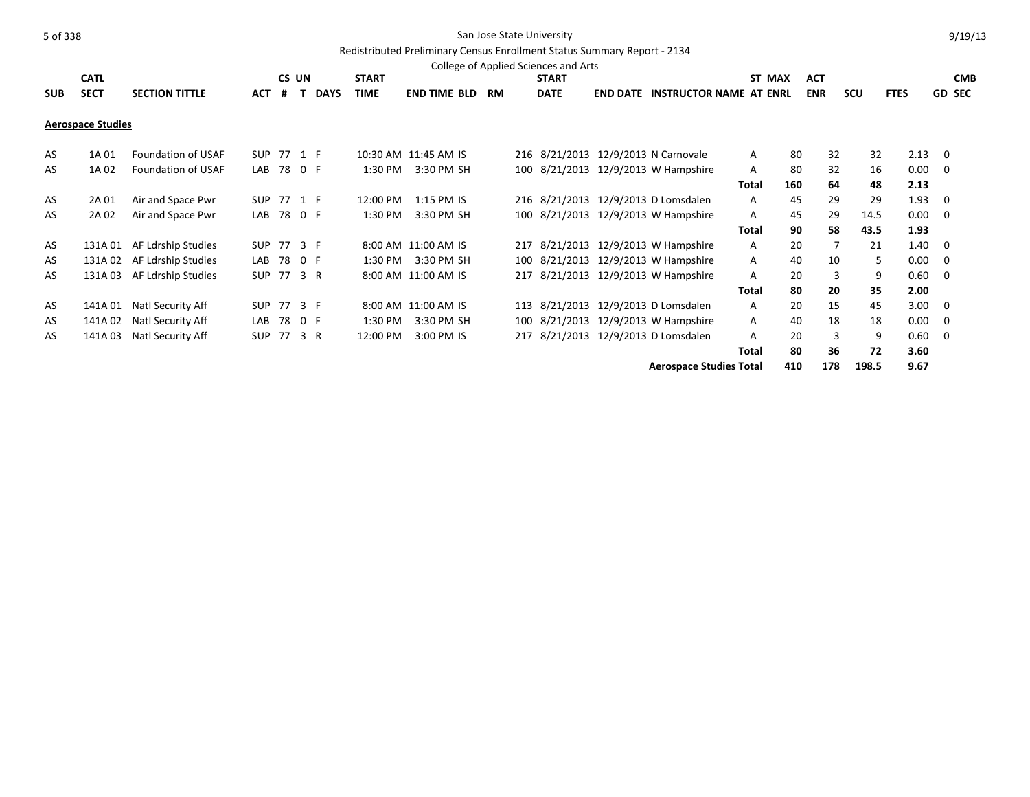San Jose State University

Redistributed Preliminary Census Enrollment Status Summary Report - 2134

College of Applied Sciences and Arts

| SUB | CATL SECT | SECTION TITTLE | ACT | CS # | UN T | DAYS | START TIME | END TIME | BLD | RM | START DATE | END DATE | INSTRUCTOR NAME | ST AT | MAX ENRL | ACT ENR | SCU | FTES | CMB GD | SEC |
|---|---|---|---|---|---|---|---|---|---|---|---|---|---|---|---|---|---|---|---|---|
| **Aerospace Studies** | | | | | | | | | | | | | | | | | | | | |
| AS | 1A 01 | Foundation of USAF | SUP | 77 | 1 | F | 10:30 AM | 11:45 AM | IS | 216 | 8/21/2013 | 12/9/2013 | N Carnovale | A | 80 | 32 | 32 | 2.13 | 0 | |
| AS | 1A 02 | Foundation of USAF | LAB | 78 | 0 | F | 1:30 PM | 3:30 PM | SH | 100 | 8/21/2013 | 12/9/2013 | W Hampshire | A | 80 | 32 | 16 | 0.00 | 0 | |
| | | | | | | | | | | | | | | **Total** | **160** | **64** | **48** | **2.13** | | |
| AS | 2A 01 | Air and Space Pwr | SUP | 77 | 1 | F | 12:00 PM | 1:15 PM | IS | 216 | 8/21/2013 | 12/9/2013 | D Lomsdalen | A | 45 | 29 | 29 | 1.93 | 0 | |
| AS | 2A 02 | Air and Space Pwr | LAB | 78 | 0 | F | 1:30 PM | 3:30 PM | SH | 100 | 8/21/2013 | 12/9/2013 | W Hampshire | A | 45 | 29 | 14.5 | 0.00 | 0 | |
| | | | | | | | | | | | | | | **Total** | **90** | **58** | **43.5** | **1.93** | | |
| AS | 131A 01 | AF Ldrship Studies | SUP | 77 | 3 | F | 8:00 AM | 11:00 AM | IS | 217 | 8/21/2013 | 12/9/2013 | W Hampshire | A | 20 | 7 | 21 | 1.40 | 0 | |
| AS | 131A 02 | AF Ldrship Studies | LAB | 78 | 0 | F | 1:30 PM | 3:30 PM | SH | 100 | 8/21/2013 | 12/9/2013 | W Hampshire | A | 40 | 10 | 5 | 0.00 | 0 | |
| AS | 131A 03 | AF Ldrship Studies | SUP | 77 | 3 | R | 8:00 AM | 11:00 AM | IS | 217 | 8/21/2013 | 12/9/2013 | W Hampshire | A | 20 | 3 | 9 | 0.60 | 0 | |
| | | | | | | | | | | | | | | **Total** | **80** | **20** | **35** | **2.00** | | |
| AS | 141A 01 | Natl Security Aff | SUP | 77 | 3 | F | 8:00 AM | 11:00 AM | IS | 113 | 8/21/2013 | 12/9/2013 | D Lomsdalen | A | 20 | 15 | 45 | 3.00 | 0 | |
| AS | 141A 02 | Natl Security Aff | LAB | 78 | 0 | F | 1:30 PM | 3:30 PM | SH | 100 | 8/21/2013 | 12/9/2013 | W Hampshire | A | 40 | 18 | 18 | 0.00 | 0 | |
| AS | 141A 03 | Natl Security Aff | SUP | 77 | 3 | R | 12:00 PM | 3:00 PM | IS | 217 | 8/21/2013 | 12/9/2013 | D Lomsdalen | A | 20 | 3 | 9 | 0.60 | 0 | |
| | | | | | | | | | | | | | | **Total** | **80** | **36** | **72** | **3.60** | | |
| | | | | | | | | | | | | | **Aerospace Studies Total** | | **410** | **178** | **198.5** | **9.67** | | |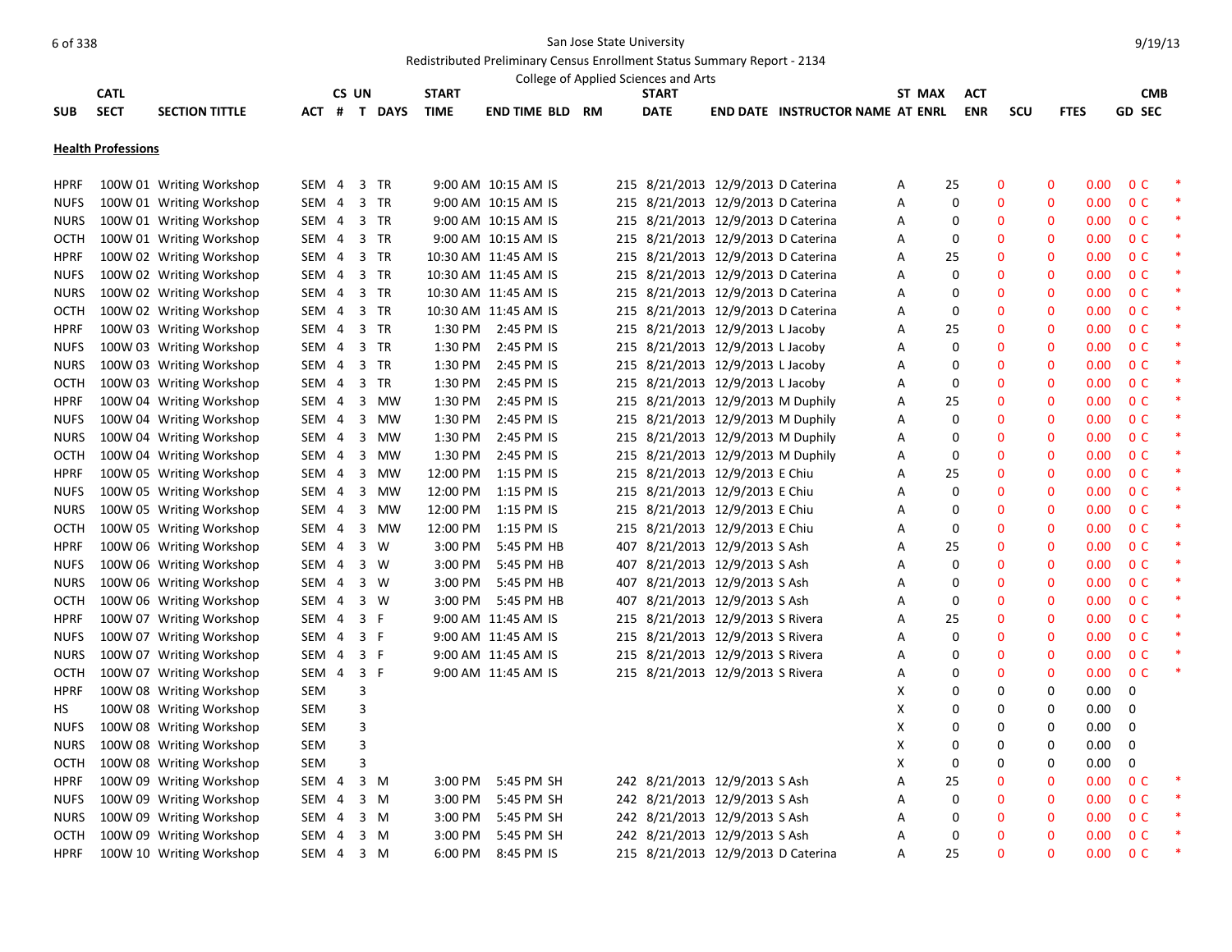San Jose State University

Redistributed Preliminary Census Enrollment Status Summary Report - 2134

College of Applied Sciences and Arts

| SUB | CATL SECT | SECTION TITTLE | ACT | CS # | UN T | DAYS | START TIME | END TIME | BLD | RM | START DATE | END DATE | INSTRUCTOR NAME | AT | ST MAX ENRL | ACT ENR | SCU | FTES | GD | CMB SEC | |
|---|---|---|---|---|---|---|---|---|---|---|---|---|---|---|---|---|---|---|---|---|---|
| **Health Professions** | | | | | | | | | | | | | | | | | | | | | |
| HPRF | 100W 01 | Writing Workshop | SEM | 4 | 3 | TR | 9:00 AM | 10:15 AM | IS | 215 | 8/21/2013 | 12/9/2013 | D Caterina | A | 25 | 0 | 0 | 0.00 | 0 | C | * |
| NUFS | 100W 01 | Writing Workshop | SEM | 4 | 3 | TR | 9:00 AM | 10:15 AM | IS | 215 | 8/21/2013 | 12/9/2013 | D Caterina | A | 0 | 0 | 0 | 0.00 | 0 | C | * |
| NURS | 100W 01 | Writing Workshop | SEM | 4 | 3 | TR | 9:00 AM | 10:15 AM | IS | 215 | 8/21/2013 | 12/9/2013 | D Caterina | A | 0 | 0 | 0 | 0.00 | 0 | C | * |
| OCTH | 100W 01 | Writing Workshop | SEM | 4 | 3 | TR | 9:00 AM | 10:15 AM | IS | 215 | 8/21/2013 | 12/9/2013 | D Caterina | A | 0 | 0 | 0 | 0.00 | 0 | C | * |
| HPRF | 100W 02 | Writing Workshop | SEM | 4 | 3 | TR | 10:30 AM | 11:45 AM | IS | 215 | 8/21/2013 | 12/9/2013 | D Caterina | A | 25 | 0 | 0 | 0.00 | 0 | C | * |
| NUFS | 100W 02 | Writing Workshop | SEM | 4 | 3 | TR | 10:30 AM | 11:45 AM | IS | 215 | 8/21/2013 | 12/9/2013 | D Caterina | A | 0 | 0 | 0 | 0.00 | 0 | C | * |
| NURS | 100W 02 | Writing Workshop | SEM | 4 | 3 | TR | 10:30 AM | 11:45 AM | IS | 215 | 8/21/2013 | 12/9/2013 | D Caterina | A | 0 | 0 | 0 | 0.00 | 0 | C | * |
| OCTH | 100W 02 | Writing Workshop | SEM | 4 | 3 | TR | 10:30 AM | 11:45 AM | IS | 215 | 8/21/2013 | 12/9/2013 | D Caterina | A | 0 | 0 | 0 | 0.00 | 0 | C | * |
| HPRF | 100W 03 | Writing Workshop | SEM | 4 | 3 | TR | 1:30 PM | 2:45 PM | IS | 215 | 8/21/2013 | 12/9/2013 | L Jacoby | A | 25 | 0 | 0 | 0.00 | 0 | C | * |
| NUFS | 100W 03 | Writing Workshop | SEM | 4 | 3 | TR | 1:30 PM | 2:45 PM | IS | 215 | 8/21/2013 | 12/9/2013 | L Jacoby | A | 0 | 0 | 0 | 0.00 | 0 | C | * |
| NURS | 100W 03 | Writing Workshop | SEM | 4 | 3 | TR | 1:30 PM | 2:45 PM | IS | 215 | 8/21/2013 | 12/9/2013 | L Jacoby | A | 0 | 0 | 0 | 0.00 | 0 | C | * |
| OCTH | 100W 03 | Writing Workshop | SEM | 4 | 3 | TR | 1:30 PM | 2:45 PM | IS | 215 | 8/21/2013 | 12/9/2013 | L Jacoby | A | 0 | 0 | 0 | 0.00 | 0 | C | * |
| HPRF | 100W 04 | Writing Workshop | SEM | 4 | 3 | MW | 1:30 PM | 2:45 PM | IS | 215 | 8/21/2013 | 12/9/2013 | M Duphily | A | 25 | 0 | 0 | 0.00 | 0 | C | * |
| NUFS | 100W 04 | Writing Workshop | SEM | 4 | 3 | MW | 1:30 PM | 2:45 PM | IS | 215 | 8/21/2013 | 12/9/2013 | M Duphily | A | 0 | 0 | 0 | 0.00 | 0 | C | * |
| NURS | 100W 04 | Writing Workshop | SEM | 4 | 3 | MW | 1:30 PM | 2:45 PM | IS | 215 | 8/21/2013 | 12/9/2013 | M Duphily | A | 0 | 0 | 0 | 0.00 | 0 | C | * |
| OCTH | 100W 04 | Writing Workshop | SEM | 4 | 3 | MW | 1:30 PM | 2:45 PM | IS | 215 | 8/21/2013 | 12/9/2013 | M Duphily | A | 0 | 0 | 0 | 0.00 | 0 | C | * |
| HPRF | 100W 05 | Writing Workshop | SEM | 4 | 3 | MW | 12:00 PM | 1:15 PM | IS | 215 | 8/21/2013 | 12/9/2013 | E Chiu | A | 25 | 0 | 0 | 0.00 | 0 | C | * |
| NUFS | 100W 05 | Writing Workshop | SEM | 4 | 3 | MW | 12:00 PM | 1:15 PM | IS | 215 | 8/21/2013 | 12/9/2013 | E Chiu | A | 0 | 0 | 0 | 0.00 | 0 | C | * |
| NURS | 100W 05 | Writing Workshop | SEM | 4 | 3 | MW | 12:00 PM | 1:15 PM | IS | 215 | 8/21/2013 | 12/9/2013 | E Chiu | A | 0 | 0 | 0 | 0.00 | 0 | C | * |
| OCTH | 100W 05 | Writing Workshop | SEM | 4 | 3 | MW | 12:00 PM | 1:15 PM | IS | 215 | 8/21/2013 | 12/9/2013 | E Chiu | A | 0 | 0 | 0 | 0.00 | 0 | C | * |
| HPRF | 100W 06 | Writing Workshop | SEM | 4 | 3 | W | 3:00 PM | 5:45 PM | HB | 407 | 8/21/2013 | 12/9/2013 | S Ash | A | 25 | 0 | 0 | 0.00 | 0 | C | * |
| NUFS | 100W 06 | Writing Workshop | SEM | 4 | 3 | W | 3:00 PM | 5:45 PM | HB | 407 | 8/21/2013 | 12/9/2013 | S Ash | A | 0 | 0 | 0 | 0.00 | 0 | C | * |
| NURS | 100W 06 | Writing Workshop | SEM | 4 | 3 | W | 3:00 PM | 5:45 PM | HB | 407 | 8/21/2013 | 12/9/2013 | S Ash | A | 0 | 0 | 0 | 0.00 | 0 | C | * |
| OCTH | 100W 06 | Writing Workshop | SEM | 4 | 3 | W | 3:00 PM | 5:45 PM | HB | 407 | 8/21/2013 | 12/9/2013 | S Ash | A | 0 | 0 | 0 | 0.00 | 0 | C | * |
| HPRF | 100W 07 | Writing Workshop | SEM | 4 | 3 | F | 9:00 AM | 11:45 AM | IS | 215 | 8/21/2013 | 12/9/2013 | S Rivera | A | 25 | 0 | 0 | 0.00 | 0 | C | * |
| NUFS | 100W 07 | Writing Workshop | SEM | 4 | 3 | F | 9:00 AM | 11:45 AM | IS | 215 | 8/21/2013 | 12/9/2013 | S Rivera | A | 0 | 0 | 0 | 0.00 | 0 | C | * |
| NURS | 100W 07 | Writing Workshop | SEM | 4 | 3 | F | 9:00 AM | 11:45 AM | IS | 215 | 8/21/2013 | 12/9/2013 | S Rivera | A | 0 | 0 | 0 | 0.00 | 0 | C | * |
| OCTH | 100W 07 | Writing Workshop | SEM | 4 | 3 | F | 9:00 AM | 11:45 AM | IS | 215 | 8/21/2013 | 12/9/2013 | S Rivera | A | 0 | 0 | 0 | 0.00 | 0 | C | * |
| HPRF | 100W 08 | Writing Workshop | SEM | | 3 | | | | | | | | | X | 0 | 0 | 0 | 0.00 | 0 | | |
| HS | 100W 08 | Writing Workshop | SEM | | 3 | | | | | | | | | X | 0 | 0 | 0 | 0.00 | 0 | | |
| NUFS | 100W 08 | Writing Workshop | SEM | | 3 | | | | | | | | | X | 0 | 0 | 0 | 0.00 | 0 | | |
| NURS | 100W 08 | Writing Workshop | SEM | | 3 | | | | | | | | | X | 0 | 0 | 0 | 0.00 | 0 | | |
| OCTH | 100W 08 | Writing Workshop | SEM | | 3 | | | | | | | | | X | 0 | 0 | 0 | 0.00 | 0 | | |
| HPRF | 100W 09 | Writing Workshop | SEM | 4 | 3 | M | 3:00 PM | 5:45 PM | SH | 242 | 8/21/2013 | 12/9/2013 | S Ash | A | 25 | 0 | 0 | 0.00 | 0 | C | * |
| NUFS | 100W 09 | Writing Workshop | SEM | 4 | 3 | M | 3:00 PM | 5:45 PM | SH | 242 | 8/21/2013 | 12/9/2013 | S Ash | A | 0 | 0 | 0 | 0.00 | 0 | C | * |
| NURS | 100W 09 | Writing Workshop | SEM | 4 | 3 | M | 3:00 PM | 5:45 PM | SH | 242 | 8/21/2013 | 12/9/2013 | S Ash | A | 0 | 0 | 0 | 0.00 | 0 | C | * |
| OCTH | 100W 09 | Writing Workshop | SEM | 4 | 3 | M | 3:00 PM | 5:45 PM | SH | 242 | 8/21/2013 | 12/9/2013 | S Ash | A | 0 | 0 | 0 | 0.00 | 0 | C | * |
| HPRF | 100W 10 | Writing Workshop | SEM | 4 | 3 | M | 6:00 PM | 8:45 PM | IS | 215 | 8/21/2013 | 12/9/2013 | D Caterina | A | 25 | 0 | 0 | 0.00 | 0 | C | * |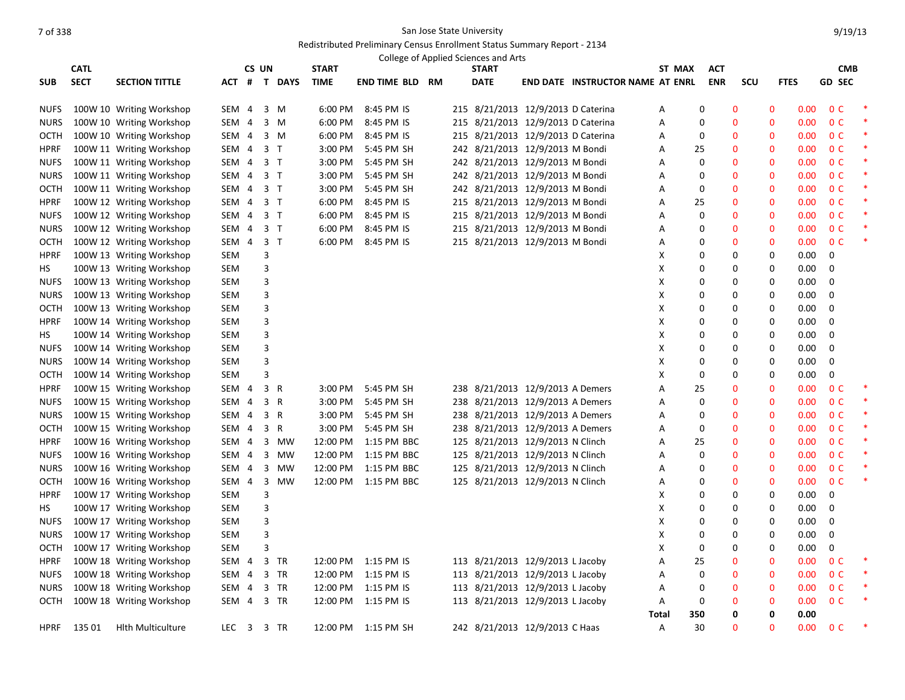San Jose State University

Redistributed Preliminary Census Enrollment Status Summary Report - 2134

College of Applied Sciences and Arts

| SUB | CATL SECT | SECTION TITTLE | ACT | CS # | UN T | DAYS | START TIME | END TIME | BLD | RM | START DATE | END DATE | INSTRUCTOR NAME | ST AT | MAX ENRL | ACT ENR | SCU | FTES | GD | CMB SEC | |
|---|---|---|---|---|---|---|---|---|---|---|---|---|---|---|---|---|---|---|---|---|---|
| NUFS | 100W 10 | Writing Workshop | SEM | 4 | 3 | M | 6:00 PM | 8:45 PM | IS | 215 | 8/21/2013 | 12/9/2013 | D Caterina | A | 0 | 0 | 0 | 0.00 | 0 | C | * |
| NURS | 100W 10 | Writing Workshop | SEM | 4 | 3 | M | 6:00 PM | 8:45 PM | IS | 215 | 8/21/2013 | 12/9/2013 | D Caterina | A | 0 | 0 | 0 | 0.00 | 0 | C | * |
| OCTH | 100W 10 | Writing Workshop | SEM | 4 | 3 | M | 6:00 PM | 8:45 PM | IS | 215 | 8/21/2013 | 12/9/2013 | D Caterina | A | 0 | 0 | 0 | 0.00 | 0 | C | * |
| HPRF | 100W 11 | Writing Workshop | SEM | 4 | 3 | T | 3:00 PM | 5:45 PM | SH | 242 | 8/21/2013 | 12/9/2013 | M Bondi | A | 25 | 0 | 0 | 0.00 | 0 | C | * |
| NUFS | 100W 11 | Writing Workshop | SEM | 4 | 3 | T | 3:00 PM | 5:45 PM | SH | 242 | 8/21/2013 | 12/9/2013 | M Bondi | A | 0 | 0 | 0 | 0.00 | 0 | C | * |
| NURS | 100W 11 | Writing Workshop | SEM | 4 | 3 | T | 3:00 PM | 5:45 PM | SH | 242 | 8/21/2013 | 12/9/2013 | M Bondi | A | 0 | 0 | 0 | 0.00 | 0 | C | * |
| OCTH | 100W 11 | Writing Workshop | SEM | 4 | 3 | T | 3:00 PM | 5:45 PM | SH | 242 | 8/21/2013 | 12/9/2013 | M Bondi | A | 0 | 0 | 0 | 0.00 | 0 | C | * |
| HPRF | 100W 12 | Writing Workshop | SEM | 4 | 3 | T | 6:00 PM | 8:45 PM | IS | 215 | 8/21/2013 | 12/9/2013 | M Bondi | A | 25 | 0 | 0 | 0.00 | 0 | C | * |
| NUFS | 100W 12 | Writing Workshop | SEM | 4 | 3 | T | 6:00 PM | 8:45 PM | IS | 215 | 8/21/2013 | 12/9/2013 | M Bondi | A | 0 | 0 | 0 | 0.00 | 0 | C | * |
| NURS | 100W 12 | Writing Workshop | SEM | 4 | 3 | T | 6:00 PM | 8:45 PM | IS | 215 | 8/21/2013 | 12/9/2013 | M Bondi | A | 0 | 0 | 0 | 0.00 | 0 | C | * |
| OCTH | 100W 12 | Writing Workshop | SEM | 4 | 3 | T | 6:00 PM | 8:45 PM | IS | 215 | 8/21/2013 | 12/9/2013 | M Bondi | A | 0 | 0 | 0 | 0.00 | 0 | C | * |
| HPRF | 100W 13 | Writing Workshop | SEM | | 3 | | | | | | | | | X | 0 | 0 | 0 | 0.00 | 0 | | |
| HS | 100W 13 | Writing Workshop | SEM | | 3 | | | | | | | | | X | 0 | 0 | 0 | 0.00 | 0 | | |
| NUFS | 100W 13 | Writing Workshop | SEM | | 3 | | | | | | | | | X | 0 | 0 | 0 | 0.00 | 0 | | |
| NURS | 100W 13 | Writing Workshop | SEM | | 3 | | | | | | | | | X | 0 | 0 | 0 | 0.00 | 0 | | |
| OCTH | 100W 13 | Writing Workshop | SEM | | 3 | | | | | | | | | X | 0 | 0 | 0 | 0.00 | 0 | | |
| HPRF | 100W 14 | Writing Workshop | SEM | | 3 | | | | | | | | | X | 0 | 0 | 0 | 0.00 | 0 | | |
| HS | 100W 14 | Writing Workshop | SEM | | 3 | | | | | | | | | X | 0 | 0 | 0 | 0.00 | 0 | | |
| NUFS | 100W 14 | Writing Workshop | SEM | | 3 | | | | | | | | | X | 0 | 0 | 0 | 0.00 | 0 | | |
| NURS | 100W 14 | Writing Workshop | SEM | | 3 | | | | | | | | | X | 0 | 0 | 0 | 0.00 | 0 | | |
| OCTH | 100W 14 | Writing Workshop | SEM | | 3 | | | | | | | | | X | 0 | 0 | 0 | 0.00 | 0 | | |
| HPRF | 100W 15 | Writing Workshop | SEM | 4 | 3 | R | 3:00 PM | 5:45 PM | SH | 238 | 8/21/2013 | 12/9/2013 | A Demers | A | 25 | 0 | 0 | 0.00 | 0 | C | * |
| NUFS | 100W 15 | Writing Workshop | SEM | 4 | 3 | R | 3:00 PM | 5:45 PM | SH | 238 | 8/21/2013 | 12/9/2013 | A Demers | A | 0 | 0 | 0 | 0.00 | 0 | C | * |
| NURS | 100W 15 | Writing Workshop | SEM | 4 | 3 | R | 3:00 PM | 5:45 PM | SH | 238 | 8/21/2013 | 12/9/2013 | A Demers | A | 0 | 0 | 0 | 0.00 | 0 | C | * |
| OCTH | 100W 15 | Writing Workshop | SEM | 4 | 3 | R | 3:00 PM | 5:45 PM | SH | 238 | 8/21/2013 | 12/9/2013 | A Demers | A | 0 | 0 | 0 | 0.00 | 0 | C | * |
| HPRF | 100W 16 | Writing Workshop | SEM | 4 | 3 | MW | 12:00 PM | 1:15 PM | BBC | 125 | 8/21/2013 | 12/9/2013 | N Clinch | A | 25 | 0 | 0 | 0.00 | 0 | C | * |
| NUFS | 100W 16 | Writing Workshop | SEM | 4 | 3 | MW | 12:00 PM | 1:15 PM | BBC | 125 | 8/21/2013 | 12/9/2013 | N Clinch | A | 0 | 0 | 0 | 0.00 | 0 | C | * |
| NURS | 100W 16 | Writing Workshop | SEM | 4 | 3 | MW | 12:00 PM | 1:15 PM | BBC | 125 | 8/21/2013 | 12/9/2013 | N Clinch | A | 0 | 0 | 0 | 0.00 | 0 | C | * |
| OCTH | 100W 16 | Writing Workshop | SEM | 4 | 3 | MW | 12:00 PM | 1:15 PM | BBC | 125 | 8/21/2013 | 12/9/2013 | N Clinch | A | 0 | 0 | 0 | 0.00 | 0 | C | * |
| HPRF | 100W 17 | Writing Workshop | SEM | | 3 | | | | | | | | | X | 0 | 0 | 0 | 0.00 | 0 | | |
| HS | 100W 17 | Writing Workshop | SEM | | 3 | | | | | | | | | X | 0 | 0 | 0 | 0.00 | 0 | | |
| NUFS | 100W 17 | Writing Workshop | SEM | | 3 | | | | | | | | | X | 0 | 0 | 0 | 0.00 | 0 | | |
| NURS | 100W 17 | Writing Workshop | SEM | | 3 | | | | | | | | | X | 0 | 0 | 0 | 0.00 | 0 | | |
| OCTH | 100W 17 | Writing Workshop | SEM | | 3 | | | | | | | | | X | 0 | 0 | 0 | 0.00 | 0 | | |
| HPRF | 100W 18 | Writing Workshop | SEM | 4 | 3 | TR | 12:00 PM | 1:15 PM | IS | 113 | 8/21/2013 | 12/9/2013 | L Jacoby | A | 25 | 0 | 0 | 0.00 | 0 | C | * |
| NUFS | 100W 18 | Writing Workshop | SEM | 4 | 3 | TR | 12:00 PM | 1:15 PM | IS | 113 | 8/21/2013 | 12/9/2013 | L Jacoby | A | 0 | 0 | 0 | 0.00 | 0 | C | * |
| NURS | 100W 18 | Writing Workshop | SEM | 4 | 3 | TR | 12:00 PM | 1:15 PM | IS | 113 | 8/21/2013 | 12/9/2013 | L Jacoby | A | 0 | 0 | 0 | 0.00 | 0 | C | * |
| OCTH | 100W 18 | Writing Workshop | SEM | 4 | 3 | TR | 12:00 PM | 1:15 PM | IS | 113 | 8/21/2013 | 12/9/2013 | L Jacoby | A | 0 | 0 | 0 | 0.00 | 0 | C | * |
| | | | | | | | | | | | | | | Total | 350 | 0 | 0 | 0.00 | | | |
| HPRF | 135 01 | Hlth Multiculture | LEC | 3 | 3 | TR | 12:00 PM | 1:15 PM | SH | 242 | 8/21/2013 | 12/9/2013 | C Haas | A | 30 | 0 | 0 | 0.00 | 0 | C | * |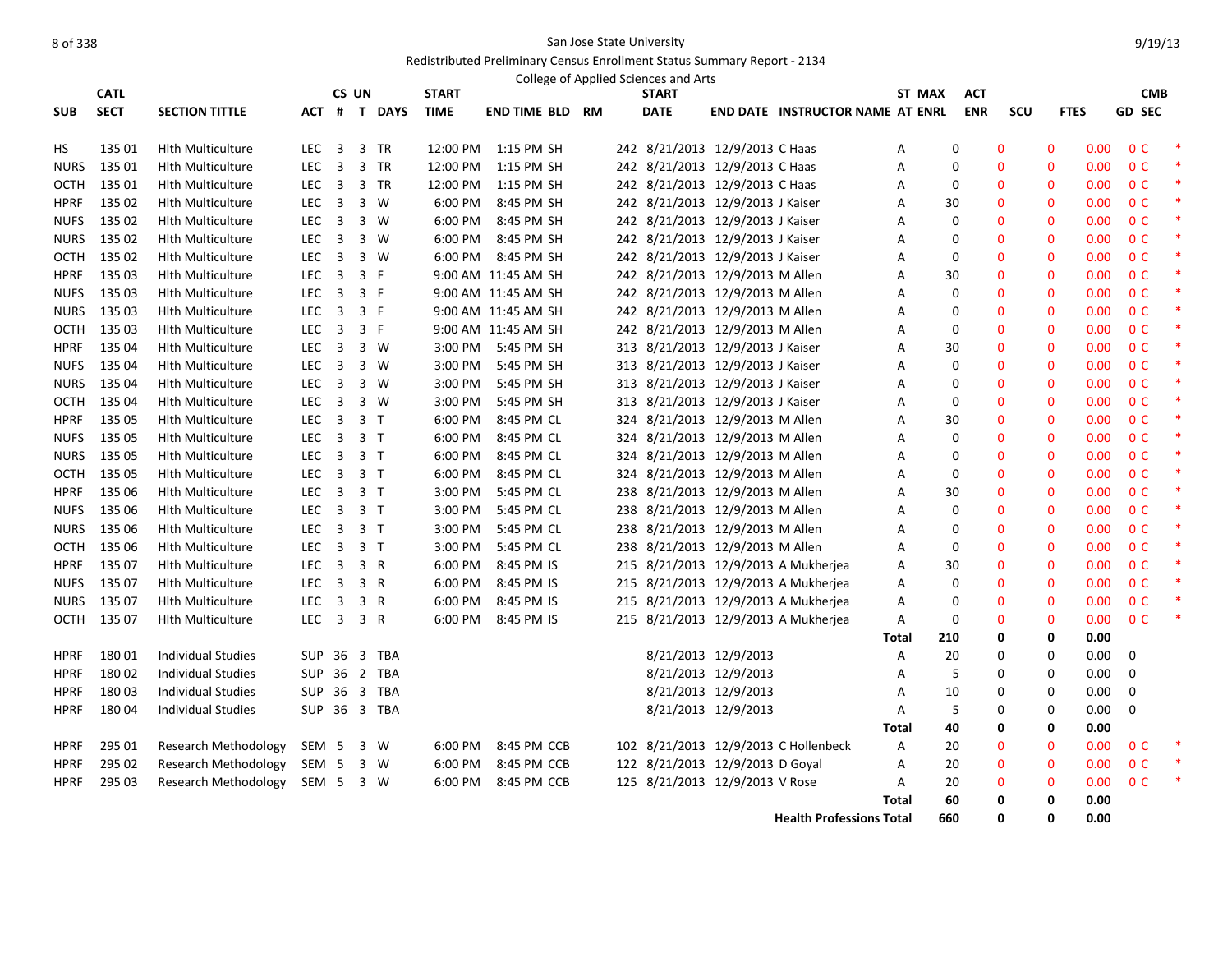San Jose State University

Redistributed Preliminary Census Enrollment Status Summary Report - 2134

College of Applied Sciences and Arts

9/19/13

| SUB | CATL SECT | SECTION TITTLE | ACT | CS # | UN T | DAYS | START TIME | END TIME | BLD | RM | START DATE | END DATE | INSTRUCTOR NAME | AT | ST MAX ENRL | ACT ENR | SCU | FTES | GD | CMB SEC | |
|---|---|---|---|---|---|---|---|---|---|---|---|---|---|---|---|---|---|---|---|---|---|
| HS | 135 01 | Hlth Multiculture | LEC | 3 | 3 | TR | 12:00 PM | 1:15 PM | SH | 242 | 8/21/2013 | 12/9/2013 | C Haas | A | 0 | 0 | 0 | 0.00 | 0 | C | * |
| NURS | 135 01 | Hlth Multiculture | LEC | 3 | 3 | TR | 12:00 PM | 1:15 PM | SH | 242 | 8/21/2013 | 12/9/2013 | C Haas | A | 0 | 0 | 0 | 0.00 | 0 | C | * |
| OCTH | 135 01 | Hlth Multiculture | LEC | 3 | 3 | TR | 12:00 PM | 1:15 PM | SH | 242 | 8/21/2013 | 12/9/2013 | C Haas | A | 0 | 0 | 0 | 0.00 | 0 | C | * |
| HPRF | 135 02 | Hlth Multiculture | LEC | 3 | 3 | W | 6:00 PM | 8:45 PM | SH | 242 | 8/21/2013 | 12/9/2013 | J Kaiser | A | 30 | 0 | 0 | 0.00 | 0 | C | * |
| NUFS | 135 02 | Hlth Multiculture | LEC | 3 | 3 | W | 6:00 PM | 8:45 PM | SH | 242 | 8/21/2013 | 12/9/2013 | J Kaiser | A | 0 | 0 | 0 | 0.00 | 0 | C | * |
| NURS | 135 02 | Hlth Multiculture | LEC | 3 | 3 | W | 6:00 PM | 8:45 PM | SH | 242 | 8/21/2013 | 12/9/2013 | J Kaiser | A | 0 | 0 | 0 | 0.00 | 0 | C | * |
| OCTH | 135 02 | Hlth Multiculture | LEC | 3 | 3 | W | 6:00 PM | 8:45 PM | SH | 242 | 8/21/2013 | 12/9/2013 | J Kaiser | A | 0 | 0 | 0 | 0.00 | 0 | C | * |
| HPRF | 135 03 | Hlth Multiculture | LEC | 3 | 3 | F | 9:00 AM | 11:45 AM | SH | 242 | 8/21/2013 | 12/9/2013 | M Allen | A | 30 | 0 | 0 | 0.00 | 0 | C | * |
| NUFS | 135 03 | Hlth Multiculture | LEC | 3 | 3 | F | 9:00 AM | 11:45 AM | SH | 242 | 8/21/2013 | 12/9/2013 | M Allen | A | 0 | 0 | 0 | 0.00 | 0 | C | * |
| NURS | 135 03 | Hlth Multiculture | LEC | 3 | 3 | F | 9:00 AM | 11:45 AM | SH | 242 | 8/21/2013 | 12/9/2013 | M Allen | A | 0 | 0 | 0 | 0.00 | 0 | C | * |
| OCTH | 135 03 | Hlth Multiculture | LEC | 3 | 3 | F | 9:00 AM | 11:45 AM | SH | 242 | 8/21/2013 | 12/9/2013 | M Allen | A | 0 | 0 | 0 | 0.00 | 0 | C | * |
| HPRF | 135 04 | Hlth Multiculture | LEC | 3 | 3 | W | 3:00 PM | 5:45 PM | SH | 313 | 8/21/2013 | 12/9/2013 | J Kaiser | A | 30 | 0 | 0 | 0.00 | 0 | C | * |
| NUFS | 135 04 | Hlth Multiculture | LEC | 3 | 3 | W | 3:00 PM | 5:45 PM | SH | 313 | 8/21/2013 | 12/9/2013 | J Kaiser | A | 0 | 0 | 0 | 0.00 | 0 | C | * |
| NURS | 135 04 | Hlth Multiculture | LEC | 3 | 3 | W | 3:00 PM | 5:45 PM | SH | 313 | 8/21/2013 | 12/9/2013 | J Kaiser | A | 0 | 0 | 0 | 0.00 | 0 | C | * |
| OCTH | 135 04 | Hlth Multiculture | LEC | 3 | 3 | W | 3:00 PM | 5:45 PM | SH | 313 | 8/21/2013 | 12/9/2013 | J Kaiser | A | 0 | 0 | 0 | 0.00 | 0 | C | * |
| HPRF | 135 05 | Hlth Multiculture | LEC | 3 | 3 | T | 6:00 PM | 8:45 PM | CL | 324 | 8/21/2013 | 12/9/2013 | M Allen | A | 30 | 0 | 0 | 0.00 | 0 | C | * |
| NUFS | 135 05 | Hlth Multiculture | LEC | 3 | 3 | T | 6:00 PM | 8:45 PM | CL | 324 | 8/21/2013 | 12/9/2013 | M Allen | A | 0 | 0 | 0 | 0.00 | 0 | C | * |
| NURS | 135 05 | Hlth Multiculture | LEC | 3 | 3 | T | 6:00 PM | 8:45 PM | CL | 324 | 8/21/2013 | 12/9/2013 | M Allen | A | 0 | 0 | 0 | 0.00 | 0 | C | * |
| OCTH | 135 05 | Hlth Multiculture | LEC | 3 | 3 | T | 6:00 PM | 8:45 PM | CL | 324 | 8/21/2013 | 12/9/2013 | M Allen | A | 0 | 0 | 0 | 0.00 | 0 | C | * |
| HPRF | 135 06 | Hlth Multiculture | LEC | 3 | 3 | T | 3:00 PM | 5:45 PM | CL | 238 | 8/21/2013 | 12/9/2013 | M Allen | A | 30 | 0 | 0 | 0.00 | 0 | C | * |
| NUFS | 135 06 | Hlth Multiculture | LEC | 3 | 3 | T | 3:00 PM | 5:45 PM | CL | 238 | 8/21/2013 | 12/9/2013 | M Allen | A | 0 | 0 | 0 | 0.00 | 0 | C | * |
| NURS | 135 06 | Hlth Multiculture | LEC | 3 | 3 | T | 3:00 PM | 5:45 PM | CL | 238 | 8/21/2013 | 12/9/2013 | M Allen | A | 0 | 0 | 0 | 0.00 | 0 | C | * |
| OCTH | 135 06 | Hlth Multiculture | LEC | 3 | 3 | T | 3:00 PM | 5:45 PM | CL | 238 | 8/21/2013 | 12/9/2013 | M Allen | A | 0 | 0 | 0 | 0.00 | 0 | C | * |
| HPRF | 135 07 | Hlth Multiculture | LEC | 3 | 3 | R | 6:00 PM | 8:45 PM | IS | 215 | 8/21/2013 | 12/9/2013 | A Mukherjea | A | 30 | 0 | 0 | 0.00 | 0 | C | * |
| NUFS | 135 07 | Hlth Multiculture | LEC | 3 | 3 | R | 6:00 PM | 8:45 PM | IS | 215 | 8/21/2013 | 12/9/2013 | A Mukherjea | A | 0 | 0 | 0 | 0.00 | 0 | C | * |
| NURS | 135 07 | Hlth Multiculture | LEC | 3 | 3 | R | 6:00 PM | 8:45 PM | IS | 215 | 8/21/2013 | 12/9/2013 | A Mukherjea | A | 0 | 0 | 0 | 0.00 | 0 | C | * |
| OCTH | 135 07 | Hlth Multiculture | LEC | 3 | 3 | R | 6:00 PM | 8:45 PM | IS | 215 | 8/21/2013 | 12/9/2013 | A Mukherjea | A | 0 | 0 | 0 | 0.00 | 0 | C | * |
| | | | | | | | | | | | | | | **Total** | **210** | **0** | **0** | **0.00** | | | |
| HPRF | 180 01 | Individual Studies | SUP | 36 | 3 | TBA | | | | | 8/21/2013 | 12/9/2013 | | A | 20 | 0 | 0 | 0.00 | 0 | | |
| HPRF | 180 02 | Individual Studies | SUP | 36 | 2 | TBA | | | | | 8/21/2013 | 12/9/2013 | | A | 5 | 0 | 0 | 0.00 | 0 | | |
| HPRF | 180 03 | Individual Studies | SUP | 36 | 3 | TBA | | | | | 8/21/2013 | 12/9/2013 | | A | 10 | 0 | 0 | 0.00 | 0 | | |
| HPRF | 180 04 | Individual Studies | SUP | 36 | 3 | TBA | | | | | 8/21/2013 | 12/9/2013 | | A | 5 | 0 | 0 | 0.00 | 0 | | |
| | | | | | | | | | | | | | | **Total** | **40** | **0** | **0** | **0.00** | | | |
| HPRF | 295 01 | Research Methodology | SEM | 5 | 3 | W | 6:00 PM | 8:45 PM | CCB | 102 | 8/21/2013 | 12/9/2013 | C Hollenbeck | A | 20 | 0 | 0 | 0.00 | 0 | C | * |
| HPRF | 295 02 | Research Methodology | SEM | 5 | 3 | W | 6:00 PM | 8:45 PM | CCB | 122 | 8/21/2013 | 12/9/2013 | D Goyal | A | 20 | 0 | 0 | 0.00 | 0 | C | * |
| HPRF | 295 03 | Research Methodology | SEM | 5 | 3 | W | 6:00 PM | 8:45 PM | CCB | 125 | 8/21/2013 | 12/9/2013 | V Rose | A | 20 | 0 | 0 | 0.00 | 0 | C | * |
| | | | | | | | | | | | | | | **Total** | **60** | **0** | **0** | **0.00** | | | |
| | | | | | | | | | | | | | **Health Professions Total** | | **660** | **0** | **0** | **0.00** | | | |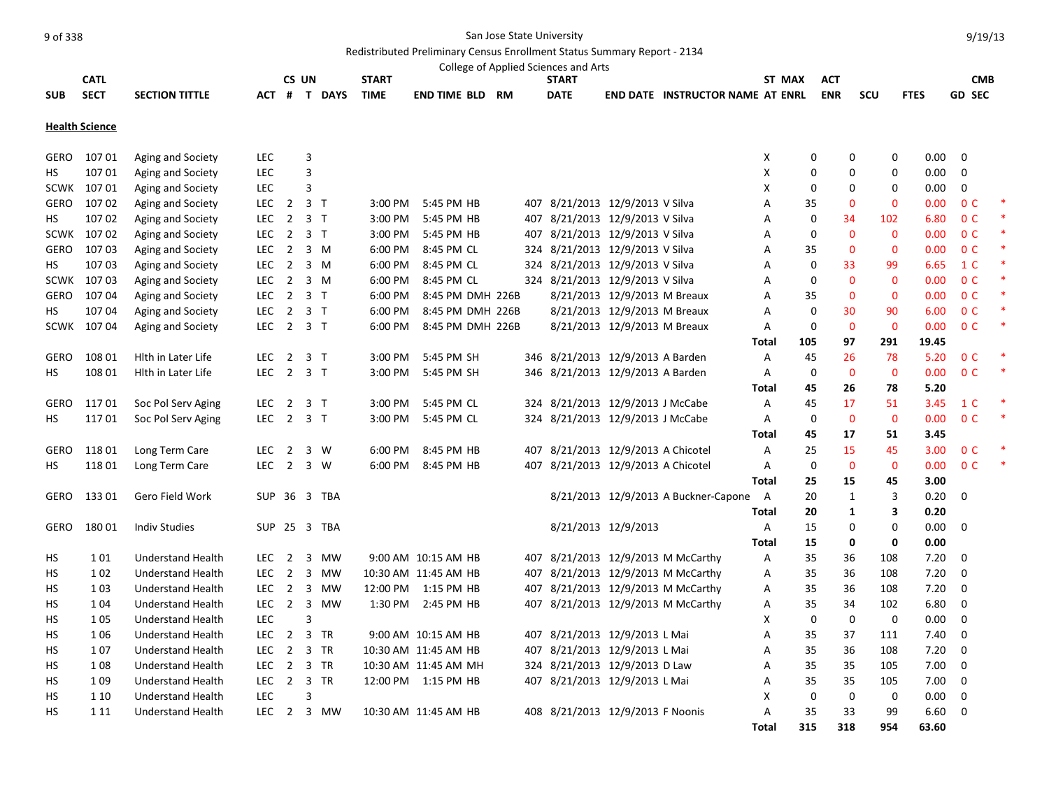San Jose State University

Redistributed Preliminary Census Enrollment Status Summary Report - 2134

College of Applied Sciences and Arts

## Health Science

| SUB | CATL SECT | SECTION TITTLE | ACT | CS # | UN T | DAYS | START TIME | END TIME | BLD | RM | START DATE | END DATE | INSTRUCTOR NAME | ST AT | MAX ENRL | ACT ENR | SCU | FTES | GD | CMB SEC |
|---|---|---|---|---|---|---|---|---|---|---|---|---|---|---|---|---|---|---|---|---|
| GERO | 107 01 | Aging and Society | LEC | | 3 | | | | | | | | | X | 0 | 0 | 0 | 0.00 | 0 | |
| HS | 107 01 | Aging and Society | LEC | | 3 | | | | | | | | | X | 0 | 0 | 0 | 0.00 | 0 | |
| SCWK | 107 01 | Aging and Society | LEC | | 3 | | | | | | | | | X | 0 | 0 | 0 | 0.00 | 0 | |
| GERO | 107 02 | Aging and Society | LEC | 2 | 3 | T | 3:00 PM | 5:45 PM | HB | 407 | 8/21/2013 | 12/9/2013 | V Silva | A | 35 | 0 | 0 | 0.00 | 0 | C * |
| HS | 107 02 | Aging and Society | LEC | 2 | 3 | T | 3:00 PM | 5:45 PM | HB | 407 | 8/21/2013 | 12/9/2013 | V Silva | A | 0 | 34 | 102 | 6.80 | 0 | C * |
| SCWK | 107 02 | Aging and Society | LEC | 2 | 3 | T | 3:00 PM | 5:45 PM | HB | 407 | 8/21/2013 | 12/9/2013 | V Silva | A | 0 | 0 | 0 | 0.00 | 0 | C * |
| GERO | 107 03 | Aging and Society | LEC | 2 | 3 | M | 6:00 PM | 8:45 PM | CL | 324 | 8/21/2013 | 12/9/2013 | V Silva | A | 35 | 0 | 0 | 0.00 | 0 | C * |
| HS | 107 03 | Aging and Society | LEC | 2 | 3 | M | 6:00 PM | 8:45 PM | CL | 324 | 8/21/2013 | 12/9/2013 | V Silva | A | 0 | 33 | 99 | 6.65 | 1 | C * |
| SCWK | 107 03 | Aging and Society | LEC | 2 | 3 | M | 6:00 PM | 8:45 PM | CL | 324 | 8/21/2013 | 12/9/2013 | V Silva | A | 0 | 0 | 0 | 0.00 | 0 | C * |
| GERO | 107 04 | Aging and Society | LEC | 2 | 3 | T | 6:00 PM | 8:45 PM | DMH | 226B | 8/21/2013 | 12/9/2013 | M Breaux | A | 35 | 0 | 0 | 0.00 | 0 | C * |
| HS | 107 04 | Aging and Society | LEC | 2 | 3 | T | 6:00 PM | 8:45 PM | DMH | 226B | 8/21/2013 | 12/9/2013 | M Breaux | A | 0 | 30 | 90 | 6.00 | 0 | C * |
| SCWK | 107 04 | Aging and Society | LEC | 2 | 3 | T | 6:00 PM | 8:45 PM | DMH | 226B | 8/21/2013 | 12/9/2013 | M Breaux | A | 0 | 0 | 0 | 0.00 | 0 | C * |
| | | | | | | | | | | | | | | **Total** | **105** | **97** | **291** | **19.45** | | |
| GERO | 108 01 | Hlth in Later Life | LEC | 2 | 3 | T | 3:00 PM | 5:45 PM | SH | 346 | 8/21/2013 | 12/9/2013 | A Barden | A | 45 | 26 | 78 | 5.20 | 0 | C * |
| HS | 108 01 | Hlth in Later Life | LEC | 2 | 3 | T | 3:00 PM | 5:45 PM | SH | 346 | 8/21/2013 | 12/9/2013 | A Barden | A | 0 | 0 | 0 | 0.00 | 0 | C * |
| | | | | | | | | | | | | | | **Total** | **45** | **26** | **78** | **5.20** | | |
| GERO | 117 01 | Soc Pol Serv Aging | LEC | 2 | 3 | T | 3:00 PM | 5:45 PM | CL | 324 | 8/21/2013 | 12/9/2013 | J McCabe | A | 45 | 17 | 51 | 3.45 | 1 | C * |
| HS | 117 01 | Soc Pol Serv Aging | LEC | 2 | 3 | T | 3:00 PM | 5:45 PM | CL | 324 | 8/21/2013 | 12/9/2013 | J McCabe | A | 0 | 0 | 0 | 0.00 | 0 | C * |
| | | | | | | | | | | | | | | **Total** | **45** | **17** | **51** | **3.45** | | |
| GERO | 118 01 | Long Term Care | LEC | 2 | 3 | W | 6:00 PM | 8:45 PM | HB | 407 | 8/21/2013 | 12/9/2013 | A Chicotel | A | 25 | 15 | 45 | 3.00 | 0 | C * |
| HS | 118 01 | Long Term Care | LEC | 2 | 3 | W | 6:00 PM | 8:45 PM | HB | 407 | 8/21/2013 | 12/9/2013 | A Chicotel | A | 0 | 0 | 0 | 0.00 | 0 | C * |
| | | | | | | | | | | | | | | **Total** | **25** | **15** | **45** | **3.00** | | |
| GERO | 133 01 | Gero Field Work | SUP | 36 | 3 | TBA | | | | | 8/21/2013 | 12/9/2013 | A Buckner-Capone | A | 20 | 1 | 3 | 0.20 | 0 | |
| | | | | | | | | | | | | | | **Total** | **20** | **1** | **3** | **0.20** | | |
| GERO | 180 01 | Indiv Studies | SUP | 25 | 3 | TBA | | | | | 8/21/2013 | 12/9/2013 | | A | 15 | 0 | 0 | 0.00 | 0 | |
| | | | | | | | | | | | | | | **Total** | **15** | **0** | **0** | **0.00** | | |
| HS | 1 01 | Understand Health | LEC | 2 | 3 | MW | 9:00 AM | 10:15 AM | HB | 407 | 8/21/2013 | 12/9/2013 | M McCarthy | A | 35 | 36 | 108 | 7.20 | 0 | |
| HS | 1 02 | Understand Health | LEC | 2 | 3 | MW | 10:30 AM | 11:45 AM | HB | 407 | 8/21/2013 | 12/9/2013 | M McCarthy | A | 35 | 36 | 108 | 7.20 | 0 | |
| HS | 1 03 | Understand Health | LEC | 2 | 3 | MW | 12:00 PM | 1:15 PM | HB | 407 | 8/21/2013 | 12/9/2013 | M McCarthy | A | 35 | 36 | 108 | 7.20 | 0 | |
| HS | 1 04 | Understand Health | LEC | 2 | 3 | MW | 1:30 PM | 2:45 PM | HB | 407 | 8/21/2013 | 12/9/2013 | M McCarthy | A | 35 | 34 | 102 | 6.80 | 0 | |
| HS | 1 05 | Understand Health | LEC | | 3 | | | | | | | | | X | 0 | 0 | 0 | 0.00 | 0 | |
| HS | 1 06 | Understand Health | LEC | 2 | 3 | TR | 9:00 AM | 10:15 AM | HB | 407 | 8/21/2013 | 12/9/2013 | L Mai | A | 35 | 37 | 111 | 7.40 | 0 | |
| HS | 1 07 | Understand Health | LEC | 2 | 3 | TR | 10:30 AM | 11:45 AM | HB | 407 | 8/21/2013 | 12/9/2013 | L Mai | A | 35 | 36 | 108 | 7.20 | 0 | |
| HS | 1 08 | Understand Health | LEC | 2 | 3 | TR | 10:30 AM | 11:45 AM | MH | 324 | 8/21/2013 | 12/9/2013 | D Law | A | 35 | 35 | 105 | 7.00 | 0 | |
| HS | 1 09 | Understand Health | LEC | 2 | 3 | TR | 12:00 PM | 1:15 PM | HB | 407 | 8/21/2013 | 12/9/2013 | L Mai | A | 35 | 35 | 105 | 7.00 | 0 | |
| HS | 1 10 | Understand Health | LEC | | 3 | | | | | | | | | X | 0 | 0 | 0 | 0.00 | 0 | |
| HS | 1 11 | Understand Health | LEC | 2 | 3 | MW | 10:30 AM | 11:45 AM | HB | 408 | 8/21/2013 | 12/9/2013 | F Noonis | A | 35 | 33 | 99 | 6.60 | 0 | |
| | | | | | | | | | | | | | | **Total** | **315** | **318** | **954** | **63.60** | | |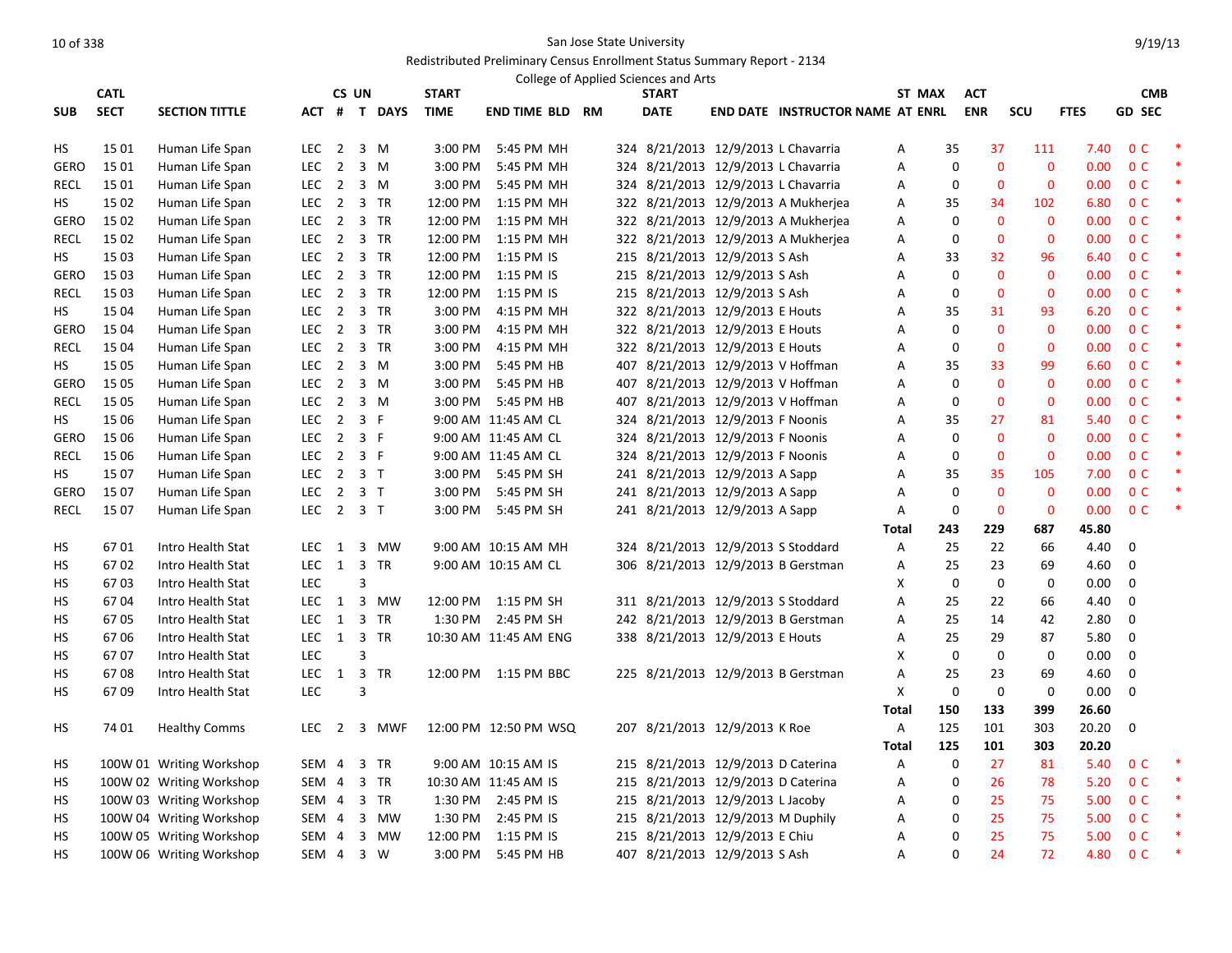San Jose State University

Redistributed Preliminary Census Enrollment Status Summary Report - 2134

College of Applied Sciences and Arts

| SUB | CATL SECT | SECTION TITTLE | ACT | CS # | UN T | DAYS | START TIME | END TIME | BLD | RM | START DATE | END DATE | INSTRUCTOR NAME | ST AT | MAX ENRL | ACT ENR | SCU | FTES | GD | CMB SEC | |
|---|---|---|---|---|---|---|---|---|---|---|---|---|---|---|---|---|---|---|---|---|---|
| HS | 15 01 | Human Life Span | LEC | 2 | 3 | M | 3:00 PM | 5:45 PM | MH | 324 | 8/21/2013 | 12/9/2013 | L Chavarria | A | 35 | 37 | 111 | 7.40 | 0 | C | * |
| GERO | 15 01 | Human Life Span | LEC | 2 | 3 | M | 3:00 PM | 5:45 PM | MH | 324 | 8/21/2013 | 12/9/2013 | L Chavarria | A | 0 | 0 | 0 | 0.00 | 0 | C | * |
| RECL | 15 01 | Human Life Span | LEC | 2 | 3 | M | 3:00 PM | 5:45 PM | MH | 324 | 8/21/2013 | 12/9/2013 | L Chavarria | A | 0 | 0 | 0 | 0.00 | 0 | C | * |
| HS | 15 02 | Human Life Span | LEC | 2 | 3 | TR | 12:00 PM | 1:15 PM | MH | 322 | 8/21/2013 | 12/9/2013 | A Mukherjea | A | 35 | 34 | 102 | 6.80 | 0 | C | * |
| GERO | 15 02 | Human Life Span | LEC | 2 | 3 | TR | 12:00 PM | 1:15 PM | MH | 322 | 8/21/2013 | 12/9/2013 | A Mukherjea | A | 0 | 0 | 0 | 0.00 | 0 | C | * |
| RECL | 15 02 | Human Life Span | LEC | 2 | 3 | TR | 12:00 PM | 1:15 PM | MH | 322 | 8/21/2013 | 12/9/2013 | A Mukherjea | A | 0 | 0 | 0 | 0.00 | 0 | C | * |
| HS | 15 03 | Human Life Span | LEC | 2 | 3 | TR | 12:00 PM | 1:15 PM | IS | 215 | 8/21/2013 | 12/9/2013 | S Ash | A | 33 | 32 | 96 | 6.40 | 0 | C | * |
| GERO | 15 03 | Human Life Span | LEC | 2 | 3 | TR | 12:00 PM | 1:15 PM | IS | 215 | 8/21/2013 | 12/9/2013 | S Ash | A | 0 | 0 | 0 | 0.00 | 0 | C | * |
| RECL | 15 03 | Human Life Span | LEC | 2 | 3 | TR | 12:00 PM | 1:15 PM | IS | 215 | 8/21/2013 | 12/9/2013 | S Ash | A | 0 | 0 | 0 | 0.00 | 0 | C | * |
| HS | 15 04 | Human Life Span | LEC | 2 | 3 | TR | 3:00 PM | 4:15 PM | MH | 322 | 8/21/2013 | 12/9/2013 | E Houts | A | 35 | 31 | 93 | 6.20 | 0 | C | * |
| GERO | 15 04 | Human Life Span | LEC | 2 | 3 | TR | 3:00 PM | 4:15 PM | MH | 322 | 8/21/2013 | 12/9/2013 | E Houts | A | 0 | 0 | 0 | 0.00 | 0 | C | * |
| RECL | 15 04 | Human Life Span | LEC | 2 | 3 | TR | 3:00 PM | 4:15 PM | MH | 322 | 8/21/2013 | 12/9/2013 | E Houts | A | 0 | 0 | 0 | 0.00 | 0 | C | * |
| HS | 15 05 | Human Life Span | LEC | 2 | 3 | M | 3:00 PM | 5:45 PM | HB | 407 | 8/21/2013 | 12/9/2013 | V Hoffman | A | 35 | 33 | 99 | 6.60 | 0 | C | * |
| GERO | 15 05 | Human Life Span | LEC | 2 | 3 | M | 3:00 PM | 5:45 PM | HB | 407 | 8/21/2013 | 12/9/2013 | V Hoffman | A | 0 | 0 | 0 | 0.00 | 0 | C | * |
| RECL | 15 05 | Human Life Span | LEC | 2 | 3 | M | 3:00 PM | 5:45 PM | HB | 407 | 8/21/2013 | 12/9/2013 | V Hoffman | A | 0 | 0 | 0 | 0.00 | 0 | C | * |
| HS | 15 06 | Human Life Span | LEC | 2 | 3 | F | 9:00 AM | 11:45 AM | CL | 324 | 8/21/2013 | 12/9/2013 | F Noonis | A | 35 | 27 | 81 | 5.40 | 0 | C | * |
| GERO | 15 06 | Human Life Span | LEC | 2 | 3 | F | 9:00 AM | 11:45 AM | CL | 324 | 8/21/2013 | 12/9/2013 | F Noonis | A | 0 | 0 | 0 | 0.00 | 0 | C | * |
| RECL | 15 06 | Human Life Span | LEC | 2 | 3 | F | 9:00 AM | 11:45 AM | CL | 324 | 8/21/2013 | 12/9/2013 | F Noonis | A | 0 | 0 | 0 | 0.00 | 0 | C | * |
| HS | 15 07 | Human Life Span | LEC | 2 | 3 | T | 3:00 PM | 5:45 PM | SH | 241 | 8/21/2013 | 12/9/2013 | A Sapp | A | 35 | 35 | 105 | 7.00 | 0 | C | * |
| GERO | 15 07 | Human Life Span | LEC | 2 | 3 | T | 3:00 PM | 5:45 PM | SH | 241 | 8/21/2013 | 12/9/2013 | A Sapp | A | 0 | 0 | 0 | 0.00 | 0 | C | * |
| RECL | 15 07 | Human Life Span | LEC | 2 | 3 | T | 3:00 PM | 5:45 PM | SH | 241 | 8/21/2013 | 12/9/2013 | A Sapp | A | 0 | 0 | 0 | 0.00 | 0 | C | * |
| | | | | | | | | | | | | | | Total | 243 | 229 | 687 | 45.80 | | | |
| HS | 67 01 | Intro Health Stat | LEC | 1 | 3 | MW | 9:00 AM | 10:15 AM | MH | 324 | 8/21/2013 | 12/9/2013 | S Stoddard | A | 25 | 22 | 66 | 4.40 | 0 | | |
| HS | 67 02 | Intro Health Stat | LEC | 1 | 3 | TR | 9:00 AM | 10:15 AM | CL | 306 | 8/21/2013 | 12/9/2013 | B Gerstman | A | 25 | 23 | 69 | 4.60 | 0 | | |
| HS | 67 03 | Intro Health Stat | LEC | | 3 | | | | | | | | | X | 0 | 0 | 0 | 0.00 | 0 | | |
| HS | 67 04 | Intro Health Stat | LEC | 1 | 3 | MW | 12:00 PM | 1:15 PM | SH | 311 | 8/21/2013 | 12/9/2013 | S Stoddard | A | 25 | 22 | 66 | 4.40 | 0 | | |
| HS | 67 05 | Intro Health Stat | LEC | 1 | 3 | TR | 1:30 PM | 2:45 PM | SH | 242 | 8/21/2013 | 12/9/2013 | B Gerstman | A | 25 | 14 | 42 | 2.80 | 0 | | |
| HS | 67 06 | Intro Health Stat | LEC | 1 | 3 | TR | 10:30 AM | 11:45 AM | ENG | 338 | 8/21/2013 | 12/9/2013 | E Houts | A | 25 | 29 | 87 | 5.80 | 0 | | |
| HS | 67 07 | Intro Health Stat | LEC | | 3 | | | | | | | | | X | 0 | 0 | 0 | 0.00 | 0 | | |
| HS | 67 08 | Intro Health Stat | LEC | 1 | 3 | TR | 12:00 PM | 1:15 PM | BBC | 225 | 8/21/2013 | 12/9/2013 | B Gerstman | A | 25 | 23 | 69 | 4.60 | 0 | | |
| HS | 67 09 | Intro Health Stat | LEC | | 3 | | | | | | | | | X | 0 | 0 | 0 | 0.00 | 0 | | |
| | | | | | | | | | | | | | | Total | 150 | 133 | 399 | 26.60 | | | |
| HS | 74 01 | Healthy Comms | LEC | 2 | 3 | MWF | 12:00 PM | 12:50 PM | WSQ | 207 | 8/21/2013 | 12/9/2013 | K Roe | A | 125 | 101 | 303 | 20.20 | 0 | | |
| | | | | | | | | | | | | | | Total | 125 | 101 | 303 | 20.20 | | | |
| HS | 100W 01 | Writing Workshop | SEM | 4 | 3 | TR | 9:00 AM | 10:15 AM | IS | 215 | 8/21/2013 | 12/9/2013 | D Caterina | A | 0 | 27 | 81 | 5.40 | 0 | C | * |
| HS | 100W 02 | Writing Workshop | SEM | 4 | 3 | TR | 10:30 AM | 11:45 AM | IS | 215 | 8/21/2013 | 12/9/2013 | D Caterina | A | 0 | 26 | 78 | 5.20 | 0 | C | * |
| HS | 100W 03 | Writing Workshop | SEM | 4 | 3 | TR | 1:30 PM | 2:45 PM | IS | 215 | 8/21/2013 | 12/9/2013 | L Jacoby | A | 0 | 25 | 75 | 5.00 | 0 | C | * |
| HS | 100W 04 | Writing Workshop | SEM | 4 | 3 | MW | 1:30 PM | 2:45 PM | IS | 215 | 8/21/2013 | 12/9/2013 | M Duphily | A | 0 | 25 | 75 | 5.00 | 0 | C | * |
| HS | 100W 05 | Writing Workshop | SEM | 4 | 3 | MW | 12:00 PM | 1:15 PM | IS | 215 | 8/21/2013 | 12/9/2013 | E Chiu | A | 0 | 25 | 75 | 5.00 | 0 | C | * |
| HS | 100W 06 | Writing Workshop | SEM | 4 | 3 | W | 3:00 PM | 5:45 PM | HB | 407 | 8/21/2013 | 12/9/2013 | S Ash | A | 0 | 24 | 72 | 4.80 | 0 | C | * |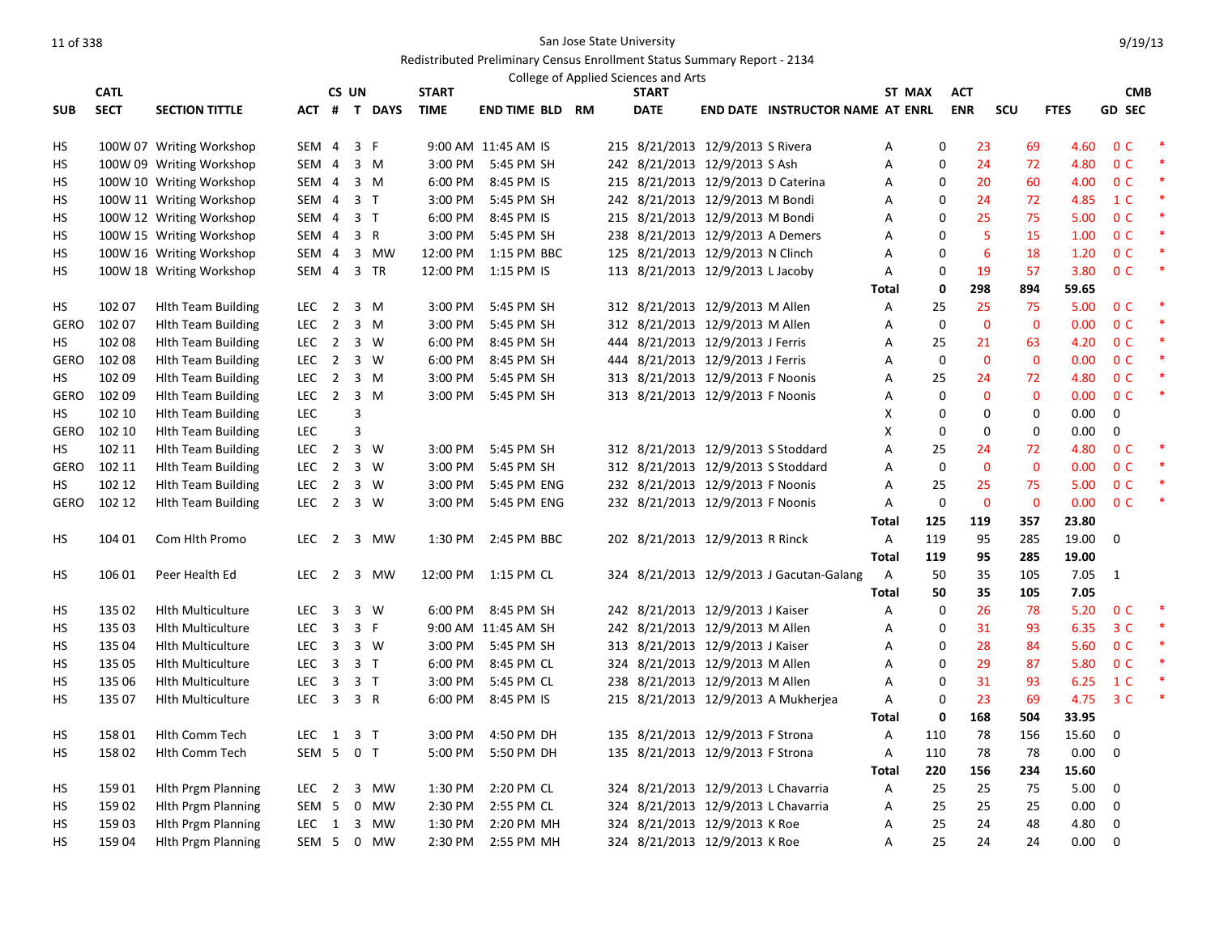San Jose State University

Redistributed Preliminary Census Enrollment Status Summary Report - 2134

College of Applied Sciences and Arts

| SUB | CATL SECT | SECTION TITTLE | ACT | CS # | UN T | DAYS | START TIME | END TIME | BLD | RM | START DATE | END DATE | INSTRUCTOR NAME | ST AT | MAX ENRL | ACT ENR | SCU | FTES | GD | CMB SEC | |
|---|---|---|---|---|---|---|---|---|---|---|---|---|---|---|---|---|---|---|---|---|---|
| HS | 100W 07 | Writing Workshop | SEM | 4 | 3 | F | 9:00 AM | 11:45 AM | IS | 215 | 8/21/2013 | 12/9/2013 | S Rivera | A | 0 | 23 | 69 | 4.60 | 0 | C | * |
| HS | 100W 09 | Writing Workshop | SEM | 4 | 3 | M | 3:00 PM | 5:45 PM | SH | 242 | 8/21/2013 | 12/9/2013 | S Ash | A | 0 | 24 | 72 | 4.80 | 0 | C | * |
| HS | 100W 10 | Writing Workshop | SEM | 4 | 3 | M | 6:00 PM | 8:45 PM | IS | 215 | 8/21/2013 | 12/9/2013 | D Caterina | A | 0 | 20 | 60 | 4.00 | 0 | C | * |
| HS | 100W 11 | Writing Workshop | SEM | 4 | 3 | T | 3:00 PM | 5:45 PM | SH | 242 | 8/21/2013 | 12/9/2013 | M Bondi | A | 0 | 24 | 72 | 4.85 | 1 | C | * |
| HS | 100W 12 | Writing Workshop | SEM | 4 | 3 | T | 6:00 PM | 8:45 PM | IS | 215 | 8/21/2013 | 12/9/2013 | M Bondi | A | 0 | 25 | 75 | 5.00 | 0 | C | * |
| HS | 100W 15 | Writing Workshop | SEM | 4 | 3 | R | 3:00 PM | 5:45 PM | SH | 238 | 8/21/2013 | 12/9/2013 | A Demers | A | 0 | 5 | 15 | 1.00 | 0 | C | * |
| HS | 100W 16 | Writing Workshop | SEM | 4 | 3 | MW | 12:00 PM | 1:15 PM | BBC | 125 | 8/21/2013 | 12/9/2013 | N Clinch | A | 0 | 6 | 18 | 1.20 | 0 | C | * |
| HS | 100W 18 | Writing Workshop | SEM | 4 | 3 | TR | 12:00 PM | 1:15 PM | IS | 113 | 8/21/2013 | 12/9/2013 | L Jacoby | A | 0 | 19 | 57 | 3.80 | 0 | C | * |
| | | | | | | | | | | | | | | **Total** | **0** | **298** | **894** | **59.65** | | | |
| HS | 102 07 | Hlth Team Building | LEC | 2 | 3 | M | 3:00 PM | 5:45 PM | SH | 312 | 8/21/2013 | 12/9/2013 | M Allen | A | 25 | 25 | 75 | 5.00 | 0 | C | * |
| GERO | 102 07 | Hlth Team Building | LEC | 2 | 3 | M | 3:00 PM | 5:45 PM | SH | 312 | 8/21/2013 | 12/9/2013 | M Allen | A | 0 | 0 | 0 | 0.00 | 0 | C | * |
| HS | 102 08 | Hlth Team Building | LEC | 2 | 3 | W | 6:00 PM | 8:45 PM | SH | 444 | 8/21/2013 | 12/9/2013 | J Ferris | A | 25 | 21 | 63 | 4.20 | 0 | C | * |
| GERO | 102 08 | Hlth Team Building | LEC | 2 | 3 | W | 6:00 PM | 8:45 PM | SH | 444 | 8/21/2013 | 12/9/2013 | J Ferris | A | 0 | 0 | 0 | 0.00 | 0 | C | * |
| HS | 102 09 | Hlth Team Building | LEC | 2 | 3 | M | 3:00 PM | 5:45 PM | SH | 313 | 8/21/2013 | 12/9/2013 | F Noonis | A | 25 | 24 | 72 | 4.80 | 0 | C | * |
| GERO | 102 09 | Hlth Team Building | LEC | 2 | 3 | M | 3:00 PM | 5:45 PM | SH | 313 | 8/21/2013 | 12/9/2013 | F Noonis | A | 0 | 0 | 0 | 0.00 | 0 | C | * |
| HS | 102 10 | Hlth Team Building | LEC | | 3 | | | | | | | | | X | 0 | 0 | 0 | 0.00 | 0 | | |
| GERO | 102 10 | Hlth Team Building | LEC | | 3 | | | | | | | | | X | 0 | 0 | 0 | 0.00 | 0 | | |
| HS | 102 11 | Hlth Team Building | LEC | 2 | 3 | W | 3:00 PM | 5:45 PM | SH | 312 | 8/21/2013 | 12/9/2013 | S Stoddard | A | 25 | 24 | 72 | 4.80 | 0 | C | * |
| GERO | 102 11 | Hlth Team Building | LEC | 2 | 3 | W | 3:00 PM | 5:45 PM | SH | 312 | 8/21/2013 | 12/9/2013 | S Stoddard | A | 0 | 0 | 0 | 0.00 | 0 | C | * |
| HS | 102 12 | Hlth Team Building | LEC | 2 | 3 | W | 3:00 PM | 5:45 PM | ENG | 232 | 8/21/2013 | 12/9/2013 | F Noonis | A | 25 | 25 | 75 | 5.00 | 0 | C | * |
| GERO | 102 12 | Hlth Team Building | LEC | 2 | 3 | W | 3:00 PM | 5:45 PM | ENG | 232 | 8/21/2013 | 12/9/2013 | F Noonis | A | 0 | 0 | 0 | 0.00 | 0 | C | * |
| | | | | | | | | | | | | | | **Total** | **125** | **119** | **357** | **23.80** | | | |
| HS | 104 01 | Com Hlth Promo | LEC | 2 | 3 | MW | 1:30 PM | 2:45 PM | BBC | 202 | 8/21/2013 | 12/9/2013 | R Rinck | A | 119 | 95 | 285 | 19.00 | 0 | | |
| | | | | | | | | | | | | | | **Total** | **119** | **95** | **285** | **19.00** | | | |
| HS | 106 01 | Peer Health Ed | LEC | 2 | 3 | MW | 12:00 PM | 1:15 PM | CL | 324 | 8/21/2013 | 12/9/2013 | J Gacutan-Galang | A | 50 | 35 | 105 | 7.05 | 1 | | |
| | | | | | | | | | | | | | | **Total** | **50** | **35** | **105** | **7.05** | | | |
| HS | 135 02 | Hlth Multiculture | LEC | 3 | 3 | W | 6:00 PM | 8:45 PM | SH | 242 | 8/21/2013 | 12/9/2013 | J Kaiser | A | 0 | 26 | 78 | 5.20 | 0 | C | * |
| HS | 135 03 | Hlth Multiculture | LEC | 3 | 3 | F | 9:00 AM | 11:45 AM | SH | 242 | 8/21/2013 | 12/9/2013 | M Allen | A | 0 | 31 | 93 | 6.35 | 3 | C | * |
| HS | 135 04 | Hlth Multiculture | LEC | 3 | 3 | W | 3:00 PM | 5:45 PM | SH | 313 | 8/21/2013 | 12/9/2013 | J Kaiser | A | 0 | 28 | 84 | 5.60 | 0 | C | * |
| HS | 135 05 | Hlth Multiculture | LEC | 3 | 3 | T | 6:00 PM | 8:45 PM | CL | 324 | 8/21/2013 | 12/9/2013 | M Allen | A | 0 | 29 | 87 | 5.80 | 0 | C | * |
| HS | 135 06 | Hlth Multiculture | LEC | 3 | 3 | T | 3:00 PM | 5:45 PM | CL | 238 | 8/21/2013 | 12/9/2013 | M Allen | A | 0 | 31 | 93 | 6.25 | 1 | C | * |
| HS | 135 07 | Hlth Multiculture | LEC | 3 | 3 | R | 6:00 PM | 8:45 PM | IS | 215 | 8/21/2013 | 12/9/2013 | A Mukherjea | A | 0 | 23 | 69 | 4.75 | 3 | C | * |
| | | | | | | | | | | | | | | **Total** | **0** | **168** | **504** | **33.95** | | | |
| HS | 158 01 | Hlth Comm Tech | LEC | 1 | 3 | T | 3:00 PM | 4:50 PM | DH | 135 | 8/21/2013 | 12/9/2013 | F Strona | A | 110 | 78 | 156 | 15.60 | 0 | | |
| HS | 158 02 | Hlth Comm Tech | SEM | 5 | 0 | T | 5:00 PM | 5:50 PM | DH | 135 | 8/21/2013 | 12/9/2013 | F Strona | A | 110 | 78 | 78 | 0.00 | 0 | | |
| | | | | | | | | | | | | | | **Total** | **220** | **156** | **234** | **15.60** | | | |
| HS | 159 01 | Hlth Prgm Planning | LEC | 2 | 3 | MW | 1:30 PM | 2:20 PM | CL | 324 | 8/21/2013 | 12/9/2013 | L Chavarria | A | 25 | 25 | 75 | 5.00 | 0 | | |
| HS | 159 02 | Hlth Prgm Planning | SEM | 5 | 0 | MW | 2:30 PM | 2:55 PM | CL | 324 | 8/21/2013 | 12/9/2013 | L Chavarria | A | 25 | 25 | 25 | 0.00 | 0 | | |
| HS | 159 03 | Hlth Prgm Planning | LEC | 1 | 3 | MW | 1:30 PM | 2:20 PM | MH | 324 | 8/21/2013 | 12/9/2013 | K Roe | A | 25 | 24 | 48 | 4.80 | 0 | | |
| HS | 159 04 | Hlth Prgm Planning | SEM | 5 | 0 | MW | 2:30 PM | 2:55 PM | MH | 324 | 8/21/2013 | 12/9/2013 | K Roe | A | 25 | 24 | 24 | 0.00 | 0 | | |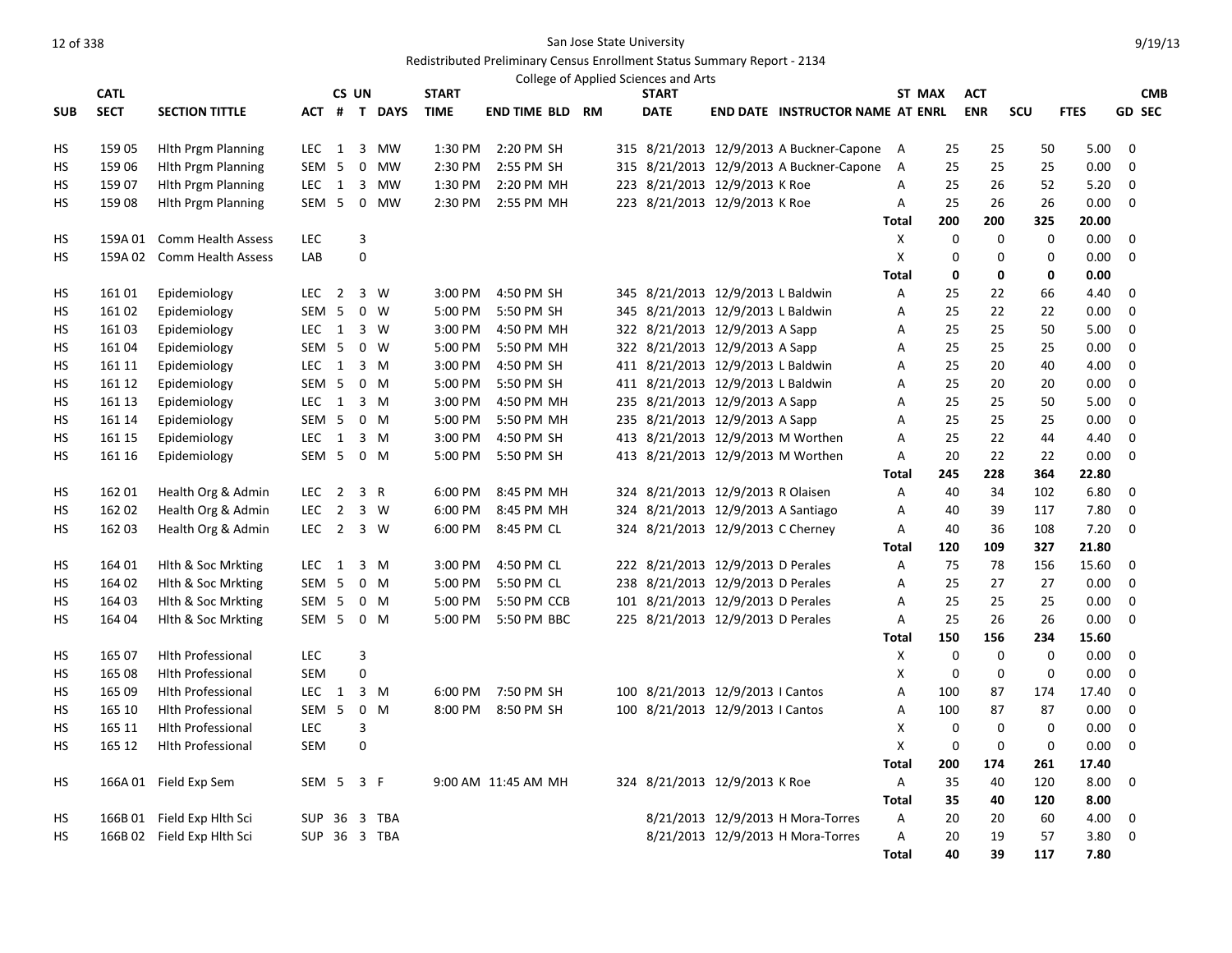San Jose State University

Redistributed Preliminary Census Enrollment Status Summary Report - 2134

College of Applied Sciences and Arts

| SUB | CATL SECT | SECTION TITTLE | ACT | CS # | UN T | DAYS | START TIME | END TIME | BLD | RM | START DATE | END DATE | INSTRUCTOR NAME | ST AT | MAX ENRL | ACT ENR | SCU | FTES | GD | CMB SEC |
|---|---|---|---|---|---|---|---|---|---|---|---|---|---|---|---|---|---|---|---|---|
| HS | 159 05 | Hlth Prgm Planning | LEC | 1 | 3 | MW | 1:30 PM | 2:20 PM | SH | 315 | 8/21/2013 | 12/9/2013 | A Buckner-Capone | A | 25 | 25 | 50 | 5.00 | 0 | |
| HS | 159 06 | Hlth Prgm Planning | SEM | 5 | 0 | MW | 2:30 PM | 2:55 PM | SH | 315 | 8/21/2013 | 12/9/2013 | A Buckner-Capone | A | 25 | 25 | 25 | 0.00 | 0 | |
| HS | 159 07 | Hlth Prgm Planning | LEC | 1 | 3 | MW | 1:30 PM | 2:20 PM | MH | 223 | 8/21/2013 | 12/9/2013 | K Roe | A | 25 | 26 | 52 | 5.20 | 0 | |
| HS | 159 08 | Hlth Prgm Planning | SEM | 5 | 0 | MW | 2:30 PM | 2:55 PM | MH | 223 | 8/21/2013 | 12/9/2013 | K Roe | A | 25 | 26 | 26 | 0.00 | 0 | |
| | | | | | | | | | | | | | | **Total** | **200** | **200** | **325** | **20.00** | | |
| HS | 159A 01 | Comm Health Assess | LEC | | 3 | | | | | | | | | X | 0 | 0 | 0 | 0.00 | 0 | |
| HS | 159A 02 | Comm Health Assess | LAB | | 0 | | | | | | | | | X | 0 | 0 | 0 | 0.00 | 0 | |
| | | | | | | | | | | | | | | **Total** | **0** | **0** | **0** | **0.00** | | |
| HS | 161 01 | Epidemiology | LEC | 2 | 3 | W | 3:00 PM | 4:50 PM | SH | 345 | 8/21/2013 | 12/9/2013 | L Baldwin | A | 25 | 22 | 66 | 4.40 | 0 | |
| HS | 161 02 | Epidemiology | SEM | 5 | 0 | W | 5:00 PM | 5:50 PM | SH | 345 | 8/21/2013 | 12/9/2013 | L Baldwin | A | 25 | 22 | 22 | 0.00 | 0 | |
| HS | 161 03 | Epidemiology | LEC | 1 | 3 | W | 3:00 PM | 4:50 PM | MH | 322 | 8/21/2013 | 12/9/2013 | A Sapp | A | 25 | 25 | 50 | 5.00 | 0 | |
| HS | 161 04 | Epidemiology | SEM | 5 | 0 | W | 5:00 PM | 5:50 PM | MH | 322 | 8/21/2013 | 12/9/2013 | A Sapp | A | 25 | 25 | 25 | 0.00 | 0 | |
| HS | 161 11 | Epidemiology | LEC | 1 | 3 | M | 3:00 PM | 4:50 PM | SH | 411 | 8/21/2013 | 12/9/2013 | L Baldwin | A | 25 | 20 | 40 | 4.00 | 0 | |
| HS | 161 12 | Epidemiology | SEM | 5 | 0 | M | 5:00 PM | 5:50 PM | SH | 411 | 8/21/2013 | 12/9/2013 | L Baldwin | A | 25 | 20 | 20 | 0.00 | 0 | |
| HS | 161 13 | Epidemiology | LEC | 1 | 3 | M | 3:00 PM | 4:50 PM | MH | 235 | 8/21/2013 | 12/9/2013 | A Sapp | A | 25 | 25 | 50 | 5.00 | 0 | |
| HS | 161 14 | Epidemiology | SEM | 5 | 0 | M | 5:00 PM | 5:50 PM | MH | 235 | 8/21/2013 | 12/9/2013 | A Sapp | A | 25 | 25 | 25 | 0.00 | 0 | |
| HS | 161 15 | Epidemiology | LEC | 1 | 3 | M | 3:00 PM | 4:50 PM | SH | 413 | 8/21/2013 | 12/9/2013 | M Worthen | A | 25 | 22 | 44 | 4.40 | 0 | |
| HS | 161 16 | Epidemiology | SEM | 5 | 0 | M | 5:00 PM | 5:50 PM | SH | 413 | 8/21/2013 | 12/9/2013 | M Worthen | A | 20 | 22 | 22 | 0.00 | 0 | |
| | | | | | | | | | | | | | | **Total** | **245** | **228** | **364** | **22.80** | | |
| HS | 162 01 | Health Org & Admin | LEC | 2 | 3 | R | 6:00 PM | 8:45 PM | MH | 324 | 8/21/2013 | 12/9/2013 | R Olaisen | A | 40 | 34 | 102 | 6.80 | 0 | |
| HS | 162 02 | Health Org & Admin | LEC | 2 | 3 | W | 6:00 PM | 8:45 PM | MH | 324 | 8/21/2013 | 12/9/2013 | A Santiago | A | 40 | 39 | 117 | 7.80 | 0 | |
| HS | 162 03 | Health Org & Admin | LEC | 2 | 3 | W | 6:00 PM | 8:45 PM | CL | 324 | 8/21/2013 | 12/9/2013 | C Cherney | A | 40 | 36 | 108 | 7.20 | 0 | |
| | | | | | | | | | | | | | | **Total** | **120** | **109** | **327** | **21.80** | | |
| HS | 164 01 | Hlth & Soc Mrkting | LEC | 1 | 3 | M | 3:00 PM | 4:50 PM | CL | 222 | 8/21/2013 | 12/9/2013 | D Perales | A | 75 | 78 | 156 | 15.60 | 0 | |
| HS | 164 02 | Hlth & Soc Mrkting | SEM | 5 | 0 | M | 5:00 PM | 5:50 PM | CL | 238 | 8/21/2013 | 12/9/2013 | D Perales | A | 25 | 27 | 27 | 0.00 | 0 | |
| HS | 164 03 | Hlth & Soc Mrkting | SEM | 5 | 0 | M | 5:00 PM | 5:50 PM | CCB | 101 | 8/21/2013 | 12/9/2013 | D Perales | A | 25 | 25 | 25 | 0.00 | 0 | |
| HS | 164 04 | Hlth & Soc Mrkting | SEM | 5 | 0 | M | 5:00 PM | 5:50 PM | BBC | 225 | 8/21/2013 | 12/9/2013 | D Perales | A | 25 | 26 | 26 | 0.00 | 0 | |
| | | | | | | | | | | | | | | **Total** | **150** | **156** | **234** | **15.60** | | |
| HS | 165 07 | Hlth Professional | LEC | | 3 | | | | | | | | | X | 0 | 0 | 0 | 0.00 | 0 | |
| HS | 165 08 | Hlth Professional | SEM | | 0 | | | | | | | | | X | 0 | 0 | 0 | 0.00 | 0 | |
| HS | 165 09 | Hlth Professional | LEC | 1 | 3 | M | 6:00 PM | 7:50 PM | SH | 100 | 8/21/2013 | 12/9/2013 | I Cantos | A | 100 | 87 | 174 | 17.40 | 0 | |
| HS | 165 10 | Hlth Professional | SEM | 5 | 0 | M | 8:00 PM | 8:50 PM | SH | 100 | 8/21/2013 | 12/9/2013 | I Cantos | A | 100 | 87 | 87 | 0.00 | 0 | |
| HS | 165 11 | Hlth Professional | LEC | | 3 | | | | | | | | | X | 0 | 0 | 0 | 0.00 | 0 | |
| HS | 165 12 | Hlth Professional | SEM | | 0 | | | | | | | | | X | 0 | 0 | 0 | 0.00 | 0 | |
| | | | | | | | | | | | | | | **Total** | **200** | **174** | **261** | **17.40** | | |
| HS | 166A 01 | Field Exp Sem | SEM | 5 | 3 | F | 9:00 AM | 11:45 AM | MH | 324 | 8/21/2013 | 12/9/2013 | K Roe | A | 35 | 40 | 120 | 8.00 | 0 | |
| | | | | | | | | | | | | | | **Total** | **35** | **40** | **120** | **8.00** | | |
| HS | 166B 01 | Field Exp Hlth Sci | SUP | 36 | 3 | TBA | | | | | 8/21/2013 | 12/9/2013 | H Mora-Torres | A | 20 | 20 | 60 | 4.00 | 0 | |
| HS | 166B 02 | Field Exp Hlth Sci | SUP | 36 | 3 | TBA | | | | | 8/21/2013 | 12/9/2013 | H Mora-Torres | A | 20 | 19 | 57 | 3.80 | 0 | |
| | | | | | | | | | | | | | | **Total** | **40** | **39** | **117** | **7.80** | | |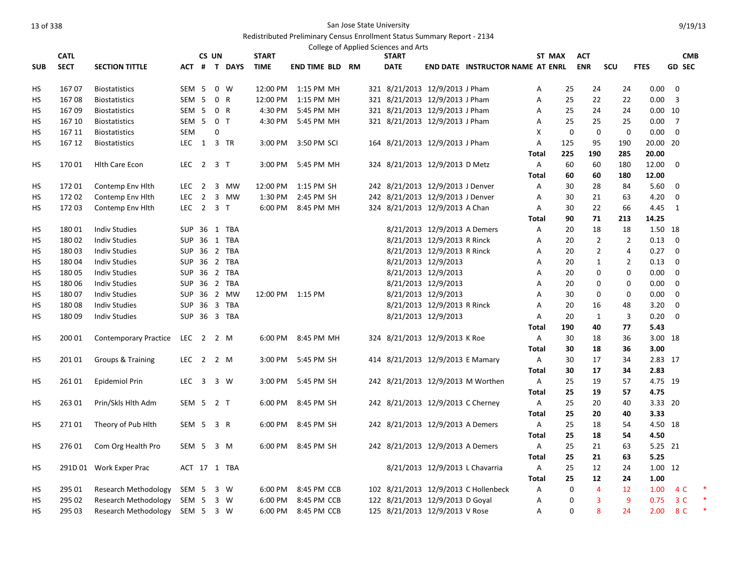San Jose State University

Redistributed Preliminary Census Enrollment Status Summary Report - 2134

College of Applied Sciences and Arts

| SUB | CATL SECT | SECTION TITTLE | ACT | CS # | UN T | DAYS | START TIME | END TIME | BLD | RM | START DATE | END DATE | INSTRUCTOR NAME | ST AT | MAX ENRL | ACT ENR | SCU | FTES | GD | CMB SEC | |
|---|---|---|---|---|---|---|---|---|---|---|---|---|---|---|---|---|---|---|---|---|---|
| HS | 167 07 | Biostatistics | SEM | 5 | 0 | W | 12:00 PM | 1:15 PM | MH | 321 | 8/21/2013 | 12/9/2013 | J Pham | A | 25 | 24 | 24 | 0.00 | 0 | | |
| HS | 167 08 | Biostatistics | SEM | 5 | 0 | R | 12:00 PM | 1:15 PM | MH | 321 | 8/21/2013 | 12/9/2013 | J Pham | A | 25 | 22 | 22 | 0.00 | 3 | | |
| HS | 167 09 | Biostatistics | SEM | 5 | 0 | R | 4:30 PM | 5:45 PM | MH | 321 | 8/21/2013 | 12/9/2013 | J Pham | A | 25 | 24 | 24 | 0.00 | 10 | | |
| HS | 167 10 | Biostatistics | SEM | 5 | 0 | T | 4:30 PM | 5:45 PM | MH | 321 | 8/21/2013 | 12/9/2013 | J Pham | A | 25 | 25 | 25 | 0.00 | 7 | | |
| HS | 167 11 | Biostatistics | SEM | | 0 | | | | | | | | | X | 0 | 0 | 0 | 0.00 | 0 | | |
| HS | 167 12 | Biostatistics | LEC | 1 | 3 | TR | 3:00 PM | 3:50 PM | SCI | 164 | 8/21/2013 | 12/9/2013 | J Pham | A | 125 | 95 | 190 | 20.00 | 20 | | |
| | | | | | | | | | | | | | | Total | 225 | 190 | 285 | 20.00 | | | |
| HS | 170 01 | Hlth Care Econ | LEC | 2 | 3 | T | 3:00 PM | 5:45 PM | MH | 324 | 8/21/2013 | 12/9/2013 | D Metz | A | 60 | 60 | 180 | 12.00 | 0 | | |
| | | | | | | | | | | | | | | Total | 60 | 60 | 180 | 12.00 | | | |
| HS | 172 01 | Contemp Env Hlth | LEC | 2 | 3 | MW | 12:00 PM | 1:15 PM | SH | 242 | 8/21/2013 | 12/9/2013 | J Denver | A | 30 | 28 | 84 | 5.60 | 0 | | |
| HS | 172 02 | Contemp Env Hlth | LEC | 2 | 3 | MW | 1:30 PM | 2:45 PM | SH | 242 | 8/21/2013 | 12/9/2013 | J Denver | A | 30 | 21 | 63 | 4.20 | 0 | | |
| HS | 172 03 | Contemp Env Hlth | LEC | 2 | 3 | T | 6:00 PM | 8:45 PM | MH | 324 | 8/21/2013 | 12/9/2013 | A Chan | A | 30 | 22 | 66 | 4.45 | 1 | | |
| | | | | | | | | | | | | | | Total | 90 | 71 | 213 | 14.25 | | | |
| HS | 180 01 | Indiv Studies | SUP | 36 | 1 | TBA | | | | | 8/21/2013 | 12/9/2013 | A Demers | A | 20 | 18 | 18 | 1.50 | 18 | | |
| HS | 180 02 | Indiv Studies | SUP | 36 | 1 | TBA | | | | | 8/21/2013 | 12/9/2013 | R Rinck | A | 20 | 2 | 2 | 0.13 | 0 | | |
| HS | 180 03 | Indiv Studies | SUP | 36 | 2 | TBA | | | | | 8/21/2013 | 12/9/2013 | R Rinck | A | 20 | 2 | 4 | 0.27 | 0 | | |
| HS | 180 04 | Indiv Studies | SUP | 36 | 2 | TBA | | | | | 8/21/2013 | 12/9/2013 | | A | 20 | 1 | 2 | 0.13 | 0 | | |
| HS | 180 05 | Indiv Studies | SUP | 36 | 2 | TBA | | | | | 8/21/2013 | 12/9/2013 | | A | 20 | 0 | 0 | 0.00 | 0 | | |
| HS | 180 06 | Indiv Studies | SUP | 36 | 2 | TBA | | | | | 8/21/2013 | 12/9/2013 | | A | 20 | 0 | 0 | 0.00 | 0 | | |
| HS | 180 07 | Indiv Studies | SUP | 36 | 2 | MW | 12:00 PM | 1:15 PM | | | 8/21/2013 | 12/9/2013 | | A | 30 | 0 | 0 | 0.00 | 0 | | |
| HS | 180 08 | Indiv Studies | SUP | 36 | 3 | TBA | | | | | 8/21/2013 | 12/9/2013 | R Rinck | A | 20 | 16 | 48 | 3.20 | 0 | | |
| HS | 180 09 | Indiv Studies | SUP | 36 | 3 | TBA | | | | | 8/21/2013 | 12/9/2013 | | A | 20 | 1 | 3 | 0.20 | 0 | | |
| | | | | | | | | | | | | | | Total | 190 | 40 | 77 | 5.43 | | | |
| HS | 200 01 | Contemporary Practice | LEC | 2 | 2 | M | 6:00 PM | 8:45 PM | MH | 324 | 8/21/2013 | 12/9/2013 | K Roe | A | 30 | 18 | 36 | 3.00 | 18 | | |
| | | | | | | | | | | | | | | Total | 30 | 18 | 36 | 3.00 | | | |
| HS | 201 01 | Groups & Training | LEC | 2 | 2 | M | 3:00 PM | 5:45 PM | SH | 414 | 8/21/2013 | 12/9/2013 | E Mamary | A | 30 | 17 | 34 | 2.83 | 17 | | |
| | | | | | | | | | | | | | | Total | 30 | 17 | 34 | 2.83 | | | |
| HS | 261 01 | Epidemiol Prin | LEC | 3 | 3 | W | 3:00 PM | 5:45 PM | SH | 242 | 8/21/2013 | 12/9/2013 | M Worthen | A | 25 | 19 | 57 | 4.75 | 19 | | |
| | | | | | | | | | | | | | | Total | 25 | 19 | 57 | 4.75 | | | |
| HS | 263 01 | Prin/Skls Hlth Adm | SEM | 5 | 2 | T | 6:00 PM | 8:45 PM | SH | 242 | 8/21/2013 | 12/9/2013 | C Cherney | A | 25 | 20 | 40 | 3.33 | 20 | | |
| | | | | | | | | | | | | | | Total | 25 | 20 | 40 | 3.33 | | | |
| HS | 271 01 | Theory of Pub Hlth | SEM | 5 | 3 | R | 6:00 PM | 8:45 PM | SH | 242 | 8/21/2013 | 12/9/2013 | A Demers | A | 25 | 18 | 54 | 4.50 | 18 | | |
| | | | | | | | | | | | | | | Total | 25 | 18 | 54 | 4.50 | | | |
| HS | 276 01 | Com Org Health Pro | SEM | 5 | 3 | M | 6:00 PM | 8:45 PM | SH | 242 | 8/21/2013 | 12/9/2013 | A Demers | A | 25 | 21 | 63 | 5.25 | 21 | | |
| | | | | | | | | | | | | | | Total | 25 | 21 | 63 | 5.25 | | | |
| HS | 291D 01 | Work Exper Prac | ACT | 17 | 1 | TBA | | | | | 8/21/2013 | 12/9/2013 | L Chavarria | A | 25 | 12 | 24 | 1.00 | 12 | | |
| | | | | | | | | | | | | | | Total | 25 | 12 | 24 | 1.00 | | | |
| HS | 295 01 | Research Methodology | SEM | 5 | 3 | W | 6:00 PM | 8:45 PM | CCB | 102 | 8/21/2013 | 12/9/2013 | C Hollenbeck | A | 0 | 4 | 12 | 1.00 | 4 | C | * |
| HS | 295 02 | Research Methodology | SEM | 5 | 3 | W | 6:00 PM | 8:45 PM | CCB | 122 | 8/21/2013 | 12/9/2013 | D Goyal | A | 0 | 3 | 9 | 0.75 | 3 | C | * |
| HS | 295 03 | Research Methodology | SEM | 5 | 3 | W | 6:00 PM | 8:45 PM | CCB | 125 | 8/21/2013 | 12/9/2013 | V Rose | A | 0 | 8 | 24 | 2.00 | 8 | C | * |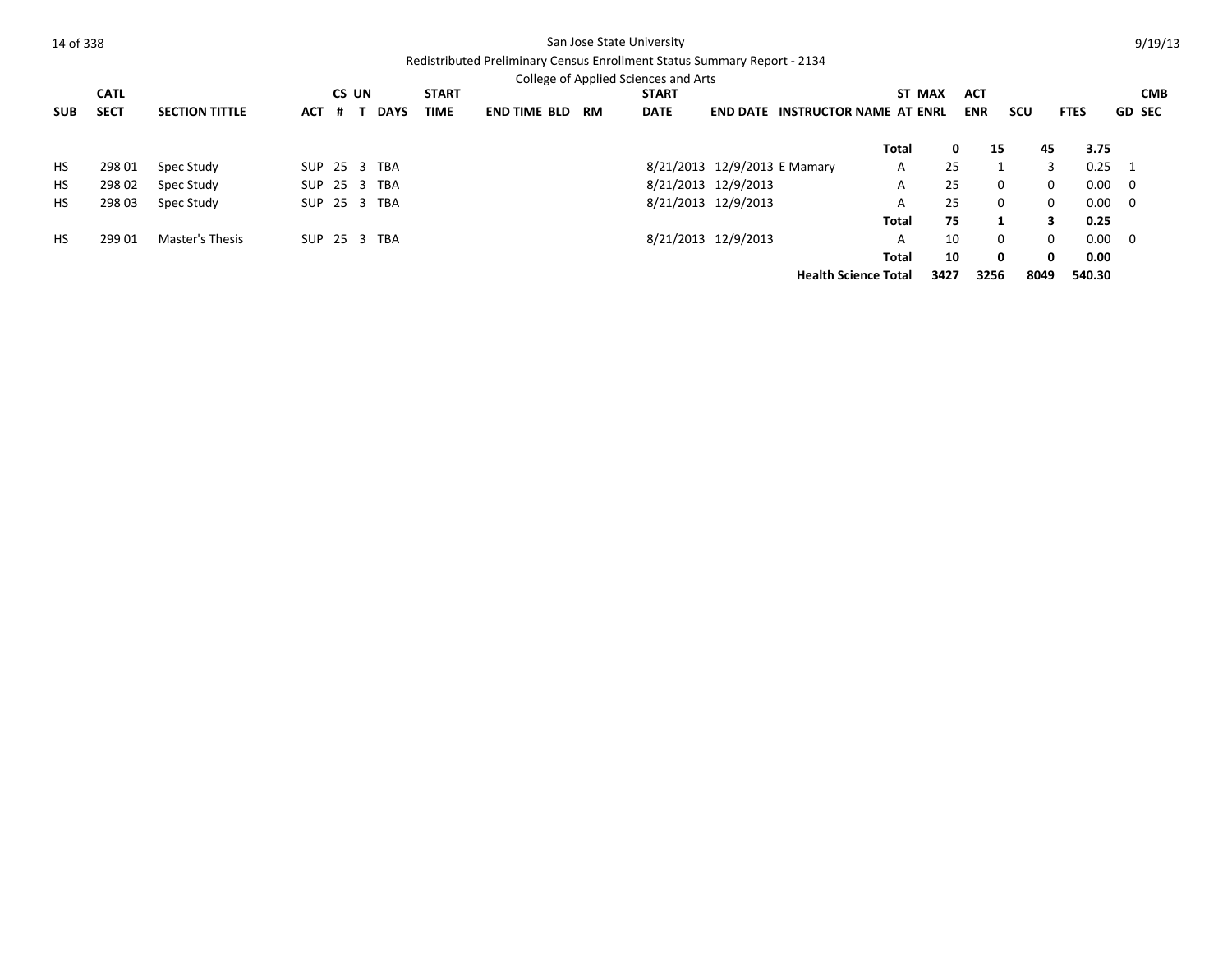San Jose State University

Redistributed Preliminary Census Enrollment Status Summary Report - 2134

College of Applied Sciences and Arts

| SUB | CATL SECT | SECTION TITTLE | ACT | CS # | UN T | DAYS | START TIME | END TIME | BLD | RM | START DATE | END DATE | INSTRUCTOR NAME | ST AT | MAX ENRL | ACT ENR | SCU | FTES | GD | CMB SEC |
|---|---|---|---|---|---|---|---|---|---|---|---|---|---|---|---|---|---|---|---|---|
| | | | | | | | | | | | | | | **Total** | **0** | **15** | **45** | **3.75** | | |
| HS | 298 01 | Spec Study | SUP | 25 | 3 | TBA | | | | | 8/21/2013 | 12/9/2013 | E Mamary | A | 25 | 1 | 3 | 0.25 | 1 | |
| HS | 298 02 | Spec Study | SUP | 25 | 3 | TBA | | | | | 8/21/2013 | 12/9/2013 | | A | 25 | 0 | 0 | 0.00 | 0 | |
| HS | 298 03 | Spec Study | SUP | 25 | 3 | TBA | | | | | 8/21/2013 | 12/9/2013 | | A | 25 | 0 | 0 | 0.00 | 0 | |
| | | | | | | | | | | | | | | **Total** | **75** | **1** | **3** | **0.25** | | |
| HS | 299 01 | Master's Thesis | SUP | 25 | 3 | TBA | | | | | 8/21/2013 | 12/9/2013 | | A | 10 | 0 | 0 | 0.00 | 0 | |
| | | | | | | | | | | | | | | **Total** | **10** | **0** | **0** | **0.00** | | |
| | | | | | | | | | | | | | **Health Science Total** | | **3427** | **3256** | **8049** | **540.30** | | |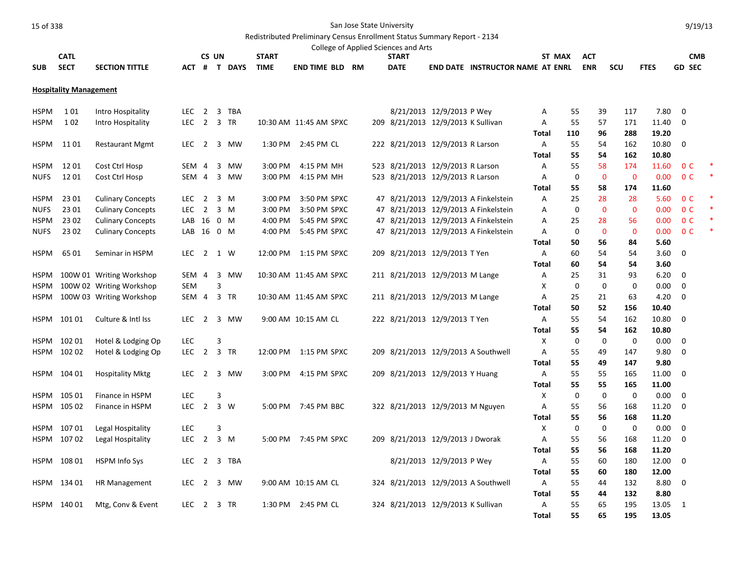San Jose State University

Redistributed Preliminary Census Enrollment Status Summary Report - 2134

College of Applied Sciences and Arts

9/19/13

| SUB | CATL SECT | SECTION TITTLE | ACT | CS # | UN T | DAYS | START TIME | END TIME | BLD | RM | START DATE | END DATE | INSTRUCTOR NAME | ST AT | MAX ENRL | ACT ENR | SCU | FTES | GD | CMB SEC |
|---|---|---|---|---|---|---|---|---|---|---|---|---|---|---|---|---|---|---|---|---|
| **Hospitality Management** | | | | | | | | | | | | | | | | | | | | |
| HSPM | 1 01 | Intro Hospitality | LEC | 2 | 3 | TBA | | | | | 8/21/2013 | 12/9/2013 | P Wey | A | 55 | 39 | 117 | 7.80 | 0 | |
| HSPM | 1 02 | Intro Hospitality | LEC | 2 | 3 | TR | 10:30 AM | 11:45 AM | SPXC | 209 | 8/21/2013 | 12/9/2013 | K Sullivan | A | 55 | 57 | 171 | 11.40 | 0 | |
| | | | | | | | | | | | | | | **Total** | **110** | **96** | **288** | **19.20** | | |
| HSPM | 11 01 | Restaurant Mgmt | LEC | 2 | 3 | MW | 1:30 PM | 2:45 PM | CL | 222 | 8/21/2013 | 12/9/2013 | R Larson | A | 55 | 54 | 162 | 10.80 | 0 | |
| | | | | | | | | | | | | | | **Total** | **55** | **54** | **162** | **10.80** | | |
| HSPM | 12 01 | Cost Ctrl Hosp | SEM | 4 | 3 | MW | 3:00 PM | 4:15 PM | MH | 523 | 8/21/2013 | 12/9/2013 | R Larson | A | 55 | 58 | 174 | 11.60 | 0 | C * |
| NUFS | 12 01 | Cost Ctrl Hosp | SEM | 4 | 3 | MW | 3:00 PM | 4:15 PM | MH | 523 | 8/21/2013 | 12/9/2013 | R Larson | A | 0 | 0 | 0 | 0.00 | 0 | C * |
| | | | | | | | | | | | | | | **Total** | **55** | **58** | **174** | **11.60** | | |
| HSPM | 23 01 | Culinary Concepts | LEC | 2 | 3 | M | 3:00 PM | 3:50 PM | SPXC | 47 | 8/21/2013 | 12/9/2013 | A Finkelstein | A | 25 | 28 | 28 | 5.60 | 0 | C * |
| NUFS | 23 01 | Culinary Concepts | LEC | 2 | 3 | M | 3:00 PM | 3:50 PM | SPXC | 47 | 8/21/2013 | 12/9/2013 | A Finkelstein | A | 0 | 0 | 0 | 0.00 | 0 | C * |
| HSPM | 23 02 | Culinary Concepts | LAB | 16 | 0 | M | 4:00 PM | 5:45 PM | SPXC | 47 | 8/21/2013 | 12/9/2013 | A Finkelstein | A | 25 | 28 | 56 | 0.00 | 0 | C * |
| NUFS | 23 02 | Culinary Concepts | LAB | 16 | 0 | M | 4:00 PM | 5:45 PM | SPXC | 47 | 8/21/2013 | 12/9/2013 | A Finkelstein | A | 0 | 0 | 0 | 0.00 | 0 | C * |
| | | | | | | | | | | | | | | **Total** | **50** | **56** | **84** | **5.60** | | |
| HSPM | 65 01 | Seminar in HSPM | LEC | 2 | 1 | W | 12:00 PM | 1:15 PM | SPXC | 209 | 8/21/2013 | 12/9/2013 | T Yen | A | 60 | 54 | 54 | 3.60 | 0 | |
| | | | | | | | | | | | | | | **Total** | **60** | **54** | **54** | **3.60** | | |
| HSPM | 100W 01 | Writing Workshop | SEM | 4 | 3 | MW | 10:30 AM | 11:45 AM | SPXC | 211 | 8/21/2013 | 12/9/2013 | M Lange | A | 25 | 31 | 93 | 6.20 | 0 | |
| HSPM | 100W 02 | Writing Workshop | SEM | | 3 | | | | | | | | | X | 0 | 0 | 0 | 0.00 | 0 | |
| HSPM | 100W 03 | Writing Workshop | SEM | 4 | 3 | TR | 10:30 AM | 11:45 AM | SPXC | 211 | 8/21/2013 | 12/9/2013 | M Lange | A | 25 | 21 | 63 | 4.20 | 0 | |
| | | | | | | | | | | | | | | **Total** | **50** | **52** | **156** | **10.40** | | |
| HSPM | 101 01 | Culture & Intl Iss | LEC | 2 | 3 | MW | 9:00 AM | 10:15 AM | CL | 222 | 8/21/2013 | 12/9/2013 | T Yen | A | 55 | 54 | 162 | 10.80 | 0 | |
| | | | | | | | | | | | | | | **Total** | **55** | **54** | **162** | **10.80** | | |
| HSPM | 102 01 | Hotel & Lodging Op | LEC | | 3 | | | | | | | | | X | 0 | 0 | 0 | 0.00 | 0 | |
| HSPM | 102 02 | Hotel & Lodging Op | LEC | 2 | 3 | TR | 12:00 PM | 1:15 PM | SPXC | 209 | 8/21/2013 | 12/9/2013 | A Southwell | A | 55 | 49 | 147 | 9.80 | 0 | |
| | | | | | | | | | | | | | | **Total** | **55** | **49** | **147** | **9.80** | | |
| HSPM | 104 01 | Hospitality Mktg | LEC | 2 | 3 | MW | 3:00 PM | 4:15 PM | SPXC | 209 | 8/21/2013 | 12/9/2013 | Y Huang | A | 55 | 55 | 165 | 11.00 | 0 | |
| | | | | | | | | | | | | | | **Total** | **55** | **55** | **165** | **11.00** | | |
| HSPM | 105 01 | Finance in HSPM | LEC | | 3 | | | | | | | | | X | 0 | 0 | 0 | 0.00 | 0 | |
| HSPM | 105 02 | Finance in HSPM | LEC | 2 | 3 | W | 5:00 PM | 7:45 PM | BBC | 322 | 8/21/2013 | 12/9/2013 | M Nguyen | A | 55 | 56 | 168 | 11.20 | 0 | |
| | | | | | | | | | | | | | | **Total** | **55** | **56** | **168** | **11.20** | | |
| HSPM | 107 01 | Legal Hospitality | LEC | | 3 | | | | | | | | | X | 0 | 0 | 0 | 0.00 | 0 | |
| HSPM | 107 02 | Legal Hospitality | LEC | 2 | 3 | M | 5:00 PM | 7:45 PM | SPXC | 209 | 8/21/2013 | 12/9/2013 | J Dworak | A | 55 | 56 | 168 | 11.20 | 0 | |
| | | | | | | | | | | | | | | **Total** | **55** | **56** | **168** | **11.20** | | |
| HSPM | 108 01 | HSPM Info Sys | LEC | 2 | 3 | TBA | | | | | 8/21/2013 | 12/9/2013 | P Wey | A | 55 | 60 | 180 | 12.00 | 0 | |
| | | | | | | | | | | | | | | **Total** | **55** | **60** | **180** | **12.00** | | |
| HSPM | 134 01 | HR Management | LEC | 2 | 3 | MW | 9:00 AM | 10:15 AM | CL | 324 | 8/21/2013 | 12/9/2013 | A Southwell | A | 55 | 44 | 132 | 8.80 | 0 | |
| | | | | | | | | | | | | | | **Total** | **55** | **44** | **132** | **8.80** | | |
| HSPM | 140 01 | Mtg, Conv & Event | LEC | 2 | 3 | TR | 1:30 PM | 2:45 PM | CL | 324 | 8/21/2013 | 12/9/2013 | K Sullivan | A | 55 | 65 | 195 | 13.05 | 1 | |
| | | | | | | | | | | | | | | **Total** | **55** | **65** | **195** | **13.05** | | |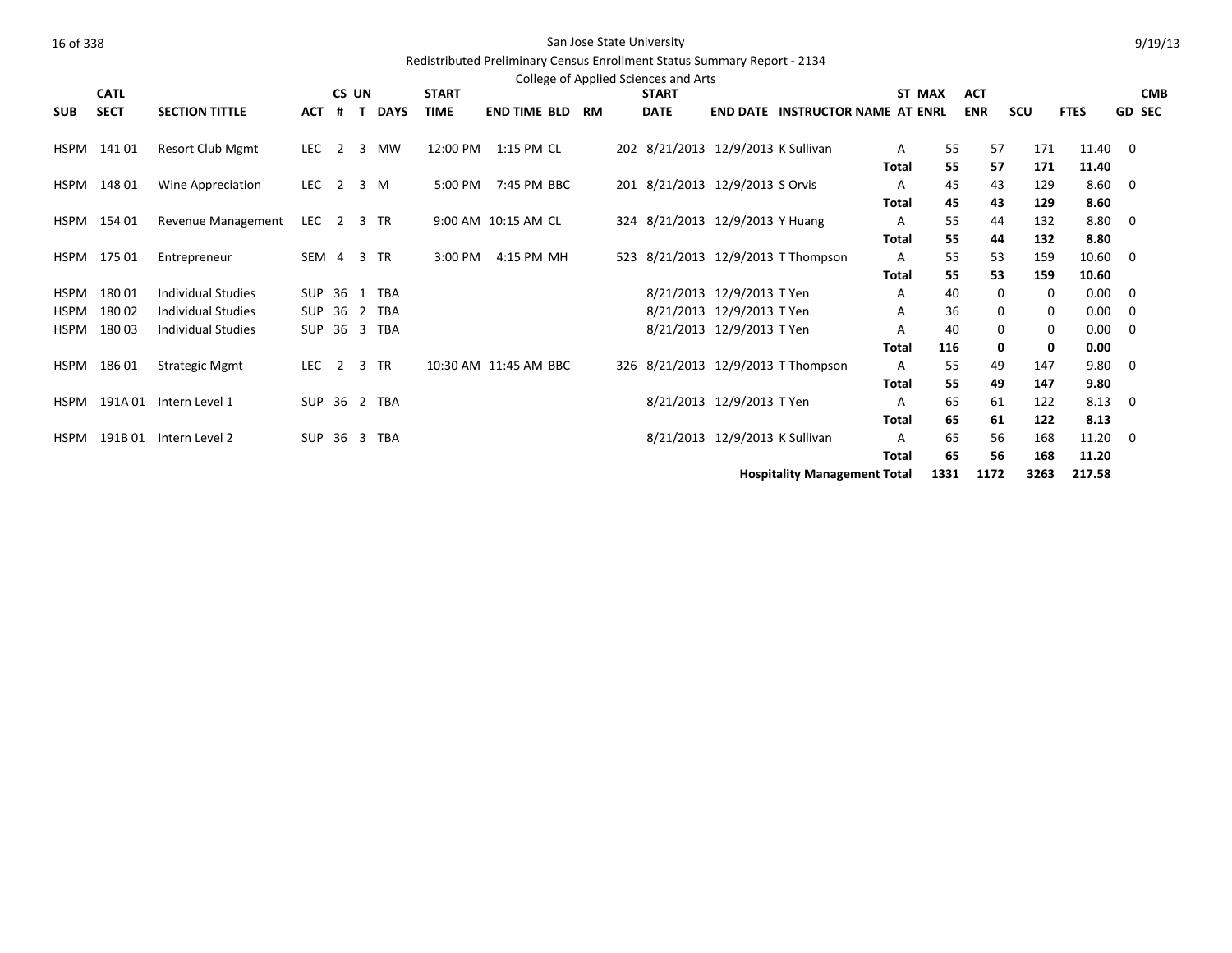San Jose State University

Redistributed Preliminary Census Enrollment Status Summary Report - 2134

College of Applied Sciences and Arts

| SUB | CATL SECT | SECTION TITTLE | ACT | CS # | UN T | DAYS | START TIME | END TIME | BLD | RM | START DATE | END DATE | INSTRUCTOR NAME | ST AT | MAX ENRL | ACT ENR | SCU | FTES | GD | CMB SEC |
|---|---|---|---|---|---|---|---|---|---|---|---|---|---|---|---|---|---|---|---|---|
| HSPM | 141 01 | Resort Club Mgmt | LEC | 2 | 3 | MW | 12:00 PM | 1:15 PM | CL | 202 | 8/21/2013 | 12/9/2013 | K Sullivan | A | 55 | 57 | 171 | 11.40 | 0 | |
| | | | | | | | | | | | | | | **Total** | **55** | **57** | **171** | **11.40** | | |
| HSPM | 148 01 | Wine Appreciation | LEC | 2 | 3 | M | 5:00 PM | 7:45 PM | BBC | 201 | 8/21/2013 | 12/9/2013 | S Orvis | A | 45 | 43 | 129 | 8.60 | 0 | |
| | | | | | | | | | | | | | | **Total** | **45** | **43** | **129** | **8.60** | | |
| HSPM | 154 01 | Revenue Management | LEC | 2 | 3 | TR | 9:00 AM | 10:15 AM | CL | 324 | 8/21/2013 | 12/9/2013 | Y Huang | A | 55 | 44 | 132 | 8.80 | 0 | |
| | | | | | | | | | | | | | | **Total** | **55** | **44** | **132** | **8.80** | | |
| HSPM | 175 01 | Entrepreneur | SEM | 4 | 3 | TR | 3:00 PM | 4:15 PM | MH | 523 | 8/21/2013 | 12/9/2013 | T Thompson | A | 55 | 53 | 159 | 10.60 | 0 | |
| | | | | | | | | | | | | | | **Total** | **55** | **53** | **159** | **10.60** | | |
| HSPM | 180 01 | Individual Studies | SUP | 36 | 1 | TBA | | | | | 8/21/2013 | 12/9/2013 | T Yen | A | 40 | 0 | 0 | 0.00 | 0 | |
| HSPM | 180 02 | Individual Studies | SUP | 36 | 2 | TBA | | | | | 8/21/2013 | 12/9/2013 | T Yen | A | 36 | 0 | 0 | 0.00 | 0 | |
| HSPM | 180 03 | Individual Studies | SUP | 36 | 3 | TBA | | | | | 8/21/2013 | 12/9/2013 | T Yen | A | 40 | 0 | 0 | 0.00 | 0 | |
| | | | | | | | | | | | | | | **Total** | **116** | **0** | **0** | **0.00** | | |
| HSPM | 186 01 | Strategic Mgmt | LEC | 2 | 3 | TR | 10:30 AM | 11:45 AM | BBC | 326 | 8/21/2013 | 12/9/2013 | T Thompson | A | 55 | 49 | 147 | 9.80 | 0 | |
| | | | | | | | | | | | | | | **Total** | **55** | **49** | **147** | **9.80** | | |
| HSPM | 191A 01 | Intern Level 1 | SUP | 36 | 2 | TBA | | | | | 8/21/2013 | 12/9/2013 | T Yen | A | 65 | 61 | 122 | 8.13 | 0 | |
| | | | | | | | | | | | | | | **Total** | **65** | **61** | **122** | **8.13** | | |
| HSPM | 191B 01 | Intern Level 2 | SUP | 36 | 3 | TBA | | | | | 8/21/2013 | 12/9/2013 | K Sullivan | A | 65 | 56 | 168 | 11.20 | 0 | |
| | | | | | | | | | | | | | | **Total** | **65** | **56** | **168** | **11.20** | | |
| | | | | | | | | | | | | | **Hospitality Management Total** | | **1331** | **1172** | **3263** | **217.58** | | |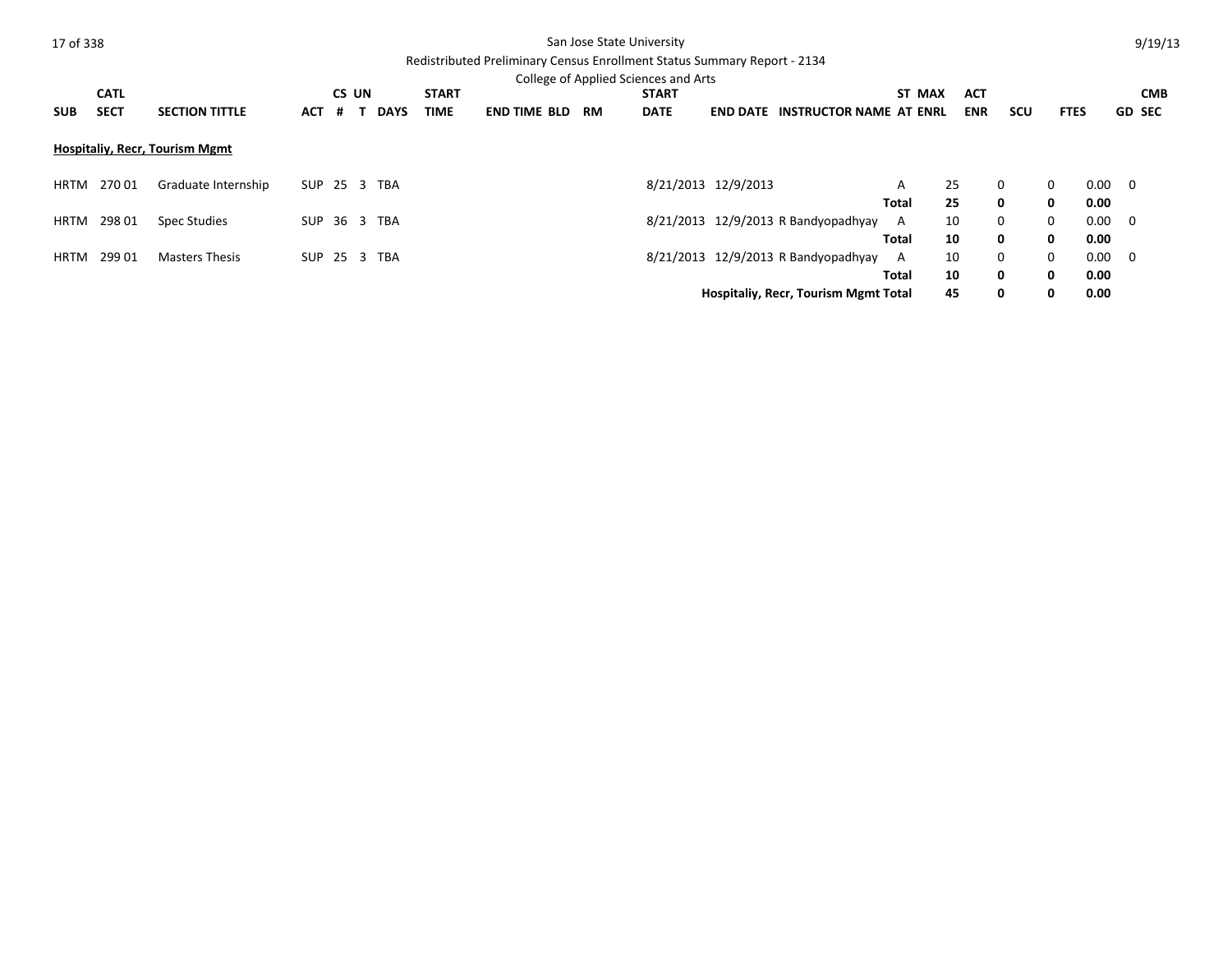San Jose State University

Redistributed Preliminary Census Enrollment Status Summary Report - 2134

College of Applied Sciences and Arts

| SUB | CATL SECT | SECTION TITTLE | ACT | CS # | UN T | DAYS | START TIME | END TIME | BLD | RM | START DATE | END DATE | INSTRUCTOR NAME | ST AT | MAX ENRL | ACT ENR | SCU | FTES | CMB GD SEC |
|---|---|---|---|---|---|---|---|---|---|---|---|---|---|---|---|---|---|---|---|
| **Hospitaliy, Recr, Tourism Mgmt** | | | | | | | | | | | | | | | | | | | |
| HRTM | 270 01 | Graduate Internship | SUP | 25 | 3 | TBA | | | | | 8/21/2013 | 12/9/2013 | | A | 25 | 0 | 0 | 0.00 | 0 |
| | | | | | | | | | | | | | | **Total** | **25** | **0** | **0** | **0.00** | |
| HRTM | 298 01 | Spec Studies | SUP | 36 | 3 | TBA | | | | | 8/21/2013 | 12/9/2013 | R Bandyopadhyay | A | 10 | 0 | 0 | 0.00 | 0 |
| | | | | | | | | | | | | | | **Total** | **10** | **0** | **0** | **0.00** | |
| HRTM | 299 01 | Masters Thesis | SUP | 25 | 3 | TBA | | | | | 8/21/2013 | 12/9/2013 | R Bandyopadhyay | A | 10 | 0 | 0 | 0.00 | 0 |
| | | | | | | | | | | | | | | **Total** | **10** | **0** | **0** | **0.00** | |
| | | | | | | | | | | | | **Hospitaliy, Recr, Tourism Mgmt Total** | | | **45** | **0** | **0** | **0.00** | |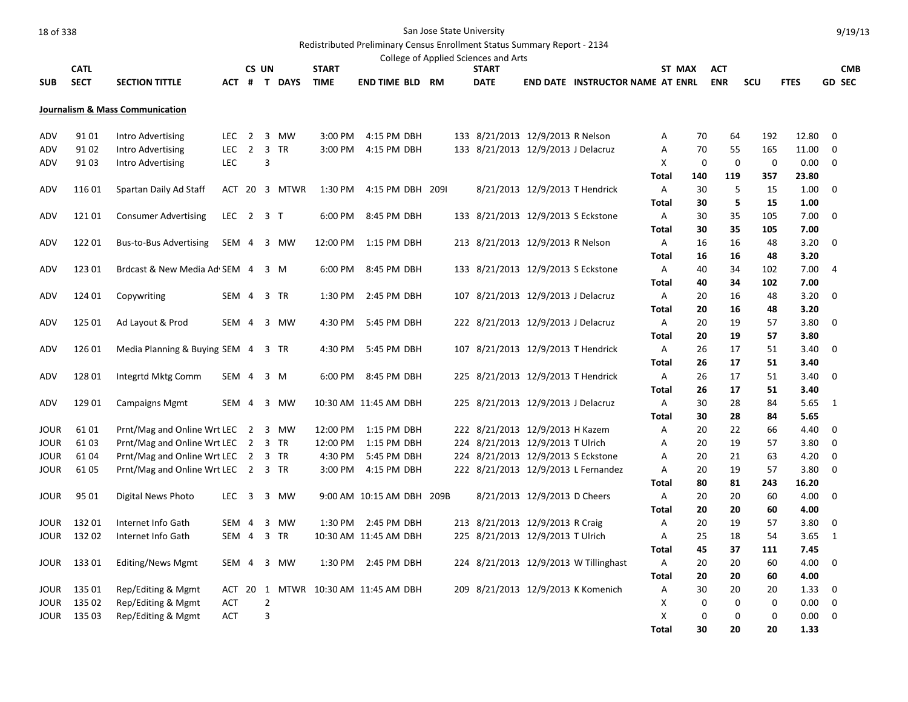San Jose State University

Redistributed Preliminary Census Enrollment Status Summary Report - 2134

College of Applied Sciences and Arts

**Journalism & Mass Communication**

| SUB | CATL SECT | SECTION TITTLE | ACT | CS # | UN T | DAYS | START TIME | END TIME | BLD | RM | START DATE | END DATE | INSTRUCTOR NAME | ST AT | MAX ENRL | ACT ENR | SCU | FTES | GD | CMB SEC |
|---|---|---|---|---|---|---|---|---|---|---|---|---|---|---|---|---|---|---|---|---|
| ADV | 91 01 | Intro Advertising | LEC | 2 | 3 | MW | 3:00 PM | 4:15 PM | DBH | 133 | 8/21/2013 | 12/9/2013 | R Nelson | A | 70 | 64 | 192 | 12.80 | 0 | |
| ADV | 91 02 | Intro Advertising | LEC | 2 | 3 | TR | 3:00 PM | 4:15 PM | DBH | 133 | 8/21/2013 | 12/9/2013 | J Delacruz | A | 70 | 55 | 165 | 11.00 | 0 | |
| ADV | 91 03 | Intro Advertising | LEC | | 3 | | | | | | | | | X | 0 | 0 | 0 | 0.00 | 0 | |
| | | | | | | | | | | | | | | **Total** | **140** | **119** | **357** | **23.80** | | |
| ADV | 116 01 | Spartan Daily Ad Staff | ACT | 20 | 3 | MTWR | 1:30 PM | 4:15 PM | DBH | 209I | 8/21/2013 | 12/9/2013 | T Hendrick | A | 30 | 5 | 15 | 1.00 | 0 | |
| | | | | | | | | | | | | | | **Total** | **30** | **5** | **15** | **1.00** | | |
| ADV | 121 01 | Consumer Advertising | LEC | 2 | 3 | T | 6:00 PM | 8:45 PM | DBH | 133 | 8/21/2013 | 12/9/2013 | S Eckstone | A | 30 | 35 | 105 | 7.00 | 0 | |
| | | | | | | | | | | | | | | **Total** | **30** | **35** | **105** | **7.00** | | |
| ADV | 122 01 | Bus-to-Bus Advertising | SEM | 4 | 3 | MW | 12:00 PM | 1:15 PM | DBH | 213 | 8/21/2013 | 12/9/2013 | R Nelson | A | 16 | 16 | 48 | 3.20 | 0 | |
| | | | | | | | | | | | | | | **Total** | **16** | **16** | **48** | **3.20** | | |
| ADV | 123 01 | Brdcast & New Media Ad | SEM | 4 | 3 | M | 6:00 PM | 8:45 PM | DBH | 133 | 8/21/2013 | 12/9/2013 | S Eckstone | A | 40 | 34 | 102 | 7.00 | 4 | |
| | | | | | | | | | | | | | | **Total** | **40** | **34** | **102** | **7.00** | | |
| ADV | 124 01 | Copywriting | SEM | 4 | 3 | TR | 1:30 PM | 2:45 PM | DBH | 107 | 8/21/2013 | 12/9/2013 | J Delacruz | A | 20 | 16 | 48 | 3.20 | 0 | |
| | | | | | | | | | | | | | | **Total** | **20** | **16** | **48** | **3.20** | | |
| ADV | 125 01 | Ad Layout & Prod | SEM | 4 | 3 | MW | 4:30 PM | 5:45 PM | DBH | 222 | 8/21/2013 | 12/9/2013 | J Delacruz | A | 20 | 19 | 57 | 3.80 | 0 | |
| | | | | | | | | | | | | | | **Total** | **20** | **19** | **57** | **3.80** | | |
| ADV | 126 01 | Media Planning & Buying | SEM | 4 | 3 | TR | 4:30 PM | 5:45 PM | DBH | 107 | 8/21/2013 | 12/9/2013 | T Hendrick | A | 26 | 17 | 51 | 3.40 | 0 | |
| | | | | | | | | | | | | | | **Total** | **26** | **17** | **51** | **3.40** | | |
| ADV | 128 01 | Integrtd Mktg Comm | SEM | 4 | 3 | M | 6:00 PM | 8:45 PM | DBH | 225 | 8/21/2013 | 12/9/2013 | T Hendrick | A | 26 | 17 | 51 | 3.40 | 0 | |
| | | | | | | | | | | | | | | **Total** | **26** | **17** | **51** | **3.40** | | |
| ADV | 129 01 | Campaigns Mgmt | SEM | 4 | 3 | MW | 10:30 AM | 11:45 AM | DBH | 225 | 8/21/2013 | 12/9/2013 | J Delacruz | A | 30 | 28 | 84 | 5.65 | 1 | |
| | | | | | | | | | | | | | | **Total** | **30** | **28** | **84** | **5.65** | | |
| JOUR | 61 01 | Prnt/Mag and Online Wrt | LEC | 2 | 3 | MW | 12:00 PM | 1:15 PM | DBH | 222 | 8/21/2013 | 12/9/2013 | H Kazem | A | 20 | 22 | 66 | 4.40 | 0 | |
| JOUR | 61 03 | Prnt/Mag and Online Wrt | LEC | 2 | 3 | TR | 12:00 PM | 1:15 PM | DBH | 224 | 8/21/2013 | 12/9/2013 | T Ulrich | A | 20 | 19 | 57 | 3.80 | 0 | |
| JOUR | 61 04 | Prnt/Mag and Online Wrt | LEC | 2 | 3 | TR | 4:30 PM | 5:45 PM | DBH | 224 | 8/21/2013 | 12/9/2013 | S Eckstone | A | 20 | 21 | 63 | 4.20 | 0 | |
| JOUR | 61 05 | Prnt/Mag and Online Wrt | LEC | 2 | 3 | TR | 3:00 PM | 4:15 PM | DBH | 222 | 8/21/2013 | 12/9/2013 | L Fernandez | A | 20 | 19 | 57 | 3.80 | 0 | |
| | | | | | | | | | | | | | | **Total** | **80** | **81** | **243** | **16.20** | | |
| JOUR | 95 01 | Digital News Photo | LEC | 3 | 3 | MW | 9:00 AM | 10:15 AM | DBH | 209B | 8/21/2013 | 12/9/2013 | D Cheers | A | 20 | 20 | 60 | 4.00 | 0 | |
| | | | | | | | | | | | | | | **Total** | **20** | **20** | **60** | **4.00** | | |
| JOUR | 132 01 | Internet Info Gath | SEM | 4 | 3 | MW | 1:30 PM | 2:45 PM | DBH | 213 | 8/21/2013 | 12/9/2013 | R Craig | A | 20 | 19 | 57 | 3.80 | 0 | |
| JOUR | 132 02 | Internet Info Gath | SEM | 4 | 3 | TR | 10:30 AM | 11:45 AM | DBH | 225 | 8/21/2013 | 12/9/2013 | T Ulrich | A | 25 | 18 | 54 | 3.65 | 1 | |
| | | | | | | | | | | | | | | **Total** | **45** | **37** | **111** | **7.45** | | |
| JOUR | 133 01 | Editing/News Mgmt | SEM | 4 | 3 | MW | 1:30 PM | 2:45 PM | DBH | 224 | 8/21/2013 | 12/9/2013 | W Tillinghast | A | 20 | 20 | 60 | 4.00 | 0 | |
| | | | | | | | | | | | | | | **Total** | **20** | **20** | **60** | **4.00** | | |
| JOUR | 135 01 | Rep/Editing & Mgmt | ACT | 20 | 1 | MTWR | 10:30 AM | 11:45 AM | DBH | 209 | 8/21/2013 | 12/9/2013 | K Komenich | A | 30 | 20 | 20 | 1.33 | 0 | |
| JOUR | 135 02 | Rep/Editing & Mgmt | ACT | | 2 | | | | | | | | | X | 0 | 0 | 0 | 0.00 | 0 | |
| JOUR | 135 03 | Rep/Editing & Mgmt | ACT | | 3 | | | | | | | | | X | 0 | 0 | 0 | 0.00 | 0 | |
| | | | | | | | | | | | | | | **Total** | **30** | **20** | **20** | **1.33** | | |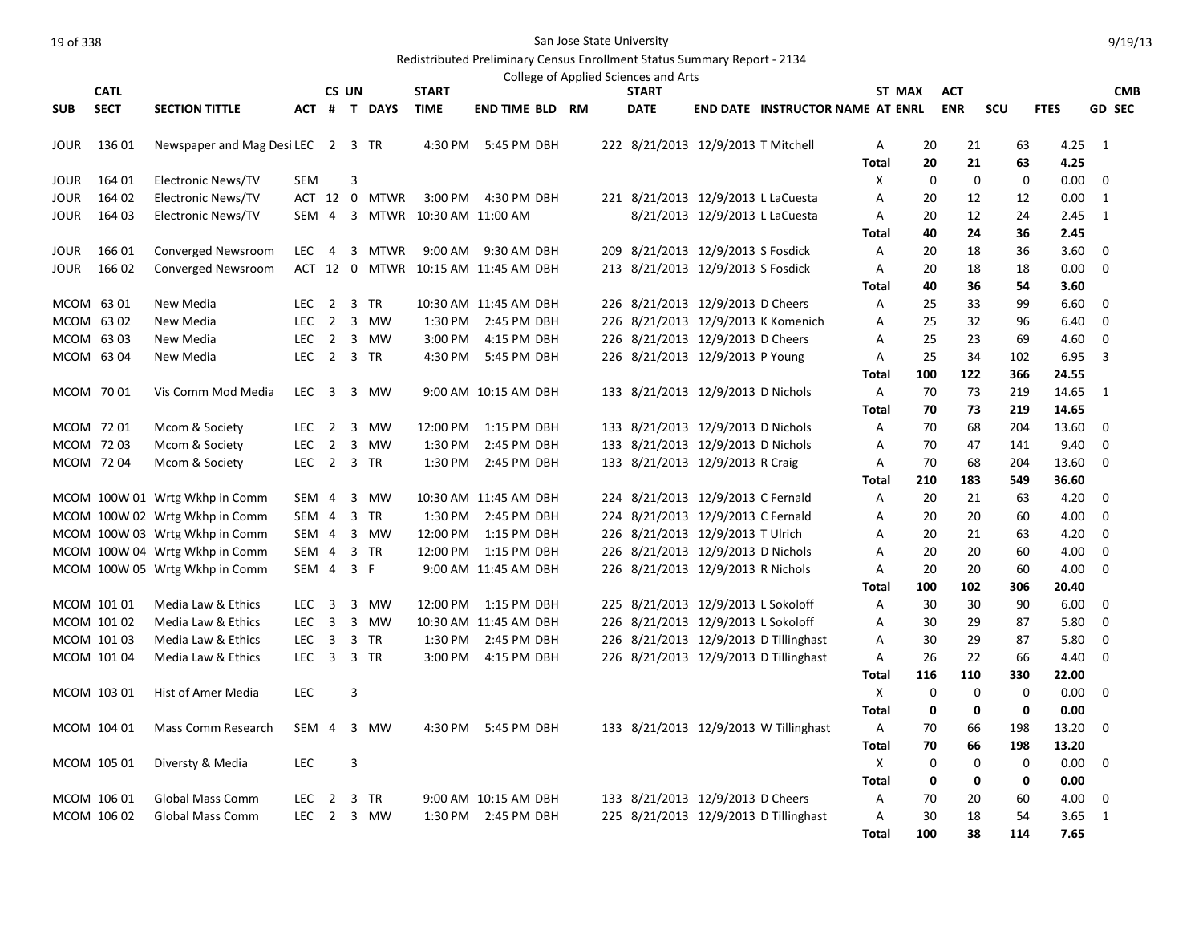San Jose State University

Redistributed Preliminary Census Enrollment Status Summary Report - 2134

College of Applied Sciences and Arts

| SUB | CATL SECT | SECTION TITTLE | ACT | CS # | UN T | DAYS | START TIME | END TIME | BLD | RM | START DATE | END DATE | INSTRUCTOR NAME | ST AT | MAX ENRL | ACT ENR | SCU | FTES | GD | CMB SEC |
|---|---|---|---|---|---|---|---|---|---|---|---|---|---|---|---|---|---|---|---|---|
| JOUR | 136 01 | Newspaper and Mag Desi | LEC | 2 | 3 | TR | 4:30 PM | 5:45 PM | DBH | 222 | 8/21/2013 | 12/9/2013 | T Mitchell | A | 20 | 21 | 63 | 4.25 | 1 | |
| | | | | | | | | | | | | | | Total | 20 | 21 | 63 | 4.25 | | |
| JOUR | 164 01 | Electronic News/TV | SEM | | 3 | | | | | | | | | X | 0 | 0 | 0 | 0.00 | 0 | |
| JOUR | 164 02 | Electronic News/TV | ACT | 12 | 0 | MTWR | 3:00 PM | 4:30 PM | DBH | 221 | 8/21/2013 | 12/9/2013 | L LaCuesta | A | 20 | 12 | 12 | 0.00 | 1 | |
| JOUR | 164 03 | Electronic News/TV | SEM | 4 | 3 | MTWR | 10:30 AM | 11:00 AM | | | 8/21/2013 | 12/9/2013 | L LaCuesta | A | 20 | 12 | 24 | 2.45 | 1 | |
| | | | | | | | | | | | | | | Total | 40 | 24 | 36 | 2.45 | | |
| JOUR | 166 01 | Converged Newsroom | LEC | 4 | 3 | MTWR | 9:00 AM | 9:30 AM | DBH | 209 | 8/21/2013 | 12/9/2013 | S Fosdick | A | 20 | 18 | 36 | 3.60 | 0 | |
| JOUR | 166 02 | Converged Newsroom | ACT | 12 | 0 | MTWR | 10:15 AM | 11:45 AM | DBH | 213 | 8/21/2013 | 12/9/2013 | S Fosdick | A | 20 | 18 | 18 | 0.00 | 0 | |
| | | | | | | | | | | | | | | Total | 40 | 36 | 54 | 3.60 | | |
| MCOM | 63 01 | New Media | LEC | 2 | 3 | TR | 10:30 AM | 11:45 AM | DBH | 226 | 8/21/2013 | 12/9/2013 | D Cheers | A | 25 | 33 | 99 | 6.60 | 0 | |
| MCOM | 63 02 | New Media | LEC | 2 | 3 | MW | 1:30 PM | 2:45 PM | DBH | 226 | 8/21/2013 | 12/9/2013 | K Komenich | A | 25 | 32 | 96 | 6.40 | 0 | |
| MCOM | 63 03 | New Media | LEC | 2 | 3 | MW | 3:00 PM | 4:15 PM | DBH | 226 | 8/21/2013 | 12/9/2013 | D Cheers | A | 25 | 23 | 69 | 4.60 | 0 | |
| MCOM | 63 04 | New Media | LEC | 2 | 3 | TR | 4:30 PM | 5:45 PM | DBH | 226 | 8/21/2013 | 12/9/2013 | P Young | A | 25 | 34 | 102 | 6.95 | 3 | |
| | | | | | | | | | | | | | | Total | 100 | 122 | 366 | 24.55 | | |
| MCOM | 70 01 | Vis Comm Mod Media | LEC | 3 | 3 | MW | 9:00 AM | 10:15 AM | DBH | 133 | 8/21/2013 | 12/9/2013 | D Nichols | A | 70 | 73 | 219 | 14.65 | 1 | |
| | | | | | | | | | | | | | | Total | 70 | 73 | 219 | 14.65 | | |
| MCOM | 72 01 | Mcom & Society | LEC | 2 | 3 | MW | 12:00 PM | 1:15 PM | DBH | 133 | 8/21/2013 | 12/9/2013 | D Nichols | A | 70 | 68 | 204 | 13.60 | 0 | |
| MCOM | 72 03 | Mcom & Society | LEC | 2 | 3 | MW | 1:30 PM | 2:45 PM | DBH | 133 | 8/21/2013 | 12/9/2013 | D Nichols | A | 70 | 47 | 141 | 9.40 | 0 | |
| MCOM | 72 04 | Mcom & Society | LEC | 2 | 3 | TR | 1:30 PM | 2:45 PM | DBH | 133 | 8/21/2013 | 12/9/2013 | R Craig | A | 70 | 68 | 204 | 13.60 | 0 | |
| | | | | | | | | | | | | | | Total | 210 | 183 | 549 | 36.60 | | |
| MCOM | 100W 01 | Wrtg Wkhp in Comm | SEM | 4 | 3 | MW | 10:30 AM | 11:45 AM | DBH | 224 | 8/21/2013 | 12/9/2013 | C Fernald | A | 20 | 21 | 63 | 4.20 | 0 | |
| MCOM | 100W 02 | Wrtg Wkhp in Comm | SEM | 4 | 3 | TR | 1:30 PM | 2:45 PM | DBH | 224 | 8/21/2013 | 12/9/2013 | C Fernald | A | 20 | 20 | 60 | 4.00 | 0 | |
| MCOM | 100W 03 | Wrtg Wkhp in Comm | SEM | 4 | 3 | MW | 12:00 PM | 1:15 PM | DBH | 226 | 8/21/2013 | 12/9/2013 | T Ulrich | A | 20 | 21 | 63 | 4.20 | 0 | |
| MCOM | 100W 04 | Wrtg Wkhp in Comm | SEM | 4 | 3 | TR | 12:00 PM | 1:15 PM | DBH | 226 | 8/21/2013 | 12/9/2013 | D Nichols | A | 20 | 20 | 60 | 4.00 | 0 | |
| MCOM | 100W 05 | Wrtg Wkhp in Comm | SEM | 4 | 3 | F | 9:00 AM | 11:45 AM | DBH | 226 | 8/21/2013 | 12/9/2013 | R Nichols | A | 20 | 20 | 60 | 4.00 | 0 | |
| | | | | | | | | | | | | | | Total | 100 | 102 | 306 | 20.40 | | |
| MCOM | 101 01 | Media Law & Ethics | LEC | 3 | 3 | MW | 12:00 PM | 1:15 PM | DBH | 225 | 8/21/2013 | 12/9/2013 | L Sokoloff | A | 30 | 30 | 90 | 6.00 | 0 | |
| MCOM | 101 02 | Media Law & Ethics | LEC | 3 | 3 | MW | 10:30 AM | 11:45 AM | DBH | 226 | 8/21/2013 | 12/9/2013 | L Sokoloff | A | 30 | 29 | 87 | 5.80 | 0 | |
| MCOM | 101 03 | Media Law & Ethics | LEC | 3 | 3 | TR | 1:30 PM | 2:45 PM | DBH | 226 | 8/21/2013 | 12/9/2013 | D Tillinghast | A | 30 | 29 | 87 | 5.80 | 0 | |
| MCOM | 101 04 | Media Law & Ethics | LEC | 3 | 3 | TR | 3:00 PM | 4:15 PM | DBH | 226 | 8/21/2013 | 12/9/2013 | D Tillinghast | A | 26 | 22 | 66 | 4.40 | 0 | |
| | | | | | | | | | | | | | | Total | 116 | 110 | 330 | 22.00 | | |
| MCOM | 103 01 | Hist of Amer Media | LEC | | 3 | | | | | | | | | X | 0 | 0 | 0 | 0.00 | 0 | |
| | | | | | | | | | | | | | | Total | 0 | 0 | 0 | 0.00 | | |
| MCOM | 104 01 | Mass Comm Research | SEM | 4 | 3 | MW | 4:30 PM | 5:45 PM | DBH | 133 | 8/21/2013 | 12/9/2013 | W Tillinghast | A | 70 | 66 | 198 | 13.20 | 0 | |
| | | | | | | | | | | | | | | Total | 70 | 66 | 198 | 13.20 | | |
| MCOM | 105 01 | Diversty & Media | LEC | | 3 | | | | | | | | | X | 0 | 0 | 0 | 0.00 | 0 | |
| | | | | | | | | | | | | | | Total | 0 | 0 | 0 | 0.00 | | |
| MCOM | 106 01 | Global Mass Comm | LEC | 2 | 3 | TR | 9:00 AM | 10:15 AM | DBH | 133 | 8/21/2013 | 12/9/2013 | D Cheers | A | 70 | 20 | 60 | 4.00 | 0 | |
| MCOM | 106 02 | Global Mass Comm | LEC | 2 | 3 | MW | 1:30 PM | 2:45 PM | DBH | 225 | 8/21/2013 | 12/9/2013 | D Tillinghast | A | 30 | 18 | 54 | 3.65 | 1 | |
| | | | | | | | | | | | | | | Total | 100 | 38 | 114 | 7.65 | | |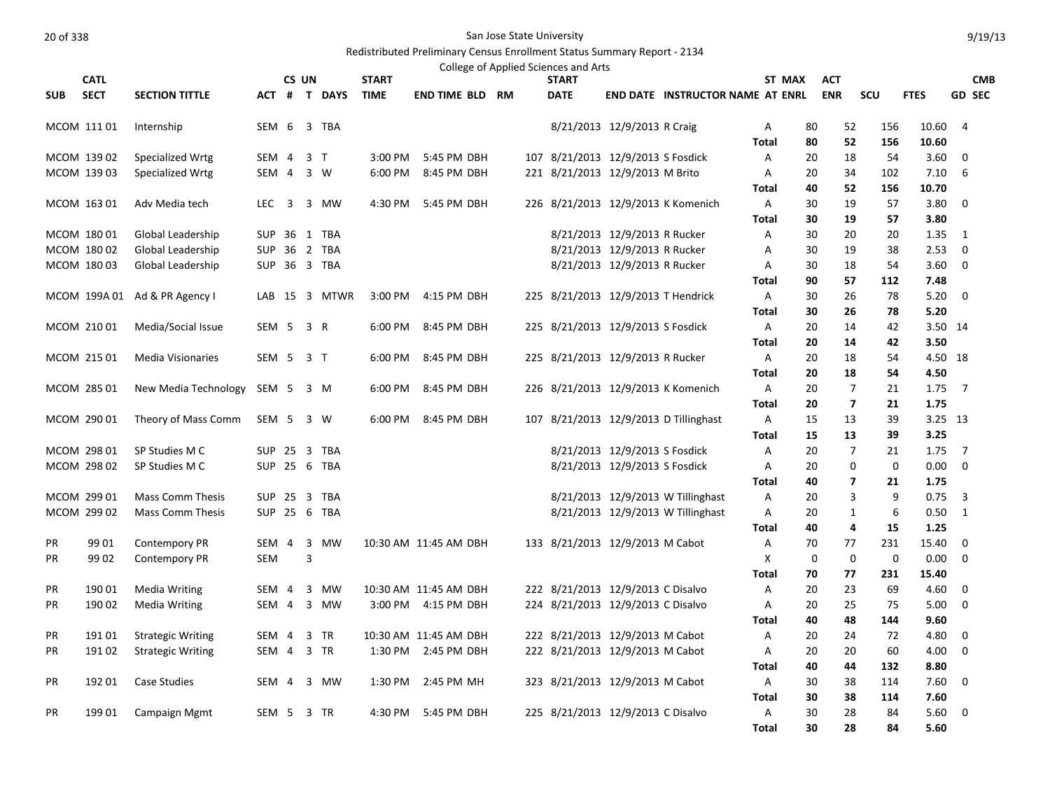San Jose State University

Redistributed Preliminary Census Enrollment Status Summary Report - 2134

College of Applied Sciences and Arts

| SUB | CATL SECT | SECTION TITTLE | ACT | CS # | UN T | DAYS | START TIME | END TIME | BLD | RM | START DATE | END DATE | INSTRUCTOR NAME | ST AT | MAX ENRL | ACT ENR | SCU | FTES | CMB GD SEC |
|---|---|---|---|---|---|---|---|---|---|---|---|---|---|---|---|---|---|---|---|
| MCOM | 111 01 | Internship | SEM | 6 | 3 | TBA | | | | | 8/21/2013 | 12/9/2013 | R Craig | A | 80 | 52 | 156 | 10.60 | 4 |
| | | | | | | | | | | | | | | Total | 80 | 52 | 156 | 10.60 | |
| MCOM | 139 02 | Specialized Wrtg | SEM | 4 | 3 | T | 3:00 PM | 5:45 PM | DBH | 107 | 8/21/2013 | 12/9/2013 | S Fosdick | A | 20 | 18 | 54 | 3.60 | 0 |
| MCOM | 139 03 | Specialized Wrtg | SEM | 4 | 3 | W | 6:00 PM | 8:45 PM | DBH | 221 | 8/21/2013 | 12/9/2013 | M Brito | A | 20 | 34 | 102 | 7.10 | 6 |
| | | | | | | | | | | | | | | Total | 40 | 52 | 156 | 10.70 | |
| MCOM | 163 01 | Adv Media tech | LEC | 3 | 3 | MW | 4:30 PM | 5:45 PM | DBH | 226 | 8/21/2013 | 12/9/2013 | K Komenich | A | 30 | 19 | 57 | 3.80 | 0 |
| | | | | | | | | | | | | | | Total | 30 | 19 | 57 | 3.80 | |
| MCOM | 180 01 | Global Leadership | SUP | 36 | 1 | TBA | | | | | 8/21/2013 | 12/9/2013 | R Rucker | A | 30 | 20 | 20 | 1.35 | 1 |
| MCOM | 180 02 | Global Leadership | SUP | 36 | 2 | TBA | | | | | 8/21/2013 | 12/9/2013 | R Rucker | A | 30 | 19 | 38 | 2.53 | 0 |
| MCOM | 180 03 | Global Leadership | SUP | 36 | 3 | TBA | | | | | 8/21/2013 | 12/9/2013 | R Rucker | A | 30 | 18 | 54 | 3.60 | 0 |
| | | | | | | | | | | | | | | Total | 90 | 57 | 112 | 7.48 | |
| MCOM | 199A 01 | Ad & PR Agency I | LAB | 15 | 3 | MTWR | 3:00 PM | 4:15 PM | DBH | 225 | 8/21/2013 | 12/9/2013 | T Hendrick | A | 30 | 26 | 78 | 5.20 | 0 |
| | | | | | | | | | | | | | | Total | 30 | 26 | 78 | 5.20 | |
| MCOM | 210 01 | Media/Social Issue | SEM | 5 | 3 | R | 6:00 PM | 8:45 PM | DBH | 225 | 8/21/2013 | 12/9/2013 | S Fosdick | A | 20 | 14 | 42 | 3.50 | 14 |
| | | | | | | | | | | | | | | Total | 20 | 14 | 42 | 3.50 | |
| MCOM | 215 01 | Media Visionaries | SEM | 5 | 3 | T | 6:00 PM | 8:45 PM | DBH | 225 | 8/21/2013 | 12/9/2013 | R Rucker | A | 20 | 18 | 54 | 4.50 | 18 |
| | | | | | | | | | | | | | | Total | 20 | 18 | 54 | 4.50 | |
| MCOM | 285 01 | New Media Technology | SEM | 5 | 3 | M | 6:00 PM | 8:45 PM | DBH | 226 | 8/21/2013 | 12/9/2013 | K Komenich | A | 20 | 7 | 21 | 1.75 | 7 |
| | | | | | | | | | | | | | | Total | 20 | 7 | 21 | 1.75 | |
| MCOM | 290 01 | Theory of Mass Comm | SEM | 5 | 3 | W | 6:00 PM | 8:45 PM | DBH | 107 | 8/21/2013 | 12/9/2013 | D Tillinghast | A | 15 | 13 | 39 | 3.25 | 13 |
| | | | | | | | | | | | | | | Total | 15 | 13 | 39 | 3.25 | |
| MCOM | 298 01 | SP Studies M C | SUP | 25 | 3 | TBA | | | | | 8/21/2013 | 12/9/2013 | S Fosdick | A | 20 | 7 | 21 | 1.75 | 7 |
| MCOM | 298 02 | SP Studies M C | SUP | 25 | 6 | TBA | | | | | 8/21/2013 | 12/9/2013 | S Fosdick | A | 20 | 0 | 0 | 0.00 | 0 |
| | | | | | | | | | | | | | | Total | 40 | 7 | 21 | 1.75 | |
| MCOM | 299 01 | Mass Comm Thesis | SUP | 25 | 3 | TBA | | | | | 8/21/2013 | 12/9/2013 | W Tillinghast | A | 20 | 3 | 9 | 0.75 | 3 |
| MCOM | 299 02 | Mass Comm Thesis | SUP | 25 | 6 | TBA | | | | | 8/21/2013 | 12/9/2013 | W Tillinghast | A | 20 | 1 | 6 | 0.50 | 1 |
| | | | | | | | | | | | | | | Total | 40 | 4 | 15 | 1.25 | |
| PR | 99 01 | Contempory PR | SEM | 4 | 3 | MW | 10:30 AM | 11:45 AM | DBH | 133 | 8/21/2013 | 12/9/2013 | M Cabot | A | 70 | 77 | 231 | 15.40 | 0 |
| PR | 99 02 | Contempory PR | SEM | | 3 | | | | | | | | | X | 0 | 0 | 0 | 0.00 | 0 |
| | | | | | | | | | | | | | | Total | 70 | 77 | 231 | 15.40 | |
| PR | 190 01 | Media Writing | SEM | 4 | 3 | MW | 10:30 AM | 11:45 AM | DBH | 222 | 8/21/2013 | 12/9/2013 | C Disalvo | A | 20 | 23 | 69 | 4.60 | 0 |
| PR | 190 02 | Media Writing | SEM | 4 | 3 | MW | 3:00 PM | 4:15 PM | DBH | 224 | 8/21/2013 | 12/9/2013 | C Disalvo | A | 20 | 25 | 75 | 5.00 | 0 |
| | | | | | | | | | | | | | | Total | 40 | 48 | 144 | 9.60 | |
| PR | 191 01 | Strategic Writing | SEM | 4 | 3 | TR | 10:30 AM | 11:45 AM | DBH | 222 | 8/21/2013 | 12/9/2013 | M Cabot | A | 20 | 24 | 72 | 4.80 | 0 |
| PR | 191 02 | Strategic Writing | SEM | 4 | 3 | TR | 1:30 PM | 2:45 PM | DBH | 222 | 8/21/2013 | 12/9/2013 | M Cabot | A | 20 | 20 | 60 | 4.00 | 0 |
| | | | | | | | | | | | | | | Total | 40 | 44 | 132 | 8.80 | |
| PR | 192 01 | Case Studies | SEM | 4 | 3 | MW | 1:30 PM | 2:45 PM | MH | 323 | 8/21/2013 | 12/9/2013 | M Cabot | A | 30 | 38 | 114 | 7.60 | 0 |
| | | | | | | | | | | | | | | Total | 30 | 38 | 114 | 7.60 | |
| PR | 199 01 | Campaign Mgmt | SEM | 5 | 3 | TR | 4:30 PM | 5:45 PM | DBH | 225 | 8/21/2013 | 12/9/2013 | C Disalvo | A | 30 | 28 | 84 | 5.60 | 0 |
| | | | | | | | | | | | | | | Total | 30 | 28 | 84 | 5.60 | |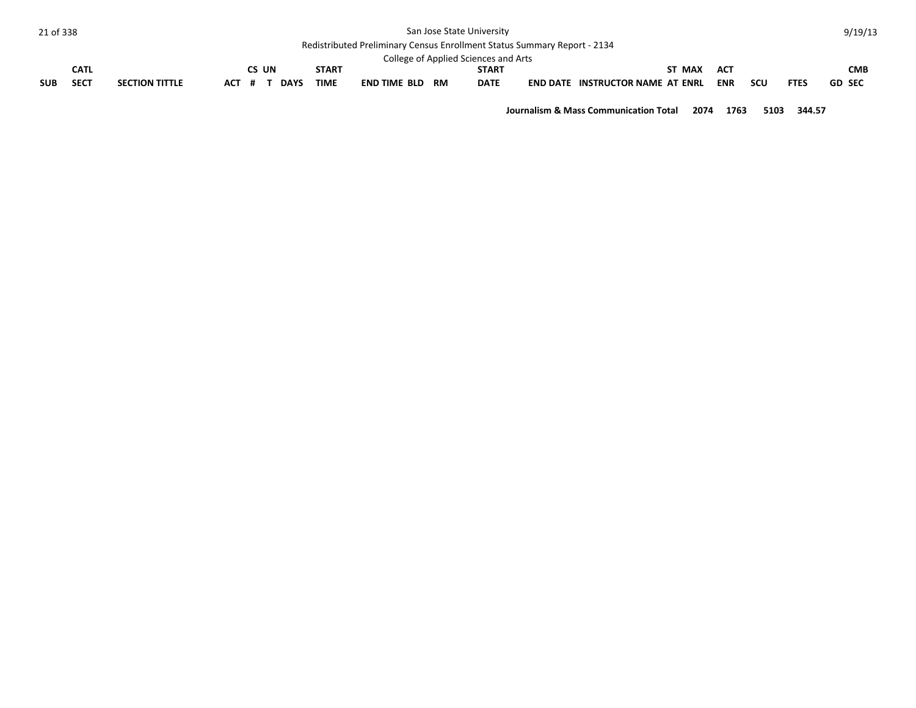| SUB | CATL SECT | SECTION TITTLE | ACT | CS # | UN T | DAYS | START TIME | END TIME | BLD | RM | START DATE | END DATE | INSTRUCTOR NAME | ST AT | MAX ENRL | ACT ENR | SCU | FTES | GD | CMB SEC |
|---|---|---|---|---|---|---|---|---|---|---|---|---|---|---|---|---|---|---|---|---|
| | | | | | | | | | | | | | **Journalism & Mass Communication Total** | | **2074** | **1763** | **5103** | **344.57** | | |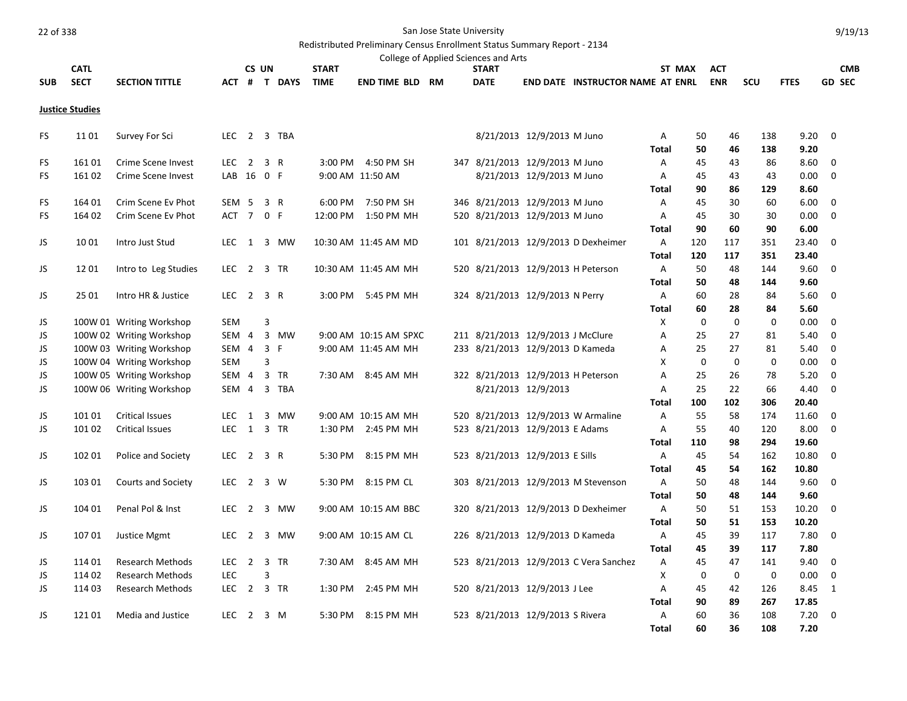San Jose State University

Redistributed Preliminary Census Enrollment Status Summary Report - 2134

College of Applied Sciences and Arts

| SUB | CATL SECT | SECTION TITTLE | ACT | CS # | UN T | DAYS | START TIME | END TIME | BLD | RM | START DATE | END DATE | INSTRUCTOR NAME | ST AT | MAX ENRL | ACT ENR | SCU | FTES | CMB GD SEC |
|---|---|---|---|---|---|---|---|---|---|---|---|---|---|---|---|---|---|---|---|
| **Justice Studies** | | | | | | | | | | | | | | | | | | | |
| FS | 11 01 | Survey For Sci | LEC | 2 | 3 | TBA | | | | | 8/21/2013 | 12/9/2013 | M Juno | A | 50 | 46 | 138 | 9.20 | 0 |
| | | | | | | | | | | | | | | **Total** | **50** | **46** | **138** | **9.20** | |
| FS | 161 01 | Crime Scene Invest | LEC | 2 | 3 | R | 3:00 PM | 4:50 PM | SH | 347 | 8/21/2013 | 12/9/2013 | M Juno | A | 45 | 43 | 86 | 8.60 | 0 |
| FS | 161 02 | Crime Scene Invest | LAB | 16 | 0 | F | 9:00 AM | 11:50 AM | | | 8/21/2013 | 12/9/2013 | M Juno | A | 45 | 43 | 43 | 0.00 | 0 |
| | | | | | | | | | | | | | | **Total** | **90** | **86** | **129** | **8.60** | |
| FS | 164 01 | Crim Scene Ev Phot | SEM | 5 | 3 | R | 6:00 PM | 7:50 PM | SH | 346 | 8/21/2013 | 12/9/2013 | M Juno | A | 45 | 30 | 60 | 6.00 | 0 |
| FS | 164 02 | Crim Scene Ev Phot | ACT | 7 | 0 | F | 12:00 PM | 1:50 PM | MH | 520 | 8/21/2013 | 12/9/2013 | M Juno | A | 45 | 30 | 30 | 0.00 | 0 |
| | | | | | | | | | | | | | | **Total** | **90** | **60** | **90** | **6.00** | |
| JS | 10 01 | Intro Just Stud | LEC | 1 | 3 | MW | 10:30 AM | 11:45 AM | MD | 101 | 8/21/2013 | 12/9/2013 | D Dexheimer | A | 120 | 117 | 351 | 23.40 | 0 |
| | | | | | | | | | | | | | | **Total** | **120** | **117** | **351** | **23.40** | |
| JS | 12 01 | Intro to Leg Studies | LEC | 2 | 3 | TR | 10:30 AM | 11:45 AM | MH | 520 | 8/21/2013 | 12/9/2013 | H Peterson | A | 50 | 48 | 144 | 9.60 | 0 |
| | | | | | | | | | | | | | | **Total** | **50** | **48** | **144** | **9.60** | |
| JS | 25 01 | Intro HR & Justice | LEC | 2 | 3 | R | 3:00 PM | 5:45 PM | MH | 324 | 8/21/2013 | 12/9/2013 | N Perry | A | 60 | 28 | 84 | 5.60 | 0 |
| | | | | | | | | | | | | | | **Total** | **60** | **28** | **84** | **5.60** | |
| JS | 100W 01 | Writing Workshop | SEM | | 3 | | | | | | | | | X | 0 | 0 | 0 | 0.00 | 0 |
| JS | 100W 02 | Writing Workshop | SEM | 4 | 3 | MW | 9:00 AM | 10:15 AM | SPXC | 211 | 8/21/2013 | 12/9/2013 | J McClure | A | 25 | 27 | 81 | 5.40 | 0 |
| JS | 100W 03 | Writing Workshop | SEM | 4 | 3 | F | 9:00 AM | 11:45 AM | MH | 233 | 8/21/2013 | 12/9/2013 | D Kameda | A | 25 | 27 | 81 | 5.40 | 0 |
| JS | 100W 04 | Writing Workshop | SEM | | 3 | | | | | | | | | X | 0 | 0 | 0 | 0.00 | 0 |
| JS | 100W 05 | Writing Workshop | SEM | 4 | 3 | TR | 7:30 AM | 8:45 AM | MH | 322 | 8/21/2013 | 12/9/2013 | H Peterson | A | 25 | 26 | 78 | 5.20 | 0 |
| JS | 100W 06 | Writing Workshop | SEM | 4 | 3 | TBA | | | | | 8/21/2013 | 12/9/2013 | | A | 25 | 22 | 66 | 4.40 | 0 |
| | | | | | | | | | | | | | | **Total** | **100** | **102** | **306** | **20.40** | |
| JS | 101 01 | Critical Issues | LEC | 1 | 3 | MW | 9:00 AM | 10:15 AM | MH | 520 | 8/21/2013 | 12/9/2013 | W Armaline | A | 55 | 58 | 174 | 11.60 | 0 |
| JS | 101 02 | Critical Issues | LEC | 1 | 3 | TR | 1:30 PM | 2:45 PM | MH | 523 | 8/21/2013 | 12/9/2013 | E Adams | A | 55 | 40 | 120 | 8.00 | 0 |
| | | | | | | | | | | | | | | **Total** | **110** | **98** | **294** | **19.60** | |
| JS | 102 01 | Police and Society | LEC | 2 | 3 | R | 5:30 PM | 8:15 PM | MH | 523 | 8/21/2013 | 12/9/2013 | E Sills | A | 45 | 54 | 162 | 10.80 | 0 |
| | | | | | | | | | | | | | | **Total** | **45** | **54** | **162** | **10.80** | |
| JS | 103 01 | Courts and Society | LEC | 2 | 3 | W | 5:30 PM | 8:15 PM | CL | 303 | 8/21/2013 | 12/9/2013 | M Stevenson | A | 50 | 48 | 144 | 9.60 | 0 |
| | | | | | | | | | | | | | | **Total** | **50** | **48** | **144** | **9.60** | |
| JS | 104 01 | Penal Pol & Inst | LEC | 2 | 3 | MW | 9:00 AM | 10:15 AM | BBC | 320 | 8/21/2013 | 12/9/2013 | D Dexheimer | A | 50 | 51 | 153 | 10.20 | 0 |
| | | | | | | | | | | | | | | **Total** | **50** | **51** | **153** | **10.20** | |
| JS | 107 01 | Justice Mgmt | LEC | 2 | 3 | MW | 9:00 AM | 10:15 AM | CL | 226 | 8/21/2013 | 12/9/2013 | D Kameda | A | 45 | 39 | 117 | 7.80 | 0 |
| | | | | | | | | | | | | | | **Total** | **45** | **39** | **117** | **7.80** | |
| JS | 114 01 | Research Methods | LEC | 2 | 3 | TR | 7:30 AM | 8:45 AM | MH | 523 | 8/21/2013 | 12/9/2013 | C Vera Sanchez | A | 45 | 47 | 141 | 9.40 | 0 |
| JS | 114 02 | Research Methods | LEC | | 3 | | | | | | | | | X | 0 | 0 | 0 | 0.00 | 0 |
| JS | 114 03 | Research Methods | LEC | 2 | 3 | TR | 1:30 PM | 2:45 PM | MH | 520 | 8/21/2013 | 12/9/2013 | J Lee | A | 45 | 42 | 126 | 8.45 | 1 |
| | | | | | | | | | | | | | | **Total** | **90** | **89** | **267** | **17.85** | |
| JS | 121 01 | Media and Justice | LEC | 2 | 3 | M | 5:30 PM | 8:15 PM | MH | 523 | 8/21/2013 | 12/9/2013 | S Rivera | A | 60 | 36 | 108 | 7.20 | 0 |
| | | | | | | | | | | | | | | **Total** | **60** | **36** | **108** | **7.20** | |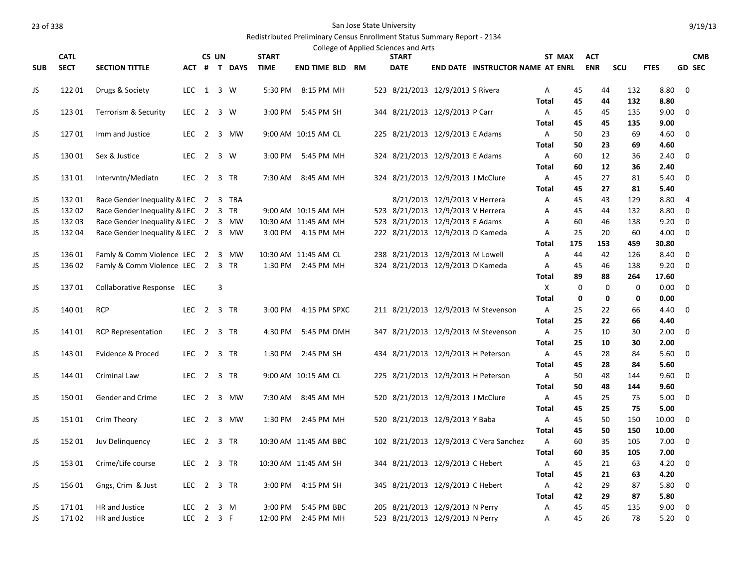San Jose State University

Redistributed Preliminary Census Enrollment Status Summary Report - 2134

College of Applied Sciences and Arts

| SUB | CATL SECT | SECTION TITTLE | ACT | CS # | UN T | DAYS | START TIME | END TIME | BLD | RM | START DATE | END DATE | INSTRUCTOR NAME | ST AT | MAX ENRL | ACT ENR | SCU | FTES | GD | CMB SEC |
|---|---|---|---|---|---|---|---|---|---|---|---|---|---|---|---|---|---|---|---|---|
| JS | 122 01 | Drugs & Society | LEC | 1 | 3 | W | 5:30 PM | 8:15 PM | MH | 523 | 8/21/2013 | 12/9/2013 | S Rivera | A | 45 | 44 | 132 | 8.80 | 0 | |
| | | | | | | | | | | | | | | **Total** | **45** | **44** | **132** | **8.80** | | |
| JS | 123 01 | Terrorism & Security | LEC | 2 | 3 | W | 3:00 PM | 5:45 PM | SH | 344 | 8/21/2013 | 12/9/2013 | P Carr | A | 45 | 45 | 135 | 9.00 | 0 | |
| | | | | | | | | | | | | | | **Total** | **45** | **45** | **135** | **9.00** | | |
| JS | 127 01 | Imm and Justice | LEC | 2 | 3 | MW | 9:00 AM | 10:15 AM | CL | 225 | 8/21/2013 | 12/9/2013 | E Adams | A | 50 | 23 | 69 | 4.60 | 0 | |
| | | | | | | | | | | | | | | **Total** | **50** | **23** | **69** | **4.60** | | |
| JS | 130 01 | Sex & Justice | LEC | 2 | 3 | W | 3:00 PM | 5:45 PM | MH | 324 | 8/21/2013 | 12/9/2013 | E Adams | A | 60 | 12 | 36 | 2.40 | 0 | |
| | | | | | | | | | | | | | | **Total** | **60** | **12** | **36** | **2.40** | | |
| JS | 131 01 | Intervntn/Mediatn | LEC | 2 | 3 | TR | 7:30 AM | 8:45 AM | MH | 324 | 8/21/2013 | 12/9/2013 | J McClure | A | 45 | 27 | 81 | 5.40 | 0 | |
| | | | | | | | | | | | | | | **Total** | **45** | **27** | **81** | **5.40** | | |
| JS | 132 01 | Race Gender Inequality & | LEC | 2 | 3 | TBA | | | | | 8/21/2013 | 12/9/2013 | V Herrera | A | 45 | 43 | 129 | 8.80 | 4 | |
| JS | 132 02 | Race Gender Inequality & | LEC | 2 | 3 | TR | 9:00 AM | 10:15 AM | MH | 523 | 8/21/2013 | 12/9/2013 | V Herrera | A | 45 | 44 | 132 | 8.80 | 0 | |
| JS | 132 03 | Race Gender Inequality & | LEC | 2 | 3 | MW | 10:30 AM | 11:45 AM | MH | 523 | 8/21/2013 | 12/9/2013 | E Adams | A | 60 | 46 | 138 | 9.20 | 0 | |
| JS | 132 04 | Race Gender Inequality & | LEC | 2 | 3 | MW | 3:00 PM | 4:15 PM | MH | 222 | 8/21/2013 | 12/9/2013 | D Kameda | A | 25 | 20 | 60 | 4.00 | 0 | |
| | | | | | | | | | | | | | | **Total** | **175** | **153** | **459** | **30.80** | | |
| JS | 136 01 | Famly & Comm Violence | LEC | 2 | 3 | MW | 10:30 AM | 11:45 AM | CL | 238 | 8/21/2013 | 12/9/2013 | M Lowell | A | 44 | 42 | 126 | 8.40 | 0 | |
| JS | 136 02 | Famly & Comm Violence | LEC | 2 | 3 | TR | 1:30 PM | 2:45 PM | MH | 324 | 8/21/2013 | 12/9/2013 | D Kameda | A | 45 | 46 | 138 | 9.20 | 0 | |
| | | | | | | | | | | | | | | **Total** | **89** | **88** | **264** | **17.60** | | |
| JS | 137 01 | Collaborative Response | LEC | | 3 | | | | | | | | | X | 0 | 0 | 0 | 0.00 | 0 | |
| | | | | | | | | | | | | | | **Total** | **0** | **0** | **0** | **0.00** | | |
| JS | 140 01 | RCP | LEC | 2 | 3 | TR | 3:00 PM | 4:15 PM | SPXC | 211 | 8/21/2013 | 12/9/2013 | M Stevenson | A | 25 | 22 | 66 | 4.40 | 0 | |
| | | | | | | | | | | | | | | **Total** | **25** | **22** | **66** | **4.40** | | |
| JS | 141 01 | RCP Representation | LEC | 2 | 3 | TR | 4:30 PM | 5:45 PM | DMH | 347 | 8/21/2013 | 12/9/2013 | M Stevenson | A | 25 | 10 | 30 | 2.00 | 0 | |
| | | | | | | | | | | | | | | **Total** | **25** | **10** | **30** | **2.00** | | |
| JS | 143 01 | Evidence & Proced | LEC | 2 | 3 | TR | 1:30 PM | 2:45 PM | SH | 434 | 8/21/2013 | 12/9/2013 | H Peterson | A | 45 | 28 | 84 | 5.60 | 0 | |
| | | | | | | | | | | | | | | **Total** | **45** | **28** | **84** | **5.60** | | |
| JS | 144 01 | Criminal Law | LEC | 2 | 3 | TR | 9:00 AM | 10:15 AM | CL | 225 | 8/21/2013 | 12/9/2013 | H Peterson | A | 50 | 48 | 144 | 9.60 | 0 | |
| | | | | | | | | | | | | | | **Total** | **50** | **48** | **144** | **9.60** | | |
| JS | 150 01 | Gender and Crime | LEC | 2 | 3 | MW | 7:30 AM | 8:45 AM | MH | 520 | 8/21/2013 | 12/9/2013 | J McClure | A | 45 | 25 | 75 | 5.00 | 0 | |
| | | | | | | | | | | | | | | **Total** | **45** | **25** | **75** | **5.00** | | |
| JS | 151 01 | Crim Theory | LEC | 2 | 3 | MW | 1:30 PM | 2:45 PM | MH | 520 | 8/21/2013 | 12/9/2013 | Y Baba | A | 45 | 50 | 150 | 10.00 | 0 | |
| | | | | | | | | | | | | | | **Total** | **45** | **50** | **150** | **10.00** | | |
| JS | 152 01 | Juv Delinquency | LEC | 2 | 3 | TR | 10:30 AM | 11:45 AM | BBC | 102 | 8/21/2013 | 12/9/2013 | C Vera Sanchez | A | 60 | 35 | 105 | 7.00 | 0 | |
| | | | | | | | | | | | | | | **Total** | **60** | **35** | **105** | **7.00** | | |
| JS | 153 01 | Crime/Life course | LEC | 2 | 3 | TR | 10:30 AM | 11:45 AM | SH | 344 | 8/21/2013 | 12/9/2013 | C Hebert | A | 45 | 21 | 63 | 4.20 | 0 | |
| | | | | | | | | | | | | | | **Total** | **45** | **21** | **63** | **4.20** | | |
| JS | 156 01 | Gngs, Crim & Just | LEC | 2 | 3 | TR | 3:00 PM | 4:15 PM | SH | 345 | 8/21/2013 | 12/9/2013 | C Hebert | A | 42 | 29 | 87 | 5.80 | 0 | |
| | | | | | | | | | | | | | | **Total** | **42** | **29** | **87** | **5.80** | | |
| JS | 171 01 | HR and Justice | LEC | 2 | 3 | M | 3:00 PM | 5:45 PM | BBC | 205 | 8/21/2013 | 12/9/2013 | N Perry | A | 45 | 45 | 135 | 9.00 | 0 | |
| JS | 171 02 | HR and Justice | LEC | 2 | 3 | F | 12:00 PM | 2:45 PM | MH | 523 | 8/21/2013 | 12/9/2013 | N Perry | A | 45 | 26 | 78 | 5.20 | 0 | |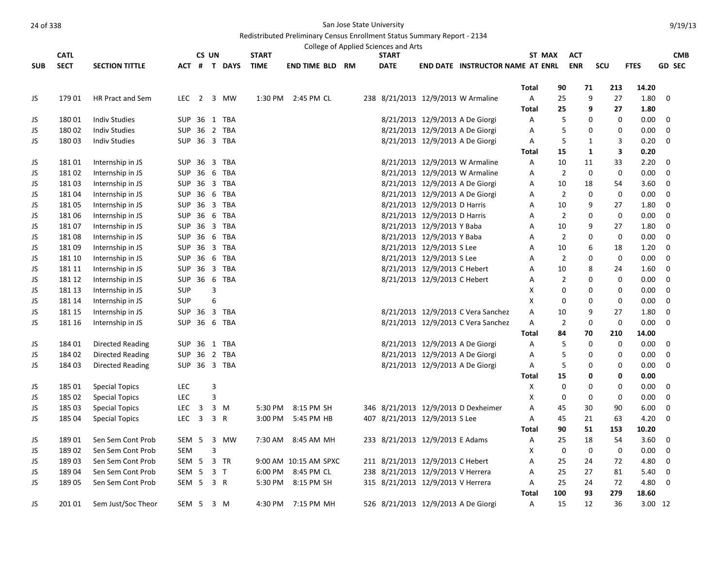San Jose State University

Redistributed Preliminary Census Enrollment Status Summary Report - 2134

College of Applied Sciences and Arts

| SUB | CATL SECT | SECTION TITTLE | ACT | CS # | UN T | DAYS | START TIME | END TIME | BLD | RM | START DATE | END DATE | INSTRUCTOR NAME | ST AT | MAX ENRL | ACT ENR | SCU | FTES | CMB GD | SEC |
|---|---|---|---|---|---|---|---|---|---|---|---|---|---|---|---|---|---|---|---|---|
| | | | | | | | | | | | | | | Total | 90 | 71 | 213 | 14.20 | | |
| JS | 179 01 | HR Pract and Sem | LEC | 2 | 3 | MW | 1:30 PM | 2:45 PM | CL | 238 | 8/21/2013 | 12/9/2013 | W Armaline | A | 25 | 9 | 27 | 1.80 | 0 | |
| | | | | | | | | | | | | | | Total | 25 | 9 | 27 | 1.80 | | |
| JS | 180 01 | Indiv Studies | SUP | 36 | 1 | TBA | | | | | 8/21/2013 | 12/9/2013 | A De Giorgi | A | 5 | 0 | 0 | 0.00 | 0 | |
| JS | 180 02 | Indiv Studies | SUP | 36 | 2 | TBA | | | | | 8/21/2013 | 12/9/2013 | A De Giorgi | A | 5 | 0 | 0 | 0.00 | 0 | |
| JS | 180 03 | Indiv Studies | SUP | 36 | 3 | TBA | | | | | 8/21/2013 | 12/9/2013 | A De Giorgi | A | 5 | 1 | 3 | 0.20 | 0 | |
| | | | | | | | | | | | | | | Total | 15 | 1 | 3 | 0.20 | | |
| JS | 181 01 | Internship in JS | SUP | 36 | 3 | TBA | | | | | 8/21/2013 | 12/9/2013 | W Armaline | A | 10 | 11 | 33 | 2.20 | 0 | |
| JS | 181 02 | Internship in JS | SUP | 36 | 6 | TBA | | | | | 8/21/2013 | 12/9/2013 | W Armaline | A | 2 | 0 | 0 | 0.00 | 0 | |
| JS | 181 03 | Internship in JS | SUP | 36 | 3 | TBA | | | | | 8/21/2013 | 12/9/2013 | A De Giorgi | A | 10 | 18 | 54 | 3.60 | 0 | |
| JS | 181 04 | Internship in JS | SUP | 36 | 6 | TBA | | | | | 8/21/2013 | 12/9/2013 | A De Giorgi | A | 2 | 0 | 0 | 0.00 | 0 | |
| JS | 181 05 | Internship in JS | SUP | 36 | 3 | TBA | | | | | 8/21/2013 | 12/9/2013 | D Harris | A | 10 | 9 | 27 | 1.80 | 0 | |
| JS | 181 06 | Internship in JS | SUP | 36 | 6 | TBA | | | | | 8/21/2013 | 12/9/2013 | D Harris | A | 2 | 0 | 0 | 0.00 | 0 | |
| JS | 181 07 | Internship in JS | SUP | 36 | 3 | TBA | | | | | 8/21/2013 | 12/9/2013 | Y Baba | A | 10 | 9 | 27 | 1.80 | 0 | |
| JS | 181 08 | Internship in JS | SUP | 36 | 6 | TBA | | | | | 8/21/2013 | 12/9/2013 | Y Baba | A | 2 | 0 | 0 | 0.00 | 0 | |
| JS | 181 09 | Internship in JS | SUP | 36 | 3 | TBA | | | | | 8/21/2013 | 12/9/2013 | S Lee | A | 10 | 6 | 18 | 1.20 | 0 | |
| JS | 181 10 | Internship in JS | SUP | 36 | 6 | TBA | | | | | 8/21/2013 | 12/9/2013 | S Lee | A | 2 | 0 | 0 | 0.00 | 0 | |
| JS | 181 11 | Internship in JS | SUP | 36 | 3 | TBA | | | | | 8/21/2013 | 12/9/2013 | C Hebert | A | 10 | 8 | 24 | 1.60 | 0 | |
| JS | 181 12 | Internship in JS | SUP | 36 | 6 | TBA | | | | | 8/21/2013 | 12/9/2013 | C Hebert | A | 2 | 0 | 0 | 0.00 | 0 | |
| JS | 181 13 | Internship in JS | SUP | | 3 | | | | | | | | | X | 0 | 0 | 0 | 0.00 | 0 | |
| JS | 181 14 | Internship in JS | SUP | | 6 | | | | | | | | | X | 0 | 0 | 0 | 0.00 | 0 | |
| JS | 181 15 | Internship in JS | SUP | 36 | 3 | TBA | | | | | 8/21/2013 | 12/9/2013 | C Vera Sanchez | A | 10 | 9 | 27 | 1.80 | 0 | |
| JS | 181 16 | Internship in JS | SUP | 36 | 6 | TBA | | | | | 8/21/2013 | 12/9/2013 | C Vera Sanchez | A | 2 | 0 | 0 | 0.00 | 0 | |
| | | | | | | | | | | | | | | Total | 84 | 70 | 210 | 14.00 | | |
| JS | 184 01 | Directed Reading | SUP | 36 | 1 | TBA | | | | | 8/21/2013 | 12/9/2013 | A De Giorgi | A | 5 | 0 | 0 | 0.00 | 0 | |
| JS | 184 02 | Directed Reading | SUP | 36 | 2 | TBA | | | | | 8/21/2013 | 12/9/2013 | A De Giorgi | A | 5 | 0 | 0 | 0.00 | 0 | |
| JS | 184 03 | Directed Reading | SUP | 36 | 3 | TBA | | | | | 8/21/2013 | 12/9/2013 | A De Giorgi | A | 5 | 0 | 0 | 0.00 | 0 | |
| | | | | | | | | | | | | | | Total | 15 | 0 | 0 | 0.00 | | |
| JS | 185 01 | Special Topics | LEC | | 3 | | | | | | | | | X | 0 | 0 | 0 | 0.00 | 0 | |
| JS | 185 02 | Special Topics | LEC | | 3 | | | | | | | | | X | 0 | 0 | 0 | 0.00 | 0 | |
| JS | 185 03 | Special Topics | LEC | 3 | 3 | M | 5:30 PM | 8:15 PM | SH | 346 | 8/21/2013 | 12/9/2013 | D Dexheimer | A | 45 | 30 | 90 | 6.00 | 0 | |
| JS | 185 04 | Special Topics | LEC | 3 | 3 | R | 3:00 PM | 5:45 PM | HB | 407 | 8/21/2013 | 12/9/2013 | S Lee | A | 45 | 21 | 63 | 4.20 | 0 | |
| | | | | | | | | | | | | | | Total | 90 | 51 | 153 | 10.20 | | |
| JS | 189 01 | Sen Sem Cont Prob | SEM | 5 | 3 | MW | 7:30 AM | 8:45 AM | MH | 233 | 8/21/2013 | 12/9/2013 | E Adams | A | 25 | 18 | 54 | 3.60 | 0 | |
| JS | 189 02 | Sen Sem Cont Prob | SEM | | 3 | | | | | | | | | X | 0 | 0 | 0 | 0.00 | 0 | |
| JS | 189 03 | Sen Sem Cont Prob | SEM | 5 | 3 | TR | 9:00 AM | 10:15 AM | SPXC | 211 | 8/21/2013 | 12/9/2013 | C Hebert | A | 25 | 24 | 72 | 4.80 | 0 | |
| JS | 189 04 | Sen Sem Cont Prob | SEM | 5 | 3 | T | 6:00 PM | 8:45 PM | CL | 238 | 8/21/2013 | 12/9/2013 | V Herrera | A | 25 | 27 | 81 | 5.40 | 0 | |
| JS | 189 05 | Sen Sem Cont Prob | SEM | 5 | 3 | R | 5:30 PM | 8:15 PM | SH | 315 | 8/21/2013 | 12/9/2013 | V Herrera | A | 25 | 24 | 72 | 4.80 | 0 | |
| | | | | | | | | | | | | | | Total | 100 | 93 | 279 | 18.60 | | |
| JS | 201 01 | Sem Just/Soc Theor | SEM | 5 | 3 | M | 4:30 PM | 7:15 PM | MH | 526 | 8/21/2013 | 12/9/2013 | A De Giorgi | A | 15 | 12 | 36 | 3.00 | 12 | |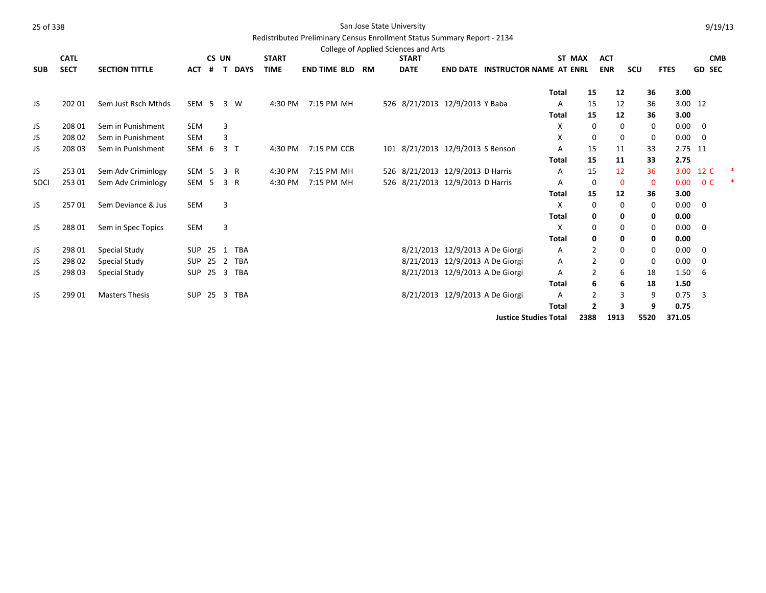San Jose State University

Redistributed Preliminary Census Enrollment Status Summary Report - 2134

College of Applied Sciences and Arts

| SUB | CATL SECT | SECTION TITTLE | ACT | CS # | UN T | DAYS | START TIME | END TIME | BLD | RM | START DATE | END DATE | INSTRUCTOR NAME | ST AT | MAX ENRL | ACT ENR | SCU | FTES | GD | CMB SEC | |
|---|---|---|---|---|---|---|---|---|---|---|---|---|---|---|---|---|---|---|---|---|---|
| | | | | | | | | | | | | | | **Total** | **15** | **12** | **36** | **3.00** | | | |
| JS | 202 01 | Sem Just Rsch Mthds | SEM | 5 | 3 | W | 4:30 PM | 7:15 PM | MH | 526 | 8/21/2013 | 12/9/2013 | Y Baba | A | 15 | 12 | 36 | 3.00 | 12 | | |
| | | | | | | | | | | | | | | **Total** | **15** | **12** | **36** | **3.00** | | | |
| JS | 208 01 | Sem in Punishment | SEM | | 3 | | | | | | | | | X | 0 | 0 | 0 | 0.00 | 0 | | |
| JS | 208 02 | Sem in Punishment | SEM | | 3 | | | | | | | | | X | 0 | 0 | 0 | 0.00 | 0 | | |
| JS | 208 03 | Sem in Punishment | SEM | 6 | 3 | T | 4:30 PM | 7:15 PM | CCB | 101 | 8/21/2013 | 12/9/2013 | S Benson | A | 15 | 11 | 33 | 2.75 | 11 | | |
| | | | | | | | | | | | | | | **Total** | **15** | **11** | **33** | **2.75** | | | |
| JS | 253 01 | Sem Adv Criminlogy | SEM | 5 | 3 | R | 4:30 PM | 7:15 PM | MH | 526 | 8/21/2013 | 12/9/2013 | D Harris | A | 15 | 12 | 36 | 3.00 | 12 | C | * |
| SOCI | 253 01 | Sem Adv Criminlogy | SEM | 5 | 3 | R | 4:30 PM | 7:15 PM | MH | 526 | 8/21/2013 | 12/9/2013 | D Harris | A | 0 | 0 | 0 | 0.00 | 0 | C | * |
| | | | | | | | | | | | | | | **Total** | **15** | **12** | **36** | **3.00** | | | |
| JS | 257 01 | Sem Deviance & Jus | SEM | | 3 | | | | | | | | | X | 0 | 0 | 0 | 0.00 | 0 | | |
| | | | | | | | | | | | | | | **Total** | **0** | **0** | **0** | **0.00** | | | |
| JS | 288 01 | Sem in Spec Topics | SEM | | 3 | | | | | | | | | X | 0 | 0 | 0 | 0.00 | 0 | | |
| | | | | | | | | | | | | | | **Total** | **0** | **0** | **0** | **0.00** | | | |
| JS | 298 01 | Special Study | SUP | 25 | 1 | TBA | | | | | 8/21/2013 | 12/9/2013 | A De Giorgi | A | 2 | 0 | 0 | 0.00 | 0 | | |
| JS | 298 02 | Special Study | SUP | 25 | 2 | TBA | | | | | 8/21/2013 | 12/9/2013 | A De Giorgi | A | 2 | 0 | 0 | 0.00 | 0 | | |
| JS | 298 03 | Special Study | SUP | 25 | 3 | TBA | | | | | 8/21/2013 | 12/9/2013 | A De Giorgi | A | 2 | 6 | 18 | 1.50 | 6 | | |
| | | | | | | | | | | | | | | **Total** | **6** | **6** | **18** | **1.50** | | | |
| JS | 299 01 | Masters Thesis | SUP | 25 | 3 | TBA | | | | | 8/21/2013 | 12/9/2013 | A De Giorgi | A | 2 | 3 | 9 | 0.75 | 3 | | |
| | | | | | | | | | | | | | | **Total** | **2** | **3** | **9** | **0.75** | | | |
| | | | | | | | | | | | | | **Justice Studies Total** | | **2388** | **1913** | **5520** | **371.05** | | | |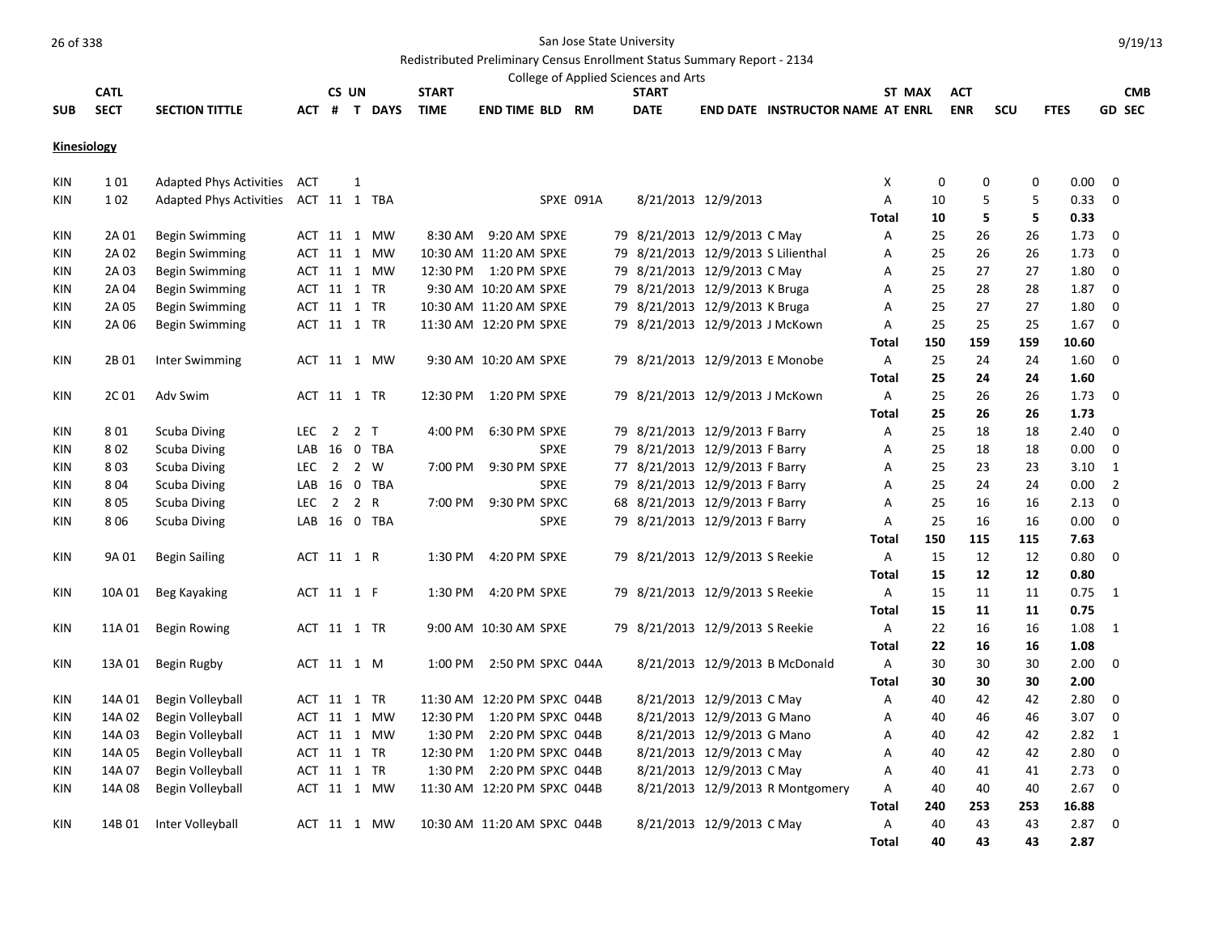San Jose State University

Redistributed Preliminary Census Enrollment Status Summary Report - 2134

College of Applied Sciences and Arts

## Kinesiology

| SUB | CATL SECT | SECTION TITTLE | ACT | CS # | UN T | DAYS | START TIME | END TIME | BLD | RM | START DATE | END DATE | INSTRUCTOR NAME | ST AT | MAX ENRL | ACT ENR | SCU | FTES | CMB GD SEC |
|---|---|---|---|---|---|---|---|---|---|---|---|---|---|---|---|---|---|---|---|
| KIN | 1 01 | Adapted Phys Activities | ACT | | 1 | | | | | | | | | X | 0 | 0 | 0 | 0.00 | 0 |
| KIN | 1 02 | Adapted Phys Activities | ACT | 11 | 1 | TBA | | | SPXE | 091A | 8/21/2013 | 12/9/2013 | | A | 10 | 5 | 5 | 0.33 | 0 |
| | | | | | | | | | | | | | | Total | 10 | 5 | 5 | 0.33 | |
| KIN | 2A 01 | Begin Swimming | ACT | 11 | 1 | MW | 8:30 AM | 9:20 AM | SPXE | 79 | 8/21/2013 | 12/9/2013 | C May | A | 25 | 26 | 26 | 1.73 | 0 |
| KIN | 2A 02 | Begin Swimming | ACT | 11 | 1 | MW | 10:30 AM | 11:20 AM | SPXE | 79 | 8/21/2013 | 12/9/2013 | S Lilienthal | A | 25 | 26 | 26 | 1.73 | 0 |
| KIN | 2A 03 | Begin Swimming | ACT | 11 | 1 | MW | 12:30 PM | 1:20 PM | SPXE | 79 | 8/21/2013 | 12/9/2013 | C May | A | 25 | 27 | 27 | 1.80 | 0 |
| KIN | 2A 04 | Begin Swimming | ACT | 11 | 1 | TR | 9:30 AM | 10:20 AM | SPXE | 79 | 8/21/2013 | 12/9/2013 | K Bruga | A | 25 | 28 | 28 | 1.87 | 0 |
| KIN | 2A 05 | Begin Swimming | ACT | 11 | 1 | TR | 10:30 AM | 11:20 AM | SPXE | 79 | 8/21/2013 | 12/9/2013 | K Bruga | A | 25 | 27 | 27 | 1.80 | 0 |
| KIN | 2A 06 | Begin Swimming | ACT | 11 | 1 | TR | 11:30 AM | 12:20 PM | SPXE | 79 | 8/21/2013 | 12/9/2013 | J McKown | A | 25 | 25 | 25 | 1.67 | 0 |
| | | | | | | | | | | | | | | Total | 150 | 159 | 159 | 10.60 | |
| KIN | 2B 01 | Inter Swimming | ACT | 11 | 1 | MW | 9:30 AM | 10:20 AM | SPXE | 79 | 8/21/2013 | 12/9/2013 | E Monobe | A | 25 | 24 | 24 | 1.60 | 0 |
| | | | | | | | | | | | | | | Total | 25 | 24 | 24 | 1.60 | |
| KIN | 2C 01 | Adv Swim | ACT | 11 | 1 | TR | 12:30 PM | 1:20 PM | SPXE | 79 | 8/21/2013 | 12/9/2013 | J McKown | A | 25 | 26 | 26 | 1.73 | 0 |
| | | | | | | | | | | | | | | Total | 25 | 26 | 26 | 1.73 | |
| KIN | 8 01 | Scuba Diving | LEC | 2 | 2 | T | 4:00 PM | 6:30 PM | SPXE | 79 | 8/21/2013 | 12/9/2013 | F Barry | A | 25 | 18 | 18 | 2.40 | 0 |
| KIN | 8 02 | Scuba Diving | LAB | 16 | 0 | TBA | | | SPXE | 79 | 8/21/2013 | 12/9/2013 | F Barry | A | 25 | 18 | 18 | 0.00 | 0 |
| KIN | 8 03 | Scuba Diving | LEC | 2 | 2 | W | 7:00 PM | 9:30 PM | SPXE | 77 | 8/21/2013 | 12/9/2013 | F Barry | A | 25 | 23 | 23 | 3.10 | 1 |
| KIN | 8 04 | Scuba Diving | LAB | 16 | 0 | TBA | | | SPXE | 79 | 8/21/2013 | 12/9/2013 | F Barry | A | 25 | 24 | 24 | 0.00 | 2 |
| KIN | 8 05 | Scuba Diving | LEC | 2 | 2 | R | 7:00 PM | 9:30 PM | SPXC | 68 | 8/21/2013 | 12/9/2013 | F Barry | A | 25 | 16 | 16 | 2.13 | 0 |
| KIN | 8 06 | Scuba Diving | LAB | 16 | 0 | TBA | | | SPXE | 79 | 8/21/2013 | 12/9/2013 | F Barry | A | 25 | 16 | 16 | 0.00 | 0 |
| | | | | | | | | | | | | | | Total | 150 | 115 | 115 | 7.63 | |
| KIN | 9A 01 | Begin Sailing | ACT | 11 | 1 | R | 1:30 PM | 4:20 PM | SPXE | 79 | 8/21/2013 | 12/9/2013 | S Reekie | A | 15 | 12 | 12 | 0.80 | 0 |
| | | | | | | | | | | | | | | Total | 15 | 12 | 12 | 0.80 | |
| KIN | 10A 01 | Beg Kayaking | ACT | 11 | 1 | F | 1:30 PM | 4:20 PM | SPXE | 79 | 8/21/2013 | 12/9/2013 | S Reekie | A | 15 | 11 | 11 | 0.75 | 1 |
| | | | | | | | | | | | | | | Total | 15 | 11 | 11 | 0.75 | |
| KIN | 11A 01 | Begin Rowing | ACT | 11 | 1 | TR | 9:00 AM | 10:30 AM | SPXE | 79 | 8/21/2013 | 12/9/2013 | S Reekie | A | 22 | 16 | 16 | 1.08 | 1 |
| | | | | | | | | | | | | | | Total | 22 | 16 | 16 | 1.08 | |
| KIN | 13A 01 | Begin Rugby | ACT | 11 | 1 | M | 1:00 PM | 2:50 PM | SPXC | 044A | 8/21/2013 | 12/9/2013 | B McDonald | A | 30 | 30 | 30 | 2.00 | 0 |
| | | | | | | | | | | | | | | Total | 30 | 30 | 30 | 2.00 | |
| KIN | 14A 01 | Begin Volleyball | ACT | 11 | 1 | TR | 11:30 AM | 12:20 PM | SPXC | 044B | 8/21/2013 | 12/9/2013 | C May | A | 40 | 42 | 42 | 2.80 | 0 |
| KIN | 14A 02 | Begin Volleyball | ACT | 11 | 1 | MW | 12:30 PM | 1:20 PM | SPXC | 044B | 8/21/2013 | 12/9/2013 | G Mano | A | 40 | 46 | 46 | 3.07 | 0 |
| KIN | 14A 03 | Begin Volleyball | ACT | 11 | 1 | MW | 1:30 PM | 2:20 PM | SPXC | 044B | 8/21/2013 | 12/9/2013 | G Mano | A | 40 | 42 | 42 | 2.82 | 1 |
| KIN | 14A 05 | Begin Volleyball | ACT | 11 | 1 | TR | 12:30 PM | 1:20 PM | SPXC | 044B | 8/21/2013 | 12/9/2013 | C May | A | 40 | 42 | 42 | 2.80 | 0 |
| KIN | 14A 07 | Begin Volleyball | ACT | 11 | 1 | TR | 1:30 PM | 2:20 PM | SPXC | 044B | 8/21/2013 | 12/9/2013 | C May | A | 40 | 41 | 41 | 2.73 | 0 |
| KIN | 14A 08 | Begin Volleyball | ACT | 11 | 1 | MW | 11:30 AM | 12:20 PM | SPXC | 044B | 8/21/2013 | 12/9/2013 | R Montgomery | A | 40 | 40 | 40 | 2.67 | 0 |
| | | | | | | | | | | | | | | Total | 240 | 253 | 253 | 16.88 | |
| KIN | 14B 01 | Inter Volleyball | ACT | 11 | 1 | MW | 10:30 AM | 11:20 AM | SPXC | 044B | 8/21/2013 | 12/9/2013 | C May | A | 40 | 43 | 43 | 2.87 | 0 |
| | | | | | | | | | | | | | | Total | 40 | 43 | 43 | 2.87 | |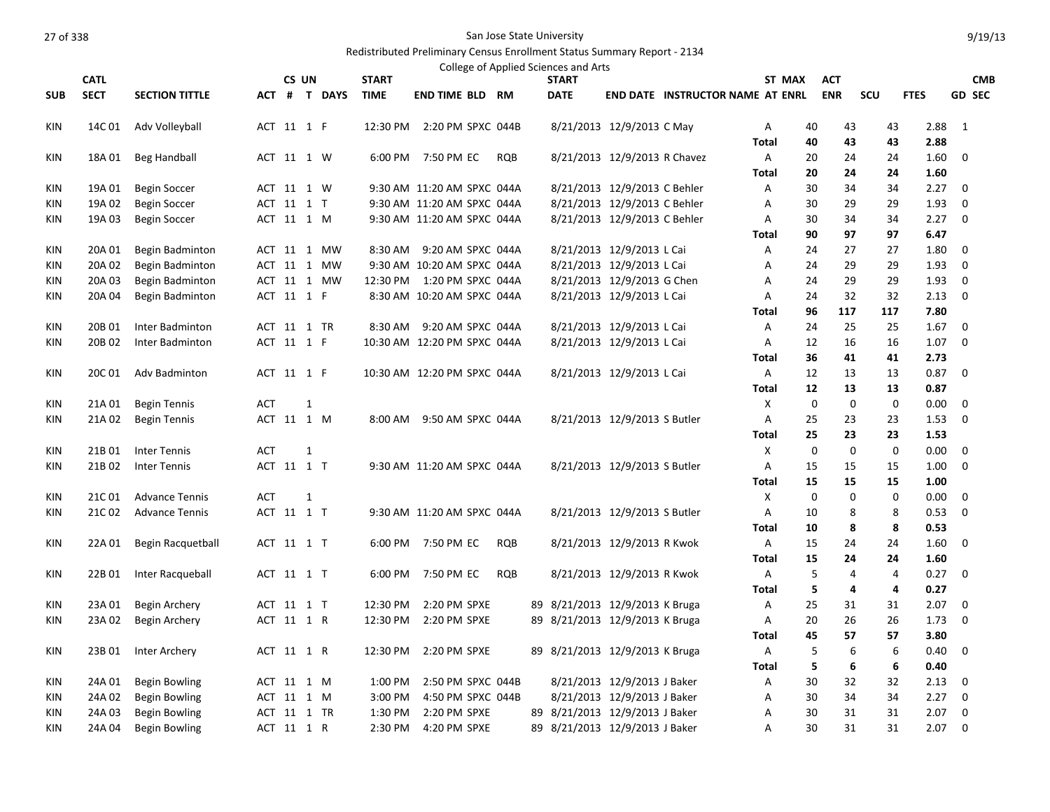San Jose State University

Redistributed Preliminary Census Enrollment Status Summary Report - 2134

College of Applied Sciences and Arts

| SUB | CATL SECT | SECTION TITTLE | ACT | CS # | UN T | DAYS | START TIME | END TIME | BLD | RM | START DATE | END DATE | INSTRUCTOR NAME | AT | ST MAX ENRL | ACT ENR | SCU | FTES | CMB GD SEC |
|---|---|---|---|---|---|---|---|---|---|---|---|---|---|---|---|---|---|---|---|
| KIN | 14C 01 | Adv Volleyball | ACT | 11 | 1 | F | 12:30 PM | 2:20 PM | SPXC | 044B | 8/21/2013 | 12/9/2013 | C May | A | 40 | 43 | 43 | 2.88 | 1 |
| | | | | | | | | | | | | | | **Total** | **40** | **43** | **43** | **2.88** | |
| KIN | 18A 01 | Beg Handball | ACT | 11 | 1 | W | 6:00 PM | 7:50 PM | EC | RQB | 8/21/2013 | 12/9/2013 | R Chavez | A | 20 | 24 | 24 | 1.60 | 0 |
| | | | | | | | | | | | | | | **Total** | **20** | **24** | **24** | **1.60** | |
| KIN | 19A 01 | Begin Soccer | ACT | 11 | 1 | W | 9:30 AM | 11:20 AM | SPXC | 044A | 8/21/2013 | 12/9/2013 | C Behler | A | 30 | 34 | 34 | 2.27 | 0 |
| KIN | 19A 02 | Begin Soccer | ACT | 11 | 1 | T | 9:30 AM | 11:20 AM | SPXC | 044A | 8/21/2013 | 12/9/2013 | C Behler | A | 30 | 29 | 29 | 1.93 | 0 |
| KIN | 19A 03 | Begin Soccer | ACT | 11 | 1 | M | 9:30 AM | 11:20 AM | SPXC | 044A | 8/21/2013 | 12/9/2013 | C Behler | A | 30 | 34 | 34 | 2.27 | 0 |
| | | | | | | | | | | | | | | **Total** | **90** | **97** | **97** | **6.47** | |
| KIN | 20A 01 | Begin Badminton | ACT | 11 | 1 | MW | 8:30 AM | 9:20 AM | SPXC | 044A | 8/21/2013 | 12/9/2013 | L Cai | A | 24 | 27 | 27 | 1.80 | 0 |
| KIN | 20A 02 | Begin Badminton | ACT | 11 | 1 | MW | 9:30 AM | 10:20 AM | SPXC | 044A | 8/21/2013 | 12/9/2013 | L Cai | A | 24 | 29 | 29 | 1.93 | 0 |
| KIN | 20A 03 | Begin Badminton | ACT | 11 | 1 | MW | 12:30 PM | 1:20 PM | SPXC | 044A | 8/21/2013 | 12/9/2013 | G Chen | A | 24 | 29 | 29 | 1.93 | 0 |
| KIN | 20A 04 | Begin Badminton | ACT | 11 | 1 | F | 8:30 AM | 10:20 AM | SPXC | 044A | 8/21/2013 | 12/9/2013 | L Cai | A | 24 | 32 | 32 | 2.13 | 0 |
| | | | | | | | | | | | | | | **Total** | **96** | **117** | **117** | **7.80** | |
| KIN | 20B 01 | Inter Badminton | ACT | 11 | 1 | TR | 8:30 AM | 9:20 AM | SPXC | 044A | 8/21/2013 | 12/9/2013 | L Cai | A | 24 | 25 | 25 | 1.67 | 0 |
| KIN | 20B 02 | Inter Badminton | ACT | 11 | 1 | F | 10:30 AM | 12:20 PM | SPXC | 044A | 8/21/2013 | 12/9/2013 | L Cai | A | 12 | 16 | 16 | 1.07 | 0 |
| | | | | | | | | | | | | | | **Total** | **36** | **41** | **41** | **2.73** | |
| KIN | 20C 01 | Adv Badminton | ACT | 11 | 1 | F | 10:30 AM | 12:20 PM | SPXC | 044A | 8/21/2013 | 12/9/2013 | L Cai | A | 12 | 13 | 13 | 0.87 | 0 |
| | | | | | | | | | | | | | | **Total** | **12** | **13** | **13** | **0.87** | |
| KIN | 21A 01 | Begin Tennis | ACT | | 1 | | | | | | | | | X | 0 | 0 | 0 | 0.00 | 0 |
| KIN | 21A 02 | Begin Tennis | ACT | 11 | 1 | M | 8:00 AM | 9:50 AM | SPXC | 044A | 8/21/2013 | 12/9/2013 | S Butler | A | 25 | 23 | 23 | 1.53 | 0 |
| | | | | | | | | | | | | | | **Total** | **25** | **23** | **23** | **1.53** | |
| KIN | 21B 01 | Inter Tennis | ACT | | 1 | | | | | | | | | X | 0 | 0 | 0 | 0.00 | 0 |
| KIN | 21B 02 | Inter Tennis | ACT | 11 | 1 | T | 9:30 AM | 11:20 AM | SPXC | 044A | 8/21/2013 | 12/9/2013 | S Butler | A | 15 | 15 | 15 | 1.00 | 0 |
| | | | | | | | | | | | | | | **Total** | **15** | **15** | **15** | **1.00** | |
| KIN | 21C 01 | Advance Tennis | ACT | | 1 | | | | | | | | | X | 0 | 0 | 0 | 0.00 | 0 |
| KIN | 21C 02 | Advance Tennis | ACT | 11 | 1 | T | 9:30 AM | 11:20 AM | SPXC | 044A | 8/21/2013 | 12/9/2013 | S Butler | A | 10 | 8 | 8 | 0.53 | 0 |
| | | | | | | | | | | | | | | **Total** | **10** | **8** | **8** | **0.53** | |
| KIN | 22A 01 | Begin Racquetball | ACT | 11 | 1 | T | 6:00 PM | 7:50 PM | EC | RQB | 8/21/2013 | 12/9/2013 | R Kwok | A | 15 | 24 | 24 | 1.60 | 0 |
| | | | | | | | | | | | | | | **Total** | **15** | **24** | **24** | **1.60** | |
| KIN | 22B 01 | Inter Racqueball | ACT | 11 | 1 | T | 6:00 PM | 7:50 PM | EC | RQB | 8/21/2013 | 12/9/2013 | R Kwok | A | 5 | 4 | 4 | 0.27 | 0 |
| | | | | | | | | | | | | | | **Total** | **5** | **4** | **4** | **0.27** | |
| KIN | 23A 01 | Begin Archery | ACT | 11 | 1 | T | 12:30 PM | 2:20 PM | SPXE | 89 | 8/21/2013 | 12/9/2013 | K Bruga | A | 25 | 31 | 31 | 2.07 | 0 |
| KIN | 23A 02 | Begin Archery | ACT | 11 | 1 | R | 12:30 PM | 2:20 PM | SPXE | 89 | 8/21/2013 | 12/9/2013 | K Bruga | A | 20 | 26 | 26 | 1.73 | 0 |
| | | | | | | | | | | | | | | **Total** | **45** | **57** | **57** | **3.80** | |
| KIN | 23B 01 | Inter Archery | ACT | 11 | 1 | R | 12:30 PM | 2:20 PM | SPXE | 89 | 8/21/2013 | 12/9/2013 | K Bruga | A | 5 | 6 | 6 | 0.40 | 0 |
| | | | | | | | | | | | | | | **Total** | **5** | **6** | **6** | **0.40** | |
| KIN | 24A 01 | Begin Bowling | ACT | 11 | 1 | M | 1:00 PM | 2:50 PM | SPXC | 044B | 8/21/2013 | 12/9/2013 | J Baker | A | 30 | 32 | 32 | 2.13 | 0 |
| KIN | 24A 02 | Begin Bowling | ACT | 11 | 1 | M | 3:00 PM | 4:50 PM | SPXC | 044B | 8/21/2013 | 12/9/2013 | J Baker | A | 30 | 34 | 34 | 2.27 | 0 |
| KIN | 24A 03 | Begin Bowling | ACT | 11 | 1 | TR | 1:30 PM | 2:20 PM | SPXE | 89 | 8/21/2013 | 12/9/2013 | J Baker | A | 30 | 31 | 31 | 2.07 | 0 |
| KIN | 24A 04 | Begin Bowling | ACT | 11 | 1 | R | 2:30 PM | 4:20 PM | SPXE | 89 | 8/21/2013 | 12/9/2013 | J Baker | A | 30 | 31 | 31 | 2.07 | 0 |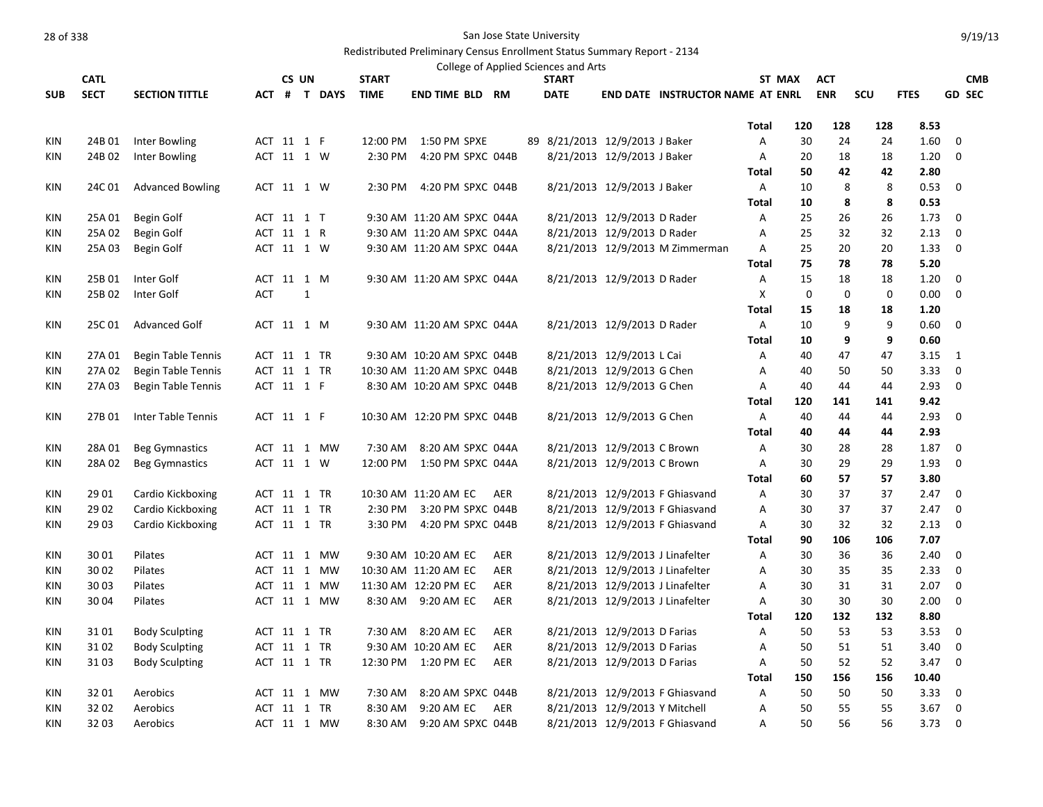San Jose State University

Redistributed Preliminary Census Enrollment Status Summary Report - 2134

College of Applied Sciences and Arts

| SUB | CATL SECT | SECTION TITTLE | ACT | CS # | UN T | DAYS | START TIME | END TIME | BLD | RM | START DATE | END DATE | INSTRUCTOR NAME | ST AT | MAX ENRL | ACT ENR | SCU | FTES | CMB GD SEC |
|---|---|---|---|---|---|---|---|---|---|---|---|---|---|---|---|---|---|---|---|
| | | | | | | | | | | | | | | **Total** | **120** | **128** | **128** | **8.53** | |
| KIN | 24B 01 | Inter Bowling | ACT | 11 | 1 | F | 12:00 PM | 1:50 PM | SPXE | 89 | 8/21/2013 | 12/9/2013 | J Baker | A | 30 | 24 | 24 | 1.60 | 0 |
| KIN | 24B 02 | Inter Bowling | ACT | 11 | 1 | W | 2:30 PM | 4:20 PM | SPXC | 044B | 8/21/2013 | 12/9/2013 | J Baker | A | 20 | 18 | 18 | 1.20 | 0 |
| | | | | | | | | | | | | | | **Total** | **50** | **42** | **42** | **2.80** | |
| KIN | 24C 01 | Advanced Bowling | ACT | 11 | 1 | W | 2:30 PM | 4:20 PM | SPXC | 044B | 8/21/2013 | 12/9/2013 | J Baker | A | 10 | 8 | 8 | 0.53 | 0 |
| | | | | | | | | | | | | | | **Total** | **10** | **8** | **8** | **0.53** | |
| KIN | 25A 01 | Begin Golf | ACT | 11 | 1 | T | 9:30 AM | 11:20 AM | SPXC | 044A | 8/21/2013 | 12/9/2013 | D Rader | A | 25 | 26 | 26 | 1.73 | 0 |
| KIN | 25A 02 | Begin Golf | ACT | 11 | 1 | R | 9:30 AM | 11:20 AM | SPXC | 044A | 8/21/2013 | 12/9/2013 | D Rader | A | 25 | 32 | 32 | 2.13 | 0 |
| KIN | 25A 03 | Begin Golf | ACT | 11 | 1 | W | 9:30 AM | 11:20 AM | SPXC | 044A | 8/21/2013 | 12/9/2013 | M Zimmerman | A | 25 | 20 | 20 | 1.33 | 0 |
| | | | | | | | | | | | | | | **Total** | **75** | **78** | **78** | **5.20** | |
| KIN | 25B 01 | Inter Golf | ACT | 11 | 1 | M | 9:30 AM | 11:20 AM | SPXC | 044A | 8/21/2013 | 12/9/2013 | D Rader | A | 15 | 18 | 18 | 1.20 | 0 |
| KIN | 25B 02 | Inter Golf | ACT | | 1 | | | | | | | | | X | 0 | 0 | 0 | 0.00 | 0 |
| | | | | | | | | | | | | | | **Total** | **15** | **18** | **18** | **1.20** | |
| KIN | 25C 01 | Advanced Golf | ACT | 11 | 1 | M | 9:30 AM | 11:20 AM | SPXC | 044A | 8/21/2013 | 12/9/2013 | D Rader | A | 10 | 9 | 9 | 0.60 | 0 |
| | | | | | | | | | | | | | | **Total** | **10** | **9** | **9** | **0.60** | |
| KIN | 27A 01 | Begin Table Tennis | ACT | 11 | 1 | TR | 9:30 AM | 10:20 AM | SPXC | 044B | 8/21/2013 | 12/9/2013 | L Cai | A | 40 | 47 | 47 | 3.15 | 1 |
| KIN | 27A 02 | Begin Table Tennis | ACT | 11 | 1 | TR | 10:30 AM | 11:20 AM | SPXC | 044B | 8/21/2013 | 12/9/2013 | G Chen | A | 40 | 50 | 50 | 3.33 | 0 |
| KIN | 27A 03 | Begin Table Tennis | ACT | 11 | 1 | F | 8:30 AM | 10:20 AM | SPXC | 044B | 8/21/2013 | 12/9/2013 | G Chen | A | 40 | 44 | 44 | 2.93 | 0 |
| | | | | | | | | | | | | | | **Total** | **120** | **141** | **141** | **9.42** | |
| KIN | 27B 01 | Inter Table Tennis | ACT | 11 | 1 | F | 10:30 AM | 12:20 PM | SPXC | 044B | 8/21/2013 | 12/9/2013 | G Chen | A | 40 | 44 | 44 | 2.93 | 0 |
| | | | | | | | | | | | | | | **Total** | **40** | **44** | **44** | **2.93** | |
| KIN | 28A 01 | Beg Gymnastics | ACT | 11 | 1 | MW | 7:30 AM | 8:20 AM | SPXC | 044A | 8/21/2013 | 12/9/2013 | C Brown | A | 30 | 28 | 28 | 1.87 | 0 |
| KIN | 28A 02 | Beg Gymnastics | ACT | 11 | 1 | W | 12:00 PM | 1:50 PM | SPXC | 044A | 8/21/2013 | 12/9/2013 | C Brown | A | 30 | 29 | 29 | 1.93 | 0 |
| | | | | | | | | | | | | | | **Total** | **60** | **57** | **57** | **3.80** | |
| KIN | 29 01 | Cardio Kickboxing | ACT | 11 | 1 | TR | 10:30 AM | 11:20 AM | EC | AER | 8/21/2013 | 12/9/2013 | F Ghiasvand | A | 30 | 37 | 37 | 2.47 | 0 |
| KIN | 29 02 | Cardio Kickboxing | ACT | 11 | 1 | TR | 2:30 PM | 3:20 PM | SPXC | 044B | 8/21/2013 | 12/9/2013 | F Ghiasvand | A | 30 | 37 | 37 | 2.47 | 0 |
| KIN | 29 03 | Cardio Kickboxing | ACT | 11 | 1 | TR | 3:30 PM | 4:20 PM | SPXC | 044B | 8/21/2013 | 12/9/2013 | F Ghiasvand | A | 30 | 32 | 32 | 2.13 | 0 |
| | | | | | | | | | | | | | | **Total** | **90** | **106** | **106** | **7.07** | |
| KIN | 30 01 | Pilates | ACT | 11 | 1 | MW | 9:30 AM | 10:20 AM | EC | AER | 8/21/2013 | 12/9/2013 | J Linafelter | A | 30 | 36 | 36 | 2.40 | 0 |
| KIN | 30 02 | Pilates | ACT | 11 | 1 | MW | 10:30 AM | 11:20 AM | EC | AER | 8/21/2013 | 12/9/2013 | J Linafelter | A | 30 | 35 | 35 | 2.33 | 0 |
| KIN | 30 03 | Pilates | ACT | 11 | 1 | MW | 11:30 AM | 12:20 PM | EC | AER | 8/21/2013 | 12/9/2013 | J Linafelter | A | 30 | 31 | 31 | 2.07 | 0 |
| KIN | 30 04 | Pilates | ACT | 11 | 1 | MW | 8:30 AM | 9:20 AM | EC | AER | 8/21/2013 | 12/9/2013 | J Linafelter | A | 30 | 30 | 30 | 2.00 | 0 |
| | | | | | | | | | | | | | | **Total** | **120** | **132** | **132** | **8.80** | |
| KIN | 31 01 | Body Sculpting | ACT | 11 | 1 | TR | 7:30 AM | 8:20 AM | EC | AER | 8/21/2013 | 12/9/2013 | D Farias | A | 50 | 53 | 53 | 3.53 | 0 |
| KIN | 31 02 | Body Sculpting | ACT | 11 | 1 | TR | 9:30 AM | 10:20 AM | EC | AER | 8/21/2013 | 12/9/2013 | D Farias | A | 50 | 51 | 51 | 3.40 | 0 |
| KIN | 31 03 | Body Sculpting | ACT | 11 | 1 | TR | 12:30 PM | 1:20 PM | EC | AER | 8/21/2013 | 12/9/2013 | D Farias | A | 50 | 52 | 52 | 3.47 | 0 |
| | | | | | | | | | | | | | | **Total** | **150** | **156** | **156** | **10.40** | |
| KIN | 32 01 | Aerobics | ACT | 11 | 1 | MW | 7:30 AM | 8:20 AM | SPXC | 044B | 8/21/2013 | 12/9/2013 | F Ghiasvand | A | 50 | 50 | 50 | 3.33 | 0 |
| KIN | 32 02 | Aerobics | ACT | 11 | 1 | TR | 8:30 AM | 9:20 AM | EC | AER | 8/21/2013 | 12/9/2013 | Y Mitchell | A | 50 | 55 | 55 | 3.67 | 0 |
| KIN | 32 03 | Aerobics | ACT | 11 | 1 | MW | 8:30 AM | 9:20 AM | SPXC | 044B | 8/21/2013 | 12/9/2013 | F Ghiasvand | A | 50 | 56 | 56 | 3.73 | 0 |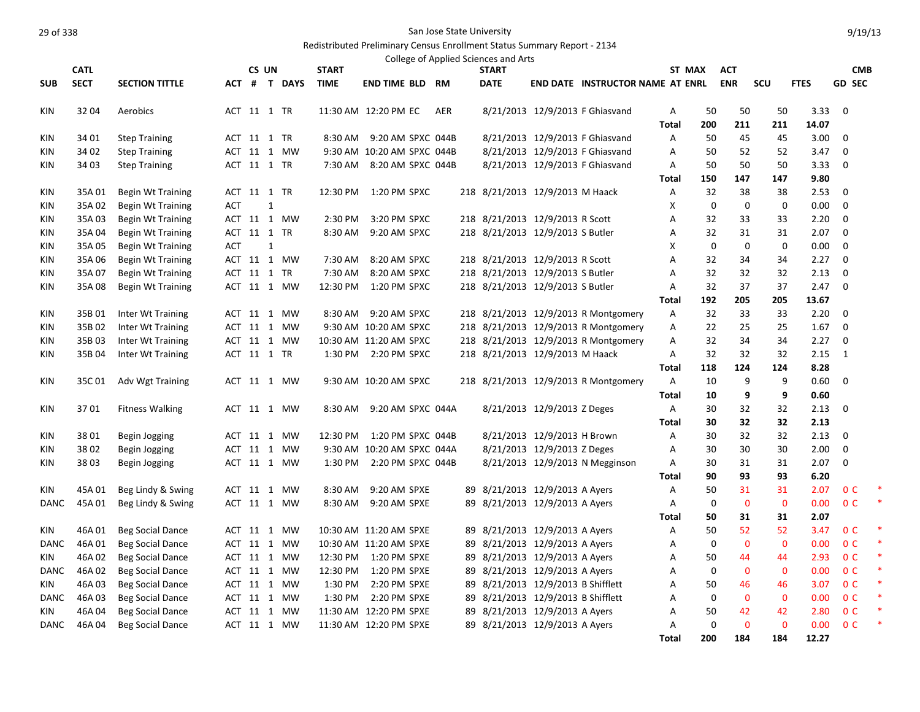San Jose State University

Redistributed Preliminary Census Enrollment Status Summary Report - 2134

College of Applied Sciences and Arts

9/19/13

| SUB | CATL SECT | SECTION TITTLE | ACT | CS # | UN T | DAYS | START TIME | END TIME | BLD | RM | START DATE | END DATE | INSTRUCTOR NAME | ST AT | MAX ENRL | ACT ENR | SCU | FTES | GD | CMB SEC | |
|---|---|---|---|---|---|---|---|---|---|---|---|---|---|---|---|---|---|---|---|---|---|
| KIN | 32 04 | Aerobics | ACT | 11 | 1 | TR | 11:30 AM | 12:20 PM | EC | AER | 8/21/2013 | 12/9/2013 | F Ghiasvand | A | 50 | 50 | 50 | 3.33 | 0 | | |
| | | | | | | | | | | | | | | Total | 200 | 211 | 211 | 14.07 | | | |
| KIN | 34 01 | Step Training | ACT | 11 | 1 | TR | 8:30 AM | 9:20 AM | SPXC | 044B | 8/21/2013 | 12/9/2013 | F Ghiasvand | A | 50 | 45 | 45 | 3.00 | 0 | | |
| KIN | 34 02 | Step Training | ACT | 11 | 1 | MW | 9:30 AM | 10:20 AM | SPXC | 044B | 8/21/2013 | 12/9/2013 | F Ghiasvand | A | 50 | 52 | 52 | 3.47 | 0 | | |
| KIN | 34 03 | Step Training | ACT | 11 | 1 | TR | 7:30 AM | 8:20 AM | SPXC | 044B | 8/21/2013 | 12/9/2013 | F Ghiasvand | A | 50 | 50 | 50 | 3.33 | 0 | | |
| | | | | | | | | | | | | | | Total | 150 | 147 | 147 | 9.80 | | | |
| KIN | 35A 01 | Begin Wt Training | ACT | 11 | 1 | TR | 12:30 PM | 1:20 PM | SPXC | 218 | 8/21/2013 | 12/9/2013 | M Haack | A | 32 | 38 | 38 | 2.53 | 0 | | |
| KIN | 35A 02 | Begin Wt Training | ACT | | 1 | | | | | | | | | X | 0 | 0 | 0 | 0.00 | 0 | | |
| KIN | 35A 03 | Begin Wt Training | ACT | 11 | 1 | MW | 2:30 PM | 3:20 PM | SPXC | 218 | 8/21/2013 | 12/9/2013 | R Scott | A | 32 | 33 | 33 | 2.20 | 0 | | |
| KIN | 35A 04 | Begin Wt Training | ACT | 11 | 1 | TR | 8:30 AM | 9:20 AM | SPXC | 218 | 8/21/2013 | 12/9/2013 | S Butler | A | 32 | 31 | 31 | 2.07 | 0 | | |
| KIN | 35A 05 | Begin Wt Training | ACT | | 1 | | | | | | | | | X | 0 | 0 | 0 | 0.00 | 0 | | |
| KIN | 35A 06 | Begin Wt Training | ACT | 11 | 1 | MW | 7:30 AM | 8:20 AM | SPXC | 218 | 8/21/2013 | 12/9/2013 | R Scott | A | 32 | 34 | 34 | 2.27 | 0 | | |
| KIN | 35A 07 | Begin Wt Training | ACT | 11 | 1 | TR | 7:30 AM | 8:20 AM | SPXC | 218 | 8/21/2013 | 12/9/2013 | S Butler | A | 32 | 32 | 32 | 2.13 | 0 | | |
| KIN | 35A 08 | Begin Wt Training | ACT | 11 | 1 | MW | 12:30 PM | 1:20 PM | SPXC | 218 | 8/21/2013 | 12/9/2013 | S Butler | A | 32 | 37 | 37 | 2.47 | 0 | | |
| | | | | | | | | | | | | | | Total | 192 | 205 | 205 | 13.67 | | | |
| KIN | 35B 01 | Inter Wt Training | ACT | 11 | 1 | MW | 8:30 AM | 9:20 AM | SPXC | 218 | 8/21/2013 | 12/9/2013 | R Montgomery | A | 32 | 33 | 33 | 2.20 | 0 | | |
| KIN | 35B 02 | Inter Wt Training | ACT | 11 | 1 | MW | 9:30 AM | 10:20 AM | SPXC | 218 | 8/21/2013 | 12/9/2013 | R Montgomery | A | 22 | 25 | 25 | 1.67 | 0 | | |
| KIN | 35B 03 | Inter Wt Training | ACT | 11 | 1 | MW | 10:30 AM | 11:20 AM | SPXC | 218 | 8/21/2013 | 12/9/2013 | R Montgomery | A | 32 | 34 | 34 | 2.27 | 0 | | |
| KIN | 35B 04 | Inter Wt Training | ACT | 11 | 1 | TR | 1:30 PM | 2:20 PM | SPXC | 218 | 8/21/2013 | 12/9/2013 | M Haack | A | 32 | 32 | 32 | 2.15 | 1 | | |
| | | | | | | | | | | | | | | Total | 118 | 124 | 124 | 8.28 | | | |
| KIN | 35C 01 | Adv Wgt Training | ACT | 11 | 1 | MW | 9:30 AM | 10:20 AM | SPXC | 218 | 8/21/2013 | 12/9/2013 | R Montgomery | A | 10 | 9 | 9 | 0.60 | 0 | | |
| | | | | | | | | | | | | | | Total | 10 | 9 | 9 | 0.60 | | | |
| KIN | 37 01 | Fitness Walking | ACT | 11 | 1 | MW | 8:30 AM | 9:20 AM | SPXC | 044A | 8/21/2013 | 12/9/2013 | Z Deges | A | 30 | 32 | 32 | 2.13 | 0 | | |
| | | | | | | | | | | | | | | Total | 30 | 32 | 32 | 2.13 | | | |
| KIN | 38 01 | Begin Jogging | ACT | 11 | 1 | MW | 12:30 PM | 1:20 PM | SPXC | 044B | 8/21/2013 | 12/9/2013 | H Brown | A | 30 | 32 | 32 | 2.13 | 0 | | |
| KIN | 38 02 | Begin Jogging | ACT | 11 | 1 | MW | 9:30 AM | 10:20 AM | SPXC | 044A | 8/21/2013 | 12/9/2013 | Z Deges | A | 30 | 30 | 30 | 2.00 | 0 | | |
| KIN | 38 03 | Begin Jogging | ACT | 11 | 1 | MW | 1:30 PM | 2:20 PM | SPXC | 044B | 8/21/2013 | 12/9/2013 | N Megginson | A | 30 | 31 | 31 | 2.07 | 0 | | |
| | | | | | | | | | | | | | | Total | 90 | 93 | 93 | 6.20 | | | |
| KIN | 45A 01 | Beg Lindy & Swing | ACT | 11 | 1 | MW | 8:30 AM | 9:20 AM | SPXE | 89 | 8/21/2013 | 12/9/2013 | A Ayers | A | 50 | 31 | 31 | 2.07 | 0 | C | * |
| DANC | 45A 01 | Beg Lindy & Swing | ACT | 11 | 1 | MW | 8:30 AM | 9:20 AM | SPXE | 89 | 8/21/2013 | 12/9/2013 | A Ayers | A | 0 | 0 | 0 | 0.00 | 0 | C | * |
| | | | | | | | | | | | | | | Total | 50 | 31 | 31 | 2.07 | | | |
| KIN | 46A 01 | Beg Social Dance | ACT | 11 | 1 | MW | 10:30 AM | 11:20 AM | SPXE | 89 | 8/21/2013 | 12/9/2013 | A Ayers | A | 50 | 52 | 52 | 3.47 | 0 | C | * |
| DANC | 46A 01 | Beg Social Dance | ACT | 11 | 1 | MW | 10:30 AM | 11:20 AM | SPXE | 89 | 8/21/2013 | 12/9/2013 | A Ayers | A | 0 | 0 | 0 | 0.00 | 0 | C | * |
| KIN | 46A 02 | Beg Social Dance | ACT | 11 | 1 | MW | 12:30 PM | 1:20 PM | SPXE | 89 | 8/21/2013 | 12/9/2013 | A Ayers | A | 50 | 44 | 44 | 2.93 | 0 | C | * |
| DANC | 46A 02 | Beg Social Dance | ACT | 11 | 1 | MW | 12:30 PM | 1:20 PM | SPXE | 89 | 8/21/2013 | 12/9/2013 | A Ayers | A | 0 | 0 | 0 | 0.00 | 0 | C | * |
| KIN | 46A 03 | Beg Social Dance | ACT | 11 | 1 | MW | 1:30 PM | 2:20 PM | SPXE | 89 | 8/21/2013 | 12/9/2013 | B Shifflett | A | 50 | 46 | 46 | 3.07 | 0 | C | * |
| DANC | 46A 03 | Beg Social Dance | ACT | 11 | 1 | MW | 1:30 PM | 2:20 PM | SPXE | 89 | 8/21/2013 | 12/9/2013 | B Shifflett | A | 0 | 0 | 0 | 0.00 | 0 | C | * |
| KIN | 46A 04 | Beg Social Dance | ACT | 11 | 1 | MW | 11:30 AM | 12:20 PM | SPXE | 89 | 8/21/2013 | 12/9/2013 | A Ayers | A | 50 | 42 | 42 | 2.80 | 0 | C | * |
| DANC | 46A 04 | Beg Social Dance | ACT | 11 | 1 | MW | 11:30 AM | 12:20 PM | SPXE | 89 | 8/21/2013 | 12/9/2013 | A Ayers | A | 0 | 0 | 0 | 0.00 | 0 | C | * |
| | | | | | | | | | | | | | | Total | 200 | 184 | 184 | 12.27 | | | |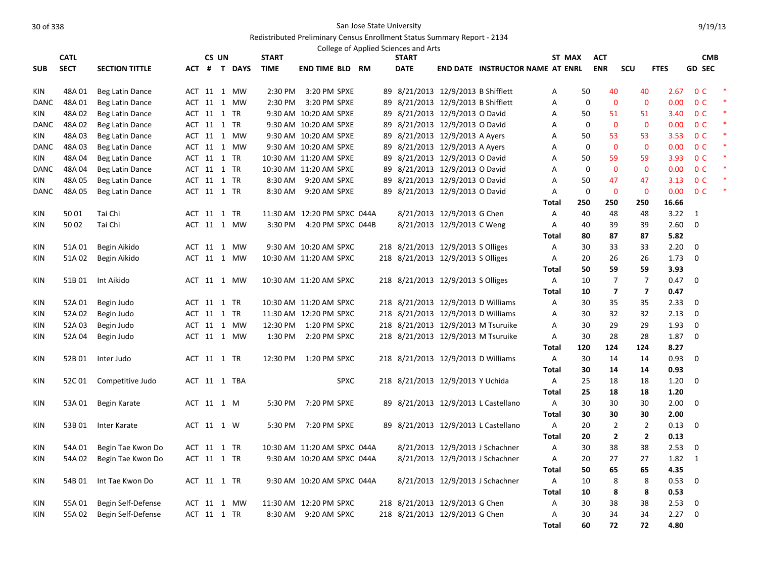San Jose State University

Redistributed Preliminary Census Enrollment Status Summary Report - 2134

College of Applied Sciences and Arts

| SUB | CATL SECT | SECTION TITTLE | ACT | CS # | UN T | DAYS | START TIME | END TIME | BLD | RM | START DATE | END DATE | INSTRUCTOR NAME | ST AT | MAX ENRL | ACT ENR | SCU | FTES | GD | CMB SEC | |
|---|---|---|---|---|---|---|---|---|---|---|---|---|---|---|---|---|---|---|---|---|---|
| KIN | 48A 01 | Beg Latin Dance | ACT | 11 | 1 | MW | 2:30 PM | 3:20 PM | SPXE | 89 | 8/21/2013 | 12/9/2013 | B Shifflett | A | 50 | 40 | 40 | 2.67 | 0 | C | * |
| DANC | 48A 01 | Beg Latin Dance | ACT | 11 | 1 | MW | 2:30 PM | 3:20 PM | SPXE | 89 | 8/21/2013 | 12/9/2013 | B Shifflett | A | 0 | 0 | 0 | 0.00 | 0 | C | * |
| KIN | 48A 02 | Beg Latin Dance | ACT | 11 | 1 | TR | 9:30 AM | 10:20 AM | SPXE | 89 | 8/21/2013 | 12/9/2013 | O David | A | 50 | 51 | 51 | 3.40 | 0 | C | * |
| DANC | 48A 02 | Beg Latin Dance | ACT | 11 | 1 | TR | 9:30 AM | 10:20 AM | SPXE | 89 | 8/21/2013 | 12/9/2013 | O David | A | 0 | 0 | 0 | 0.00 | 0 | C | * |
| KIN | 48A 03 | Beg Latin Dance | ACT | 11 | 1 | MW | 9:30 AM | 10:20 AM | SPXE | 89 | 8/21/2013 | 12/9/2013 | A Ayers | A | 50 | 53 | 53 | 3.53 | 0 | C | * |
| DANC | 48A 03 | Beg Latin Dance | ACT | 11 | 1 | MW | 9:30 AM | 10:20 AM | SPXE | 89 | 8/21/2013 | 12/9/2013 | A Ayers | A | 0 | 0 | 0 | 0.00 | 0 | C | * |
| KIN | 48A 04 | Beg Latin Dance | ACT | 11 | 1 | TR | 10:30 AM | 11:20 AM | SPXE | 89 | 8/21/2013 | 12/9/2013 | O David | A | 50 | 59 | 59 | 3.93 | 0 | C | * |
| DANC | 48A 04 | Beg Latin Dance | ACT | 11 | 1 | TR | 10:30 AM | 11:20 AM | SPXE | 89 | 8/21/2013 | 12/9/2013 | O David | A | 0 | 0 | 0 | 0.00 | 0 | C | * |
| KIN | 48A 05 | Beg Latin Dance | ACT | 11 | 1 | TR | 8:30 AM | 9:20 AM | SPXE | 89 | 8/21/2013 | 12/9/2013 | O David | A | 50 | 47 | 47 | 3.13 | 0 | C | * |
| DANC | 48A 05 | Beg Latin Dance | ACT | 11 | 1 | TR | 8:30 AM | 9:20 AM | SPXE | 89 | 8/21/2013 | 12/9/2013 | O David | A | 0 | 0 | 0 | 0.00 | 0 | C | * |
| | | | | | | | | | | | | | | **Total** | **250** | **250** | **250** | **16.66** | | | |
| KIN | 50 01 | Tai Chi | ACT | 11 | 1 | TR | 11:30 AM | 12:20 PM | SPXC | 044A | 8/21/2013 | 12/9/2013 | G Chen | A | 40 | 48 | 48 | 3.22 | 1 | | |
| KIN | 50 02 | Tai Chi | ACT | 11 | 1 | MW | 3:30 PM | 4:20 PM | SPXC | 044B | 8/21/2013 | 12/9/2013 | C Weng | A | 40 | 39 | 39 | 2.60 | 0 | | |
| | | | | | | | | | | | | | | **Total** | **80** | **87** | **87** | **5.82** | | | |
| KIN | 51A 01 | Begin Aikido | ACT | 11 | 1 | MW | 9:30 AM | 10:20 AM | SPXC | 218 | 8/21/2013 | 12/9/2013 | S Olliges | A | 30 | 33 | 33 | 2.20 | 0 | | |
| KIN | 51A 02 | Begin Aikido | ACT | 11 | 1 | MW | 10:30 AM | 11:20 AM | SPXC | 218 | 8/21/2013 | 12/9/2013 | S Olliges | A | 20 | 26 | 26 | 1.73 | 0 | | |
| | | | | | | | | | | | | | | **Total** | **50** | **59** | **59** | **3.93** | | | |
| KIN | 51B 01 | Int Aikido | ACT | 11 | 1 | MW | 10:30 AM | 11:20 AM | SPXC | 218 | 8/21/2013 | 12/9/2013 | S Olliges | A | 10 | 7 | 7 | 0.47 | 0 | | |
| | | | | | | | | | | | | | | **Total** | **10** | **7** | **7** | **0.47** | | | |
| KIN | 52A 01 | Begin Judo | ACT | 11 | 1 | TR | 10:30 AM | 11:20 AM | SPXC | 218 | 8/21/2013 | 12/9/2013 | D Williams | A | 30 | 35 | 35 | 2.33 | 0 | | |
| KIN | 52A 02 | Begin Judo | ACT | 11 | 1 | TR | 11:30 AM | 12:20 PM | SPXC | 218 | 8/21/2013 | 12/9/2013 | D Williams | A | 30 | 32 | 32 | 2.13 | 0 | | |
| KIN | 52A 03 | Begin Judo | ACT | 11 | 1 | MW | 12:30 PM | 1:20 PM | SPXC | 218 | 8/21/2013 | 12/9/2013 | M Tsuruike | A | 30 | 29 | 29 | 1.93 | 0 | | |
| KIN | 52A 04 | Begin Judo | ACT | 11 | 1 | MW | 1:30 PM | 2:20 PM | SPXC | 218 | 8/21/2013 | 12/9/2013 | M Tsuruike | A | 30 | 28 | 28 | 1.87 | 0 | | |
| | | | | | | | | | | | | | | **Total** | **120** | **124** | **124** | **8.27** | | | |
| KIN | 52B 01 | Inter Judo | ACT | 11 | 1 | TR | 12:30 PM | 1:20 PM | SPXC | 218 | 8/21/2013 | 12/9/2013 | D Williams | A | 30 | 14 | 14 | 0.93 | 0 | | |
| | | | | | | | | | | | | | | **Total** | **30** | **14** | **14** | **0.93** | | | |
| KIN | 52C 01 | Competitive Judo | ACT | 11 | 1 | TBA | | | SPXC | 218 | 8/21/2013 | 12/9/2013 | Y Uchida | A | 25 | 18 | 18 | 1.20 | 0 | | |
| | | | | | | | | | | | | | | **Total** | **25** | **18** | **18** | **1.20** | | | |
| KIN | 53A 01 | Begin Karate | ACT | 11 | 1 | M | 5:30 PM | 7:20 PM | SPXE | 89 | 8/21/2013 | 12/9/2013 | L Castellano | A | 30 | 30 | 30 | 2.00 | 0 | | |
| | | | | | | | | | | | | | | **Total** | **30** | **30** | **30** | **2.00** | | | |
| KIN | 53B 01 | Inter Karate | ACT | 11 | 1 | W | 5:30 PM | 7:20 PM | SPXE | 89 | 8/21/2013 | 12/9/2013 | L Castellano | A | 20 | 2 | 2 | 0.13 | 0 | | |
| | | | | | | | | | | | | | | **Total** | **20** | **2** | **2** | **0.13** | | | |
| KIN | 54A 01 | Begin Tae Kwon Do | ACT | 11 | 1 | TR | 10:30 AM | 11:20 AM | SPXC | 044A | 8/21/2013 | 12/9/2013 | J Schachner | A | 30 | 38 | 38 | 2.53 | 0 | | |
| KIN | 54A 02 | Begin Tae Kwon Do | ACT | 11 | 1 | TR | 9:30 AM | 10:20 AM | SPXC | 044A | 8/21/2013 | 12/9/2013 | J Schachner | A | 20 | 27 | 27 | 1.82 | 1 | | |
| | | | | | | | | | | | | | | **Total** | **50** | **65** | **65** | **4.35** | | | |
| KIN | 54B 01 | Int Tae Kwon Do | ACT | 11 | 1 | TR | 9:30 AM | 10:20 AM | SPXC | 044A | 8/21/2013 | 12/9/2013 | J Schachner | A | 10 | 8 | 8 | 0.53 | 0 | | |
| | | | | | | | | | | | | | | **Total** | **10** | **8** | **8** | **0.53** | | | |
| KIN | 55A 01 | Begin Self-Defense | ACT | 11 | 1 | MW | 11:30 AM | 12:20 PM | SPXC | 218 | 8/21/2013 | 12/9/2013 | G Chen | A | 30 | 38 | 38 | 2.53 | 0 | | |
| KIN | 55A 02 | Begin Self-Defense | ACT | 11 | 1 | TR | 8:30 AM | 9:20 AM | SPXC | 218 | 8/21/2013 | 12/9/2013 | G Chen | A | 30 | 34 | 34 | 2.27 | 0 | | |
| | | | | | | | | | | | | | | **Total** | **60** | **72** | **72** | **4.80** | | | |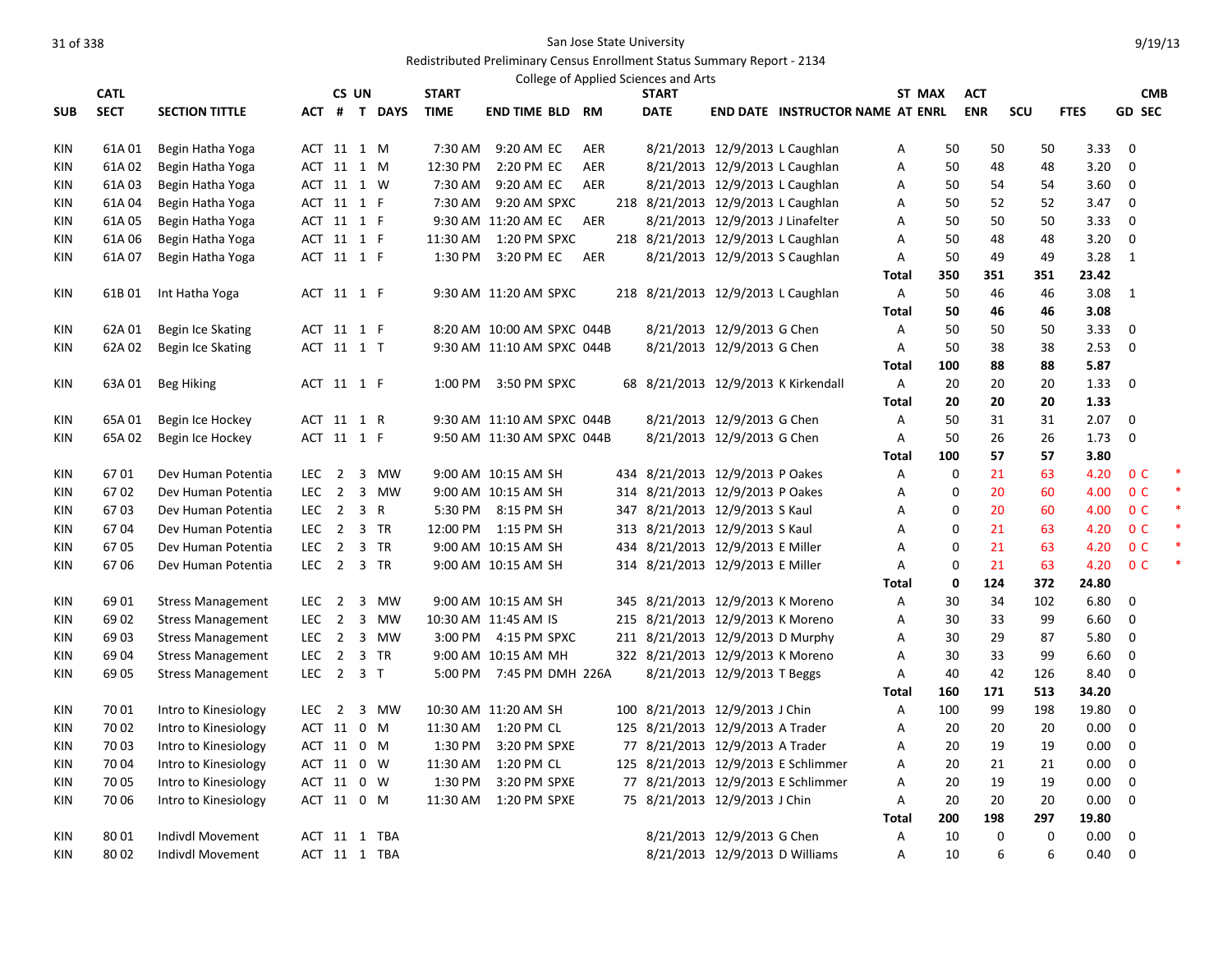San Jose State University

Redistributed Preliminary Census Enrollment Status Summary Report - 2134

College of Applied Sciences and Arts

| SUB | CATL SECT | SECTION TITTLE | ACT | CS # | UN T | DAYS | START TIME | END TIME | BLD | RM | START DATE | END DATE | INSTRUCTOR NAME | ST AT | MAX ENRL | ACT ENR | SCU | FTES | GD | CMB SEC |
|---|---|---|---|---|---|---|---|---|---|---|---|---|---|---|---|---|---|---|---|---|
| KIN | 61A 01 | Begin Hatha Yoga | ACT | 11 | 1 | M | 7:30 AM | 9:20 AM | EC | AER | 8/21/2013 | 12/9/2013 | L Caughlan | A | 50 | 50 | 50 | 3.33 | 0 | |
| KIN | 61A 02 | Begin Hatha Yoga | ACT | 11 | 1 | M | 12:30 PM | 2:20 PM | EC | AER | 8/21/2013 | 12/9/2013 | L Caughlan | A | 50 | 48 | 48 | 3.20 | 0 | |
| KIN | 61A 03 | Begin Hatha Yoga | ACT | 11 | 1 | W | 7:30 AM | 9:20 AM | EC | AER | 8/21/2013 | 12/9/2013 | L Caughlan | A | 50 | 54 | 54 | 3.60 | 0 | |
| KIN | 61A 04 | Begin Hatha Yoga | ACT | 11 | 1 | F | 7:30 AM | 9:20 AM | SPXC | 218 | 8/21/2013 | 12/9/2013 | L Caughlan | A | 50 | 52 | 52 | 3.47 | 0 | |
| KIN | 61A 05 | Begin Hatha Yoga | ACT | 11 | 1 | F | 9:30 AM | 11:20 AM | EC | AER | 8/21/2013 | 12/9/2013 | J Linafelter | A | 50 | 50 | 50 | 3.33 | 0 | |
| KIN | 61A 06 | Begin Hatha Yoga | ACT | 11 | 1 | F | 11:30 AM | 1:20 PM | SPXC | 218 | 8/21/2013 | 12/9/2013 | L Caughlan | A | 50 | 48 | 48 | 3.20 | 0 | |
| KIN | 61A 07 | Begin Hatha Yoga | ACT | 11 | 1 | F | 1:30 PM | 3:20 PM | EC | AER | 8/21/2013 | 12/9/2013 | S Caughlan | A | 50 | 49 | 49 | 3.28 | 1 | |
| | | | | | | | | | | | | | | **Total** | **350** | **351** | **351** | **23.42** | | |
| KIN | 61B 01 | Int Hatha Yoga | ACT | 11 | 1 | F | 9:30 AM | 11:20 AM | SPXC | 218 | 8/21/2013 | 12/9/2013 | L Caughlan | A | 50 | 46 | 46 | 3.08 | 1 | |
| | | | | | | | | | | | | | | **Total** | **50** | **46** | **46** | **3.08** | | |
| KIN | 62A 01 | Begin Ice Skating | ACT | 11 | 1 | F | 8:20 AM | 10:00 AM | SPXC | 044B | 8/21/2013 | 12/9/2013 | G Chen | A | 50 | 50 | 50 | 3.33 | 0 | |
| KIN | 62A 02 | Begin Ice Skating | ACT | 11 | 1 | T | 9:30 AM | 11:10 AM | SPXC | 044B | 8/21/2013 | 12/9/2013 | G Chen | A | 50 | 38 | 38 | 2.53 | 0 | |
| | | | | | | | | | | | | | | **Total** | **100** | **88** | **88** | **5.87** | | |
| KIN | 63A 01 | Beg Hiking | ACT | 11 | 1 | F | 1:00 PM | 3:50 PM | SPXC | 68 | 8/21/2013 | 12/9/2013 | K Kirkendall | A | 20 | 20 | 20 | 1.33 | 0 | |
| | | | | | | | | | | | | | | **Total** | **20** | **20** | **20** | **1.33** | | |
| KIN | 65A 01 | Begin Ice Hockey | ACT | 11 | 1 | R | 9:30 AM | 11:10 AM | SPXC | 044B | 8/21/2013 | 12/9/2013 | G Chen | A | 50 | 31 | 31 | 2.07 | 0 | |
| KIN | 65A 02 | Begin Ice Hockey | ACT | 11 | 1 | F | 9:50 AM | 11:30 AM | SPXC | 044B | 8/21/2013 | 12/9/2013 | G Chen | A | 50 | 26 | 26 | 1.73 | 0 | |
| | | | | | | | | | | | | | | **Total** | **100** | **57** | **57** | **3.80** | | |
| KIN | 67 01 | Dev Human Potentia | LEC | 2 | 3 | MW | 9:00 AM | 10:15 AM | SH | 434 | 8/21/2013 | 12/9/2013 | P Oakes | A | 0 | 21 | 63 | 4.20 | 0 | C * |
| KIN | 67 02 | Dev Human Potentia | LEC | 2 | 3 | MW | 9:00 AM | 10:15 AM | SH | 314 | 8/21/2013 | 12/9/2013 | P Oakes | A | 0 | 20 | 60 | 4.00 | 0 | C * |
| KIN | 67 03 | Dev Human Potentia | LEC | 2 | 3 | R | 5:30 PM | 8:15 PM | SH | 347 | 8/21/2013 | 12/9/2013 | S Kaul | A | 0 | 20 | 60 | 4.00 | 0 | C * |
| KIN | 67 04 | Dev Human Potentia | LEC | 2 | 3 | TR | 12:00 PM | 1:15 PM | SH | 313 | 8/21/2013 | 12/9/2013 | S Kaul | A | 0 | 21 | 63 | 4.20 | 0 | C * |
| KIN | 67 05 | Dev Human Potentia | LEC | 2 | 3 | TR | 9:00 AM | 10:15 AM | SH | 434 | 8/21/2013 | 12/9/2013 | E Miller | A | 0 | 21 | 63 | 4.20 | 0 | C * |
| KIN | 67 06 | Dev Human Potentia | LEC | 2 | 3 | TR | 9:00 AM | 10:15 AM | SH | 314 | 8/21/2013 | 12/9/2013 | E Miller | A | 0 | 21 | 63 | 4.20 | 0 | C * |
| | | | | | | | | | | | | | | **Total** | **0** | **124** | **372** | **24.80** | | |
| KIN | 69 01 | Stress Management | LEC | 2 | 3 | MW | 9:00 AM | 10:15 AM | SH | 345 | 8/21/2013 | 12/9/2013 | K Moreno | A | 30 | 34 | 102 | 6.80 | 0 | |
| KIN | 69 02 | Stress Management | LEC | 2 | 3 | MW | 10:30 AM | 11:45 AM | IS | 215 | 8/21/2013 | 12/9/2013 | K Moreno | A | 30 | 33 | 99 | 6.60 | 0 | |
| KIN | 69 03 | Stress Management | LEC | 2 | 3 | MW | 3:00 PM | 4:15 PM | SPXC | 211 | 8/21/2013 | 12/9/2013 | D Murphy | A | 30 | 29 | 87 | 5.80 | 0 | |
| KIN | 69 04 | Stress Management | LEC | 2 | 3 | TR | 9:00 AM | 10:15 AM | MH | 322 | 8/21/2013 | 12/9/2013 | K Moreno | A | 30 | 33 | 99 | 6.60 | 0 | |
| KIN | 69 05 | Stress Management | LEC | 2 | 3 | T | 5:00 PM | 7:45 PM | DMH | 226A | 8/21/2013 | 12/9/2013 | T Beggs | A | 40 | 42 | 126 | 8.40 | 0 | |
| | | | | | | | | | | | | | | **Total** | **160** | **171** | **513** | **34.20** | | |
| KIN | 70 01 | Intro to Kinesiology | LEC | 2 | 3 | MW | 10:30 AM | 11:20 AM | SH | 100 | 8/21/2013 | 12/9/2013 | J Chin | A | 100 | 99 | 198 | 19.80 | 0 | |
| KIN | 70 02 | Intro to Kinesiology | ACT | 11 | 0 | M | 11:30 AM | 1:20 PM | CL | 125 | 8/21/2013 | 12/9/2013 | A Trader | A | 20 | 20 | 20 | 0.00 | 0 | |
| KIN | 70 03 | Intro to Kinesiology | ACT | 11 | 0 | M | 1:30 PM | 3:20 PM | SPXE | 77 | 8/21/2013 | 12/9/2013 | A Trader | A | 20 | 19 | 19 | 0.00 | 0 | |
| KIN | 70 04 | Intro to Kinesiology | ACT | 11 | 0 | W | 11:30 AM | 1:20 PM | CL | 125 | 8/21/2013 | 12/9/2013 | E Schlimmer | A | 20 | 21 | 21 | 0.00 | 0 | |
| KIN | 70 05 | Intro to Kinesiology | ACT | 11 | 0 | W | 1:30 PM | 3:20 PM | SPXE | 77 | 8/21/2013 | 12/9/2013 | E Schlimmer | A | 20 | 19 | 19 | 0.00 | 0 | |
| KIN | 70 06 | Intro to Kinesiology | ACT | 11 | 0 | M | 11:30 AM | 1:20 PM | SPXE | 75 | 8/21/2013 | 12/9/2013 | J Chin | A | 20 | 20 | 20 | 0.00 | 0 | |
| | | | | | | | | | | | | | | **Total** | **200** | **198** | **297** | **19.80** | | |
| KIN | 80 01 | Indivdl Movement | ACT | 11 | 1 | TBA | | | | | 8/21/2013 | 12/9/2013 | G Chen | A | 10 | 0 | 0 | 0.00 | 0 | |
| KIN | 80 02 | Indivdl Movement | ACT | 11 | 1 | TBA | | | | | 8/21/2013 | 12/9/2013 | D Williams | A | 10 | 6 | 6 | 0.40 | 0 | |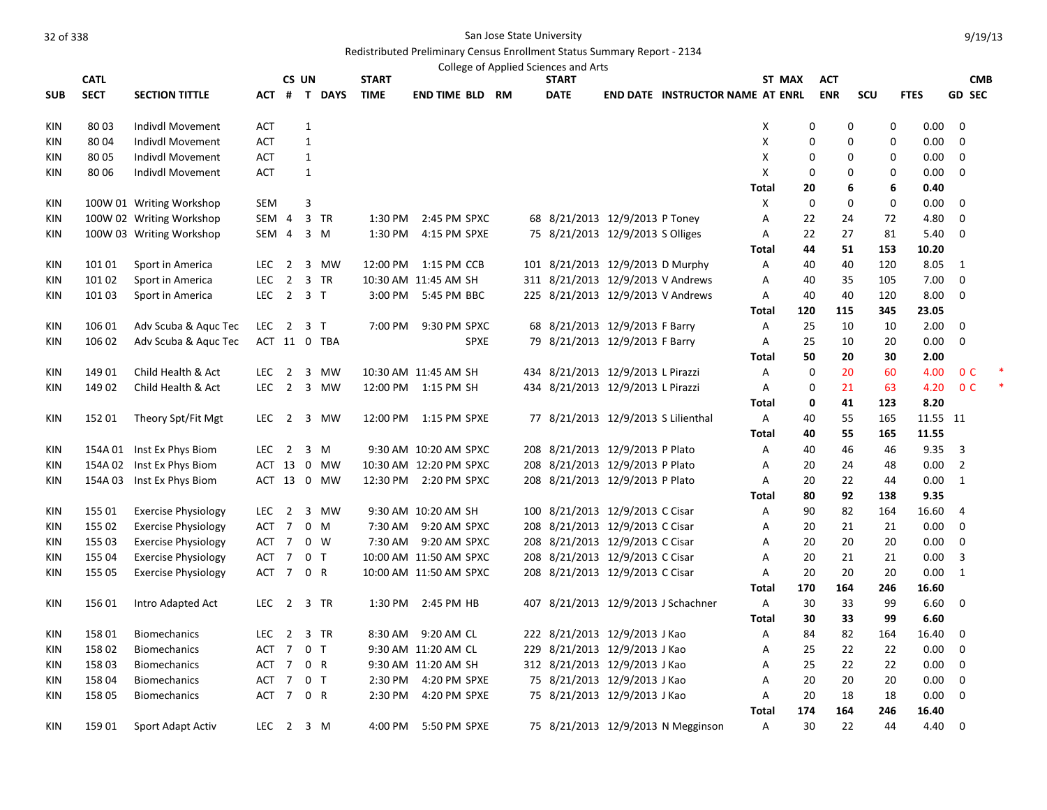San Jose State University

Redistributed Preliminary Census Enrollment Status Summary Report - 2134

College of Applied Sciences and Arts

| SUB | CATL SECT | SECTION TITTLE | ACT | CS # | UN T | DAYS | START TIME | END TIME | BLD | RM | START DATE | END DATE | INSTRUCTOR NAME | ST AT | MAX ENRL | ACT ENR | SCU | FTES | GD | CMB SEC |
|---|---|---|---|---|---|---|---|---|---|---|---|---|---|---|---|---|---|---|---|---|
| KIN | 80 03 | Indivdl Movement | ACT | | 1 | | | | | | | | | X | 0 | 0 | 0 | 0.00 | 0 | |
| KIN | 80 04 | Indivdl Movement | ACT | | 1 | | | | | | | | | X | 0 | 0 | 0 | 0.00 | 0 | |
| KIN | 80 05 | Indivdl Movement | ACT | | 1 | | | | | | | | | X | 0 | 0 | 0 | 0.00 | 0 | |
| KIN | 80 06 | Indivdl Movement | ACT | | 1 | | | | | | | | | X | 0 | 0 | 0 | 0.00 | 0 | |
| | | | | | | | | | | | | | | Total | 20 | 6 | 6 | 0.40 | | |
| KIN | 100W 01 | Writing Workshop | SEM | | 3 | | | | | | | | | X | 0 | 0 | 0 | 0.00 | 0 | |
| KIN | 100W 02 | Writing Workshop | SEM | 4 | 3 | TR | 1:30 PM | 2:45 PM | SPXC | 68 | 8/21/2013 | 12/9/2013 | P Toney | A | 22 | 24 | 72 | 4.80 | 0 | |
| KIN | 100W 03 | Writing Workshop | SEM | 4 | 3 | M | 1:30 PM | 4:15 PM | SPXE | 75 | 8/21/2013 | 12/9/2013 | S Olliges | A | 22 | 27 | 81 | 5.40 | 0 | |
| | | | | | | | | | | | | | | Total | 44 | 51 | 153 | 10.20 | | |
| KIN | 101 01 | Sport in America | LEC | 2 | 3 | MW | 12:00 PM | 1:15 PM | CCB | 101 | 8/21/2013 | 12/9/2013 | D Murphy | A | 40 | 40 | 120 | 8.05 | 1 | |
| KIN | 101 02 | Sport in America | LEC | 2 | 3 | TR | 10:30 AM | 11:45 AM | SH | 311 | 8/21/2013 | 12/9/2013 | V Andrews | A | 40 | 35 | 105 | 7.00 | 0 | |
| KIN | 101 03 | Sport in America | LEC | 2 | 3 | T | 3:00 PM | 5:45 PM | BBC | 225 | 8/21/2013 | 12/9/2013 | V Andrews | A | 40 | 40 | 120 | 8.00 | 0 | |
| | | | | | | | | | | | | | | Total | 120 | 115 | 345 | 23.05 | | |
| KIN | 106 01 | Adv Scuba & Aquc Tec | LEC | 2 | 3 | T | 7:00 PM | 9:30 PM | SPXC | 68 | 8/21/2013 | 12/9/2013 | F Barry | A | 25 | 10 | 10 | 2.00 | 0 | |
| KIN | 106 02 | Adv Scuba & Aquc Tec | ACT | 11 | 0 | TBA | | | SPXE | 79 | 8/21/2013 | 12/9/2013 | F Barry | A | 25 | 10 | 20 | 0.00 | 0 | |
| | | | | | | | | | | | | | | Total | 50 | 20 | 30 | 2.00 | | |
| KIN | 149 01 | Child Health & Act | LEC | 2 | 3 | MW | 10:30 AM | 11:45 AM | SH | 434 | 8/21/2013 | 12/9/2013 | L Pirazzi | A | 0 | 20 | 60 | 4.00 | 0 | C * |
| KIN | 149 02 | Child Health & Act | LEC | 2 | 3 | MW | 12:00 PM | 1:15 PM | SH | 434 | 8/21/2013 | 12/9/2013 | L Pirazzi | A | 0 | 21 | 63 | 4.20 | 0 | C * |
| | | | | | | | | | | | | | | Total | 0 | 41 | 123 | 8.20 | | |
| KIN | 152 01 | Theory Spt/Fit Mgt | LEC | 2 | 3 | MW | 12:00 PM | 1:15 PM | SPXE | 77 | 8/21/2013 | 12/9/2013 | S Lilienthal | A | 40 | 55 | 165 | 11.55 | 11 | |
| | | | | | | | | | | | | | | Total | 40 | 55 | 165 | 11.55 | | |
| KIN | 154A 01 | Inst Ex Phys Biom | LEC | 2 | 3 | M | 9:30 AM | 10:20 AM | SPXC | 208 | 8/21/2013 | 12/9/2013 | P Plato | A | 40 | 46 | 46 | 9.35 | 3 | |
| KIN | 154A 02 | Inst Ex Phys Biom | ACT | 13 | 0 | MW | 10:30 AM | 12:20 PM | SPXC | 208 | 8/21/2013 | 12/9/2013 | P Plato | A | 20 | 24 | 48 | 0.00 | 2 | |
| KIN | 154A 03 | Inst Ex Phys Biom | ACT | 13 | 0 | MW | 12:30 PM | 2:20 PM | SPXC | 208 | 8/21/2013 | 12/9/2013 | P Plato | A | 20 | 22 | 44 | 0.00 | 1 | |
| | | | | | | | | | | | | | | Total | 80 | 92 | 138 | 9.35 | | |
| KIN | 155 01 | Exercise Physiology | LEC | 2 | 3 | MW | 9:30 AM | 10:20 AM | SH | 100 | 8/21/2013 | 12/9/2013 | C Cisar | A | 90 | 82 | 164 | 16.60 | 4 | |
| KIN | 155 02 | Exercise Physiology | ACT | 7 | 0 | M | 7:30 AM | 9:20 AM | SPXC | 208 | 8/21/2013 | 12/9/2013 | C Cisar | A | 20 | 21 | 21 | 0.00 | 0 | |
| KIN | 155 03 | Exercise Physiology | ACT | 7 | 0 | W | 7:30 AM | 9:20 AM | SPXC | 208 | 8/21/2013 | 12/9/2013 | C Cisar | A | 20 | 20 | 20 | 0.00 | 0 | |
| KIN | 155 04 | Exercise Physiology | ACT | 7 | 0 | T | 10:00 AM | 11:50 AM | SPXC | 208 | 8/21/2013 | 12/9/2013 | C Cisar | A | 20 | 21 | 21 | 0.00 | 3 | |
| KIN | 155 05 | Exercise Physiology | ACT | 7 | 0 | R | 10:00 AM | 11:50 AM | SPXC | 208 | 8/21/2013 | 12/9/2013 | C Cisar | A | 20 | 20 | 20 | 0.00 | 1 | |
| | | | | | | | | | | | | | | Total | 170 | 164 | 246 | 16.60 | | |
| KIN | 156 01 | Intro Adapted Act | LEC | 2 | 3 | TR | 1:30 PM | 2:45 PM | HB | 407 | 8/21/2013 | 12/9/2013 | J Schachner | A | 30 | 33 | 99 | 6.60 | 0 | |
| | | | | | | | | | | | | | | Total | 30 | 33 | 99 | 6.60 | | |
| KIN | 158 01 | Biomechanics | LEC | 2 | 3 | TR | 8:30 AM | 9:20 AM | CL | 222 | 8/21/2013 | 12/9/2013 | J Kao | A | 84 | 82 | 164 | 16.40 | 0 | |
| KIN | 158 02 | Biomechanics | ACT | 7 | 0 | T | 9:30 AM | 11:20 AM | CL | 229 | 8/21/2013 | 12/9/2013 | J Kao | A | 25 | 22 | 22 | 0.00 | 0 | |
| KIN | 158 03 | Biomechanics | ACT | 7 | 0 | R | 9:30 AM | 11:20 AM | SH | 312 | 8/21/2013 | 12/9/2013 | J Kao | A | 25 | 22 | 22 | 0.00 | 0 | |
| KIN | 158 04 | Biomechanics | ACT | 7 | 0 | T | 2:30 PM | 4:20 PM | SPXE | 75 | 8/21/2013 | 12/9/2013 | J Kao | A | 20 | 20 | 20 | 0.00 | 0 | |
| KIN | 158 05 | Biomechanics | ACT | 7 | 0 | R | 2:30 PM | 4:20 PM | SPXE | 75 | 8/21/2013 | 12/9/2013 | J Kao | A | 20 | 18 | 18 | 0.00 | 0 | |
| | | | | | | | | | | | | | | Total | 174 | 164 | 246 | 16.40 | | |
| KIN | 159 01 | Sport Adapt Activ | LEC | 2 | 3 | M | 4:00 PM | 5:50 PM | SPXE | 75 | 8/21/2013 | 12/9/2013 | N Megginson | A | 30 | 22 | 44 | 4.40 | 0 | |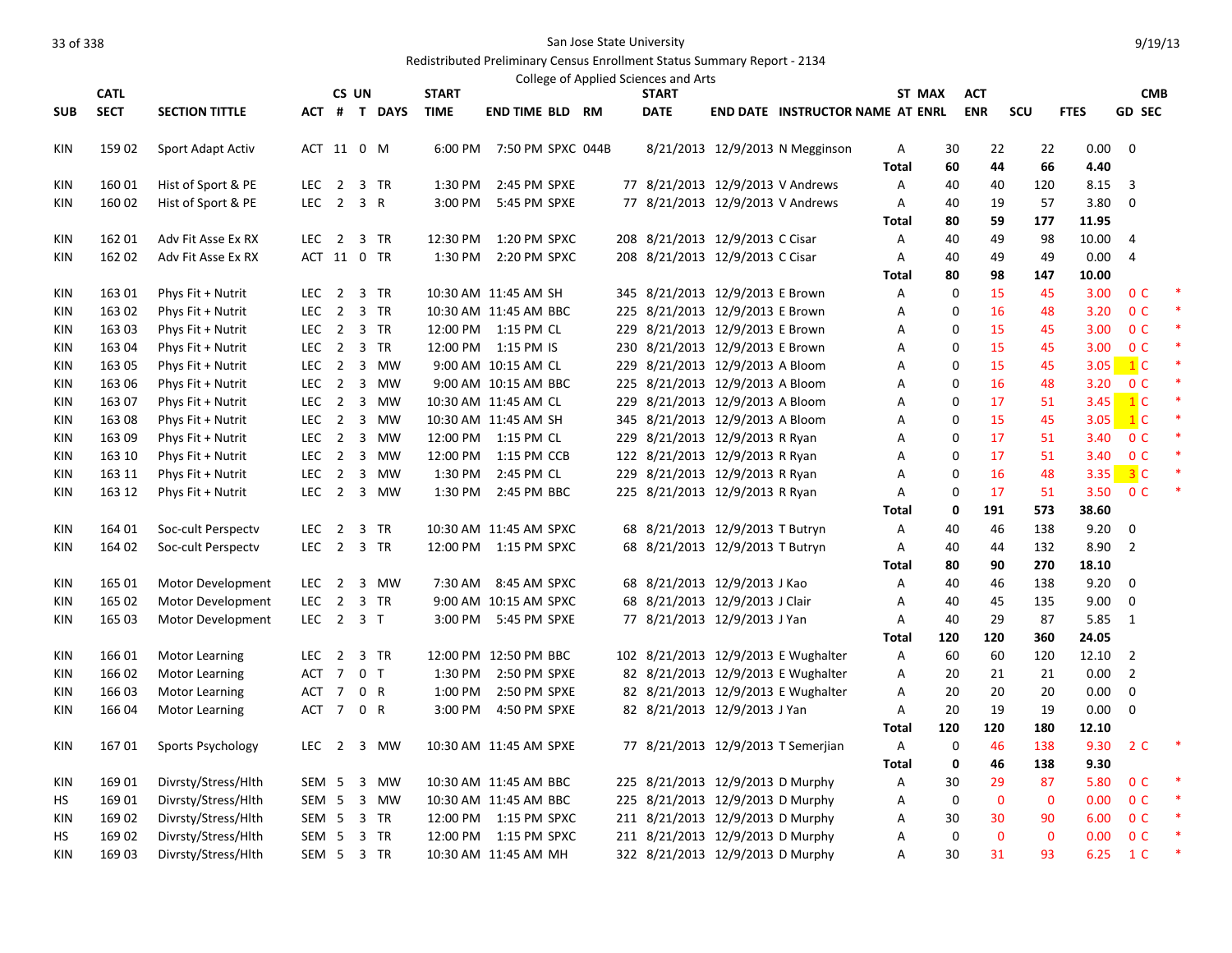San Jose State University

Redistributed Preliminary Census Enrollment Status Summary Report - 2134

College of Applied Sciences and Arts

9/19/13

| SUB | CATL SECT | SECTION TITTLE | ACT | CS # | UN T | DAYS | START TIME | END TIME | BLD | RM | START DATE | END DATE | INSTRUCTOR NAME | ST AT | MAX ENRL | ACT ENR | SCU | FTES | GD | CMB SEC | |
|---|---|---|---|---|---|---|---|---|---|---|---|---|---|---|---|---|---|---|---|---|---|
| KIN | 159 02 | Sport Adapt Activ | ACT | 11 | 0 | M | 6:00 PM | 7:50 PM | SPXC | 044B | 8/21/2013 | 12/9/2013 | N Megginson | A | 30 | 22 | 22 | 0.00 | 0 | | |
| | | | | | | | | | | | | | | Total | 60 | 44 | 66 | 4.40 | | | |
| KIN | 160 01 | Hist of Sport & PE | LEC | 2 | 3 | TR | 1:30 PM | 2:45 PM | SPXE | 77 | 8/21/2013 | 12/9/2013 | V Andrews | A | 40 | 40 | 120 | 8.15 | 3 | | |
| KIN | 160 02 | Hist of Sport & PE | LEC | 2 | 3 | R | 3:00 PM | 5:45 PM | SPXE | 77 | 8/21/2013 | 12/9/2013 | V Andrews | A | 40 | 19 | 57 | 3.80 | 0 | | |
| | | | | | | | | | | | | | | Total | 80 | 59 | 177 | 11.95 | | | |
| KIN | 162 01 | Adv Fit Asse Ex RX | LEC | 2 | 3 | TR | 12:30 PM | 1:20 PM | SPXC | 208 | 8/21/2013 | 12/9/2013 | C Cisar | A | 40 | 49 | 98 | 10.00 | 4 | | |
| KIN | 162 02 | Adv Fit Asse Ex RX | ACT | 11 | 0 | TR | 1:30 PM | 2:20 PM | SPXC | 208 | 8/21/2013 | 12/9/2013 | C Cisar | A | 40 | 49 | 49 | 0.00 | 4 | | |
| | | | | | | | | | | | | | | Total | 80 | 98 | 147 | 10.00 | | | |
| KIN | 163 01 | Phys Fit + Nutrit | LEC | 2 | 3 | TR | 10:30 AM | 11:45 AM | SH | 345 | 8/21/2013 | 12/9/2013 | E Brown | A | 0 | 15 | 45 | 3.00 | 0 | C | * |
| KIN | 163 02 | Phys Fit + Nutrit | LEC | 2 | 3 | TR | 10:30 AM | 11:45 AM | BBC | 225 | 8/21/2013 | 12/9/2013 | E Brown | A | 0 | 16 | 48 | 3.20 | 0 | C | * |
| KIN | 163 03 | Phys Fit + Nutrit | LEC | 2 | 3 | TR | 12:00 PM | 1:15 PM | CL | 229 | 8/21/2013 | 12/9/2013 | E Brown | A | 0 | 15 | 45 | 3.00 | 0 | C | * |
| KIN | 163 04 | Phys Fit + Nutrit | LEC | 2 | 3 | TR | 12:00 PM | 1:15 PM | IS | 230 | 8/21/2013 | 12/9/2013 | E Brown | A | 0 | 15 | 45 | 3.00 | 0 | C | * |
| KIN | 163 05 | Phys Fit + Nutrit | LEC | 2 | 3 | MW | 9:00 AM | 10:15 AM | CL | 229 | 8/21/2013 | 12/9/2013 | A Bloom | A | 0 | 15 | 45 | 3.05 | 1 | C | * |
| KIN | 163 06 | Phys Fit + Nutrit | LEC | 2 | 3 | MW | 9:00 AM | 10:15 AM | BBC | 225 | 8/21/2013 | 12/9/2013 | A Bloom | A | 0 | 16 | 48 | 3.20 | 0 | C | * |
| KIN | 163 07 | Phys Fit + Nutrit | LEC | 2 | 3 | MW | 10:30 AM | 11:45 AM | CL | 229 | 8/21/2013 | 12/9/2013 | A Bloom | A | 0 | 17 | 51 | 3.45 | 1 | C | * |
| KIN | 163 08 | Phys Fit + Nutrit | LEC | 2 | 3 | MW | 10:30 AM | 11:45 AM | SH | 345 | 8/21/2013 | 12/9/2013 | A Bloom | A | 0 | 15 | 45 | 3.05 | 1 | C | * |
| KIN | 163 09 | Phys Fit + Nutrit | LEC | 2 | 3 | MW | 12:00 PM | 1:15 PM | CL | 229 | 8/21/2013 | 12/9/2013 | R Ryan | A | 0 | 17 | 51 | 3.40 | 0 | C | * |
| KIN | 163 10 | Phys Fit + Nutrit | LEC | 2 | 3 | MW | 12:00 PM | 1:15 PM | CCB | 122 | 8/21/2013 | 12/9/2013 | R Ryan | A | 0 | 17 | 51 | 3.40 | 0 | C | * |
| KIN | 163 11 | Phys Fit + Nutrit | LEC | 2 | 3 | MW | 1:30 PM | 2:45 PM | CL | 229 | 8/21/2013 | 12/9/2013 | R Ryan | A | 0 | 16 | 48 | 3.35 | 3 | C | * |
| KIN | 163 12 | Phys Fit + Nutrit | LEC | 2 | 3 | MW | 1:30 PM | 2:45 PM | BBC | 225 | 8/21/2013 | 12/9/2013 | R Ryan | A | 0 | 17 | 51 | 3.50 | 0 | C | * |
| | | | | | | | | | | | | | | Total | 0 | 191 | 573 | 38.60 | | | |
| KIN | 164 01 | Soc-cult Perspectv | LEC | 2 | 3 | TR | 10:30 AM | 11:45 AM | SPXC | 68 | 8/21/2013 | 12/9/2013 | T Butryn | A | 40 | 46 | 138 | 9.20 | 0 | | |
| KIN | 164 02 | Soc-cult Perspectv | LEC | 2 | 3 | TR | 12:00 PM | 1:15 PM | SPXC | 68 | 8/21/2013 | 12/9/2013 | T Butryn | A | 40 | 44 | 132 | 8.90 | 2 | | |
| | | | | | | | | | | | | | | Total | 80 | 90 | 270 | 18.10 | | | |
| KIN | 165 01 | Motor Development | LEC | 2 | 3 | MW | 7:30 AM | 8:45 AM | SPXC | 68 | 8/21/2013 | 12/9/2013 | J Kao | A | 40 | 46 | 138 | 9.20 | 0 | | |
| KIN | 165 02 | Motor Development | LEC | 2 | 3 | TR | 9:00 AM | 10:15 AM | SPXC | 68 | 8/21/2013 | 12/9/2013 | J Clair | A | 40 | 45 | 135 | 9.00 | 0 | | |
| KIN | 165 03 | Motor Development | LEC | 2 | 3 | T | 3:00 PM | 5:45 PM | SPXE | 77 | 8/21/2013 | 12/9/2013 | J Yan | A | 40 | 29 | 87 | 5.85 | 1 | | |
| | | | | | | | | | | | | | | Total | 120 | 120 | 360 | 24.05 | | | |
| KIN | 166 01 | Motor Learning | LEC | 2 | 3 | TR | 12:00 PM | 12:50 PM | BBC | 102 | 8/21/2013 | 12/9/2013 | E Wughalter | A | 60 | 60 | 120 | 12.10 | 2 | | |
| KIN | 166 02 | Motor Learning | ACT | 7 | 0 | T | 1:30 PM | 2:50 PM | SPXE | 82 | 8/21/2013 | 12/9/2013 | E Wughalter | A | 20 | 21 | 21 | 0.00 | 2 | | |
| KIN | 166 03 | Motor Learning | ACT | 7 | 0 | R | 1:00 PM | 2:50 PM | SPXE | 82 | 8/21/2013 | 12/9/2013 | E Wughalter | A | 20 | 20 | 20 | 0.00 | 0 | | |
| KIN | 166 04 | Motor Learning | ACT | 7 | 0 | R | 3:00 PM | 4:50 PM | SPXE | 82 | 8/21/2013 | 12/9/2013 | J Yan | A | 20 | 19 | 19 | 0.00 | 0 | | |
| | | | | | | | | | | | | | | Total | 120 | 120 | 180 | 12.10 | | | |
| KIN | 167 01 | Sports Psychology | LEC | 2 | 3 | MW | 10:30 AM | 11:45 AM | SPXE | 77 | 8/21/2013 | 12/9/2013 | T Semerjian | A | 0 | 46 | 138 | 9.30 | 2 | C | * |
| | | | | | | | | | | | | | | Total | 0 | 46 | 138 | 9.30 | | | |
| KIN | 169 01 | Divrsty/Stress/Hlth | SEM | 5 | 3 | MW | 10:30 AM | 11:45 AM | BBC | 225 | 8/21/2013 | 12/9/2013 | D Murphy | A | 30 | 29 | 87 | 5.80 | 0 | C | * |
| HS | 169 01 | Divrsty/Stress/Hlth | SEM | 5 | 3 | MW | 10:30 AM | 11:45 AM | BBC | 225 | 8/21/2013 | 12/9/2013 | D Murphy | A | 0 | 0 | 0 | 0.00 | 0 | C | * |
| KIN | 169 02 | Divrsty/Stress/Hlth | SEM | 5 | 3 | TR | 12:00 PM | 1:15 PM | SPXC | 211 | 8/21/2013 | 12/9/2013 | D Murphy | A | 30 | 30 | 90 | 6.00 | 0 | C | * |
| HS | 169 02 | Divrsty/Stress/Hlth | SEM | 5 | 3 | TR | 12:00 PM | 1:15 PM | SPXC | 211 | 8/21/2013 | 12/9/2013 | D Murphy | A | 0 | 0 | 0 | 0.00 | 0 | C | * |
| KIN | 169 03 | Divrsty/Stress/Hlth | SEM | 5 | 3 | TR | 10:30 AM | 11:45 AM | MH | 322 | 8/21/2013 | 12/9/2013 | D Murphy | A | 30 | 31 | 93 | 6.25 | 1 | C | * |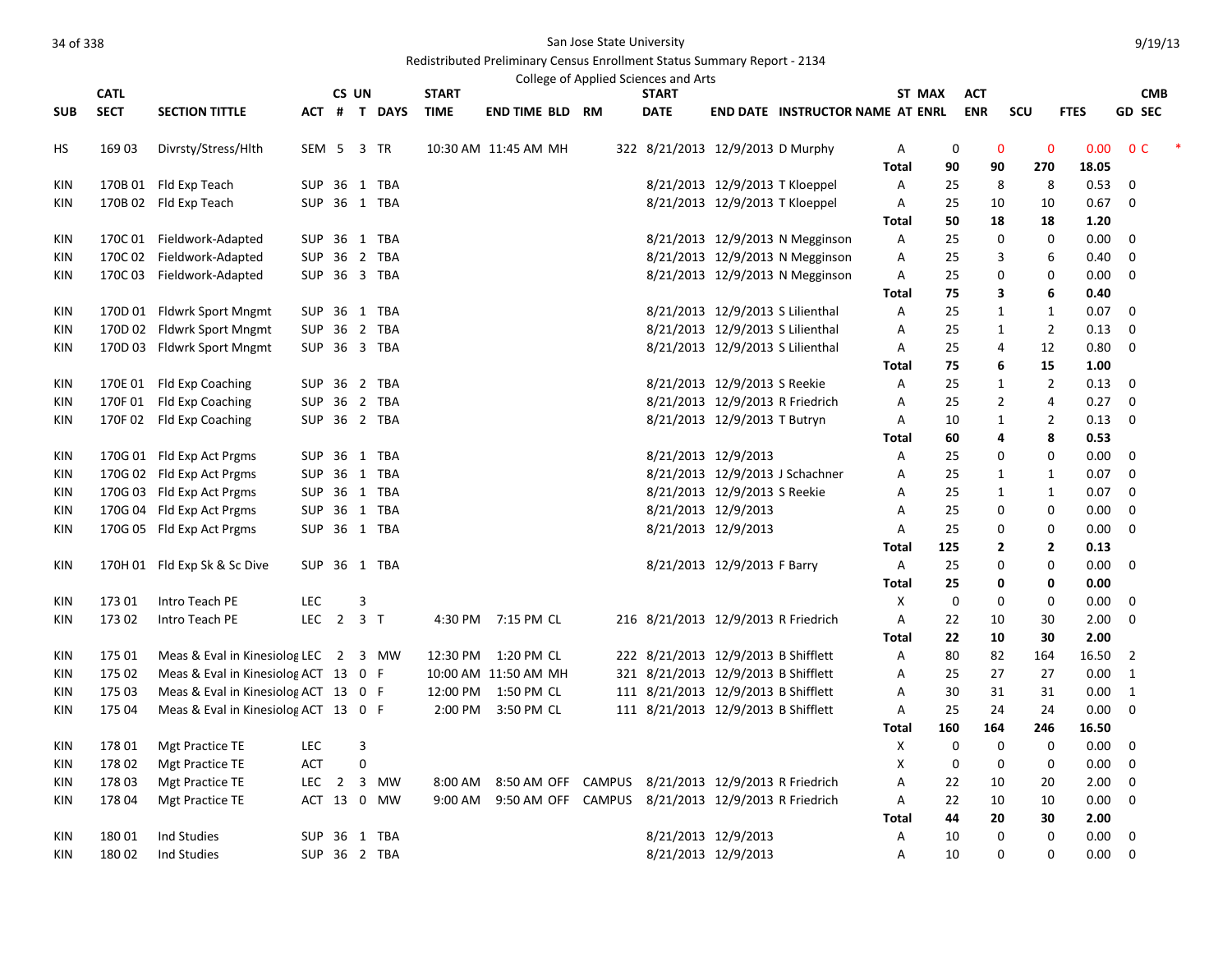San Jose State University

Redistributed Preliminary Census Enrollment Status Summary Report - 2134

College of Applied Sciences and Arts

| SUB | CATL SECT | SECTION TITTLE | ACT | CS # | UN T | DAYS | START TIME | END TIME | BLD | RM | START DATE | END DATE | INSTRUCTOR NAME | ST AT | MAX ENRL | ACT ENR | SCU | FTES | GD | CMB SEC |
|---|---|---|---|---|---|---|---|---|---|---|---|---|---|---|---|---|---|---|---|---|
| HS | 169 03 | Divrsty/Stress/Hlth | SEM | 5 | 3 | TR | 10:30 AM | 11:45 AM | MH | 322 | 8/21/2013 | 12/9/2013 | D Murphy | A | 0 | 0 | 0 | 0.00 | 0 | C * |
| | | | | | | | | | | | | | | Total | 90 | 90 | 270 | 18.05 | | |
| KIN | 170B 01 | Fld Exp Teach | SUP | 36 | 1 | TBA | | | | | 8/21/2013 | 12/9/2013 | T Kloeppel | A | 25 | 8 | 8 | 0.53 | 0 | |
| KIN | 170B 02 | Fld Exp Teach | SUP | 36 | 1 | TBA | | | | | 8/21/2013 | 12/9/2013 | T Kloeppel | A | 25 | 10 | 10 | 0.67 | 0 | |
| | | | | | | | | | | | | | | Total | 50 | 18 | 18 | 1.20 | | |
| KIN | 170C 01 | Fieldwork-Adapted | SUP | 36 | 1 | TBA | | | | | 8/21/2013 | 12/9/2013 | N Megginson | A | 25 | 0 | 0 | 0.00 | 0 | |
| KIN | 170C 02 | Fieldwork-Adapted | SUP | 36 | 2 | TBA | | | | | 8/21/2013 | 12/9/2013 | N Megginson | A | 25 | 3 | 6 | 0.40 | 0 | |
| KIN | 170C 03 | Fieldwork-Adapted | SUP | 36 | 3 | TBA | | | | | 8/21/2013 | 12/9/2013 | N Megginson | A | 25 | 0 | 0 | 0.00 | 0 | |
| | | | | | | | | | | | | | | Total | 75 | 3 | 6 | 0.40 | | |
| KIN | 170D 01 | Fldwrk Sport Mngmt | SUP | 36 | 1 | TBA | | | | | 8/21/2013 | 12/9/2013 | S Lilienthal | A | 25 | 1 | 1 | 0.07 | 0 | |
| KIN | 170D 02 | Fldwrk Sport Mngmt | SUP | 36 | 2 | TBA | | | | | 8/21/2013 | 12/9/2013 | S Lilienthal | A | 25 | 1 | 2 | 0.13 | 0 | |
| KIN | 170D 03 | Fldwrk Sport Mngmt | SUP | 36 | 3 | TBA | | | | | 8/21/2013 | 12/9/2013 | S Lilienthal | A | 25 | 4 | 12 | 0.80 | 0 | |
| | | | | | | | | | | | | | | Total | 75 | 6 | 15 | 1.00 | | |
| KIN | 170E 01 | Fld Exp Coaching | SUP | 36 | 2 | TBA | | | | | 8/21/2013 | 12/9/2013 | S Reekie | A | 25 | 1 | 2 | 0.13 | 0 | |
| KIN | 170F 01 | Fld Exp Coaching | SUP | 36 | 2 | TBA | | | | | 8/21/2013 | 12/9/2013 | R Friedrich | A | 25 | 2 | 4 | 0.27 | 0 | |
| KIN | 170F 02 | Fld Exp Coaching | SUP | 36 | 2 | TBA | | | | | 8/21/2013 | 12/9/2013 | T Butryn | A | 10 | 1 | 2 | 0.13 | 0 | |
| | | | | | | | | | | | | | | Total | 60 | 4 | 8 | 0.53 | | |
| KIN | 170G 01 | Fld Exp Act Prgms | SUP | 36 | 1 | TBA | | | | | 8/21/2013 | 12/9/2013 | | A | 25 | 0 | 0 | 0.00 | 0 | |
| KIN | 170G 02 | Fld Exp Act Prgms | SUP | 36 | 1 | TBA | | | | | 8/21/2013 | 12/9/2013 | J Schachner | A | 25 | 1 | 1 | 0.07 | 0 | |
| KIN | 170G 03 | Fld Exp Act Prgms | SUP | 36 | 1 | TBA | | | | | 8/21/2013 | 12/9/2013 | S Reekie | A | 25 | 1 | 1 | 0.07 | 0 | |
| KIN | 170G 04 | Fld Exp Act Prgms | SUP | 36 | 1 | TBA | | | | | 8/21/2013 | 12/9/2013 | | A | 25 | 0 | 0 | 0.00 | 0 | |
| KIN | 170G 05 | Fld Exp Act Prgms | SUP | 36 | 1 | TBA | | | | | 8/21/2013 | 12/9/2013 | | A | 25 | 0 | 0 | 0.00 | 0 | |
| | | | | | | | | | | | | | | Total | 125 | 2 | 2 | 0.13 | | |
| KIN | 170H 01 | Fld Exp Sk & Sc Dive | SUP | 36 | 1 | TBA | | | | | 8/21/2013 | 12/9/2013 | F Barry | A | 25 | 0 | 0 | 0.00 | 0 | |
| | | | | | | | | | | | | | | Total | 25 | 0 | 0 | 0.00 | | |
| KIN | 173 01 | Intro Teach PE | LEC | | 3 | | | | | | | | | X | 0 | 0 | 0 | 0.00 | 0 | |
| KIN | 173 02 | Intro Teach PE | LEC | 2 | 3 | T | 4:30 PM | 7:15 PM | CL | 216 | 8/21/2013 | 12/9/2013 | R Friedrich | A | 22 | 10 | 30 | 2.00 | 0 | |
| | | | | | | | | | | | | | | Total | 22 | 10 | 30 | 2.00 | | |
| KIN | 175 01 | Meas & Eval in Kinesiolog | LEC | 2 | 3 | MW | 12:30 PM | 1:20 PM | CL | 222 | 8/21/2013 | 12/9/2013 | B Shifflett | A | 80 | 82 | 164 | 16.50 | 2 | |
| KIN | 175 02 | Meas & Eval in Kinesiolog | ACT | 13 | 0 | F | 10:00 AM | 11:50 AM | MH | 321 | 8/21/2013 | 12/9/2013 | B Shifflett | A | 25 | 27 | 27 | 0.00 | 1 | |
| KIN | 175 03 | Meas & Eval in Kinesiolog | ACT | 13 | 0 | F | 12:00 PM | 1:50 PM | CL | 111 | 8/21/2013 | 12/9/2013 | B Shifflett | A | 30 | 31 | 31 | 0.00 | 1 | |
| KIN | 175 04 | Meas & Eval in Kinesiolog | ACT | 13 | 0 | F | 2:00 PM | 3:50 PM | CL | 111 | 8/21/2013 | 12/9/2013 | B Shifflett | A | 25 | 24 | 24 | 0.00 | 0 | |
| | | | | | | | | | | | | | | Total | 160 | 164 | 246 | 16.50 | | |
| KIN | 178 01 | Mgt Practice TE | LEC | | 3 | | | | | | | | | X | 0 | 0 | 0 | 0.00 | 0 | |
| KIN | 178 02 | Mgt Practice TE | ACT | | 0 | | | | | | | | | X | 0 | 0 | 0 | 0.00 | 0 | |
| KIN | 178 03 | Mgt Practice TE | LEC | 2 | 3 | MW | 8:00 AM | 8:50 AM | OFF | CAMPUS | 8/21/2013 | 12/9/2013 | R Friedrich | A | 22 | 10 | 20 | 2.00 | 0 | |
| KIN | 178 04 | Mgt Practice TE | ACT | 13 | 0 | MW | 9:00 AM | 9:50 AM | OFF | CAMPUS | 8/21/2013 | 12/9/2013 | R Friedrich | A | 22 | 10 | 10 | 0.00 | 0 | |
| | | | | | | | | | | | | | | Total | 44 | 20 | 30 | 2.00 | | |
| KIN | 180 01 | Ind Studies | SUP | 36 | 1 | TBA | | | | | 8/21/2013 | 12/9/2013 | | A | 10 | 0 | 0 | 0.00 | 0 | |
| KIN | 180 02 | Ind Studies | SUP | 36 | 2 | TBA | | | | | 8/21/2013 | 12/9/2013 | | A | 10 | 0 | 0 | 0.00 | 0 | |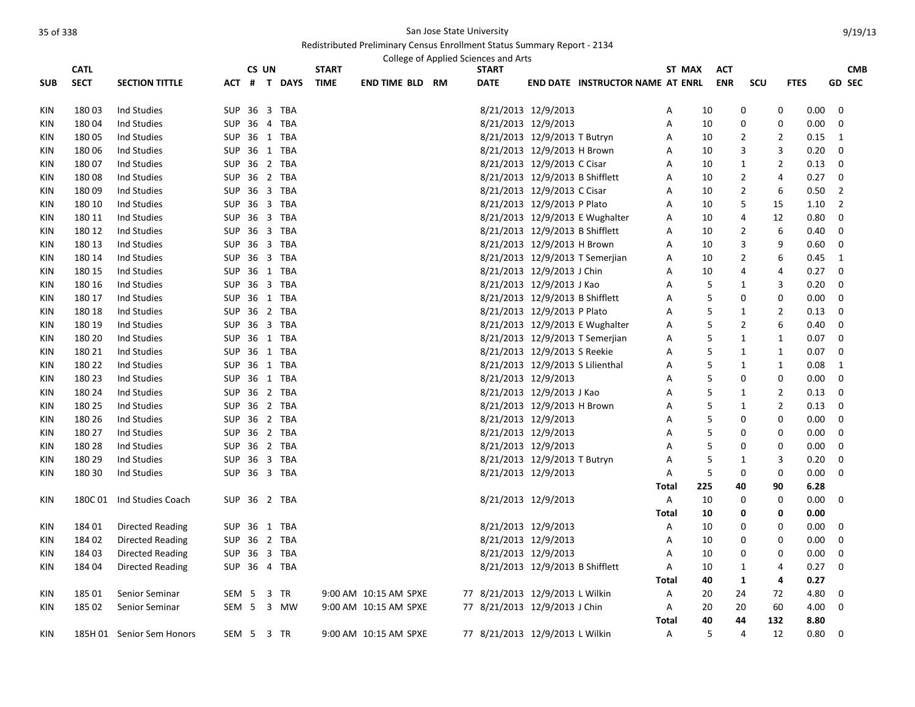San Jose State University

Redistributed Preliminary Census Enrollment Status Summary Report - 2134

College of Applied Sciences and Arts

| SUB | CATL SECT | SECTION TITTLE | ACT | CS # | UN T | DAYS | START TIME | END TIME | BLD | RM | START DATE | END DATE | INSTRUCTOR NAME | ST AT | MAX ENRL | ACT ENR | SCU | FTES | CMB GD SEC |
|---|---|---|---|---|---|---|---|---|---|---|---|---|---|---|---|---|---|---|---|
| KIN | 180 03 | Ind Studies | SUP | 36 | 3 | TBA | | | | | 8/21/2013 | 12/9/2013 | | A | 10 | 0 | 0 | 0.00 | 0 |
| KIN | 180 04 | Ind Studies | SUP | 36 | 4 | TBA | | | | | 8/21/2013 | 12/9/2013 | | A | 10 | 0 | 0 | 0.00 | 0 |
| KIN | 180 05 | Ind Studies | SUP | 36 | 1 | TBA | | | | | 8/21/2013 | 12/9/2013 | T Butryn | A | 10 | 2 | 2 | 0.15 | 1 |
| KIN | 180 06 | Ind Studies | SUP | 36 | 1 | TBA | | | | | 8/21/2013 | 12/9/2013 | H Brown | A | 10 | 3 | 3 | 0.20 | 0 |
| KIN | 180 07 | Ind Studies | SUP | 36 | 2 | TBA | | | | | 8/21/2013 | 12/9/2013 | C Cisar | A | 10 | 1 | 2 | 0.13 | 0 |
| KIN | 180 08 | Ind Studies | SUP | 36 | 2 | TBA | | | | | 8/21/2013 | 12/9/2013 | B Shifflett | A | 10 | 2 | 4 | 0.27 | 0 |
| KIN | 180 09 | Ind Studies | SUP | 36 | 3 | TBA | | | | | 8/21/2013 | 12/9/2013 | C Cisar | A | 10 | 2 | 6 | 0.50 | 2 |
| KIN | 180 10 | Ind Studies | SUP | 36 | 3 | TBA | | | | | 8/21/2013 | 12/9/2013 | P Plato | A | 10 | 5 | 15 | 1.10 | 2 |
| KIN | 180 11 | Ind Studies | SUP | 36 | 3 | TBA | | | | | 8/21/2013 | 12/9/2013 | E Wughalter | A | 10 | 4 | 12 | 0.80 | 0 |
| KIN | 180 12 | Ind Studies | SUP | 36 | 3 | TBA | | | | | 8/21/2013 | 12/9/2013 | B Shifflett | A | 10 | 2 | 6 | 0.40 | 0 |
| KIN | 180 13 | Ind Studies | SUP | 36 | 3 | TBA | | | | | 8/21/2013 | 12/9/2013 | H Brown | A | 10 | 3 | 9 | 0.60 | 0 |
| KIN | 180 14 | Ind Studies | SUP | 36 | 3 | TBA | | | | | 8/21/2013 | 12/9/2013 | T Semerjian | A | 10 | 2 | 6 | 0.45 | 1 |
| KIN | 180 15 | Ind Studies | SUP | 36 | 1 | TBA | | | | | 8/21/2013 | 12/9/2013 | J Chin | A | 10 | 4 | 4 | 0.27 | 0 |
| KIN | 180 16 | Ind Studies | SUP | 36 | 3 | TBA | | | | | 8/21/2013 | 12/9/2013 | J Kao | A | 5 | 1 | 3 | 0.20 | 0 |
| KIN | 180 17 | Ind Studies | SUP | 36 | 1 | TBA | | | | | 8/21/2013 | 12/9/2013 | B Shifflett | A | 5 | 0 | 0 | 0.00 | 0 |
| KIN | 180 18 | Ind Studies | SUP | 36 | 2 | TBA | | | | | 8/21/2013 | 12/9/2013 | P Plato | A | 5 | 1 | 2 | 0.13 | 0 |
| KIN | 180 19 | Ind Studies | SUP | 36 | 3 | TBA | | | | | 8/21/2013 | 12/9/2013 | E Wughalter | A | 5 | 2 | 6 | 0.40 | 0 |
| KIN | 180 20 | Ind Studies | SUP | 36 | 1 | TBA | | | | | 8/21/2013 | 12/9/2013 | T Semerjian | A | 5 | 1 | 1 | 0.07 | 0 |
| KIN | 180 21 | Ind Studies | SUP | 36 | 1 | TBA | | | | | 8/21/2013 | 12/9/2013 | S Reekie | A | 5 | 1 | 1 | 0.07 | 0 |
| KIN | 180 22 | Ind Studies | SUP | 36 | 1 | TBA | | | | | 8/21/2013 | 12/9/2013 | S Lilienthal | A | 5 | 1 | 1 | 0.08 | 1 |
| KIN | 180 23 | Ind Studies | SUP | 36 | 1 | TBA | | | | | 8/21/2013 | 12/9/2013 | | A | 5 | 0 | 0 | 0.00 | 0 |
| KIN | 180 24 | Ind Studies | SUP | 36 | 2 | TBA | | | | | 8/21/2013 | 12/9/2013 | J Kao | A | 5 | 1 | 2 | 0.13 | 0 |
| KIN | 180 25 | Ind Studies | SUP | 36 | 2 | TBA | | | | | 8/21/2013 | 12/9/2013 | H Brown | A | 5 | 1 | 2 | 0.13 | 0 |
| KIN | 180 26 | Ind Studies | SUP | 36 | 2 | TBA | | | | | 8/21/2013 | 12/9/2013 | | A | 5 | 0 | 0 | 0.00 | 0 |
| KIN | 180 27 | Ind Studies | SUP | 36 | 2 | TBA | | | | | 8/21/2013 | 12/9/2013 | | A | 5 | 0 | 0 | 0.00 | 0 |
| KIN | 180 28 | Ind Studies | SUP | 36 | 2 | TBA | | | | | 8/21/2013 | 12/9/2013 | | A | 5 | 0 | 0 | 0.00 | 0 |
| KIN | 180 29 | Ind Studies | SUP | 36 | 3 | TBA | | | | | 8/21/2013 | 12/9/2013 | T Butryn | A | 5 | 1 | 3 | 0.20 | 0 |
| KIN | 180 30 | Ind Studies | SUP | 36 | 3 | TBA | | | | | 8/21/2013 | 12/9/2013 | | A | 5 | 0 | 0 | 0.00 | 0 |
| | | | | | | | | | | | | | | **Total** | **225** | **40** | **90** | **6.28** | |
| KIN | 180C 01 | Ind Studies Coach | SUP | 36 | 2 | TBA | | | | | 8/21/2013 | 12/9/2013 | | A | 10 | 0 | 0 | 0.00 | 0 |
| | | | | | | | | | | | | | | **Total** | **10** | **0** | **0** | **0.00** | |
| KIN | 184 01 | Directed Reading | SUP | 36 | 1 | TBA | | | | | 8/21/2013 | 12/9/2013 | | A | 10 | 0 | 0 | 0.00 | 0 |
| KIN | 184 02 | Directed Reading | SUP | 36 | 2 | TBA | | | | | 8/21/2013 | 12/9/2013 | | A | 10 | 0 | 0 | 0.00 | 0 |
| KIN | 184 03 | Directed Reading | SUP | 36 | 3 | TBA | | | | | 8/21/2013 | 12/9/2013 | | A | 10 | 0 | 0 | 0.00 | 0 |
| KIN | 184 04 | Directed Reading | SUP | 36 | 4 | TBA | | | | | 8/21/2013 | 12/9/2013 | B Shifflett | A | 10 | 1 | 4 | 0.27 | 0 |
| | | | | | | | | | | | | | | **Total** | **40** | **1** | **4** | **0.27** | |
| KIN | 185 01 | Senior Seminar | SEM | 5 | 3 | TR | 9:00 AM | 10:15 AM | SPXE | 77 | 8/21/2013 | 12/9/2013 | L Wilkin | A | 20 | 24 | 72 | 4.80 | 0 |
| KIN | 185 02 | Senior Seminar | SEM | 5 | 3 | MW | 9:00 AM | 10:15 AM | SPXE | 77 | 8/21/2013 | 12/9/2013 | J Chin | A | 20 | 20 | 60 | 4.00 | 0 |
| | | | | | | | | | | | | | | **Total** | **40** | **44** | **132** | **8.80** | |
| KIN | 185H 01 | Senior Sem Honors | SEM | 5 | 3 | TR | 9:00 AM | 10:15 AM | SPXE | 77 | 8/21/2013 | 12/9/2013 | L Wilkin | A | 5 | 4 | 12 | 0.80 | 0 |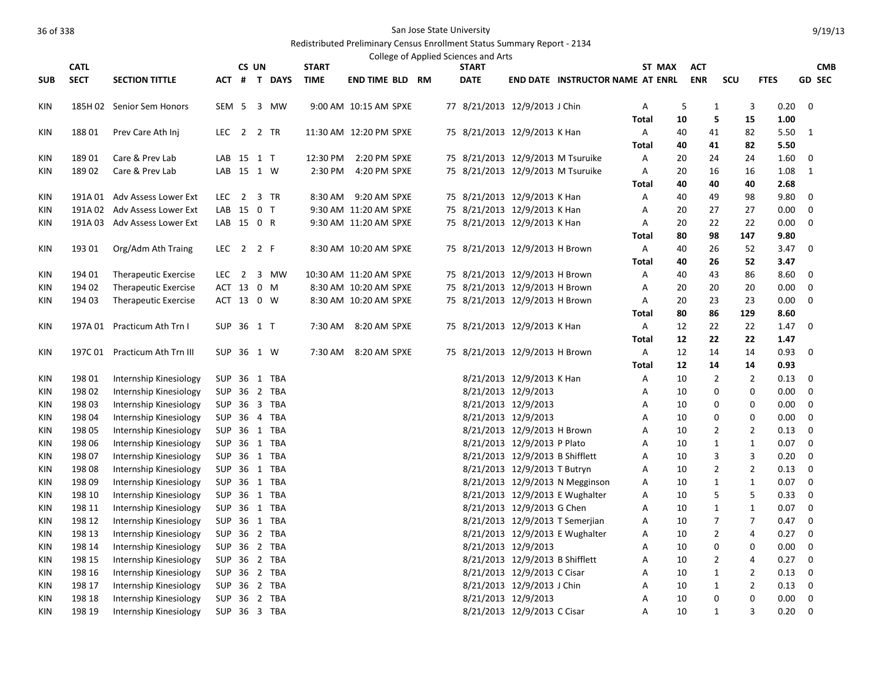San Jose State University

Redistributed Preliminary Census Enrollment Status Summary Report - 2134

College of Applied Sciences and Arts

| SUB | CATL SECT | SECTION TITTLE | ACT | CS # | UN T | DAYS | START TIME | END TIME | BLD | RM | START DATE | END DATE | INSTRUCTOR NAME | ST AT | MAX ENRL | ACT ENR | SCU | FTES | CMB GD | SEC |
|---|---|---|---|---|---|---|---|---|---|---|---|---|---|---|---|---|---|---|---|---|
| KIN | 185H 02 | Senior Sem Honors | SEM | 5 | 3 | MW | 9:00 AM | 10:15 AM | SPXE | 77 | 8/21/2013 | 12/9/2013 | J Chin | A | 5 | 1 | 3 | 0.20 | 0 | |
| | | | | | | | | | | | | | | Total | 10 | 5 | 15 | 1.00 | | |
| KIN | 188 01 | Prev Care Ath Inj | LEC | 2 | 2 | TR | 11:30 AM | 12:20 PM | SPXE | 75 | 8/21/2013 | 12/9/2013 | K Han | A | 40 | 41 | 82 | 5.50 | 1 | |
| | | | | | | | | | | | | | | Total | 40 | 41 | 82 | 5.50 | | |
| KIN | 189 01 | Care & Prev Lab | LAB | 15 | 1 | T | 12:30 PM | 2:20 PM | SPXE | 75 | 8/21/2013 | 12/9/2013 | M Tsuruike | A | 20 | 24 | 24 | 1.60 | 0 | |
| KIN | 189 02 | Care & Prev Lab | LAB | 15 | 1 | W | 2:30 PM | 4:20 PM | SPXE | 75 | 8/21/2013 | 12/9/2013 | M Tsuruike | A | 20 | 16 | 16 | 1.08 | 1 | |
| | | | | | | | | | | | | | | Total | 40 | 40 | 40 | 2.68 | | |
| KIN | 191A 01 | Adv Assess Lower Ext | LEC | 2 | 3 | TR | 8:30 AM | 9:20 AM | SPXE | 75 | 8/21/2013 | 12/9/2013 | K Han | A | 40 | 49 | 98 | 9.80 | 0 | |
| KIN | 191A 02 | Adv Assess Lower Ext | LAB | 15 | 0 | T | 9:30 AM | 11:20 AM | SPXE | 75 | 8/21/2013 | 12/9/2013 | K Han | A | 20 | 27 | 27 | 0.00 | 0 | |
| KIN | 191A 03 | Adv Assess Lower Ext | LAB | 15 | 0 | R | 9:30 AM | 11:20 AM | SPXE | 75 | 8/21/2013 | 12/9/2013 | K Han | A | 20 | 22 | 22 | 0.00 | 0 | |
| | | | | | | | | | | | | | | Total | 80 | 98 | 147 | 9.80 | | |
| KIN | 193 01 | Org/Adm Ath Traing | LEC | 2 | 2 | F | 8:30 AM | 10:20 AM | SPXE | 75 | 8/21/2013 | 12/9/2013 | H Brown | A | 40 | 26 | 52 | 3.47 | 0 | |
| | | | | | | | | | | | | | | Total | 40 | 26 | 52 | 3.47 | | |
| KIN | 194 01 | Therapeutic Exercise | LEC | 2 | 3 | MW | 10:30 AM | 11:20 AM | SPXE | 75 | 8/21/2013 | 12/9/2013 | H Brown | A | 40 | 43 | 86 | 8.60 | 0 | |
| KIN | 194 02 | Therapeutic Exercise | ACT | 13 | 0 | M | 8:30 AM | 10:20 AM | SPXE | 75 | 8/21/2013 | 12/9/2013 | H Brown | A | 20 | 20 | 20 | 0.00 | 0 | |
| KIN | 194 03 | Therapeutic Exercise | ACT | 13 | 0 | W | 8:30 AM | 10:20 AM | SPXE | 75 | 8/21/2013 | 12/9/2013 | H Brown | A | 20 | 23 | 23 | 0.00 | 0 | |
| | | | | | | | | | | | | | | Total | 80 | 86 | 129 | 8.60 | | |
| KIN | 197A 01 | Practicum Ath Trn I | SUP | 36 | 1 | T | 7:30 AM | 8:20 AM | SPXE | 75 | 8/21/2013 | 12/9/2013 | K Han | A | 12 | 22 | 22 | 1.47 | 0 | |
| | | | | | | | | | | | | | | Total | 12 | 22 | 22 | 1.47 | | |
| KIN | 197C 01 | Practicum Ath Trn III | SUP | 36 | 1 | W | 7:30 AM | 8:20 AM | SPXE | 75 | 8/21/2013 | 12/9/2013 | H Brown | A | 12 | 14 | 14 | 0.93 | 0 | |
| | | | | | | | | | | | | | | Total | 12 | 14 | 14 | 0.93 | | |
| KIN | 198 01 | Internship Kinesiology | SUP | 36 | 1 | TBA | | | | | 8/21/2013 | 12/9/2013 | K Han | A | 10 | 2 | 2 | 0.13 | 0 | |
| KIN | 198 02 | Internship Kinesiology | SUP | 36 | 2 | TBA | | | | | 8/21/2013 | 12/9/2013 | | A | 10 | 0 | 0 | 0.00 | 0 | |
| KIN | 198 03 | Internship Kinesiology | SUP | 36 | 3 | TBA | | | | | 8/21/2013 | 12/9/2013 | | A | 10 | 0 | 0 | 0.00 | 0 | |
| KIN | 198 04 | Internship Kinesiology | SUP | 36 | 4 | TBA | | | | | 8/21/2013 | 12/9/2013 | | A | 10 | 0 | 0 | 0.00 | 0 | |
| KIN | 198 05 | Internship Kinesiology | SUP | 36 | 1 | TBA | | | | | 8/21/2013 | 12/9/2013 | H Brown | A | 10 | 2 | 2 | 0.13 | 0 | |
| KIN | 198 06 | Internship Kinesiology | SUP | 36 | 1 | TBA | | | | | 8/21/2013 | 12/9/2013 | P Plato | A | 10 | 1 | 1 | 0.07 | 0 | |
| KIN | 198 07 | Internship Kinesiology | SUP | 36 | 1 | TBA | | | | | 8/21/2013 | 12/9/2013 | B Shifflett | A | 10 | 3 | 3 | 0.20 | 0 | |
| KIN | 198 08 | Internship Kinesiology | SUP | 36 | 1 | TBA | | | | | 8/21/2013 | 12/9/2013 | T Butryn | A | 10 | 2 | 2 | 0.13 | 0 | |
| KIN | 198 09 | Internship Kinesiology | SUP | 36 | 1 | TBA | | | | | 8/21/2013 | 12/9/2013 | N Megginson | A | 10 | 1 | 1 | 0.07 | 0 | |
| KIN | 198 10 | Internship Kinesiology | SUP | 36 | 1 | TBA | | | | | 8/21/2013 | 12/9/2013 | E Wughalter | A | 10 | 5 | 5 | 0.33 | 0 | |
| KIN | 198 11 | Internship Kinesiology | SUP | 36 | 1 | TBA | | | | | 8/21/2013 | 12/9/2013 | G Chen | A | 10 | 1 | 1 | 0.07 | 0 | |
| KIN | 198 12 | Internship Kinesiology | SUP | 36 | 1 | TBA | | | | | 8/21/2013 | 12/9/2013 | T Semerjian | A | 10 | 7 | 7 | 0.47 | 0 | |
| KIN | 198 13 | Internship Kinesiology | SUP | 36 | 2 | TBA | | | | | 8/21/2013 | 12/9/2013 | E Wughalter | A | 10 | 2 | 4 | 0.27 | 0 | |
| KIN | 198 14 | Internship Kinesiology | SUP | 36 | 2 | TBA | | | | | 8/21/2013 | 12/9/2013 | | A | 10 | 0 | 0 | 0.00 | 0 | |
| KIN | 198 15 | Internship Kinesiology | SUP | 36 | 2 | TBA | | | | | 8/21/2013 | 12/9/2013 | B Shifflett | A | 10 | 2 | 4 | 0.27 | 0 | |
| KIN | 198 16 | Internship Kinesiology | SUP | 36 | 2 | TBA | | | | | 8/21/2013 | 12/9/2013 | C Cisar | A | 10 | 1 | 2 | 0.13 | 0 | |
| KIN | 198 17 | Internship Kinesiology | SUP | 36 | 2 | TBA | | | | | 8/21/2013 | 12/9/2013 | J Chin | A | 10 | 1 | 2 | 0.13 | 0 | |
| KIN | 198 18 | Internship Kinesiology | SUP | 36 | 2 | TBA | | | | | 8/21/2013 | 12/9/2013 | | A | 10 | 0 | 0 | 0.00 | 0 | |
| KIN | 198 19 | Internship Kinesiology | SUP | 36 | 3 | TBA | | | | | 8/21/2013 | 12/9/2013 | C Cisar | A | 10 | 1 | 3 | 0.20 | 0 | |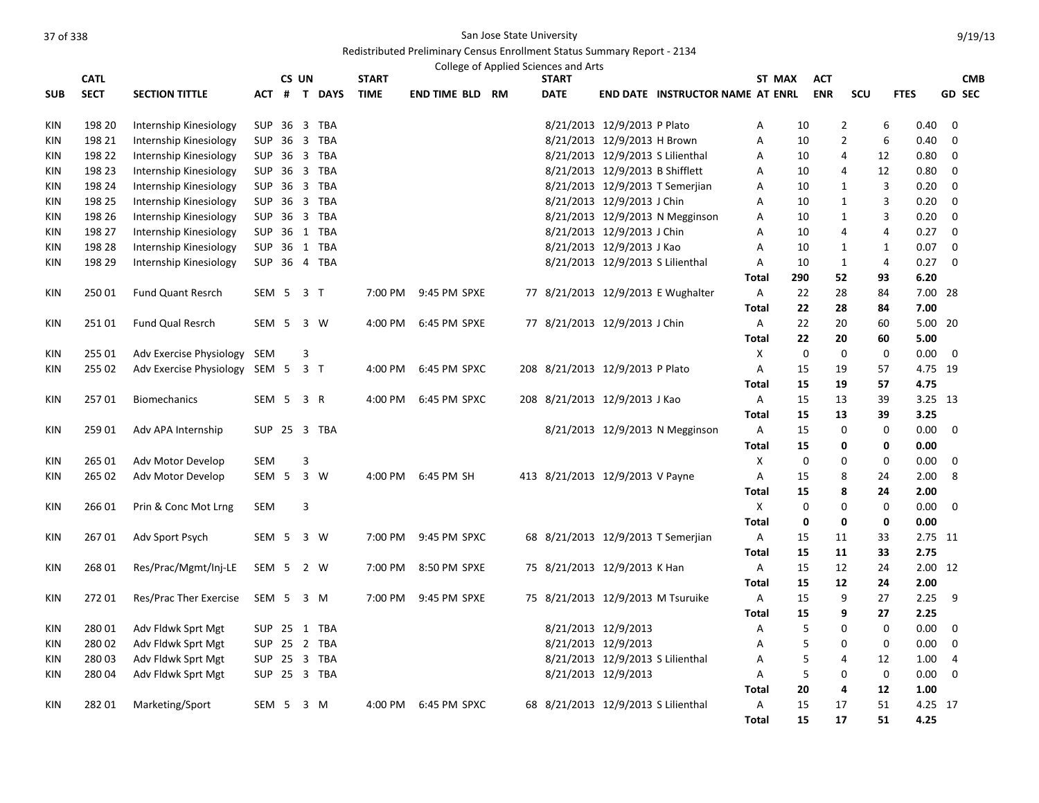San Jose State University

Redistributed Preliminary Census Enrollment Status Summary Report - 2134

College of Applied Sciences and Arts

| SUB | CATL SECT | SECTION TITTLE | ACT | CS # | UN T | DAYS | START TIME | END TIME | BLD | RM | START DATE | END DATE | INSTRUCTOR NAME | ST AT | MAX ENRL | ACT ENR | SCU | FTES | CMB GD SEC |
|---|---|---|---|---|---|---|---|---|---|---|---|---|---|---|---|---|---|---|---|
| KIN | 198 20 | Internship Kinesiology | SUP | 36 | 3 | TBA | | | | | 8/21/2013 | 12/9/2013 | P Plato | A | 10 | 2 | 6 | 0.40 | 0 |
| KIN | 198 21 | Internship Kinesiology | SUP | 36 | 3 | TBA | | | | | 8/21/2013 | 12/9/2013 | H Brown | A | 10 | 2 | 6 | 0.40 | 0 |
| KIN | 198 22 | Internship Kinesiology | SUP | 36 | 3 | TBA | | | | | 8/21/2013 | 12/9/2013 | S Lilienthal | A | 10 | 4 | 12 | 0.80 | 0 |
| KIN | 198 23 | Internship Kinesiology | SUP | 36 | 3 | TBA | | | | | 8/21/2013 | 12/9/2013 | B Shifflett | A | 10 | 4 | 12 | 0.80 | 0 |
| KIN | 198 24 | Internship Kinesiology | SUP | 36 | 3 | TBA | | | | | 8/21/2013 | 12/9/2013 | T Semerjian | A | 10 | 1 | 3 | 0.20 | 0 |
| KIN | 198 25 | Internship Kinesiology | SUP | 36 | 3 | TBA | | | | | 8/21/2013 | 12/9/2013 | J Chin | A | 10 | 1 | 3 | 0.20 | 0 |
| KIN | 198 26 | Internship Kinesiology | SUP | 36 | 3 | TBA | | | | | 8/21/2013 | 12/9/2013 | N Megginson | A | 10 | 1 | 3 | 0.20 | 0 |
| KIN | 198 27 | Internship Kinesiology | SUP | 36 | 1 | TBA | | | | | 8/21/2013 | 12/9/2013 | J Chin | A | 10 | 4 | 4 | 0.27 | 0 |
| KIN | 198 28 | Internship Kinesiology | SUP | 36 | 1 | TBA | | | | | 8/21/2013 | 12/9/2013 | J Kao | A | 10 | 1 | 1 | 0.07 | 0 |
| KIN | 198 29 | Internship Kinesiology | SUP | 36 | 4 | TBA | | | | | 8/21/2013 | 12/9/2013 | S Lilienthal | A | 10 | 1 | 4 | 0.27 | 0 |
| | | | | | | | | | | | | | | **Total** | **290** | **52** | **93** | **6.20** | |
| KIN | 250 01 | Fund Quant Resrch | SEM | 5 | 3 | T | 7:00 PM | 9:45 PM | SPXE | 77 | 8/21/2013 | 12/9/2013 | E Wughalter | A | 22 | 28 | 84 | 7.00 | 28 |
| | | | | | | | | | | | | | | **Total** | **22** | **28** | **84** | **7.00** | |
| KIN | 251 01 | Fund Qual Resrch | SEM | 5 | 3 | W | 4:00 PM | 6:45 PM | SPXE | 77 | 8/21/2013 | 12/9/2013 | J Chin | A | 22 | 20 | 60 | 5.00 | 20 |
| | | | | | | | | | | | | | | **Total** | **22** | **20** | **60** | **5.00** | |
| KIN | 255 01 | Adv Exercise Physiology | SEM | | 3 | | | | | | | | | X | 0 | 0 | 0 | 0.00 | 0 |
| KIN | 255 02 | Adv Exercise Physiology | SEM | 5 | 3 | T | 4:00 PM | 6:45 PM | SPXC | 208 | 8/21/2013 | 12/9/2013 | P Plato | A | 15 | 19 | 57 | 4.75 | 19 |
| | | | | | | | | | | | | | | **Total** | **15** | **19** | **57** | **4.75** | |
| KIN | 257 01 | Biomechanics | SEM | 5 | 3 | R | 4:00 PM | 6:45 PM | SPXC | 208 | 8/21/2013 | 12/9/2013 | J Kao | A | 15 | 13 | 39 | 3.25 | 13 |
| | | | | | | | | | | | | | | **Total** | **15** | **13** | **39** | **3.25** | |
| KIN | 259 01 | Adv APA Internship | SUP | 25 | 3 | TBA | | | | | 8/21/2013 | 12/9/2013 | N Megginson | A | 15 | 0 | 0 | 0.00 | 0 |
| | | | | | | | | | | | | | | **Total** | **15** | **0** | **0** | **0.00** | |
| KIN | 265 01 | Adv Motor Develop | SEM | | 3 | | | | | | | | | X | 0 | 0 | 0 | 0.00 | 0 |
| KIN | 265 02 | Adv Motor Develop | SEM | 5 | 3 | W | 4:00 PM | 6:45 PM | SH | 413 | 8/21/2013 | 12/9/2013 | V Payne | A | 15 | 8 | 24 | 2.00 | 8 |
| | | | | | | | | | | | | | | **Total** | **15** | **8** | **24** | **2.00** | |
| KIN | 266 01 | Prin & Conc Mot Lrng | SEM | | 3 | | | | | | | | | X | 0 | 0 | 0 | 0.00 | 0 |
| | | | | | | | | | | | | | | **Total** | **0** | **0** | **0** | **0.00** | |
| KIN | 267 01 | Adv Sport Psych | SEM | 5 | 3 | W | 7:00 PM | 9:45 PM | SPXC | 68 | 8/21/2013 | 12/9/2013 | T Semerjian | A | 15 | 11 | 33 | 2.75 | 11 |
| | | | | | | | | | | | | | | **Total** | **15** | **11** | **33** | **2.75** | |
| KIN | 268 01 | Res/Prac/Mgmt/Inj-LE | SEM | 5 | 2 | W | 7:00 PM | 8:50 PM | SPXE | 75 | 8/21/2013 | 12/9/2013 | K Han | A | 15 | 12 | 24 | 2.00 | 12 |
| | | | | | | | | | | | | | | **Total** | **15** | **12** | **24** | **2.00** | |
| KIN | 272 01 | Res/Prac Ther Exercise | SEM | 5 | 3 | M | 7:00 PM | 9:45 PM | SPXE | 75 | 8/21/2013 | 12/9/2013 | M Tsuruike | A | 15 | 9 | 27 | 2.25 | 9 |
| | | | | | | | | | | | | | | **Total** | **15** | **9** | **27** | **2.25** | |
| KIN | 280 01 | Adv Fldwk Sprt Mgt | SUP | 25 | 1 | TBA | | | | | 8/21/2013 | 12/9/2013 | | A | 5 | 0 | 0 | 0.00 | 0 |
| KIN | 280 02 | Adv Fldwk Sprt Mgt | SUP | 25 | 2 | TBA | | | | | 8/21/2013 | 12/9/2013 | | A | 5 | 0 | 0 | 0.00 | 0 |
| KIN | 280 03 | Adv Fldwk Sprt Mgt | SUP | 25 | 3 | TBA | | | | | 8/21/2013 | 12/9/2013 | S Lilienthal | A | 5 | 4 | 12 | 1.00 | 4 |
| KIN | 280 04 | Adv Fldwk Sprt Mgt | SUP | 25 | 3 | TBA | | | | | 8/21/2013 | 12/9/2013 | | A | 5 | 0 | 0 | 0.00 | 0 |
| | | | | | | | | | | | | | | **Total** | **20** | **4** | **12** | **1.00** | |
| KIN | 282 01 | Marketing/Sport | SEM | 5 | 3 | M | 4:00 PM | 6:45 PM | SPXC | 68 | 8/21/2013 | 12/9/2013 | S Lilienthal | A | 15 | 17 | 51 | 4.25 | 17 |
| | | | | | | | | | | | | | | **Total** | **15** | **17** | **51** | **4.25** | |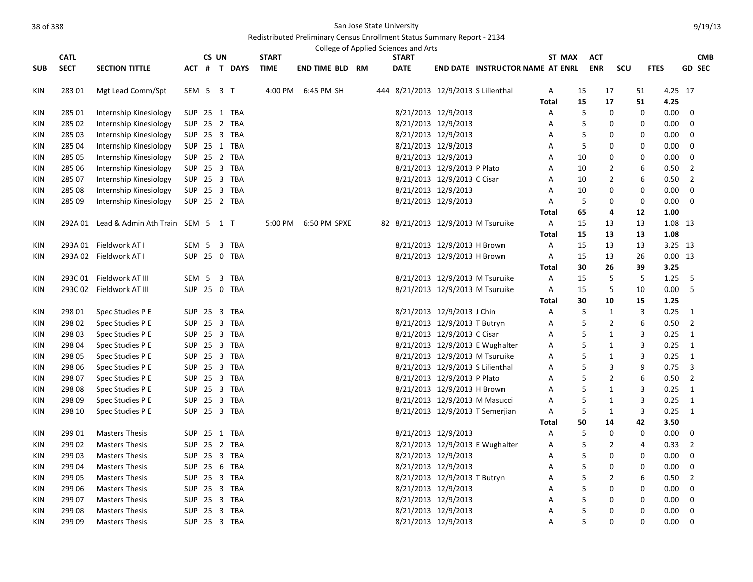San Jose State University

Redistributed Preliminary Census Enrollment Status Summary Report - 2134

College of Applied Sciences and Arts

| SUB | CATL SECT | SECTION TITTLE | ACT | CS # | UN T | DAYS | START TIME | END TIME | BLD | RM | START DATE | END DATE | INSTRUCTOR NAME | AT | ST MAX ENRL | ACT ENR | SCU | FTES | CMB GD SEC |
|---|---|---|---|---|---|---|---|---|---|---|---|---|---|---|---|---|---|---|---|
| KIN | 283 01 | Mgt Lead Comm/Spt | SEM | 5 | 3 | T | 4:00 PM | 6:45 PM | SH | 444 | 8/21/2013 | 12/9/2013 | S Lilienthal | A | 15 | 17 | 51 | 4.25 | 17 |
| | | | | | | | | | | | | | | Total | 15 | 17 | 51 | 4.25 | |
| KIN | 285 01 | Internship Kinesiology | SUP | 25 | 1 | TBA | | | | | 8/21/2013 | 12/9/2013 | | A | 5 | 0 | 0 | 0.00 | 0 |
| KIN | 285 02 | Internship Kinesiology | SUP | 25 | 2 | TBA | | | | | 8/21/2013 | 12/9/2013 | | A | 5 | 0 | 0 | 0.00 | 0 |
| KIN | 285 03 | Internship Kinesiology | SUP | 25 | 3 | TBA | | | | | 8/21/2013 | 12/9/2013 | | A | 5 | 0 | 0 | 0.00 | 0 |
| KIN | 285 04 | Internship Kinesiology | SUP | 25 | 1 | TBA | | | | | 8/21/2013 | 12/9/2013 | | A | 5 | 0 | 0 | 0.00 | 0 |
| KIN | 285 05 | Internship Kinesiology | SUP | 25 | 2 | TBA | | | | | 8/21/2013 | 12/9/2013 | | A | 10 | 0 | 0 | 0.00 | 0 |
| KIN | 285 06 | Internship Kinesiology | SUP | 25 | 3 | TBA | | | | | 8/21/2013 | 12/9/2013 | P Plato | A | 10 | 2 | 6 | 0.50 | 2 |
| KIN | 285 07 | Internship Kinesiology | SUP | 25 | 3 | TBA | | | | | 8/21/2013 | 12/9/2013 | C Cisar | A | 10 | 2 | 6 | 0.50 | 2 |
| KIN | 285 08 | Internship Kinesiology | SUP | 25 | 3 | TBA | | | | | 8/21/2013 | 12/9/2013 | | A | 10 | 0 | 0 | 0.00 | 0 |
| KIN | 285 09 | Internship Kinesiology | SUP | 25 | 2 | TBA | | | | | 8/21/2013 | 12/9/2013 | | A | 5 | 0 | 0 | 0.00 | 0 |
| | | | | | | | | | | | | | | Total | 65 | 4 | 12 | 1.00 | |
| KIN | 292A 01 | Lead & Admin Ath Train | SEM | 5 | 1 | T | 5:00 PM | 6:50 PM | SPXE | 82 | 8/21/2013 | 12/9/2013 | M Tsuruike | A | 15 | 13 | 13 | 1.08 | 13 |
| | | | | | | | | | | | | | | Total | 15 | 13 | 13 | 1.08 | |
| KIN | 293A 01 | Fieldwork AT I | SEM | 5 | 3 | TBA | | | | | 8/21/2013 | 12/9/2013 | H Brown | A | 15 | 13 | 13 | 3.25 | 13 |
| KIN | 293A 02 | Fieldwork AT I | SUP | 25 | 0 | TBA | | | | | 8/21/2013 | 12/9/2013 | H Brown | A | 15 | 13 | 26 | 0.00 | 13 |
| | | | | | | | | | | | | | | Total | 30 | 26 | 39 | 3.25 | |
| KIN | 293C 01 | Fieldwork AT III | SEM | 5 | 3 | TBA | | | | | 8/21/2013 | 12/9/2013 | M Tsuruike | A | 15 | 5 | 5 | 1.25 | 5 |
| KIN | 293C 02 | Fieldwork AT III | SUP | 25 | 0 | TBA | | | | | 8/21/2013 | 12/9/2013 | M Tsuruike | A | 15 | 5 | 10 | 0.00 | 5 |
| | | | | | | | | | | | | | | Total | 30 | 10 | 15 | 1.25 | |
| KIN | 298 01 | Spec Studies P E | SUP | 25 | 3 | TBA | | | | | 8/21/2013 | 12/9/2013 | J Chin | A | 5 | 1 | 3 | 0.25 | 1 |
| KIN | 298 02 | Spec Studies P E | SUP | 25 | 3 | TBA | | | | | 8/21/2013 | 12/9/2013 | T Butryn | A | 5 | 2 | 6 | 0.50 | 2 |
| KIN | 298 03 | Spec Studies P E | SUP | 25 | 3 | TBA | | | | | 8/21/2013 | 12/9/2013 | C Cisar | A | 5 | 1 | 3 | 0.25 | 1 |
| KIN | 298 04 | Spec Studies P E | SUP | 25 | 3 | TBA | | | | | 8/21/2013 | 12/9/2013 | E Wughalter | A | 5 | 1 | 3 | 0.25 | 1 |
| KIN | 298 05 | Spec Studies P E | SUP | 25 | 3 | TBA | | | | | 8/21/2013 | 12/9/2013 | M Tsuruike | A | 5 | 1 | 3 | 0.25 | 1 |
| KIN | 298 06 | Spec Studies P E | SUP | 25 | 3 | TBA | | | | | 8/21/2013 | 12/9/2013 | S Lilienthal | A | 5 | 3 | 9 | 0.75 | 3 |
| KIN | 298 07 | Spec Studies P E | SUP | 25 | 3 | TBA | | | | | 8/21/2013 | 12/9/2013 | P Plato | A | 5 | 2 | 6 | 0.50 | 2 |
| KIN | 298 08 | Spec Studies P E | SUP | 25 | 3 | TBA | | | | | 8/21/2013 | 12/9/2013 | H Brown | A | 5 | 1 | 3 | 0.25 | 1 |
| KIN | 298 09 | Spec Studies P E | SUP | 25 | 3 | TBA | | | | | 8/21/2013 | 12/9/2013 | M Masucci | A | 5 | 1 | 3 | 0.25 | 1 |
| KIN | 298 10 | Spec Studies P E | SUP | 25 | 3 | TBA | | | | | 8/21/2013 | 12/9/2013 | T Semerjian | A | 5 | 1 | 3 | 0.25 | 1 |
| | | | | | | | | | | | | | | Total | 50 | 14 | 42 | 3.50 | |
| KIN | 299 01 | Masters Thesis | SUP | 25 | 1 | TBA | | | | | 8/21/2013 | 12/9/2013 | | A | 5 | 0 | 0 | 0.00 | 0 |
| KIN | 299 02 | Masters Thesis | SUP | 25 | 2 | TBA | | | | | 8/21/2013 | 12/9/2013 | E Wughalter | A | 5 | 2 | 4 | 0.33 | 2 |
| KIN | 299 03 | Masters Thesis | SUP | 25 | 3 | TBA | | | | | 8/21/2013 | 12/9/2013 | | A | 5 | 0 | 0 | 0.00 | 0 |
| KIN | 299 04 | Masters Thesis | SUP | 25 | 6 | TBA | | | | | 8/21/2013 | 12/9/2013 | | A | 5 | 0 | 0 | 0.00 | 0 |
| KIN | 299 05 | Masters Thesis | SUP | 25 | 3 | TBA | | | | | 8/21/2013 | 12/9/2013 | T Butryn | A | 5 | 2 | 6 | 0.50 | 2 |
| KIN | 299 06 | Masters Thesis | SUP | 25 | 3 | TBA | | | | | 8/21/2013 | 12/9/2013 | | A | 5 | 0 | 0 | 0.00 | 0 |
| KIN | 299 07 | Masters Thesis | SUP | 25 | 3 | TBA | | | | | 8/21/2013 | 12/9/2013 | | A | 5 | 0 | 0 | 0.00 | 0 |
| KIN | 299 08 | Masters Thesis | SUP | 25 | 3 | TBA | | | | | 8/21/2013 | 12/9/2013 | | A | 5 | 0 | 0 | 0.00 | 0 |
| KIN | 299 09 | Masters Thesis | SUP | 25 | 3 | TBA | | | | | 8/21/2013 | 12/9/2013 | | A | 5 | 0 | 0 | 0.00 | 0 |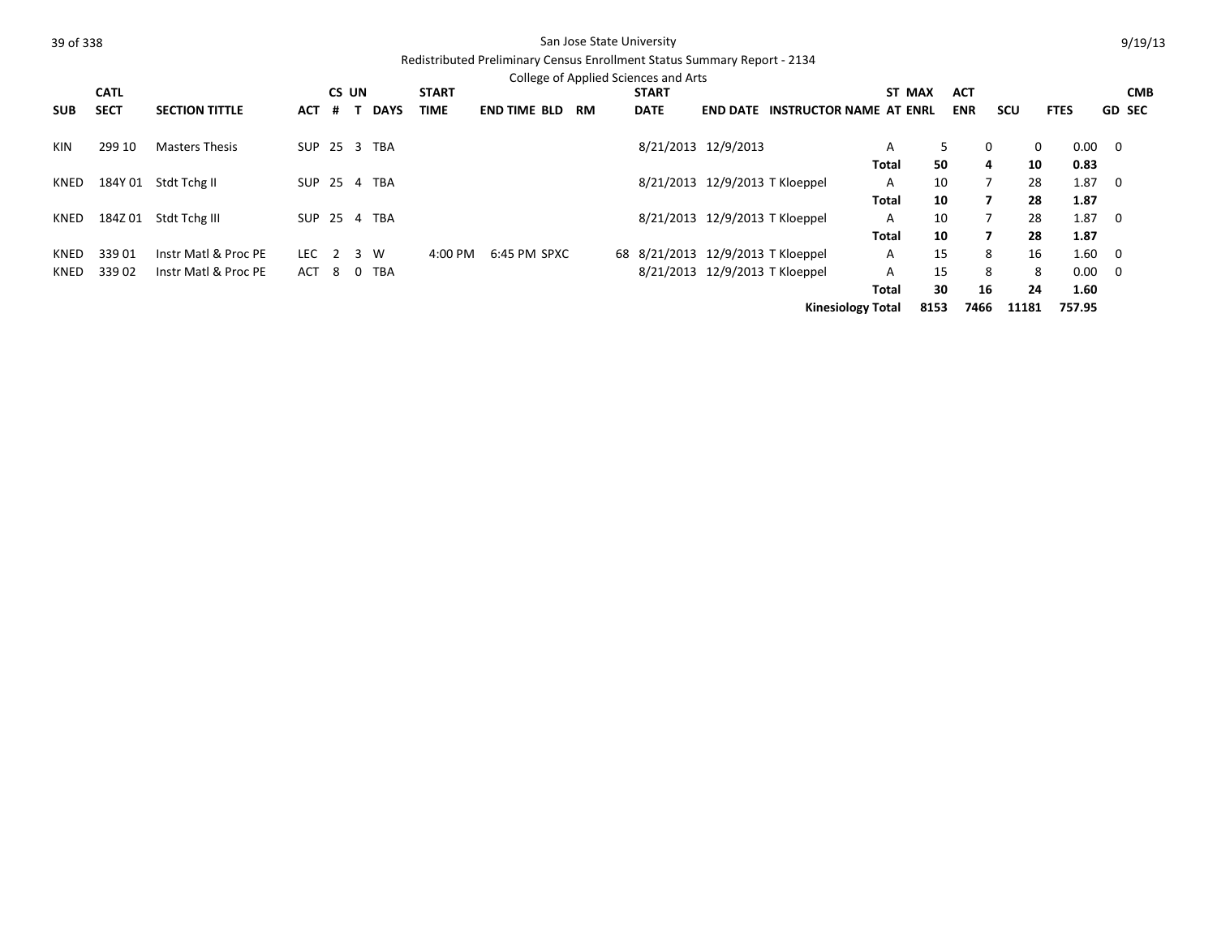San Jose State University

Redistributed Preliminary Census Enrollment Status Summary Report - 2134

College of Applied Sciences and Arts

| SUB | CATL SECT | SECTION TITTLE | ACT | CS # | UN T | DAYS | START TIME | END TIME | BLD | RM | START DATE | END DATE | INSTRUCTOR NAME | ST AT | MAX ENRL | ACT ENR | SCU | FTES | GD | CMB SEC |
|---|---|---|---|---|---|---|---|---|---|---|---|---|---|---|---|---|---|---|---|---|
| KIN | 299 10 | Masters Thesis | SUP | 25 | 3 | TBA | | | | | 8/21/2013 | 12/9/2013 | | A | 5 | 0 | 0 | 0.00 | 0 | |
| | | | | | | | | | | | | | | **Total** | **50** | **4** | **10** | **0.83** | | |
| KNED | 184Y 01 | Stdt Tchg II | SUP | 25 | 4 | TBA | | | | | 8/21/2013 | 12/9/2013 | T Kloeppel | A | 10 | 7 | 28 | 1.87 | 0 | |
| | | | | | | | | | | | | | | **Total** | **10** | **7** | **28** | **1.87** | | |
| KNED | 184Z 01 | Stdt Tchg III | SUP | 25 | 4 | TBA | | | | | 8/21/2013 | 12/9/2013 | T Kloeppel | A | 10 | 7 | 28 | 1.87 | 0 | |
| | | | | | | | | | | | | | | **Total** | **10** | **7** | **28** | **1.87** | | |
| KNED | 339 01 | Instr Matl & Proc PE | LEC | 2 | 3 | W | 4:00 PM | 6:45 PM | SPXC | 68 | 8/21/2013 | 12/9/2013 | T Kloeppel | A | 15 | 8 | 16 | 1.60 | 0 | |
| KNED | 339 02 | Instr Matl & Proc PE | ACT | 8 | 0 | TBA | | | | | 8/21/2013 | 12/9/2013 | T Kloeppel | A | 15 | 8 | 8 | 0.00 | 0 | |
| | | | | | | | | | | | | | | **Total** | **30** | **16** | **24** | **1.60** | | |
| | | | | | | | | | | | | | | **Kinesiology Total** | **8153** | **7466** | **11181** | **757.95** | | |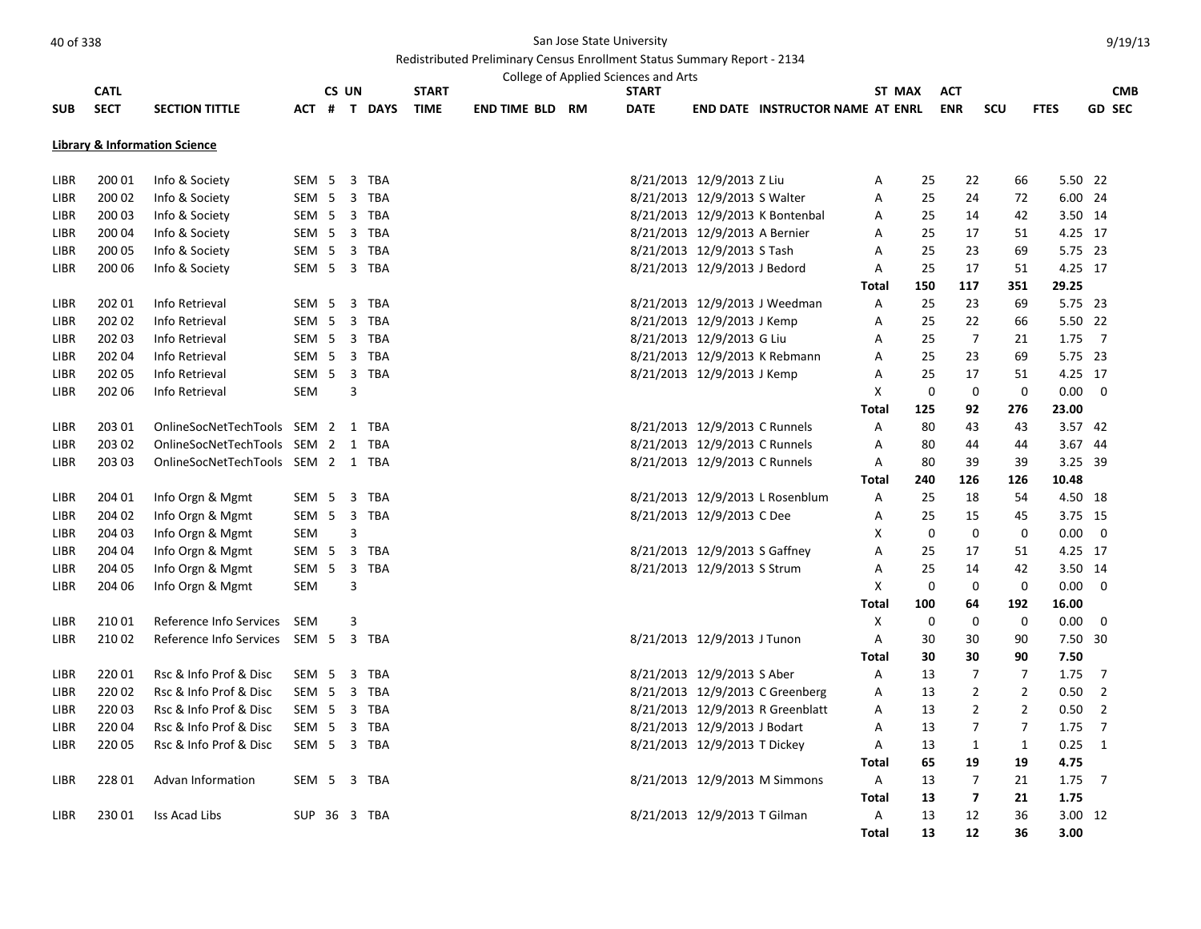San Jose State University

Redistributed Preliminary Census Enrollment Status Summary Report - 2134

College of Applied Sciences and Arts

| SUB | CATL SECT | SECTION TITTLE | ACT | CS # | UN T | DAYS | START TIME | END TIME | BLD | RM | START DATE | END DATE | INSTRUCTOR NAME | ST AT | MAX ENRL | ACT ENR | SCU | FTES | CMB GD SEC |
|---|---|---|---|---|---|---|---|---|---|---|---|---|---|---|---|---|---|---|---|
| **Library & Information Science** | | | | | | | | | | | | | | | | | | | |
| LIBR | 200 01 | Info & Society | SEM | 5 | 3 | TBA | | | | | 8/21/2013 | 12/9/2013 | Z Liu | A | 25 | 22 | 66 | 5.50 | 22 |
| LIBR | 200 02 | Info & Society | SEM | 5 | 3 | TBA | | | | | 8/21/2013 | 12/9/2013 | S Walter | A | 25 | 24 | 72 | 6.00 | 24 |
| LIBR | 200 03 | Info & Society | SEM | 5 | 3 | TBA | | | | | 8/21/2013 | 12/9/2013 | K Bontenbal | A | 25 | 14 | 42 | 3.50 | 14 |
| LIBR | 200 04 | Info & Society | SEM | 5 | 3 | TBA | | | | | 8/21/2013 | 12/9/2013 | A Bernier | A | 25 | 17 | 51 | 4.25 | 17 |
| LIBR | 200 05 | Info & Society | SEM | 5 | 3 | TBA | | | | | 8/21/2013 | 12/9/2013 | S Tash | A | 25 | 23 | 69 | 5.75 | 23 |
| LIBR | 200 06 | Info & Society | SEM | 5 | 3 | TBA | | | | | 8/21/2013 | 12/9/2013 | J Bedord | A | 25 | 17 | 51 | 4.25 | 17 |
| | | | | | | | | | | | | | | **Total** | **150** | **117** | **351** | **29.25** | |
| LIBR | 202 01 | Info Retrieval | SEM | 5 | 3 | TBA | | | | | 8/21/2013 | 12/9/2013 | J Weedman | A | 25 | 23 | 69 | 5.75 | 23 |
| LIBR | 202 02 | Info Retrieval | SEM | 5 | 3 | TBA | | | | | 8/21/2013 | 12/9/2013 | J Kemp | A | 25 | 22 | 66 | 5.50 | 22 |
| LIBR | 202 03 | Info Retrieval | SEM | 5 | 3 | TBA | | | | | 8/21/2013 | 12/9/2013 | G Liu | A | 25 | 7 | 21 | 1.75 | 7 |
| LIBR | 202 04 | Info Retrieval | SEM | 5 | 3 | TBA | | | | | 8/21/2013 | 12/9/2013 | K Rebmann | A | 25 | 23 | 69 | 5.75 | 23 |
| LIBR | 202 05 | Info Retrieval | SEM | 5 | 3 | TBA | | | | | 8/21/2013 | 12/9/2013 | J Kemp | A | 25 | 17 | 51 | 4.25 | 17 |
| LIBR | 202 06 | Info Retrieval | SEM | | 3 | | | | | | | | | X | 0 | 0 | 0 | 0.00 | 0 |
| | | | | | | | | | | | | | | **Total** | **125** | **92** | **276** | **23.00** | |
| LIBR | 203 01 | OnlineSocNetTechTools | SEM | 2 | 1 | TBA | | | | | 8/21/2013 | 12/9/2013 | C Runnels | A | 80 | 43 | 43 | 3.57 | 42 |
| LIBR | 203 02 | OnlineSocNetTechTools | SEM | 2 | 1 | TBA | | | | | 8/21/2013 | 12/9/2013 | C Runnels | A | 80 | 44 | 44 | 3.67 | 44 |
| LIBR | 203 03 | OnlineSocNetTechTools | SEM | 2 | 1 | TBA | | | | | 8/21/2013 | 12/9/2013 | C Runnels | A | 80 | 39 | 39 | 3.25 | 39 |
| | | | | | | | | | | | | | | **Total** | **240** | **126** | **126** | **10.48** | |
| LIBR | 204 01 | Info Orgn & Mgmt | SEM | 5 | 3 | TBA | | | | | 8/21/2013 | 12/9/2013 | L Rosenblum | A | 25 | 18 | 54 | 4.50 | 18 |
| LIBR | 204 02 | Info Orgn & Mgmt | SEM | 5 | 3 | TBA | | | | | 8/21/2013 | 12/9/2013 | C Dee | A | 25 | 15 | 45 | 3.75 | 15 |
| LIBR | 204 03 | Info Orgn & Mgmt | SEM | | 3 | | | | | | | | | X | 0 | 0 | 0 | 0.00 | 0 |
| LIBR | 204 04 | Info Orgn & Mgmt | SEM | 5 | 3 | TBA | | | | | 8/21/2013 | 12/9/2013 | S Gaffney | A | 25 | 17 | 51 | 4.25 | 17 |
| LIBR | 204 05 | Info Orgn & Mgmt | SEM | 5 | 3 | TBA | | | | | 8/21/2013 | 12/9/2013 | S Strum | A | 25 | 14 | 42 | 3.50 | 14 |
| LIBR | 204 06 | Info Orgn & Mgmt | SEM | | 3 | | | | | | | | | X | 0 | 0 | 0 | 0.00 | 0 |
| | | | | | | | | | | | | | | **Total** | **100** | **64** | **192** | **16.00** | |
| LIBR | 210 01 | Reference Info Services | SEM | | 3 | | | | | | | | | X | 0 | 0 | 0 | 0.00 | 0 |
| LIBR | 210 02 | Reference Info Services | SEM | 5 | 3 | TBA | | | | | 8/21/2013 | 12/9/2013 | J Tunon | A | 30 | 30 | 90 | 7.50 | 30 |
| | | | | | | | | | | | | | | **Total** | **30** | **30** | **90** | **7.50** | |
| LIBR | 220 01 | Rsc & Info Prof & Disc | SEM | 5 | 3 | TBA | | | | | 8/21/2013 | 12/9/2013 | S Aber | A | 13 | 7 | 7 | 1.75 | 7 |
| LIBR | 220 02 | Rsc & Info Prof & Disc | SEM | 5 | 3 | TBA | | | | | 8/21/2013 | 12/9/2013 | C Greenberg | A | 13 | 2 | 2 | 0.50 | 2 |
| LIBR | 220 03 | Rsc & Info Prof & Disc | SEM | 5 | 3 | TBA | | | | | 8/21/2013 | 12/9/2013 | R Greenblatt | A | 13 | 2 | 2 | 0.50 | 2 |
| LIBR | 220 04 | Rsc & Info Prof & Disc | SEM | 5 | 3 | TBA | | | | | 8/21/2013 | 12/9/2013 | J Bodart | A | 13 | 7 | 7 | 1.75 | 7 |
| LIBR | 220 05 | Rsc & Info Prof & Disc | SEM | 5 | 3 | TBA | | | | | 8/21/2013 | 12/9/2013 | T Dickey | A | 13 | 1 | 1 | 0.25 | 1 |
| | | | | | | | | | | | | | | **Total** | **65** | **19** | **19** | **4.75** | |
| LIBR | 228 01 | Advan Information | SEM | 5 | 3 | TBA | | | | | 8/21/2013 | 12/9/2013 | M Simmons | A | 13 | 7 | 21 | 1.75 | 7 |
| | | | | | | | | | | | | | | **Total** | **13** | **7** | **21** | **1.75** | |
| LIBR | 230 01 | Iss Acad Libs | SUP | 36 | 3 | TBA | | | | | 8/21/2013 | 12/9/2013 | T Gilman | A | 13 | 12 | 36 | 3.00 | 12 |
| | | | | | | | | | | | | | | **Total** | **13** | **12** | **36** | **3.00** | |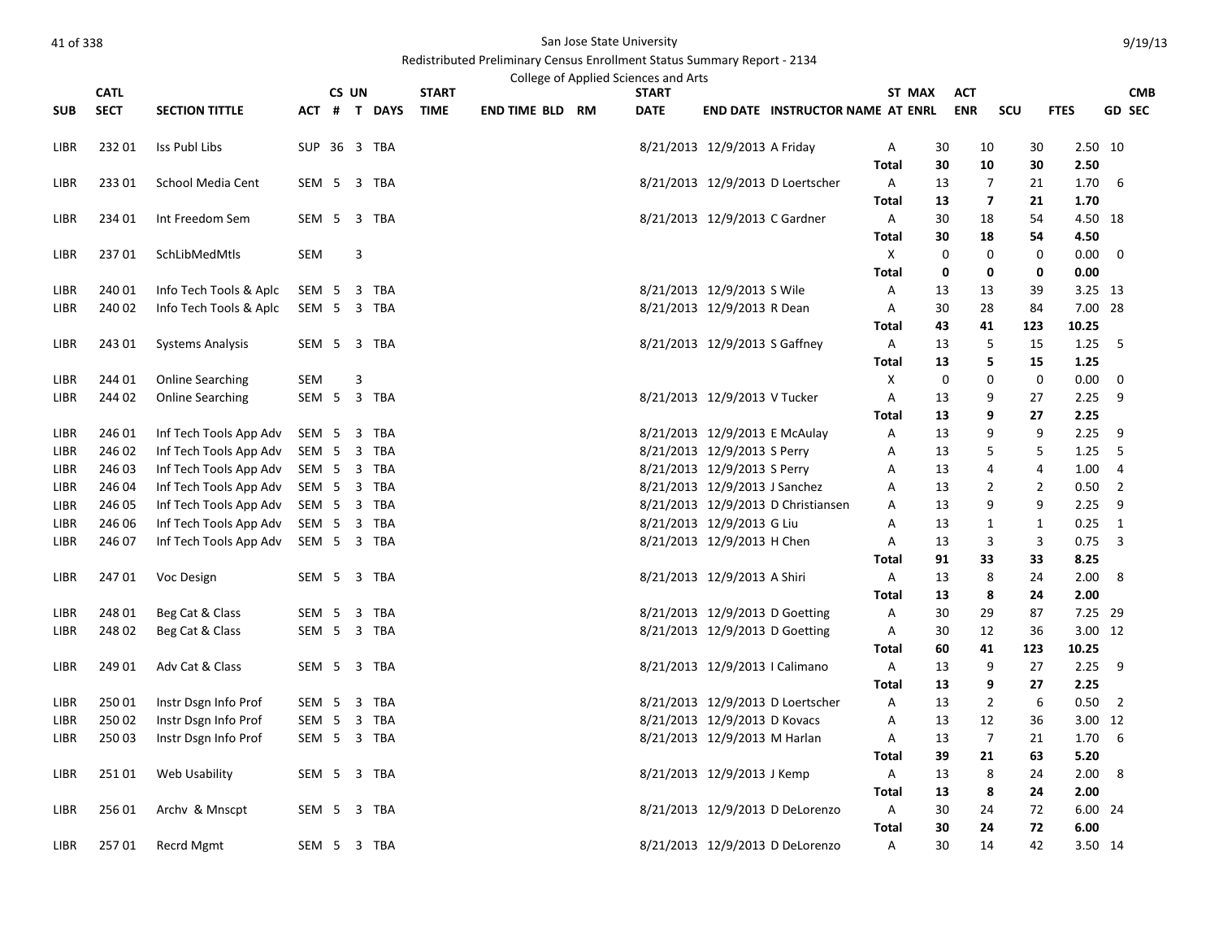San Jose State University

Redistributed Preliminary Census Enrollment Status Summary Report - 2134

College of Applied Sciences and Arts

| SUB | CATL SECT | SECTION TITTLE | ACT | CS # | UN T | DAYS | START TIME | END TIME | BLD | RM | START DATE | END DATE | INSTRUCTOR NAME | ST AT | MAX ENRL | ACT ENR | SCU | FTES | GD | CMB SEC |
|---|---|---|---|---|---|---|---|---|---|---|---|---|---|---|---|---|---|---|---|---|
| LIBR | 232 01 | Iss Publ Libs | SUP | 36 | 3 | TBA | | | | | 8/21/2013 | 12/9/2013 | A Friday | A | 30 | 10 | 30 | 2.50 | 10 | |
| | | | | | | | | | | | | | | Total | 30 | 10 | 30 | 2.50 | | |
| LIBR | 233 01 | School Media Cent | SEM | 5 | 3 | TBA | | | | | 8/21/2013 | 12/9/2013 | D Loertscher | A | 13 | 7 | 21 | 1.70 | 6 | |
| | | | | | | | | | | | | | | Total | 13 | 7 | 21 | 1.70 | | |
| LIBR | 234 01 | Int Freedom Sem | SEM | 5 | 3 | TBA | | | | | 8/21/2013 | 12/9/2013 | C Gardner | A | 30 | 18 | 54 | 4.50 | 18 | |
| | | | | | | | | | | | | | | Total | 30 | 18 | 54 | 4.50 | | |
| LIBR | 237 01 | SchLibMedMtls | SEM | | 3 | | | | | | | | | X | 0 | 0 | 0 | 0.00 | 0 | |
| | | | | | | | | | | | | | | Total | 0 | 0 | 0 | 0.00 | | |
| LIBR | 240 01 | Info Tech Tools & Aplc | SEM | 5 | 3 | TBA | | | | | 8/21/2013 | 12/9/2013 | S Wile | A | 13 | 13 | 39 | 3.25 | 13 | |
| LIBR | 240 02 | Info Tech Tools & Aplc | SEM | 5 | 3 | TBA | | | | | 8/21/2013 | 12/9/2013 | R Dean | A | 30 | 28 | 84 | 7.00 | 28 | |
| | | | | | | | | | | | | | | Total | 43 | 41 | 123 | 10.25 | | |
| LIBR | 243 01 | Systems Analysis | SEM | 5 | 3 | TBA | | | | | 8/21/2013 | 12/9/2013 | S Gaffney | A | 13 | 5 | 15 | 1.25 | 5 | |
| | | | | | | | | | | | | | | Total | 13 | 5 | 15 | 1.25 | | |
| LIBR | 244 01 | Online Searching | SEM | | 3 | | | | | | | | | X | 0 | 0 | 0 | 0.00 | 0 | |
| LIBR | 244 02 | Online Searching | SEM | 5 | 3 | TBA | | | | | 8/21/2013 | 12/9/2013 | V Tucker | A | 13 | 9 | 27 | 2.25 | 9 | |
| | | | | | | | | | | | | | | Total | 13 | 9 | 27 | 2.25 | | |
| LIBR | 246 01 | Inf Tech Tools App Adv | SEM | 5 | 3 | TBA | | | | | 8/21/2013 | 12/9/2013 | E McAulay | A | 13 | 9 | 9 | 2.25 | 9 | |
| LIBR | 246 02 | Inf Tech Tools App Adv | SEM | 5 | 3 | TBA | | | | | 8/21/2013 | 12/9/2013 | S Perry | A | 13 | 5 | 5 | 1.25 | 5 | |
| LIBR | 246 03 | Inf Tech Tools App Adv | SEM | 5 | 3 | TBA | | | | | 8/21/2013 | 12/9/2013 | S Perry | A | 13 | 4 | 4 | 1.00 | 4 | |
| LIBR | 246 04 | Inf Tech Tools App Adv | SEM | 5 | 3 | TBA | | | | | 8/21/2013 | 12/9/2013 | J Sanchez | A | 13 | 2 | 2 | 0.50 | 2 | |
| LIBR | 246 05 | Inf Tech Tools App Adv | SEM | 5 | 3 | TBA | | | | | 8/21/2013 | 12/9/2013 | D Christiansen | A | 13 | 9 | 9 | 2.25 | 9 | |
| LIBR | 246 06 | Inf Tech Tools App Adv | SEM | 5 | 3 | TBA | | | | | 8/21/2013 | 12/9/2013 | G Liu | A | 13 | 1 | 1 | 0.25 | 1 | |
| LIBR | 246 07 | Inf Tech Tools App Adv | SEM | 5 | 3 | TBA | | | | | 8/21/2013 | 12/9/2013 | H Chen | A | 13 | 3 | 3 | 0.75 | 3 | |
| | | | | | | | | | | | | | | Total | 91 | 33 | 33 | 8.25 | | |
| LIBR | 247 01 | Voc Design | SEM | 5 | 3 | TBA | | | | | 8/21/2013 | 12/9/2013 | A Shiri | A | 13 | 8 | 24 | 2.00 | 8 | |
| | | | | | | | | | | | | | | Total | 13 | 8 | 24 | 2.00 | | |
| LIBR | 248 01 | Beg Cat & Class | SEM | 5 | 3 | TBA | | | | | 8/21/2013 | 12/9/2013 | D Goetting | A | 30 | 29 | 87 | 7.25 | 29 | |
| LIBR | 248 02 | Beg Cat & Class | SEM | 5 | 3 | TBA | | | | | 8/21/2013 | 12/9/2013 | D Goetting | A | 30 | 12 | 36 | 3.00 | 12 | |
| | | | | | | | | | | | | | | Total | 60 | 41 | 123 | 10.25 | | |
| LIBR | 249 01 | Adv Cat & Class | SEM | 5 | 3 | TBA | | | | | 8/21/2013 | 12/9/2013 | I Calimano | A | 13 | 9 | 27 | 2.25 | 9 | |
| | | | | | | | | | | | | | | Total | 13 | 9 | 27 | 2.25 | | |
| LIBR | 250 01 | Instr Dsgn Info Prof | SEM | 5 | 3 | TBA | | | | | 8/21/2013 | 12/9/2013 | D Loertscher | A | 13 | 2 | 6 | 0.50 | 2 | |
| LIBR | 250 02 | Instr Dsgn Info Prof | SEM | 5 | 3 | TBA | | | | | 8/21/2013 | 12/9/2013 | D Kovacs | A | 13 | 12 | 36 | 3.00 | 12 | |
| LIBR | 250 03 | Instr Dsgn Info Prof | SEM | 5 | 3 | TBA | | | | | 8/21/2013 | 12/9/2013 | M Harlan | A | 13 | 7 | 21 | 1.70 | 6 | |
| | | | | | | | | | | | | | | Total | 39 | 21 | 63 | 5.20 | | |
| LIBR | 251 01 | Web Usability | SEM | 5 | 3 | TBA | | | | | 8/21/2013 | 12/9/2013 | J Kemp | A | 13 | 8 | 24 | 2.00 | 8 | |
| | | | | | | | | | | | | | | Total | 13 | 8 | 24 | 2.00 | | |
| LIBR | 256 01 | Archv & Mnscpt | SEM | 5 | 3 | TBA | | | | | 8/21/2013 | 12/9/2013 | D DeLorenzo | A | 30 | 24 | 72 | 6.00 | 24 | |
| | | | | | | | | | | | | | | Total | 30 | 24 | 72 | 6.00 | | |
| LIBR | 257 01 | Recrd Mgmt | SEM | 5 | 3 | TBA | | | | | 8/21/2013 | 12/9/2013 | D DeLorenzo | A | 30 | 14 | 42 | 3.50 | 14 | |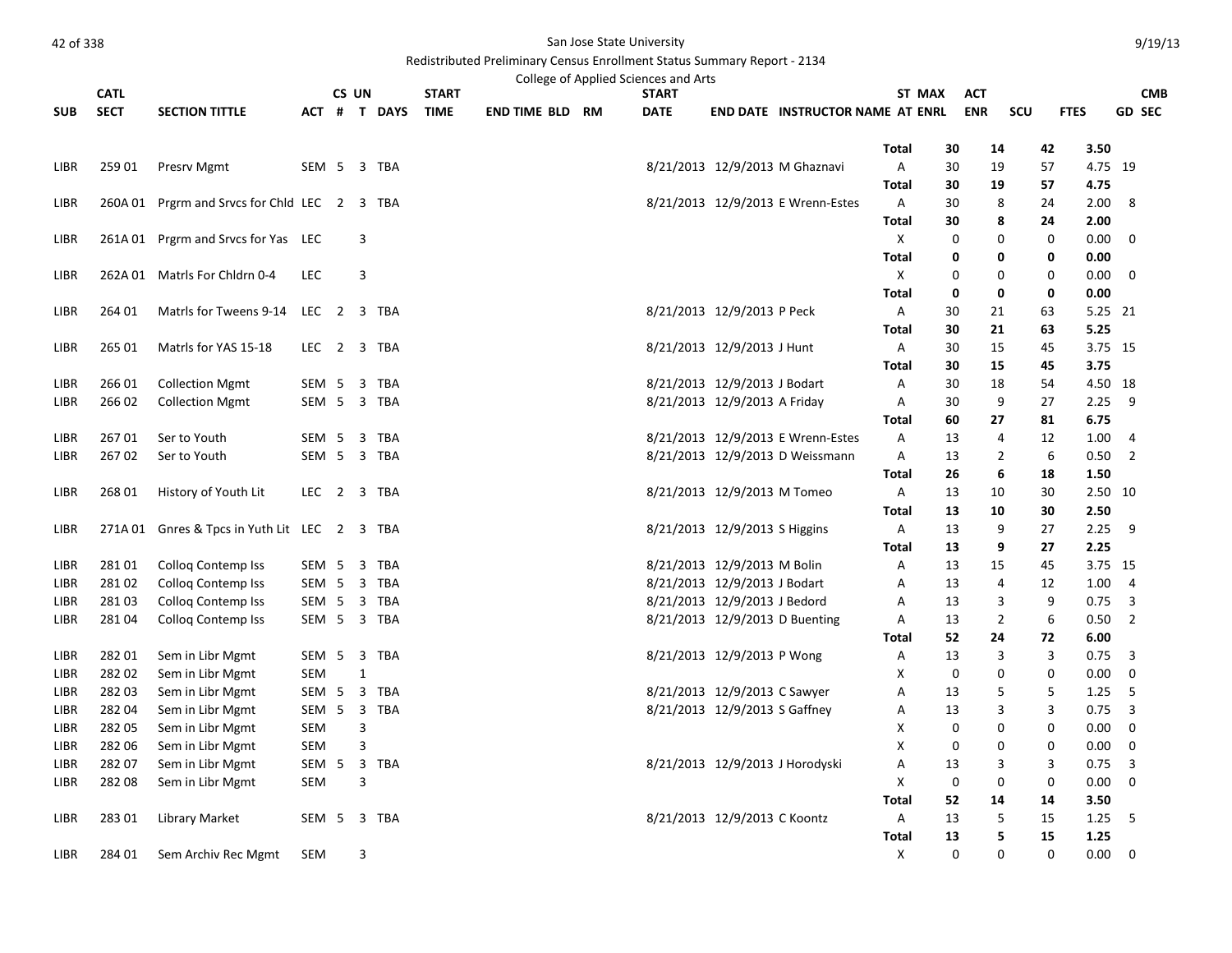San Jose State University

Redistributed Preliminary Census Enrollment Status Summary Report - 2134

College of Applied Sciences and Arts

| SUB | CATL SECT | SECTION TITTLE | ACT | CS # | UN T | DAYS | START TIME | END TIME | BLD | RM | START DATE | END DATE | INSTRUCTOR NAME | ST AT | MAX ENRL | ACT ENR | SCU | FTES | CMB GD | SEC |
|---|---|---|---|---|---|---|---|---|---|---|---|---|---|---|---|---|---|---|---|---|
| | | | | | | | | | | | | | | Total | 30 | 14 | 42 | 3.50 | | |
| LIBR | 259 01 | Presrv Mgmt | SEM | 5 | 3 | TBA | | | | | 8/21/2013 | 12/9/2013 | M Ghaznavi | A | 30 | 19 | 57 | 4.75 | 19 | |
| | | | | | | | | | | | | | | Total | 30 | 19 | 57 | 4.75 | | |
| LIBR | 260A 01 | Prgrm and Srvcs for Chld | LEC | 2 | 3 | TBA | | | | | 8/21/2013 | 12/9/2013 | E Wrenn-Estes | A | 30 | 8 | 24 | 2.00 | 8 | |
| | | | | | | | | | | | | | | Total | 30 | 8 | 24 | 2.00 | | |
| LIBR | 261A 01 | Prgrm and Srvcs for Yas | LEC | | 3 | | | | | | | | | X | 0 | 0 | 0 | 0.00 | 0 | |
| | | | | | | | | | | | | | | Total | 0 | 0 | 0 | 0.00 | | |
| LIBR | 262A 01 | Matrls For Chldrn 0-4 | LEC | | 3 | | | | | | | | | X | 0 | 0 | 0 | 0.00 | 0 | |
| | | | | | | | | | | | | | | Total | 0 | 0 | 0 | 0.00 | | |
| LIBR | 264 01 | Matrls for Tweens 9-14 | LEC | 2 | 3 | TBA | | | | | 8/21/2013 | 12/9/2013 | P Peck | A | 30 | 21 | 63 | 5.25 | 21 | |
| | | | | | | | | | | | | | | Total | 30 | 21 | 63 | 5.25 | | |
| LIBR | 265 01 | Matrls for YAS 15-18 | LEC | 2 | 3 | TBA | | | | | 8/21/2013 | 12/9/2013 | J Hunt | A | 30 | 15 | 45 | 3.75 | 15 | |
| | | | | | | | | | | | | | | Total | 30 | 15 | 45 | 3.75 | | |
| LIBR | 266 01 | Collection Mgmt | SEM | 5 | 3 | TBA | | | | | 8/21/2013 | 12/9/2013 | J Bodart | A | 30 | 18 | 54 | 4.50 | 18 | |
| LIBR | 266 02 | Collection Mgmt | SEM | 5 | 3 | TBA | | | | | 8/21/2013 | 12/9/2013 | A Friday | A | 30 | 9 | 27 | 2.25 | 9 | |
| | | | | | | | | | | | | | | Total | 60 | 27 | 81 | 6.75 | | |
| LIBR | 267 01 | Ser to Youth | SEM | 5 | 3 | TBA | | | | | 8/21/2013 | 12/9/2013 | E Wrenn-Estes | A | 13 | 4 | 12 | 1.00 | 4 | |
| LIBR | 267 02 | Ser to Youth | SEM | 5 | 3 | TBA | | | | | 8/21/2013 | 12/9/2013 | D Weissmann | A | 13 | 2 | 6 | 0.50 | 2 | |
| | | | | | | | | | | | | | | Total | 26 | 6 | 18 | 1.50 | | |
| LIBR | 268 01 | History of Youth Lit | LEC | 2 | 3 | TBA | | | | | 8/21/2013 | 12/9/2013 | M Tomeo | A | 13 | 10 | 30 | 2.50 | 10 | |
| | | | | | | | | | | | | | | Total | 13 | 10 | 30 | 2.50 | | |
| LIBR | 271A 01 | Gnres & Tpcs in Yuth Lit | LEC | 2 | 3 | TBA | | | | | 8/21/2013 | 12/9/2013 | S Higgins | A | 13 | 9 | 27 | 2.25 | 9 | |
| | | | | | | | | | | | | | | Total | 13 | 9 | 27 | 2.25 | | |
| LIBR | 281 01 | Colloq Contemp Iss | SEM | 5 | 3 | TBA | | | | | 8/21/2013 | 12/9/2013 | M Bolin | A | 13 | 15 | 45 | 3.75 | 15 | |
| LIBR | 281 02 | Colloq Contemp Iss | SEM | 5 | 3 | TBA | | | | | 8/21/2013 | 12/9/2013 | J Bodart | A | 13 | 4 | 12 | 1.00 | 4 | |
| LIBR | 281 03 | Colloq Contemp Iss | SEM | 5 | 3 | TBA | | | | | 8/21/2013 | 12/9/2013 | J Bedord | A | 13 | 3 | 9 | 0.75 | 3 | |
| LIBR | 281 04 | Colloq Contemp Iss | SEM | 5 | 3 | TBA | | | | | 8/21/2013 | 12/9/2013 | D Buenting | A | 13 | 2 | 6 | 0.50 | 2 | |
| | | | | | | | | | | | | | | Total | 52 | 24 | 72 | 6.00 | | |
| LIBR | 282 01 | Sem in Libr Mgmt | SEM | 5 | 3 | TBA | | | | | 8/21/2013 | 12/9/2013 | P Wong | A | 13 | 3 | 3 | 0.75 | 3 | |
| LIBR | 282 02 | Sem in Libr Mgmt | SEM | | 1 | | | | | | | | | X | 0 | 0 | 0 | 0.00 | 0 | |
| LIBR | 282 03 | Sem in Libr Mgmt | SEM | 5 | 3 | TBA | | | | | 8/21/2013 | 12/9/2013 | C Sawyer | A | 13 | 5 | 5 | 1.25 | 5 | |
| LIBR | 282 04 | Sem in Libr Mgmt | SEM | 5 | 3 | TBA | | | | | 8/21/2013 | 12/9/2013 | S Gaffney | A | 13 | 3 | 3 | 0.75 | 3 | |
| LIBR | 282 05 | Sem in Libr Mgmt | SEM | | 3 | | | | | | | | | X | 0 | 0 | 0 | 0.00 | 0 | |
| LIBR | 282 06 | Sem in Libr Mgmt | SEM | | 3 | | | | | | | | | X | 0 | 0 | 0 | 0.00 | 0 | |
| LIBR | 282 07 | Sem in Libr Mgmt | SEM | 5 | 3 | TBA | | | | | 8/21/2013 | 12/9/2013 | J Horodyski | A | 13 | 3 | 3 | 0.75 | 3 | |
| LIBR | 282 08 | Sem in Libr Mgmt | SEM | | 3 | | | | | | | | | X | 0 | 0 | 0 | 0.00 | 0 | |
| | | | | | | | | | | | | | | Total | 52 | 14 | 14 | 3.50 | | |
| LIBR | 283 01 | Library Market | SEM | 5 | 3 | TBA | | | | | 8/21/2013 | 12/9/2013 | C Koontz | A | 13 | 5 | 15 | 1.25 | 5 | |
| | | | | | | | | | | | | | | Total | 13 | 5 | 15 | 1.25 | | |
| LIBR | 284 01 | Sem Archiv Rec Mgmt | SEM | | 3 | | | | | | | | | X | 0 | 0 | 0 | 0.00 | 0 | |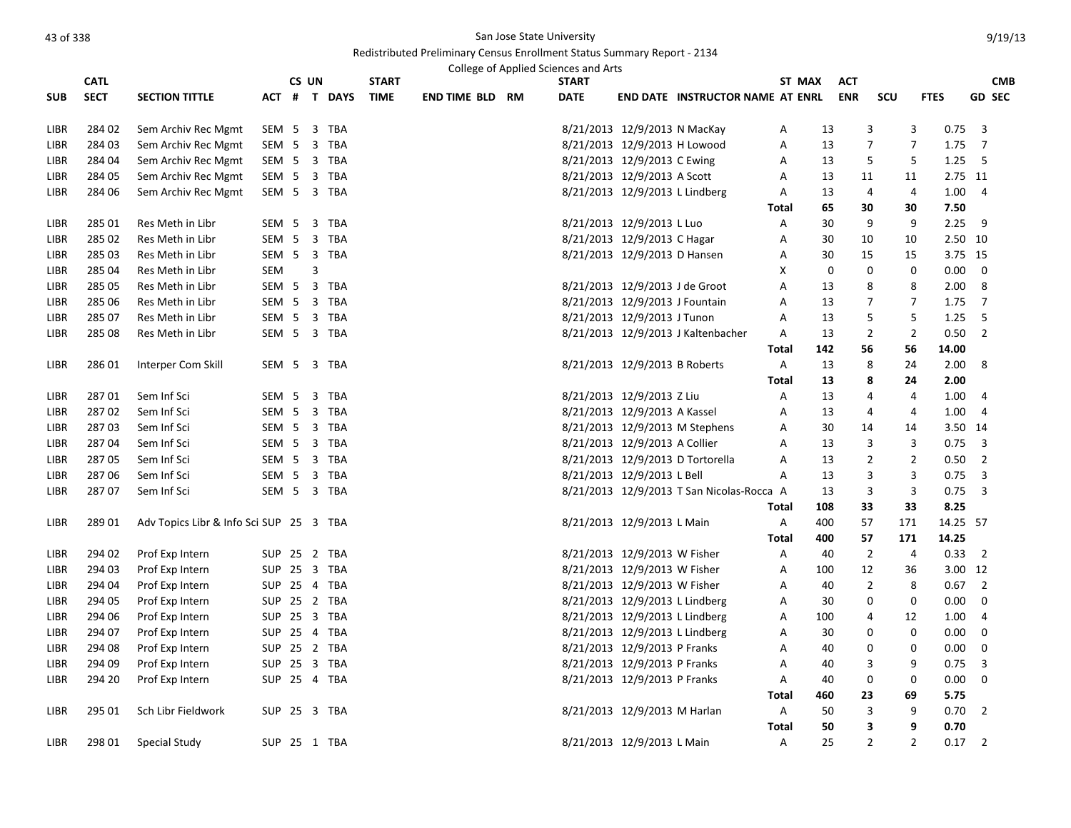San Jose State University

Redistributed Preliminary Census Enrollment Status Summary Report - 2134

College of Applied Sciences and Arts

| SUB | CATL SECT | SECTION TITTLE | ACT | CS # | UN T | DAYS | START TIME | END TIME | BLD | RM | START DATE | END DATE | INSTRUCTOR NAME | ST AT | MAX ENRL | ACT ENR | SCU | FTES | CMB GD | SEC |
|---|---|---|---|---|---|---|---|---|---|---|---|---|---|---|---|---|---|---|---|---|
| LIBR | 284 02 | Sem Archiv Rec Mgmt | SEM | 5 | 3 | TBA | | | | | 8/21/2013 | 12/9/2013 | N MacKay | A | 13 | 3 | 3 | 0.75 | 3 | |
| LIBR | 284 03 | Sem Archiv Rec Mgmt | SEM | 5 | 3 | TBA | | | | | 8/21/2013 | 12/9/2013 | H Lowood | A | 13 | 7 | 7 | 1.75 | 7 | |
| LIBR | 284 04 | Sem Archiv Rec Mgmt | SEM | 5 | 3 | TBA | | | | | 8/21/2013 | 12/9/2013 | C Ewing | A | 13 | 5 | 5 | 1.25 | 5 | |
| LIBR | 284 05 | Sem Archiv Rec Mgmt | SEM | 5 | 3 | TBA | | | | | 8/21/2013 | 12/9/2013 | A Scott | A | 13 | 11 | 11 | 2.75 | 11 | |
| LIBR | 284 06 | Sem Archiv Rec Mgmt | SEM | 5 | 3 | TBA | | | | | 8/21/2013 | 12/9/2013 | L Lindberg | A | 13 | 4 | 4 | 1.00 | 4 | |
| | | | | | | | | | | | | | | Total | 65 | 30 | 30 | 7.50 | | |
| LIBR | 285 01 | Res Meth in Libr | SEM | 5 | 3 | TBA | | | | | 8/21/2013 | 12/9/2013 | L Luo | A | 30 | 9 | 9 | 2.25 | 9 | |
| LIBR | 285 02 | Res Meth in Libr | SEM | 5 | 3 | TBA | | | | | 8/21/2013 | 12/9/2013 | C Hagar | A | 30 | 10 | 10 | 2.50 | 10 | |
| LIBR | 285 03 | Res Meth in Libr | SEM | 5 | 3 | TBA | | | | | 8/21/2013 | 12/9/2013 | D Hansen | A | 30 | 15 | 15 | 3.75 | 15 | |
| LIBR | 285 04 | Res Meth in Libr | SEM | | 3 | | | | | | | | | X | 0 | 0 | 0 | 0.00 | 0 | |
| LIBR | 285 05 | Res Meth in Libr | SEM | 5 | 3 | TBA | | | | | 8/21/2013 | 12/9/2013 | J de Groot | A | 13 | 8 | 8 | 2.00 | 8 | |
| LIBR | 285 06 | Res Meth in Libr | SEM | 5 | 3 | TBA | | | | | 8/21/2013 | 12/9/2013 | J Fountain | A | 13 | 7 | 7 | 1.75 | 7 | |
| LIBR | 285 07 | Res Meth in Libr | SEM | 5 | 3 | TBA | | | | | 8/21/2013 | 12/9/2013 | J Tunon | A | 13 | 5 | 5 | 1.25 | 5 | |
| LIBR | 285 08 | Res Meth in Libr | SEM | 5 | 3 | TBA | | | | | 8/21/2013 | 12/9/2013 | J Kaltenbacher | A | 13 | 2 | 2 | 0.50 | 2 | |
| | | | | | | | | | | | | | | Total | 142 | 56 | 56 | 14.00 | | |
| LIBR | 286 01 | Interper Com Skill | SEM | 5 | 3 | TBA | | | | | 8/21/2013 | 12/9/2013 | B Roberts | A | 13 | 8 | 24 | 2.00 | 8 | |
| | | | | | | | | | | | | | | Total | 13 | 8 | 24 | 2.00 | | |
| LIBR | 287 01 | Sem Inf Sci | SEM | 5 | 3 | TBA | | | | | 8/21/2013 | 12/9/2013 | Z Liu | A | 13 | 4 | 4 | 1.00 | 4 | |
| LIBR | 287 02 | Sem Inf Sci | SEM | 5 | 3 | TBA | | | | | 8/21/2013 | 12/9/2013 | A Kassel | A | 13 | 4 | 4 | 1.00 | 4 | |
| LIBR | 287 03 | Sem Inf Sci | SEM | 5 | 3 | TBA | | | | | 8/21/2013 | 12/9/2013 | M Stephens | A | 30 | 14 | 14 | 3.50 | 14 | |
| LIBR | 287 04 | Sem Inf Sci | SEM | 5 | 3 | TBA | | | | | 8/21/2013 | 12/9/2013 | A Collier | A | 13 | 3 | 3 | 0.75 | 3 | |
| LIBR | 287 05 | Sem Inf Sci | SEM | 5 | 3 | TBA | | | | | 8/21/2013 | 12/9/2013 | D Tortorella | A | 13 | 2 | 2 | 0.50 | 2 | |
| LIBR | 287 06 | Sem Inf Sci | SEM | 5 | 3 | TBA | | | | | 8/21/2013 | 12/9/2013 | L Bell | A | 13 | 3 | 3 | 0.75 | 3 | |
| LIBR | 287 07 | Sem Inf Sci | SEM | 5 | 3 | TBA | | | | | 8/21/2013 | 12/9/2013 | T San Nicolas-Rocca | A | 13 | 3 | 3 | 0.75 | 3 | |
| | | | | | | | | | | | | | | Total | 108 | 33 | 33 | 8.25 | | |
| LIBR | 289 01 | Adv Topics Libr & Info Sci | SUP | 25 | 3 | TBA | | | | | 8/21/2013 | 12/9/2013 | L Main | A | 400 | 57 | 171 | 14.25 | 57 | |
| | | | | | | | | | | | | | | Total | 400 | 57 | 171 | 14.25 | | |
| LIBR | 294 02 | Prof Exp Intern | SUP | 25 | 2 | TBA | | | | | 8/21/2013 | 12/9/2013 | W Fisher | A | 40 | 2 | 4 | 0.33 | 2 | |
| LIBR | 294 03 | Prof Exp Intern | SUP | 25 | 3 | TBA | | | | | 8/21/2013 | 12/9/2013 | W Fisher | A | 100 | 12 | 36 | 3.00 | 12 | |
| LIBR | 294 04 | Prof Exp Intern | SUP | 25 | 4 | TBA | | | | | 8/21/2013 | 12/9/2013 | W Fisher | A | 40 | 2 | 8 | 0.67 | 2 | |
| LIBR | 294 05 | Prof Exp Intern | SUP | 25 | 2 | TBA | | | | | 8/21/2013 | 12/9/2013 | L Lindberg | A | 30 | 0 | 0 | 0.00 | 0 | |
| LIBR | 294 06 | Prof Exp Intern | SUP | 25 | 3 | TBA | | | | | 8/21/2013 | 12/9/2013 | L Lindberg | A | 100 | 4 | 12 | 1.00 | 4 | |
| LIBR | 294 07 | Prof Exp Intern | SUP | 25 | 4 | TBA | | | | | 8/21/2013 | 12/9/2013 | L Lindberg | A | 30 | 0 | 0 | 0.00 | 0 | |
| LIBR | 294 08 | Prof Exp Intern | SUP | 25 | 2 | TBA | | | | | 8/21/2013 | 12/9/2013 | P Franks | A | 40 | 0 | 0 | 0.00 | 0 | |
| LIBR | 294 09 | Prof Exp Intern | SUP | 25 | 3 | TBA | | | | | 8/21/2013 | 12/9/2013 | P Franks | A | 40 | 3 | 9 | 0.75 | 3 | |
| LIBR | 294 20 | Prof Exp Intern | SUP | 25 | 4 | TBA | | | | | 8/21/2013 | 12/9/2013 | P Franks | A | 40 | 0 | 0 | 0.00 | 0 | |
| | | | | | | | | | | | | | | Total | 460 | 23 | 69 | 5.75 | | |
| LIBR | 295 01 | Sch Libr Fieldwork | SUP | 25 | 3 | TBA | | | | | 8/21/2013 | 12/9/2013 | M Harlan | A | 50 | 3 | 9 | 0.70 | 2 | |
| | | | | | | | | | | | | | | Total | 50 | 3 | 9 | 0.70 | | |
| LIBR | 298 01 | Special Study | SUP | 25 | 1 | TBA | | | | | 8/21/2013 | 12/9/2013 | L Main | A | 25 | 2 | 2 | 0.17 | 2 | |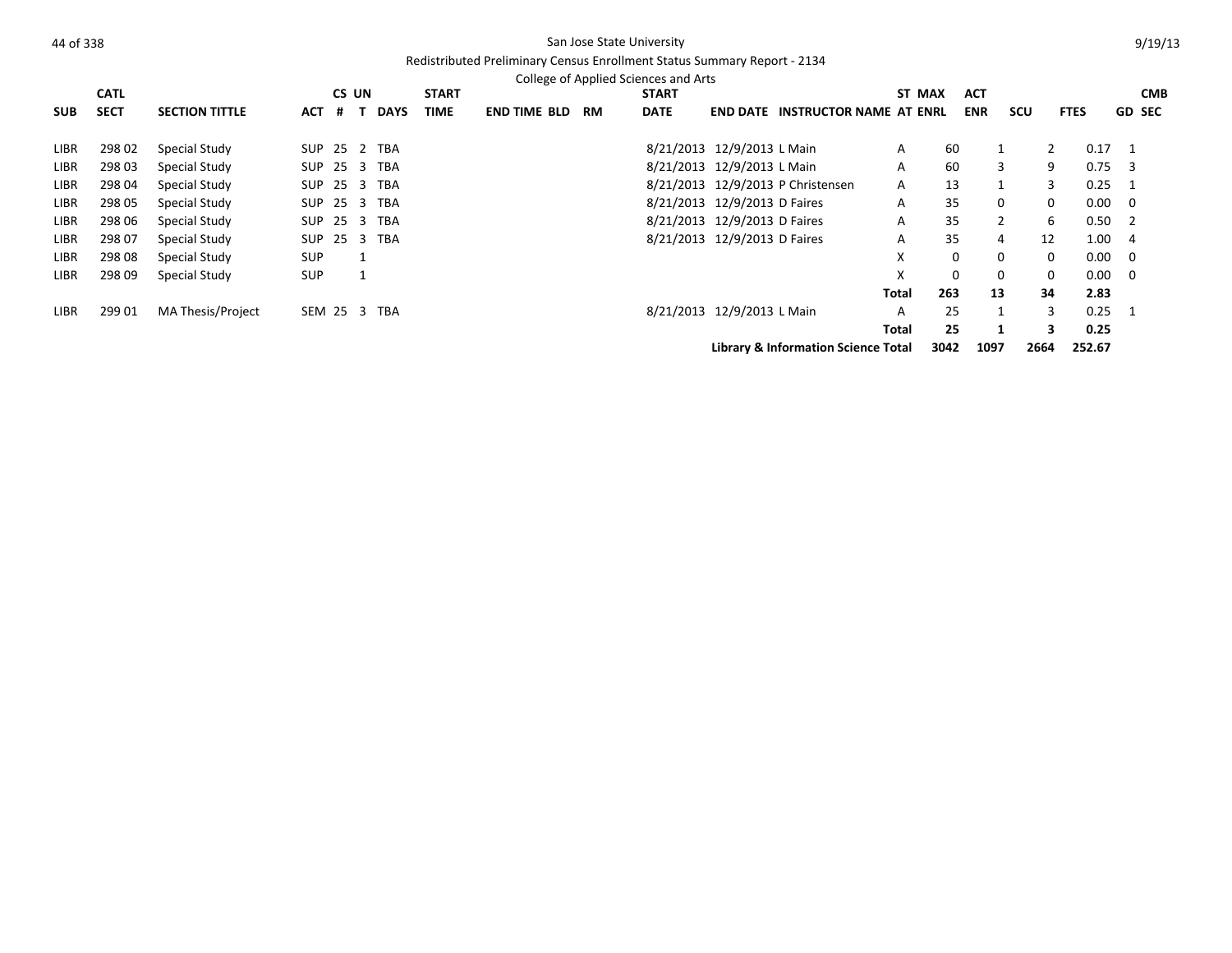San Jose State University

Redistributed Preliminary Census Enrollment Status Summary Report - 2134

College of Applied Sciences and Arts

| SUB | CATL SECT | SECTION TITTLE | ACT | CS # | UN T | DAYS | START TIME | END TIME | BLD | RM | START DATE | END DATE | INSTRUCTOR NAME | ST AT | MAX ENRL | ACT ENR | SCU | FTES | GD | CMB SEC |
|---|---|---|---|---|---|---|---|---|---|---|---|---|---|---|---|---|---|---|---|---|
| LIBR | 298 02 | Special Study | SUP | 25 | 2 | TBA | | | | | 8/21/2013 | 12/9/2013 | L Main | A | 60 | 1 | 2 | 0.17 | 1 | |
| LIBR | 298 03 | Special Study | SUP | 25 | 3 | TBA | | | | | 8/21/2013 | 12/9/2013 | L Main | A | 60 | 3 | 9 | 0.75 | 3 | |
| LIBR | 298 04 | Special Study | SUP | 25 | 3 | TBA | | | | | 8/21/2013 | 12/9/2013 | P Christensen | A | 13 | 1 | 3 | 0.25 | 1 | |
| LIBR | 298 05 | Special Study | SUP | 25 | 3 | TBA | | | | | 8/21/2013 | 12/9/2013 | D Faires | A | 35 | 0 | 0 | 0.00 | 0 | |
| LIBR | 298 06 | Special Study | SUP | 25 | 3 | TBA | | | | | 8/21/2013 | 12/9/2013 | D Faires | A | 35 | 2 | 6 | 0.50 | 2 | |
| LIBR | 298 07 | Special Study | SUP | 25 | 3 | TBA | | | | | 8/21/2013 | 12/9/2013 | D Faires | A | 35 | 4 | 12 | 1.00 | 4 | |
| LIBR | 298 08 | Special Study | SUP | | 1 | | | | | | | | | X | 0 | 0 | 0 | 0.00 | 0 | |
| LIBR | 298 09 | Special Study | SUP | | 1 | | | | | | | | | X | 0 | 0 | 0 | 0.00 | 0 | |
| | | | | | | | | | | | | | | **Total** | **263** | **13** | **34** | **2.83** | | |
| LIBR | 299 01 | MA Thesis/Project | SEM | 25 | 3 | TBA | | | | | 8/21/2013 | 12/9/2013 | L Main | A | 25 | 1 | 3 | 0.25 | 1 | |
| | | | | | | | | | | | | | | **Total** | **25** | **1** | **3** | **0.25** | | |
| | | | | | | | | | | | | | **Library & Information Science Total** | | **3042** | **1097** | **2664** | **252.67** | | |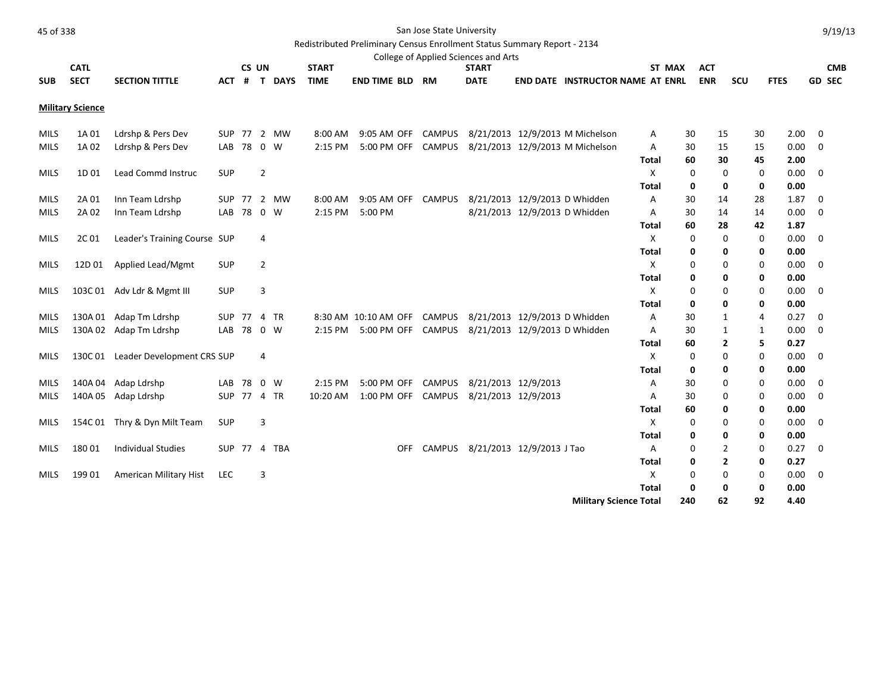San Jose State University

Redistributed Preliminary Census Enrollment Status Summary Report - 2134

College of Applied Sciences and Arts

9/19/13

| SUB | CATL SECT | SECTION TITTLE | ACT | CS # | UN T | DAYS | START TIME | END TIME | BLD | RM | START DATE | END DATE | INSTRUCTOR NAME | ST AT | MAX ENRL | ACT ENR | SCU | FTES | CMB GD | SEC |
|---|---|---|---|---|---|---|---|---|---|---|---|---|---|---|---|---|---|---|---|---|
| **Military Science** | | | | | | | | | | | | | | | | | | | | |
| MILS | 1A 01 | Ldrshp & Pers Dev | SUP | 77 | 2 | MW | 8:00 AM | 9:05 AM | OFF | CAMPUS | 8/21/2013 | 12/9/2013 | M Michelson | A | 30 | 15 | 30 | 2.00 | 0 | |
| MILS | 1A 02 | Ldrshp & Pers Dev | LAB | 78 | 0 | W | 2:15 PM | 5:00 PM | OFF | CAMPUS | 8/21/2013 | 12/9/2013 | M Michelson | A | 30 | 15 | 15 | 0.00 | 0 | |
| | | | | | | | | | | | | | | **Total** | **60** | **30** | **45** | **2.00** | | |
| MILS | 1D 01 | Lead Commd Instruc | SUP | | 2 | | | | | | | | | X | 0 | 0 | 0 | 0.00 | 0 | |
| | | | | | | | | | | | | | | **Total** | **0** | **0** | **0** | **0.00** | | |
| MILS | 2A 01 | Inn Team Ldrshp | SUP | 77 | 2 | MW | 8:00 AM | 9:05 AM | OFF | CAMPUS | 8/21/2013 | 12/9/2013 | D Whidden | A | 30 | 14 | 28 | 1.87 | 0 | |
| MILS | 2A 02 | Inn Team Ldrshp | LAB | 78 | 0 | W | 2:15 PM | 5:00 PM | | | 8/21/2013 | 12/9/2013 | D Whidden | A | 30 | 14 | 14 | 0.00 | 0 | |
| | | | | | | | | | | | | | | **Total** | **60** | **28** | **42** | **1.87** | | |
| MILS | 2C 01 | Leader's Training Course | SUP | | 4 | | | | | | | | | X | 0 | 0 | 0 | 0.00 | 0 | |
| | | | | | | | | | | | | | | **Total** | **0** | **0** | **0** | **0.00** | | |
| MILS | 12D 01 | Applied Lead/Mgmt | SUP | | 2 | | | | | | | | | X | 0 | 0 | 0 | 0.00 | 0 | |
| | | | | | | | | | | | | | | **Total** | **0** | **0** | **0** | **0.00** | | |
| MILS | 103C 01 | Adv Ldr & Mgmt III | SUP | | 3 | | | | | | | | | X | 0 | 0 | 0 | 0.00 | 0 | |
| | | | | | | | | | | | | | | **Total** | **0** | **0** | **0** | **0.00** | | |
| MILS | 130A 01 | Adap Tm Ldrshp | SUP | 77 | 4 | TR | 8:30 AM | 10:10 AM | OFF | CAMPUS | 8/21/2013 | 12/9/2013 | D Whidden | A | 30 | 1 | 4 | 0.27 | 0 | |
| MILS | 130A 02 | Adap Tm Ldrshp | LAB | 78 | 0 | W | 2:15 PM | 5:00 PM | OFF | CAMPUS | 8/21/2013 | 12/9/2013 | D Whidden | A | 30 | 1 | 1 | 0.00 | 0 | |
| | | | | | | | | | | | | | | **Total** | **60** | **2** | **5** | **0.27** | | |
| MILS | 130C 01 | Leader Development CRS | SUP | | 4 | | | | | | | | | X | 0 | 0 | 0 | 0.00 | 0 | |
| | | | | | | | | | | | | | | **Total** | **0** | **0** | **0** | **0.00** | | |
| MILS | 140A 04 | Adap Ldrshp | LAB | 78 | 0 | W | 2:15 PM | 5:00 PM | OFF | CAMPUS | 8/21/2013 | 12/9/2013 | | A | 30 | 0 | 0 | 0.00 | 0 | |
| MILS | 140A 05 | Adap Ldrshp | SUP | 77 | 4 | TR | 10:20 AM | 1:00 PM | OFF | CAMPUS | 8/21/2013 | 12/9/2013 | | A | 30 | 0 | 0 | 0.00 | 0 | |
| | | | | | | | | | | | | | | **Total** | **60** | **0** | **0** | **0.00** | | |
| MILS | 154C 01 | Thry & Dyn Milt Team | SUP | | 3 | | | | | | | | | X | 0 | 0 | 0 | 0.00 | 0 | |
| | | | | | | | | | | | | | | **Total** | **0** | **0** | **0** | **0.00** | | |
| MILS | 180 01 | Individual Studies | SUP | 77 | 4 | TBA | | | OFF | CAMPUS | 8/21/2013 | 12/9/2013 | J Tao | A | 0 | 2 | 0 | 0.27 | 0 | |
| | | | | | | | | | | | | | | **Total** | **0** | **2** | **0** | **0.27** | | |
| MILS | 199 01 | American Military Hist | LEC | | 3 | | | | | | | | | X | 0 | 0 | 0 | 0.00 | 0 | |
| | | | | | | | | | | | | | | **Total** | **0** | **0** | **0** | **0.00** | | |
| | | | | | | | | | | | | | **Military Science Total** | | **240** | **62** | **92** | **4.40** | | |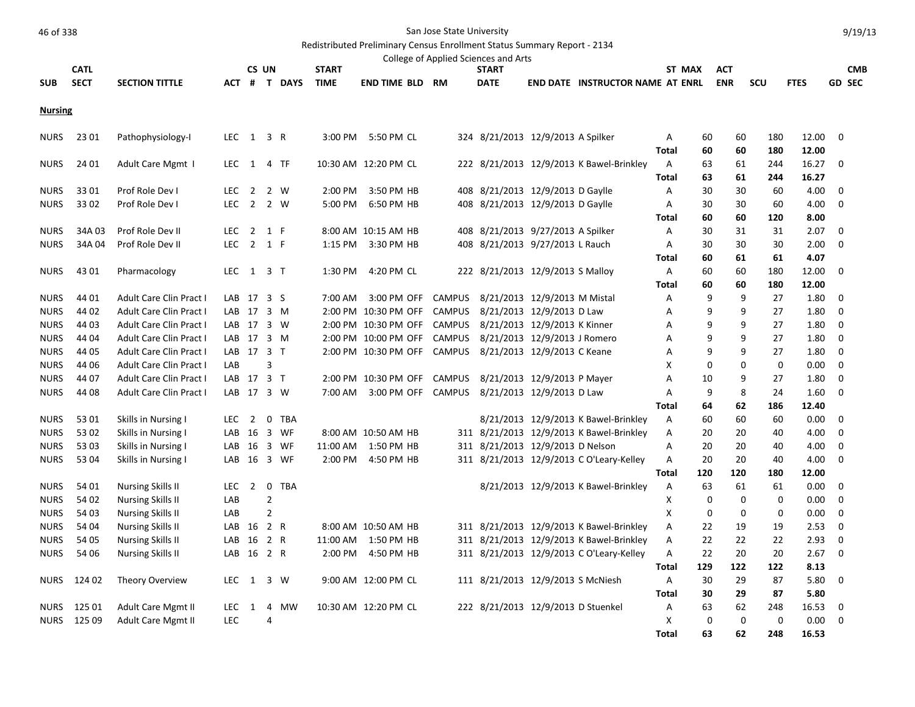San Jose State University

Redistributed Preliminary Census Enrollment Status Summary Report - 2134

College of Applied Sciences and Arts

| SUB | CATL SECT | SECTION TITTLE | ACT | CS # | UN T | DAYS | START TIME | END TIME | BLD | RM | START DATE | END DATE | INSTRUCTOR NAME | ST AT | MAX ENRL | ACT ENR | SCU | FTES | CMB GD SEC |
|---|---|---|---|---|---|---|---|---|---|---|---|---|---|---|---|---|---|---|---|
| **Nursing** | | | | | | | | | | | | | | | | | | | |
| NURS | 23 01 | Pathophysiology-I | LEC | 1 | 3 | R | 3:00 PM | 5:50 PM | CL | 324 | 8/21/2013 | 12/9/2013 | A Spilker | A | 60 | 60 | 180 | 12.00 | 0 |
| | | | | | | | | | | | | | | **Total** | **60** | **60** | **180** | **12.00** | |
| NURS | 24 01 | Adult Care Mgmt I | LEC | 1 | 4 | TF | 10:30 AM | 12:20 PM | CL | 222 | 8/21/2013 | 12/9/2013 | K Bawel-Brinkley | A | 63 | 61 | 244 | 16.27 | 0 |
| | | | | | | | | | | | | | | **Total** | **63** | **61** | **244** | **16.27** | |
| NURS | 33 01 | Prof Role Dev I | LEC | 2 | 2 | W | 2:00 PM | 3:50 PM | HB | 408 | 8/21/2013 | 12/9/2013 | D Gaylle | A | 30 | 30 | 60 | 4.00 | 0 |
| NURS | 33 02 | Prof Role Dev I | LEC | 2 | 2 | W | 5:00 PM | 6:50 PM | HB | 408 | 8/21/2013 | 12/9/2013 | D Gaylle | A | 30 | 30 | 60 | 4.00 | 0 |
| | | | | | | | | | | | | | | **Total** | **60** | **60** | **120** | **8.00** | |
| NURS | 34A 03 | Prof Role Dev II | LEC | 2 | 1 | F | 8:00 AM | 10:15 AM | HB | 408 | 8/21/2013 | 9/27/2013 | A Spilker | A | 30 | 31 | 31 | 2.07 | 0 |
| NURS | 34A 04 | Prof Role Dev II | LEC | 2 | 1 | F | 1:15 PM | 3:30 PM | HB | 408 | 8/21/2013 | 9/27/2013 | L Rauch | A | 30 | 30 | 30 | 2.00 | 0 |
| | | | | | | | | | | | | | | **Total** | **60** | **61** | **61** | **4.07** | |
| NURS | 43 01 | Pharmacology | LEC | 1 | 3 | T | 1:30 PM | 4:20 PM | CL | 222 | 8/21/2013 | 12/9/2013 | S Malloy | A | 60 | 60 | 180 | 12.00 | 0 |
| | | | | | | | | | | | | | | **Total** | **60** | **60** | **180** | **12.00** | |
| NURS | 44 01 | Adult Care Clin Pract I | LAB | 17 | 3 | S | 7:00 AM | 3:00 PM | OFF | CAMPUS | 8/21/2013 | 12/9/2013 | M Mistal | A | 9 | 9 | 27 | 1.80 | 0 |
| NURS | 44 02 | Adult Care Clin Pract I | LAB | 17 | 3 | M | 2:00 PM | 10:30 PM | OFF | CAMPUS | 8/21/2013 | 12/9/2013 | D Law | A | 9 | 9 | 27 | 1.80 | 0 |
| NURS | 44 03 | Adult Care Clin Pract I | LAB | 17 | 3 | W | 2:00 PM | 10:30 PM | OFF | CAMPUS | 8/21/2013 | 12/9/2013 | K Kinner | A | 9 | 9 | 27 | 1.80 | 0 |
| NURS | 44 04 | Adult Care Clin Pract I | LAB | 17 | 3 | M | 2:00 PM | 10:00 PM | OFF | CAMPUS | 8/21/2013 | 12/9/2013 | J Romero | A | 9 | 9 | 27 | 1.80 | 0 |
| NURS | 44 05 | Adult Care Clin Pract I | LAB | 17 | 3 | T | 2:00 PM | 10:30 PM | OFF | CAMPUS | 8/21/2013 | 12/9/2013 | C Keane | A | 9 | 9 | 27 | 1.80 | 0 |
| NURS | 44 06 | Adult Care Clin Pract I | LAB | | 3 | | | | | | | | | X | 0 | 0 | 0 | 0.00 | 0 |
| NURS | 44 07 | Adult Care Clin Pract I | LAB | 17 | 3 | T | 2:00 PM | 10:30 PM | OFF | CAMPUS | 8/21/2013 | 12/9/2013 | P Mayer | A | 10 | 9 | 27 | 1.80 | 0 |
| NURS | 44 08 | Adult Care Clin Pract I | LAB | 17 | 3 | W | 7:00 AM | 3:00 PM | OFF | CAMPUS | 8/21/2013 | 12/9/2013 | D Law | A | 9 | 8 | 24 | 1.60 | 0 |
| | | | | | | | | | | | | | | **Total** | **64** | **62** | **186** | **12.40** | |
| NURS | 53 01 | Skills in Nursing I | LEC | 2 | 0 | TBA | | | | | 8/21/2013 | 12/9/2013 | K Bawel-Brinkley | A | 60 | 60 | 60 | 0.00 | 0 |
| NURS | 53 02 | Skills in Nursing I | LAB | 16 | 3 | WF | 8:00 AM | 10:50 AM | HB | 311 | 8/21/2013 | 12/9/2013 | K Bawel-Brinkley | A | 20 | 20 | 40 | 4.00 | 0 |
| NURS | 53 03 | Skills in Nursing I | LAB | 16 | 3 | WF | 11:00 AM | 1:50 PM | HB | 311 | 8/21/2013 | 12/9/2013 | D Nelson | A | 20 | 20 | 40 | 4.00 | 0 |
| NURS | 53 04 | Skills in Nursing I | LAB | 16 | 3 | WF | 2:00 PM | 4:50 PM | HB | 311 | 8/21/2013 | 12/9/2013 | C O'Leary-Kelley | A | 20 | 20 | 40 | 4.00 | 0 |
| | | | | | | | | | | | | | | **Total** | **120** | **120** | **180** | **12.00** | |
| NURS | 54 01 | Nursing Skills II | LEC | 2 | 0 | TBA | | | | | 8/21/2013 | 12/9/2013 | K Bawel-Brinkley | A | 63 | 61 | 61 | 0.00 | 0 |
| NURS | 54 02 | Nursing Skills II | LAB | | 2 | | | | | | | | | X | 0 | 0 | 0 | 0.00 | 0 |
| NURS | 54 03 | Nursing Skills II | LAB | | 2 | | | | | | | | | X | 0 | 0 | 0 | 0.00 | 0 |
| NURS | 54 04 | Nursing Skills II | LAB | 16 | 2 | R | 8:00 AM | 10:50 AM | HB | 311 | 8/21/2013 | 12/9/2013 | K Bawel-Brinkley | A | 22 | 19 | 19 | 2.53 | 0 |
| NURS | 54 05 | Nursing Skills II | LAB | 16 | 2 | R | 11:00 AM | 1:50 PM | HB | 311 | 8/21/2013 | 12/9/2013 | K Bawel-Brinkley | A | 22 | 22 | 22 | 2.93 | 0 |
| NURS | 54 06 | Nursing Skills II | LAB | 16 | 2 | R | 2:00 PM | 4:50 PM | HB | 311 | 8/21/2013 | 12/9/2013 | C O'Leary-Kelley | A | 22 | 20 | 20 | 2.67 | 0 |
| | | | | | | | | | | | | | | **Total** | **129** | **122** | **122** | **8.13** | |
| NURS | 124 02 | Theory Overview | LEC | 1 | 3 | W | 9:00 AM | 12:00 PM | CL | 111 | 8/21/2013 | 12/9/2013 | S McNiesh | A | 30 | 29 | 87 | 5.80 | 0 |
| | | | | | | | | | | | | | | **Total** | **30** | **29** | **87** | **5.80** | |
| NURS | 125 01 | Adult Care Mgmt II | LEC | 1 | 4 | MW | 10:30 AM | 12:20 PM | CL | 222 | 8/21/2013 | 12/9/2013 | D Stuenkel | A | 63 | 62 | 248 | 16.53 | 0 |
| NURS | 125 09 | Adult Care Mgmt II | LEC | | 4 | | | | | | | | | X | 0 | 0 | 0 | 0.00 | 0 |
| | | | | | | | | | | | | | | **Total** | **63** | **62** | **248** | **16.53** | |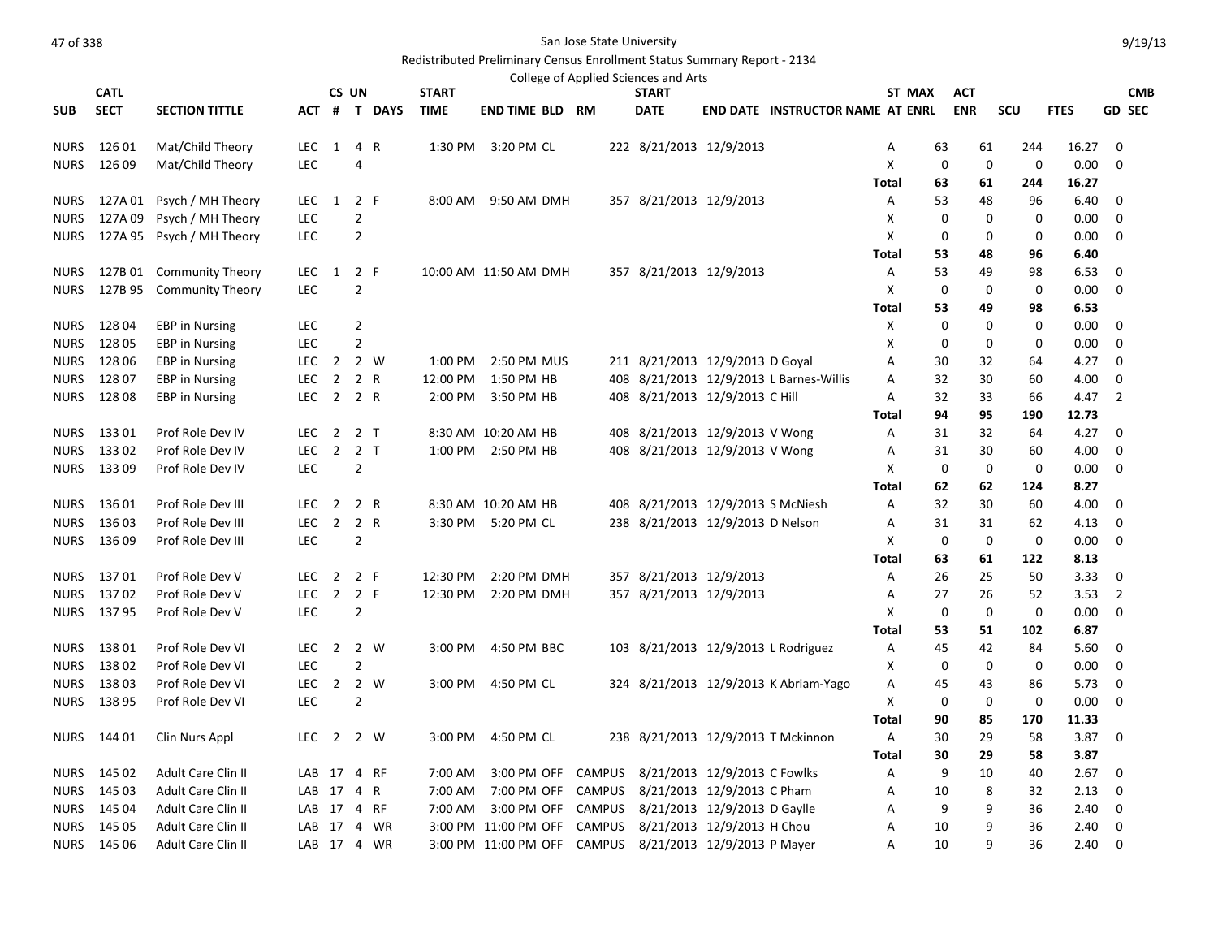# San Jose State University

Redistributed Preliminary Census Enrollment Status Summary Report - 2134

College of Applied Sciences and Arts

| SUB | CATL SECT | SECTION TITTLE | ACT | CS # | UN T | DAYS | START TIME | END TIME | BLD | RM | START DATE | END DATE | INSTRUCTOR NAME | AT | ST MAX ENRL | ACT ENR | SCU | FTES | GD | CMB SEC |
|---|---|---|---|---|---|---|---|---|---|---|---|---|---|---|---|---|---|---|---|---|
| NURS | 126 01 | Mat/Child Theory | LEC | 1 | 4 | R | 1:30 PM | 3:20 PM | CL | 222 | 8/21/2013 | 12/9/2013 | | A | 63 | 61 | 244 | 16.27 | 0 | |
| NURS | 126 09 | Mat/Child Theory | LEC | | 4 | | | | | | | | | X | 0 | 0 | 0 | 0.00 | 0 | |
| | | | | | | | | | | | | | | **Total** | **63** | **61** | **244** | **16.27** | | |
| NURS | 127A 01 | Psych / MH Theory | LEC | 1 | 2 | F | 8:00 AM | 9:50 AM | DMH | 357 | 8/21/2013 | 12/9/2013 | | A | 53 | 48 | 96 | 6.40 | 0 | |
| NURS | 127A 09 | Psych / MH Theory | LEC | | 2 | | | | | | | | | X | 0 | 0 | 0 | 0.00 | 0 | |
| NURS | 127A 95 | Psych / MH Theory | LEC | | 2 | | | | | | | | | X | 0 | 0 | 0 | 0.00 | 0 | |
| | | | | | | | | | | | | | | **Total** | **53** | **48** | **96** | **6.40** | | |
| NURS | 127B 01 | Community Theory | LEC | 1 | 2 | F | 10:00 AM | 11:50 AM | DMH | 357 | 8/21/2013 | 12/9/2013 | | A | 53 | 49 | 98 | 6.53 | 0 | |
| NURS | 127B 95 | Community Theory | LEC | | 2 | | | | | | | | | X | 0 | 0 | 0 | 0.00 | 0 | |
| | | | | | | | | | | | | | | **Total** | **53** | **49** | **98** | **6.53** | | |
| NURS | 128 04 | EBP in Nursing | LEC | | 2 | | | | | | | | | X | 0 | 0 | 0 | 0.00 | 0 | |
| NURS | 128 05 | EBP in Nursing | LEC | | 2 | | | | | | | | | X | 0 | 0 | 0 | 0.00 | 0 | |
| NURS | 128 06 | EBP in Nursing | LEC | 2 | 2 | W | 1:00 PM | 2:50 PM | MUS | 211 | 8/21/2013 | 12/9/2013 | D Goyal | A | 30 | 32 | 64 | 4.27 | 0 | |
| NURS | 128 07 | EBP in Nursing | LEC | 2 | 2 | R | 12:00 PM | 1:50 PM | HB | 408 | 8/21/2013 | 12/9/2013 | L Barnes-Willis | A | 32 | 30 | 60 | 4.00 | 0 | |
| NURS | 128 08 | EBP in Nursing | LEC | 2 | 2 | R | 2:00 PM | 3:50 PM | HB | 408 | 8/21/2013 | 12/9/2013 | C Hill | A | 32 | 33 | 66 | 4.47 | 2 | |
| | | | | | | | | | | | | | | **Total** | **94** | **95** | **190** | **12.73** | | |
| NURS | 133 01 | Prof Role Dev IV | LEC | 2 | 2 | T | 8:30 AM | 10:20 AM | HB | 408 | 8/21/2013 | 12/9/2013 | V Wong | A | 31 | 32 | 64 | 4.27 | 0 | |
| NURS | 133 02 | Prof Role Dev IV | LEC | 2 | 2 | T | 1:00 PM | 2:50 PM | HB | 408 | 8/21/2013 | 12/9/2013 | V Wong | A | 31 | 30 | 60 | 4.00 | 0 | |
| NURS | 133 09 | Prof Role Dev IV | LEC | | 2 | | | | | | | | | X | 0 | 0 | 0 | 0.00 | 0 | |
| | | | | | | | | | | | | | | **Total** | **62** | **62** | **124** | **8.27** | | |
| NURS | 136 01 | Prof Role Dev III | LEC | 2 | 2 | R | 8:30 AM | 10:20 AM | HB | 408 | 8/21/2013 | 12/9/2013 | S McNiesh | A | 32 | 30 | 60 | 4.00 | 0 | |
| NURS | 136 03 | Prof Role Dev III | LEC | 2 | 2 | R | 3:30 PM | 5:20 PM | CL | 238 | 8/21/2013 | 12/9/2013 | D Nelson | A | 31 | 31 | 62 | 4.13 | 0 | |
| NURS | 136 09 | Prof Role Dev III | LEC | | 2 | | | | | | | | | X | 0 | 0 | 0 | 0.00 | 0 | |
| | | | | | | | | | | | | | | **Total** | **63** | **61** | **122** | **8.13** | | |
| NURS | 137 01 | Prof Role Dev V | LEC | 2 | 2 | F | 12:30 PM | 2:20 PM | DMH | 357 | 8/21/2013 | 12/9/2013 | | A | 26 | 25 | 50 | 3.33 | 0 | |
| NURS | 137 02 | Prof Role Dev V | LEC | 2 | 2 | F | 12:30 PM | 2:20 PM | DMH | 357 | 8/21/2013 | 12/9/2013 | | A | 27 | 26 | 52 | 3.53 | 2 | |
| NURS | 137 95 | Prof Role Dev V | LEC | | 2 | | | | | | | | | X | 0 | 0 | 0 | 0.00 | 0 | |
| | | | | | | | | | | | | | | **Total** | **53** | **51** | **102** | **6.87** | | |
| NURS | 138 01 | Prof Role Dev VI | LEC | 2 | 2 | W | 3:00 PM | 4:50 PM | BBC | 103 | 8/21/2013 | 12/9/2013 | L Rodriguez | A | 45 | 42 | 84 | 5.60 | 0 | |
| NURS | 138 02 | Prof Role Dev VI | LEC | | 2 | | | | | | | | | X | 0 | 0 | 0 | 0.00 | 0 | |
| NURS | 138 03 | Prof Role Dev VI | LEC | 2 | 2 | W | 3:00 PM | 4:50 PM | CL | 324 | 8/21/2013 | 12/9/2013 | K Abriam-Yago | A | 45 | 43 | 86 | 5.73 | 0 | |
| NURS | 138 95 | Prof Role Dev VI | LEC | | 2 | | | | | | | | | X | 0 | 0 | 0 | 0.00 | 0 | |
| | | | | | | | | | | | | | | **Total** | **90** | **85** | **170** | **11.33** | | |
| NURS | 144 01 | Clin Nurs Appl | LEC | 2 | 2 | W | 3:00 PM | 4:50 PM | CL | 238 | 8/21/2013 | 12/9/2013 | T Mckinnon | A | 30 | 29 | 58 | 3.87 | 0 | |
| | | | | | | | | | | | | | | **Total** | **30** | **29** | **58** | **3.87** | | |
| NURS | 145 02 | Adult Care Clin II | LAB | 17 | 4 | RF | 7:00 AM | 3:00 PM | OFF | CAMPUS | 8/21/2013 | 12/9/2013 | C Fowlks | A | 9 | 10 | 40 | 2.67 | 0 | |
| NURS | 145 03 | Adult Care Clin II | LAB | 17 | 4 | R | 7:00 AM | 7:00 PM | OFF | CAMPUS | 8/21/2013 | 12/9/2013 | C Pham | A | 10 | 8 | 32 | 2.13 | 0 | |
| NURS | 145 04 | Adult Care Clin II | LAB | 17 | 4 | RF | 7:00 AM | 3:00 PM | OFF | CAMPUS | 8/21/2013 | 12/9/2013 | D Gaylle | A | 9 | 9 | 36 | 2.40 | 0 | |
| NURS | 145 05 | Adult Care Clin II | LAB | 17 | 4 | WR | 3:00 PM | 11:00 PM | OFF | CAMPUS | 8/21/2013 | 12/9/2013 | H Chou | A | 10 | 9 | 36 | 2.40 | 0 | |
| NURS | 145 06 | Adult Care Clin II | LAB | 17 | 4 | WR | 3:00 PM | 11:00 PM | OFF | CAMPUS | 8/21/2013 | 12/9/2013 | P Mayer | A | 10 | 9 | 36 | 2.40 | 0 | |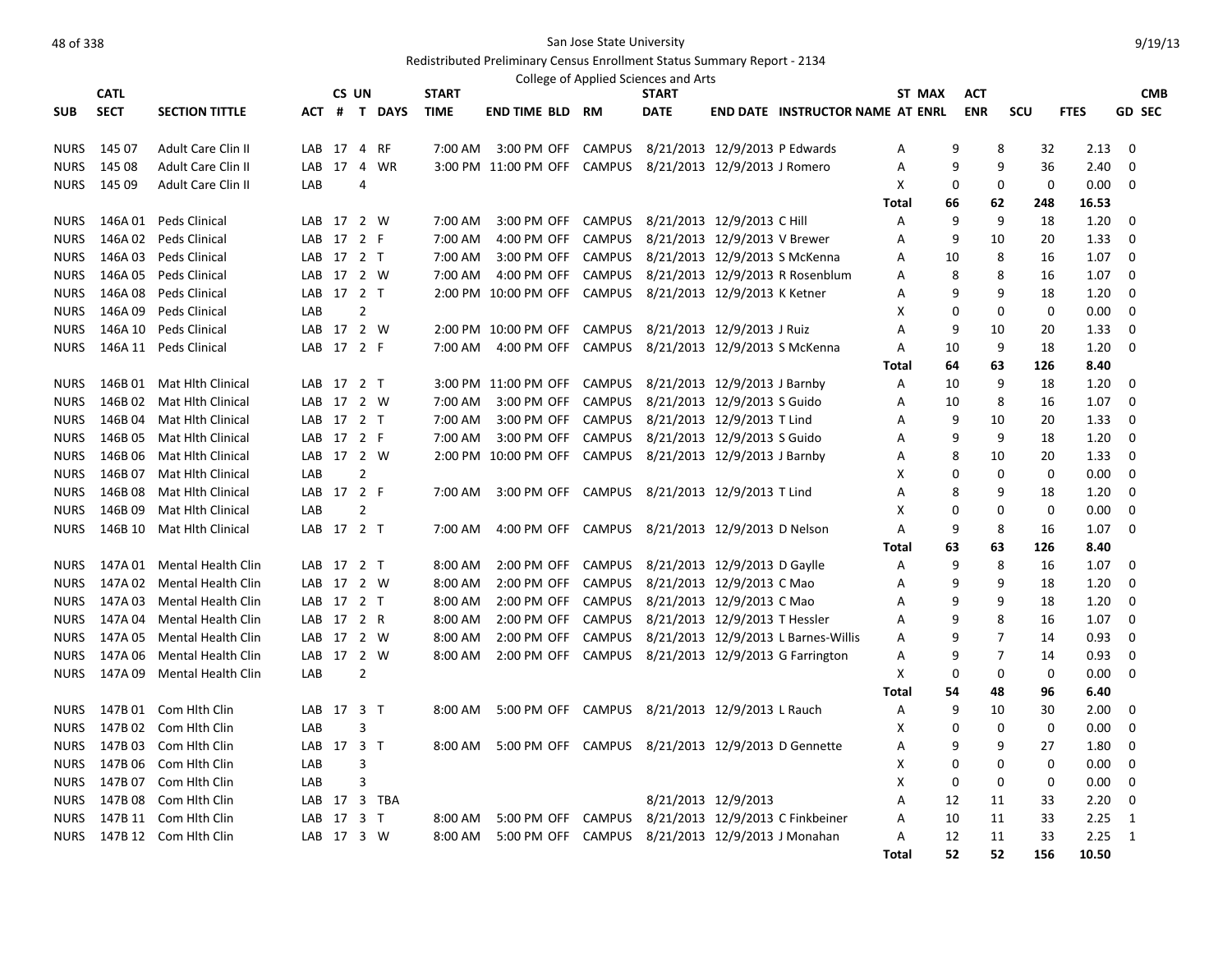San Jose State University

Redistributed Preliminary Census Enrollment Status Summary Report - 2134

College of Applied Sciences and Arts

| SUB | CATL SECT | SECTION TITTLE | ACT | CS # | UN T | DAYS | START TIME | END TIME | BLD | RM | START DATE | END DATE | INSTRUCTOR NAME | ST AT | MAX ENRL | ACT ENR | SCU | FTES | GD | CMB SEC |
|---|---|---|---|---|---|---|---|---|---|---|---|---|---|---|---|---|---|---|---|---|
| NURS | 145 07 | Adult Care Clin II | LAB | 17 | 4 | RF | 7:00 AM | 3:00 PM | OFF | CAMPUS | 8/21/2013 | 12/9/2013 | P Edwards | A | 9 | 8 | 32 | 2.13 | 0 | |
| NURS | 145 08 | Adult Care Clin II | LAB | 17 | 4 | WR | 3:00 PM | 11:00 PM | OFF | CAMPUS | 8/21/2013 | 12/9/2013 | J Romero | A | 9 | 9 | 36 | 2.40 | 0 | |
| NURS | 145 09 | Adult Care Clin II | LAB | | 4 | | | | | | | | | X | 0 | 0 | 0 | 0.00 | 0 | |
| | | | | | | | | | | | | | | Total | 66 | 62 | 248 | 16.53 | | |
| NURS | 146A 01 | Peds Clinical | LAB | 17 | 2 | W | 7:00 AM | 3:00 PM | OFF | CAMPUS | 8/21/2013 | 12/9/2013 | C Hill | A | 9 | 9 | 18 | 1.20 | 0 | |
| NURS | 146A 02 | Peds Clinical | LAB | 17 | 2 | F | 7:00 AM | 4:00 PM | OFF | CAMPUS | 8/21/2013 | 12/9/2013 | V Brewer | A | 9 | 10 | 20 | 1.33 | 0 | |
| NURS | 146A 03 | Peds Clinical | LAB | 17 | 2 | T | 7:00 AM | 3:00 PM | OFF | CAMPUS | 8/21/2013 | 12/9/2013 | S McKenna | A | 10 | 8 | 16 | 1.07 | 0 | |
| NURS | 146A 05 | Peds Clinical | LAB | 17 | 2 | W | 7:00 AM | 4:00 PM | OFF | CAMPUS | 8/21/2013 | 12/9/2013 | R Rosenblum | A | 8 | 8 | 16 | 1.07 | 0 | |
| NURS | 146A 08 | Peds Clinical | LAB | 17 | 2 | T | 2:00 PM | 10:00 PM | OFF | CAMPUS | 8/21/2013 | 12/9/2013 | K Ketner | A | 9 | 9 | 18 | 1.20 | 0 | |
| NURS | 146A 09 | Peds Clinical | LAB | | 2 | | | | | | | | | X | 0 | 0 | 0 | 0.00 | 0 | |
| NURS | 146A 10 | Peds Clinical | LAB | 17 | 2 | W | 2:00 PM | 10:00 PM | OFF | CAMPUS | 8/21/2013 | 12/9/2013 | J Ruiz | A | 9 | 10 | 20 | 1.33 | 0 | |
| NURS | 146A 11 | Peds Clinical | LAB | 17 | 2 | F | 7:00 AM | 4:00 PM | OFF | CAMPUS | 8/21/2013 | 12/9/2013 | S McKenna | A | 10 | 9 | 18 | 1.20 | 0 | |
| | | | | | | | | | | | | | | Total | 64 | 63 | 126 | 8.40 | | |
| NURS | 146B 01 | Mat Hlth Clinical | LAB | 17 | 2 | T | 3:00 PM | 11:00 PM | OFF | CAMPUS | 8/21/2013 | 12/9/2013 | J Barnby | A | 10 | 9 | 18 | 1.20 | 0 | |
| NURS | 146B 02 | Mat Hlth Clinical | LAB | 17 | 2 | W | 7:00 AM | 3:00 PM | OFF | CAMPUS | 8/21/2013 | 12/9/2013 | S Guido | A | 10 | 8 | 16 | 1.07 | 0 | |
| NURS | 146B 04 | Mat Hlth Clinical | LAB | 17 | 2 | T | 7:00 AM | 3:00 PM | OFF | CAMPUS | 8/21/2013 | 12/9/2013 | T Lind | A | 9 | 10 | 20 | 1.33 | 0 | |
| NURS | 146B 05 | Mat Hlth Clinical | LAB | 17 | 2 | F | 7:00 AM | 3:00 PM | OFF | CAMPUS | 8/21/2013 | 12/9/2013 | S Guido | A | 9 | 9 | 18 | 1.20 | 0 | |
| NURS | 146B 06 | Mat Hlth Clinical | LAB | 17 | 2 | W | 2:00 PM | 10:00 PM | OFF | CAMPUS | 8/21/2013 | 12/9/2013 | J Barnby | A | 8 | 10 | 20 | 1.33 | 0 | |
| NURS | 146B 07 | Mat Hlth Clinical | LAB | | 2 | | | | | | | | | X | 0 | 0 | 0 | 0.00 | 0 | |
| NURS | 146B 08 | Mat Hlth Clinical | LAB | 17 | 2 | F | 7:00 AM | 3:00 PM | OFF | CAMPUS | 8/21/2013 | 12/9/2013 | T Lind | A | 8 | 9 | 18 | 1.20 | 0 | |
| NURS | 146B 09 | Mat Hlth Clinical | LAB | | 2 | | | | | | | | | X | 0 | 0 | 0 | 0.00 | 0 | |
| NURS | 146B 10 | Mat Hlth Clinical | LAB | 17 | 2 | T | 7:00 AM | 4:00 PM | OFF | CAMPUS | 8/21/2013 | 12/9/2013 | D Nelson | A | 9 | 8 | 16 | 1.07 | 0 | |
| | | | | | | | | | | | | | | Total | 63 | 63 | 126 | 8.40 | | |
| NURS | 147A 01 | Mental Health Clin | LAB | 17 | 2 | T | 8:00 AM | 2:00 PM | OFF | CAMPUS | 8/21/2013 | 12/9/2013 | D Gaylle | A | 9 | 8 | 16 | 1.07 | 0 | |
| NURS | 147A 02 | Mental Health Clin | LAB | 17 | 2 | W | 8:00 AM | 2:00 PM | OFF | CAMPUS | 8/21/2013 | 12/9/2013 | C Mao | A | 9 | 9 | 18 | 1.20 | 0 | |
| NURS | 147A 03 | Mental Health Clin | LAB | 17 | 2 | T | 8:00 AM | 2:00 PM | OFF | CAMPUS | 8/21/2013 | 12/9/2013 | C Mao | A | 9 | 9 | 18 | 1.20 | 0 | |
| NURS | 147A 04 | Mental Health Clin | LAB | 17 | 2 | R | 8:00 AM | 2:00 PM | OFF | CAMPUS | 8/21/2013 | 12/9/2013 | T Hessler | A | 9 | 8 | 16 | 1.07 | 0 | |
| NURS | 147A 05 | Mental Health Clin | LAB | 17 | 2 | W | 8:00 AM | 2:00 PM | OFF | CAMPUS | 8/21/2013 | 12/9/2013 | L Barnes-Willis | A | 9 | 7 | 14 | 0.93 | 0 | |
| NURS | 147A 06 | Mental Health Clin | LAB | 17 | 2 | W | 8:00 AM | 2:00 PM | OFF | CAMPUS | 8/21/2013 | 12/9/2013 | G Farrington | A | 9 | 7 | 14 | 0.93 | 0 | |
| NURS | 147A 09 | Mental Health Clin | LAB | | 2 | | | | | | | | | X | 0 | 0 | 0 | 0.00 | 0 | |
| | | | | | | | | | | | | | | Total | 54 | 48 | 96 | 6.40 | | |
| NURS | 147B 01 | Com Hlth Clin | LAB | 17 | 3 | T | 8:00 AM | 5:00 PM | OFF | CAMPUS | 8/21/2013 | 12/9/2013 | L Rauch | A | 9 | 10 | 30 | 2.00 | 0 | |
| NURS | 147B 02 | Com Hlth Clin | LAB | | 3 | | | | | | | | | X | 0 | 0 | 0 | 0.00 | 0 | |
| NURS | 147B 03 | Com Hlth Clin | LAB | 17 | 3 | T | 8:00 AM | 5:00 PM | OFF | CAMPUS | 8/21/2013 | 12/9/2013 | D Gennette | A | 9 | 9 | 27 | 1.80 | 0 | |
| NURS | 147B 06 | Com Hlth Clin | LAB | | 3 | | | | | | | | | X | 0 | 0 | 0 | 0.00 | 0 | |
| NURS | 147B 07 | Com Hlth Clin | LAB | | 3 | | | | | | | | | X | 0 | 0 | 0 | 0.00 | 0 | |
| NURS | 147B 08 | Com Hlth Clin | LAB | 17 | 3 | TBA | | | | | 8/21/2013 | 12/9/2013 | | A | 12 | 11 | 33 | 2.20 | 0 | |
| NURS | 147B 11 | Com Hlth Clin | LAB | 17 | 3 | T | 8:00 AM | 5:00 PM | OFF | CAMPUS | 8/21/2013 | 12/9/2013 | C Finkbeiner | A | 10 | 11 | 33 | 2.25 | 1 | |
| NURS | 147B 12 | Com Hlth Clin | LAB | 17 | 3 | W | 8:00 AM | 5:00 PM | OFF | CAMPUS | 8/21/2013 | 12/9/2013 | J Monahan | A | 12 | 11 | 33 | 2.25 | 1 | |
| | | | | | | | | | | | | | | Total | 52 | 52 | 156 | 10.50 | | |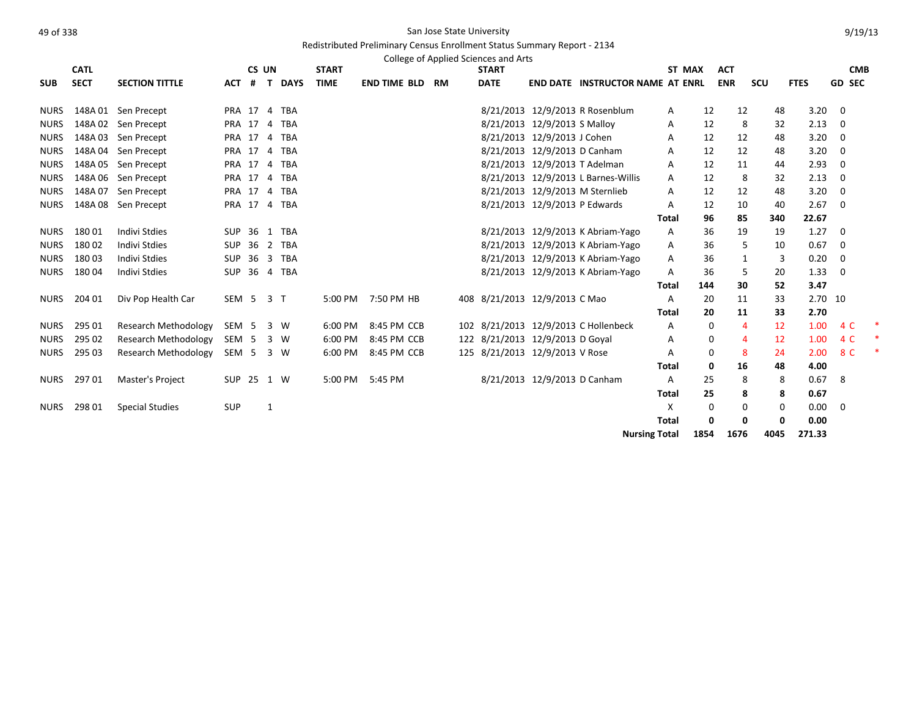San Jose State University

Redistributed Preliminary Census Enrollment Status Summary Report - 2134

College of Applied Sciences and Arts

| SUB | CATL SECT | SECTION TITTLE | ACT | CS # | UN T | DAYS | START TIME | END TIME | BLD | RM | START DATE | END DATE | INSTRUCTOR NAME | ST AT | MAX ENRL | ACT ENR | SCU | FTES | GD | CMB SEC | |
|---|---|---|---|---|---|---|---|---|---|---|---|---|---|---|---|---|---|---|---|---|---|
| NURS | 148A 01 | Sen Precept | PRA | 17 | 4 | TBA | | | | | 8/21/2013 | 12/9/2013 | R Rosenblum | A | 12 | 12 | 48 | 3.20 | 0 | | |
| NURS | 148A 02 | Sen Precept | PRA | 17 | 4 | TBA | | | | | 8/21/2013 | 12/9/2013 | S Malloy | A | 12 | 8 | 32 | 2.13 | 0 | | |
| NURS | 148A 03 | Sen Precept | PRA | 17 | 4 | TBA | | | | | 8/21/2013 | 12/9/2013 | J Cohen | A | 12 | 12 | 48 | 3.20 | 0 | | |
| NURS | 148A 04 | Sen Precept | PRA | 17 | 4 | TBA | | | | | 8/21/2013 | 12/9/2013 | D Canham | A | 12 | 12 | 48 | 3.20 | 0 | | |
| NURS | 148A 05 | Sen Precept | PRA | 17 | 4 | TBA | | | | | 8/21/2013 | 12/9/2013 | T Adelman | A | 12 | 11 | 44 | 2.93 | 0 | | |
| NURS | 148A 06 | Sen Precept | PRA | 17 | 4 | TBA | | | | | 8/21/2013 | 12/9/2013 | L Barnes-Willis | A | 12 | 8 | 32 | 2.13 | 0 | | |
| NURS | 148A 07 | Sen Precept | PRA | 17 | 4 | TBA | | | | | 8/21/2013 | 12/9/2013 | M Sternlieb | A | 12 | 12 | 48 | 3.20 | 0 | | |
| NURS | 148A 08 | Sen Precept | PRA | 17 | 4 | TBA | | | | | 8/21/2013 | 12/9/2013 | P Edwards | A | 12 | 10 | 40 | 2.67 | 0 | | |
| | | | | | | | | | | | | | | **Total** | **96** | **85** | **340** | **22.67** | | | |
| NURS | 180 01 | Indivi Stdies | SUP | 36 | 1 | TBA | | | | | 8/21/2013 | 12/9/2013 | K Abriam-Yago | A | 36 | 19 | 19 | 1.27 | 0 | | |
| NURS | 180 02 | Indivi Stdies | SUP | 36 | 2 | TBA | | | | | 8/21/2013 | 12/9/2013 | K Abriam-Yago | A | 36 | 5 | 10 | 0.67 | 0 | | |
| NURS | 180 03 | Indivi Stdies | SUP | 36 | 3 | TBA | | | | | 8/21/2013 | 12/9/2013 | K Abriam-Yago | A | 36 | 1 | 3 | 0.20 | 0 | | |
| NURS | 180 04 | Indivi Stdies | SUP | 36 | 4 | TBA | | | | | 8/21/2013 | 12/9/2013 | K Abriam-Yago | A | 36 | 5 | 20 | 1.33 | 0 | | |
| | | | | | | | | | | | | | | **Total** | **144** | **30** | **52** | **3.47** | | | |
| NURS | 204 01 | Div Pop Health Car | SEM | 5 | 3 | T | 5:00 PM | 7:50 PM | HB | 408 | 8/21/2013 | 12/9/2013 | C Mao | A | 20 | 11 | 33 | 2.70 | 10 | | |
| | | | | | | | | | | | | | | **Total** | **20** | **11** | **33** | **2.70** | | | |
| NURS | 295 01 | Research Methodology | SEM | 5 | 3 | W | 6:00 PM | 8:45 PM | CCB | 102 | 8/21/2013 | 12/9/2013 | C Hollenbeck | A | 0 | 4 | 12 | 1.00 | 4 | C | * |
| NURS | 295 02 | Research Methodology | SEM | 5 | 3 | W | 6:00 PM | 8:45 PM | CCB | 122 | 8/21/2013 | 12/9/2013 | D Goyal | A | 0 | 4 | 12 | 1.00 | 4 | C | * |
| NURS | 295 03 | Research Methodology | SEM | 5 | 3 | W | 6:00 PM | 8:45 PM | CCB | 125 | 8/21/2013 | 12/9/2013 | V Rose | A | 0 | 8 | 24 | 2.00 | 8 | C | * |
| | | | | | | | | | | | | | | **Total** | **0** | **16** | **48** | **4.00** | | | |
| NURS | 297 01 | Master's Project | SUP | 25 | 1 | W | 5:00 PM | 5:45 PM | | | 8/21/2013 | 12/9/2013 | D Canham | A | 25 | 8 | 8 | 0.67 | 8 | | |
| | | | | | | | | | | | | | | **Total** | **25** | **8** | **8** | **0.67** | | | |
| NURS | 298 01 | Special Studies | SUP | | 1 | | | | | | | | | X | 0 | 0 | 0 | 0.00 | 0 | | |
| | | | | | | | | | | | | | | **Total** | **0** | **0** | **0** | **0.00** | | | |
| | | | | | | | | | | | | | **Nursing Total** | | **1854** | **1676** | **4045** | **271.33** | | | |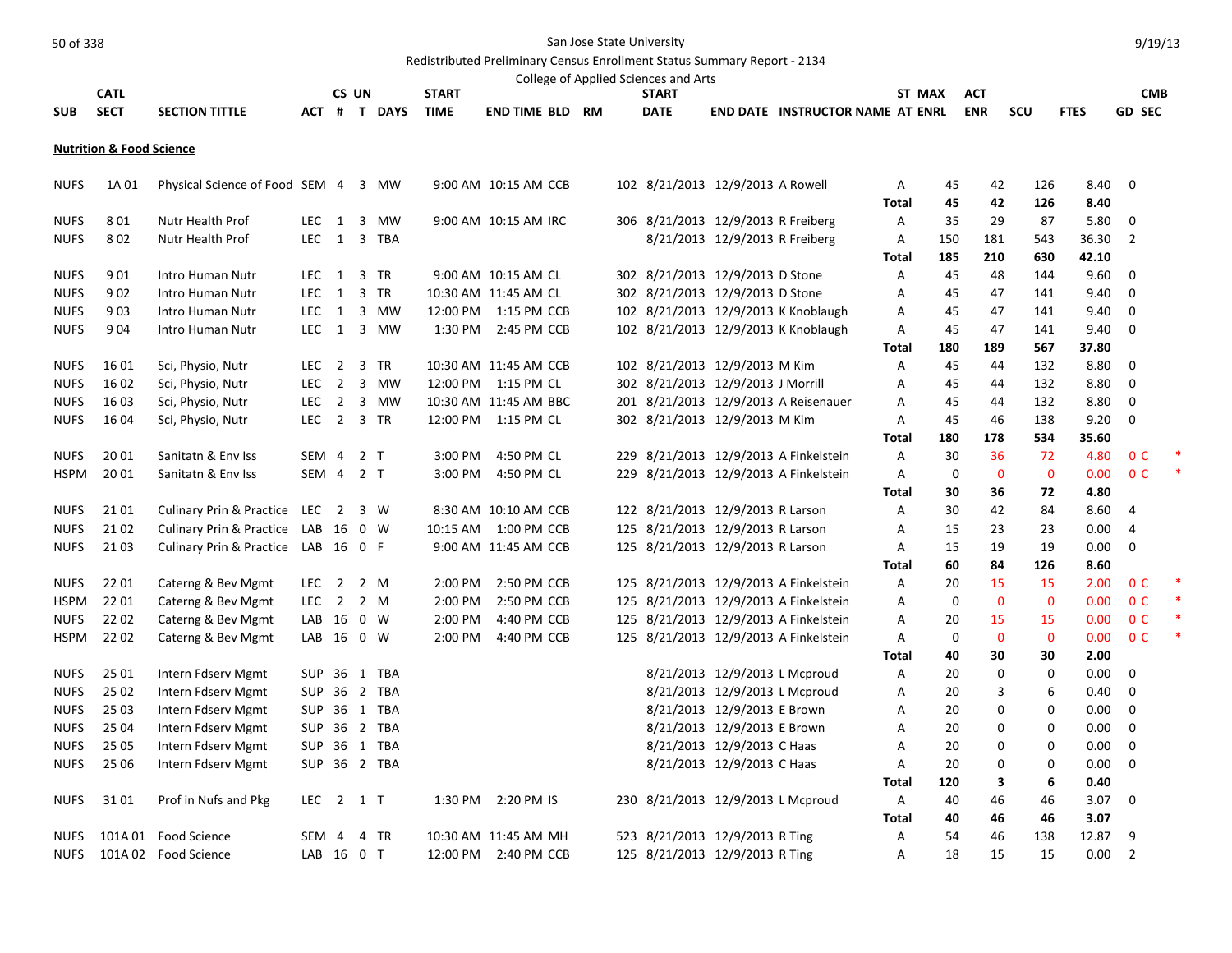San Jose State University

Redistributed Preliminary Census Enrollment Status Summary Report - 2134

College of Applied Sciences and Arts

## Nutrition & Food Science

| SUB | CATL SECT | SECTION TITTLE | ACT | CS # | UN T | DAYS | START TIME | END TIME | BLD | RM | START DATE | END DATE | INSTRUCTOR NAME | ST AT | MAX ENRL | ACT ENR | SCU | FTES | GD | CMB SEC |
|---|---|---|---|---|---|---|---|---|---|---|---|---|---|---|---|---|---|---|---|---|
| NUFS | 1A 01 | Physical Science of Food | SEM | 4 | 3 | MW | 9:00 AM | 10:15 AM | CCB | 102 | 8/21/2013 | 12/9/2013 | A Rowell | A | 45 | 42 | 126 | 8.40 | 0 | |
| | | | | | | | | | | | | | | Total | 45 | 42 | 126 | 8.40 | | |
| NUFS | 8 01 | Nutr Health Prof | LEC | 1 | 3 | MW | 9:00 AM | 10:15 AM | IRC | 306 | 8/21/2013 | 12/9/2013 | R Freiberg | A | 35 | 29 | 87 | 5.80 | 0 | |
| NUFS | 8 02 | Nutr Health Prof | LEC | 1 | 3 | TBA | | | | | 8/21/2013 | 12/9/2013 | R Freiberg | A | 150 | 181 | 543 | 36.30 | 2 | |
| | | | | | | | | | | | | | | Total | 185 | 210 | 630 | 42.10 | | |
| NUFS | 9 01 | Intro Human Nutr | LEC | 1 | 3 | TR | 9:00 AM | 10:15 AM | CL | 302 | 8/21/2013 | 12/9/2013 | D Stone | A | 45 | 48 | 144 | 9.60 | 0 | |
| NUFS | 9 02 | Intro Human Nutr | LEC | 1 | 3 | TR | 10:30 AM | 11:45 AM | CL | 302 | 8/21/2013 | 12/9/2013 | D Stone | A | 45 | 47 | 141 | 9.40 | 0 | |
| NUFS | 9 03 | Intro Human Nutr | LEC | 1 | 3 | MW | 12:00 PM | 1:15 PM | CCB | 102 | 8/21/2013 | 12/9/2013 | K Knoblaugh | A | 45 | 47 | 141 | 9.40 | 0 | |
| NUFS | 9 04 | Intro Human Nutr | LEC | 1 | 3 | MW | 1:30 PM | 2:45 PM | CCB | 102 | 8/21/2013 | 12/9/2013 | K Knoblaugh | A | 45 | 47 | 141 | 9.40 | 0 | |
| | | | | | | | | | | | | | | Total | 180 | 189 | 567 | 37.80 | | |
| NUFS | 16 01 | Sci, Physio, Nutr | LEC | 2 | 3 | TR | 10:30 AM | 11:45 AM | CCB | 102 | 8/21/2013 | 12/9/2013 | M Kim | A | 45 | 44 | 132 | 8.80 | 0 | |
| NUFS | 16 02 | Sci, Physio, Nutr | LEC | 2 | 3 | MW | 12:00 PM | 1:15 PM | CL | 302 | 8/21/2013 | 12/9/2013 | J Morrill | A | 45 | 44 | 132 | 8.80 | 0 | |
| NUFS | 16 03 | Sci, Physio, Nutr | LEC | 2 | 3 | MW | 10:30 AM | 11:45 AM | BBC | 201 | 8/21/2013 | 12/9/2013 | A Reisenauer | A | 45 | 44 | 132 | 8.80 | 0 | |
| NUFS | 16 04 | Sci, Physio, Nutr | LEC | 2 | 3 | TR | 12:00 PM | 1:15 PM | CL | 302 | 8/21/2013 | 12/9/2013 | M Kim | A | 45 | 46 | 138 | 9.20 | 0 | |
| | | | | | | | | | | | | | | Total | 180 | 178 | 534 | 35.60 | | |
| NUFS | 20 01 | Sanitatn & Env Iss | SEM | 4 | 2 | T | 3:00 PM | 4:50 PM | CL | 229 | 8/21/2013 | 12/9/2013 | A Finkelstein | A | 30 | 36 | 72 | 4.80 | 0 | C * |
| HSPM | 20 01 | Sanitatn & Env Iss | SEM | 4 | 2 | T | 3:00 PM | 4:50 PM | CL | 229 | 8/21/2013 | 12/9/2013 | A Finkelstein | A | 0 | 0 | 0 | 0.00 | 0 | C * |
| | | | | | | | | | | | | | | Total | 30 | 36 | 72 | 4.80 | | |
| NUFS | 21 01 | Culinary Prin & Practice | LEC | 2 | 3 | W | 8:30 AM | 10:10 AM | CCB | 122 | 8/21/2013 | 12/9/2013 | R Larson | A | 30 | 42 | 84 | 8.60 | 4 | |
| NUFS | 21 02 | Culinary Prin & Practice | LAB | 16 | 0 | W | 10:15 AM | 1:00 PM | CCB | 125 | 8/21/2013 | 12/9/2013 | R Larson | A | 15 | 23 | 23 | 0.00 | 4 | |
| NUFS | 21 03 | Culinary Prin & Practice | LAB | 16 | 0 | F | 9:00 AM | 11:45 AM | CCB | 125 | 8/21/2013 | 12/9/2013 | R Larson | A | 15 | 19 | 19 | 0.00 | 0 | |
| | | | | | | | | | | | | | | Total | 60 | 84 | 126 | 8.60 | | |
| NUFS | 22 01 | Caterng & Bev Mgmt | LEC | 2 | 2 | M | 2:00 PM | 2:50 PM | CCB | 125 | 8/21/2013 | 12/9/2013 | A Finkelstein | A | 20 | 15 | 15 | 2.00 | 0 | C * |
| HSPM | 22 01 | Caterng & Bev Mgmt | LEC | 2 | 2 | M | 2:00 PM | 2:50 PM | CCB | 125 | 8/21/2013 | 12/9/2013 | A Finkelstein | A | 0 | 0 | 0 | 0.00 | 0 | C * |
| NUFS | 22 02 | Caterng & Bev Mgmt | LAB | 16 | 0 | W | 2:00 PM | 4:40 PM | CCB | 125 | 8/21/2013 | 12/9/2013 | A Finkelstein | A | 20 | 15 | 15 | 0.00 | 0 | C * |
| HSPM | 22 02 | Caterng & Bev Mgmt | LAB | 16 | 0 | W | 2:00 PM | 4:40 PM | CCB | 125 | 8/21/2013 | 12/9/2013 | A Finkelstein | A | 0 | 0 | 0 | 0.00 | 0 | C * |
| | | | | | | | | | | | | | | Total | 40 | 30 | 30 | 2.00 | | |
| NUFS | 25 01 | Intern Fdserv Mgmt | SUP | 36 | 1 | TBA | | | | | 8/21/2013 | 12/9/2013 | L Mcproud | A | 20 | 0 | 0 | 0.00 | 0 | |
| NUFS | 25 02 | Intern Fdserv Mgmt | SUP | 36 | 2 | TBA | | | | | 8/21/2013 | 12/9/2013 | L Mcproud | A | 20 | 3 | 6 | 0.40 | 0 | |
| NUFS | 25 03 | Intern Fdserv Mgmt | SUP | 36 | 1 | TBA | | | | | 8/21/2013 | 12/9/2013 | E Brown | A | 20 | 0 | 0 | 0.00 | 0 | |
| NUFS | 25 04 | Intern Fdserv Mgmt | SUP | 36 | 2 | TBA | | | | | 8/21/2013 | 12/9/2013 | E Brown | A | 20 | 0 | 0 | 0.00 | 0 | |
| NUFS | 25 05 | Intern Fdserv Mgmt | SUP | 36 | 1 | TBA | | | | | 8/21/2013 | 12/9/2013 | C Haas | A | 20 | 0 | 0 | 0.00 | 0 | |
| NUFS | 25 06 | Intern Fdserv Mgmt | SUP | 36 | 2 | TBA | | | | | 8/21/2013 | 12/9/2013 | C Haas | A | 20 | 0 | 0 | 0.00 | 0 | |
| | | | | | | | | | | | | | | Total | 120 | 3 | 6 | 0.40 | | |
| NUFS | 31 01 | Prof in Nufs and Pkg | LEC | 2 | 1 | T | 1:30 PM | 2:20 PM | IS | 230 | 8/21/2013 | 12/9/2013 | L Mcproud | A | 40 | 46 | 46 | 3.07 | 0 | |
| | | | | | | | | | | | | | | Total | 40 | 46 | 46 | 3.07 | | |
| NUFS | 101A 01 | Food Science | SEM | 4 | 4 | TR | 10:30 AM | 11:45 AM | MH | 523 | 8/21/2013 | 12/9/2013 | R Ting | A | 54 | 46 | 138 | 12.87 | 9 | |
| NUFS | 101A 02 | Food Science | LAB | 16 | 0 | T | 12:00 PM | 2:40 PM | CCB | 125 | 8/21/2013 | 12/9/2013 | R Ting | A | 18 | 15 | 15 | 0.00 | 2 | |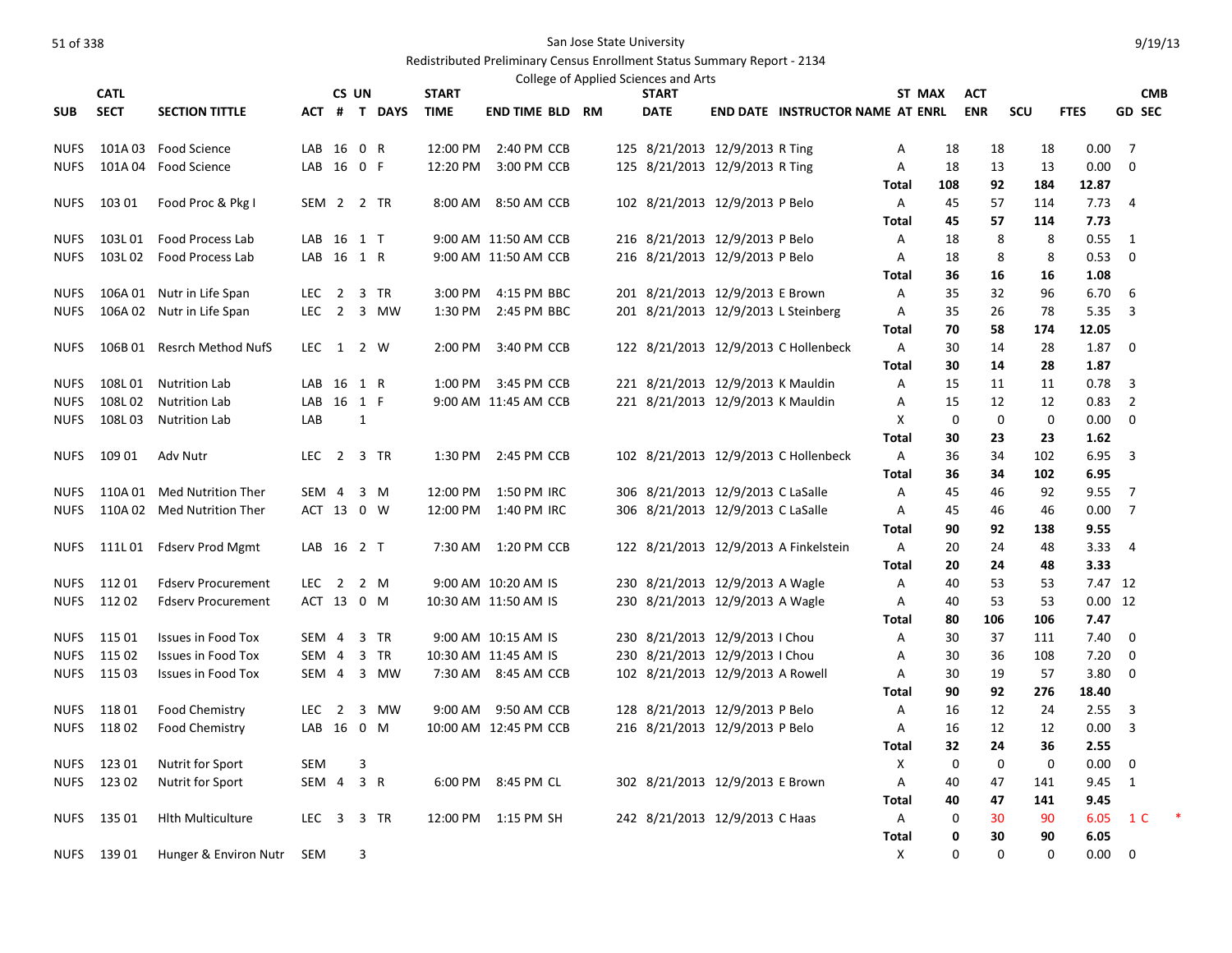San Jose State University

Redistributed Preliminary Census Enrollment Status Summary Report - 2134

College of Applied Sciences and Arts

| SUB | CATL SECT | SECTION TITTLE | ACT | CS # | UN T | DAYS | START TIME | END TIME | BLD | RM | START DATE | END DATE | INSTRUCTOR NAME | ST AT | MAX ENRL | ACT ENR | SCU | FTES | GD | CMB SEC |
|---|---|---|---|---|---|---|---|---|---|---|---|---|---|---|---|---|---|---|---|---|
| NUFS | 101A 03 | Food Science | LAB | 16 | 0 | R | 12:00 PM | 2:40 PM | CCB | 125 | 8/21/2013 | 12/9/2013 | R Ting | A | 18 | 18 | 18 | 0.00 | 7 | |
| NUFS | 101A 04 | Food Science | LAB | 16 | 0 | F | 12:20 PM | 3:00 PM | CCB | 125 | 8/21/2013 | 12/9/2013 | R Ting | A | 18 | 13 | 13 | 0.00 | 0 | |
| | | | | | | | | | | | | | | **Total** | **108** | **92** | **184** | **12.87** | | |
| NUFS | 103 01 | Food Proc & Pkg I | SEM | 2 | 2 | TR | 8:00 AM | 8:50 AM | CCB | 102 | 8/21/2013 | 12/9/2013 | P Belo | A | 45 | 57 | 114 | 7.73 | 4 | |
| | | | | | | | | | | | | | | **Total** | **45** | **57** | **114** | **7.73** | | |
| NUFS | 103L 01 | Food Process Lab | LAB | 16 | 1 | T | 9:00 AM | 11:50 AM | CCB | 216 | 8/21/2013 | 12/9/2013 | P Belo | A | 18 | 8 | 8 | 0.55 | 1 | |
| NUFS | 103L 02 | Food Process Lab | LAB | 16 | 1 | R | 9:00 AM | 11:50 AM | CCB | 216 | 8/21/2013 | 12/9/2013 | P Belo | A | 18 | 8 | 8 | 0.53 | 0 | |
| | | | | | | | | | | | | | | **Total** | **36** | **16** | **16** | **1.08** | | |
| NUFS | 106A 01 | Nutr in Life Span | LEC | 2 | 3 | TR | 3:00 PM | 4:15 PM | BBC | 201 | 8/21/2013 | 12/9/2013 | E Brown | A | 35 | 32 | 96 | 6.70 | 6 | |
| NUFS | 106A 02 | Nutr in Life Span | LEC | 2 | 3 | MW | 1:30 PM | 2:45 PM | BBC | 201 | 8/21/2013 | 12/9/2013 | L Steinberg | A | 35 | 26 | 78 | 5.35 | 3 | |
| | | | | | | | | | | | | | | **Total** | **70** | **58** | **174** | **12.05** | | |
| NUFS | 106B 01 | Resrch Method NufS | LEC | 1 | 2 | W | 2:00 PM | 3:40 PM | CCB | 122 | 8/21/2013 | 12/9/2013 | C Hollenbeck | A | 30 | 14 | 28 | 1.87 | 0 | |
| | | | | | | | | | | | | | | **Total** | **30** | **14** | **28** | **1.87** | | |
| NUFS | 108L 01 | Nutrition Lab | LAB | 16 | 1 | R | 1:00 PM | 3:45 PM | CCB | 221 | 8/21/2013 | 12/9/2013 | K Mauldin | A | 15 | 11 | 11 | 0.78 | 3 | |
| NUFS | 108L 02 | Nutrition Lab | LAB | 16 | 1 | F | 9:00 AM | 11:45 AM | CCB | 221 | 8/21/2013 | 12/9/2013 | K Mauldin | A | 15 | 12 | 12 | 0.83 | 2 | |
| NUFS | 108L 03 | Nutrition Lab | LAB | | 1 | | | | | | | | | X | 0 | 0 | 0 | 0.00 | 0 | |
| | | | | | | | | | | | | | | **Total** | **30** | **23** | **23** | **1.62** | | |
| NUFS | 109 01 | Adv Nutr | LEC | 2 | 3 | TR | 1:30 PM | 2:45 PM | CCB | 102 | 8/21/2013 | 12/9/2013 | C Hollenbeck | A | 36 | 34 | 102 | 6.95 | 3 | |
| | | | | | | | | | | | | | | **Total** | **36** | **34** | **102** | **6.95** | | |
| NUFS | 110A 01 | Med Nutrition Ther | SEM | 4 | 3 | M | 12:00 PM | 1:50 PM | IRC | 306 | 8/21/2013 | 12/9/2013 | C LaSalle | A | 45 | 46 | 92 | 9.55 | 7 | |
| NUFS | 110A 02 | Med Nutrition Ther | ACT | 13 | 0 | W | 12:00 PM | 1:40 PM | IRC | 306 | 8/21/2013 | 12/9/2013 | C LaSalle | A | 45 | 46 | 46 | 0.00 | 7 | |
| | | | | | | | | | | | | | | **Total** | **90** | **92** | **138** | **9.55** | | |
| NUFS | 111L 01 | Fdserv Prod Mgmt | LAB | 16 | 2 | T | 7:30 AM | 1:20 PM | CCB | 122 | 8/21/2013 | 12/9/2013 | A Finkelstein | A | 20 | 24 | 48 | 3.33 | 4 | |
| | | | | | | | | | | | | | | **Total** | **20** | **24** | **48** | **3.33** | | |
| NUFS | 112 01 | Fdserv Procurement | LEC | 2 | 2 | M | 9:00 AM | 10:20 AM | IS | 230 | 8/21/2013 | 12/9/2013 | A Wagle | A | 40 | 53 | 53 | 7.47 | 12 | |
| NUFS | 112 02 | Fdserv Procurement | ACT | 13 | 0 | M | 10:30 AM | 11:50 AM | IS | 230 | 8/21/2013 | 12/9/2013 | A Wagle | A | 40 | 53 | 53 | 0.00 | 12 | |
| | | | | | | | | | | | | | | **Total** | **80** | **106** | **106** | **7.47** | | |
| NUFS | 115 01 | Issues in Food Tox | SEM | 4 | 3 | TR | 9:00 AM | 10:15 AM | IS | 230 | 8/21/2013 | 12/9/2013 | I Chou | A | 30 | 37 | 111 | 7.40 | 0 | |
| NUFS | 115 02 | Issues in Food Tox | SEM | 4 | 3 | TR | 10:30 AM | 11:45 AM | IS | 230 | 8/21/2013 | 12/9/2013 | I Chou | A | 30 | 36 | 108 | 7.20 | 0 | |
| NUFS | 115 03 | Issues in Food Tox | SEM | 4 | 3 | MW | 7:30 AM | 8:45 AM | CCB | 102 | 8/21/2013 | 12/9/2013 | A Rowell | A | 30 | 19 | 57 | 3.80 | 0 | |
| | | | | | | | | | | | | | | **Total** | **90** | **92** | **276** | **18.40** | | |
| NUFS | 118 01 | Food Chemistry | LEC | 2 | 3 | MW | 9:00 AM | 9:50 AM | CCB | 128 | 8/21/2013 | 12/9/2013 | P Belo | A | 16 | 12 | 24 | 2.55 | 3 | |
| NUFS | 118 02 | Food Chemistry | LAB | 16 | 0 | M | 10:00 AM | 12:45 PM | CCB | 216 | 8/21/2013 | 12/9/2013 | P Belo | A | 16 | 12 | 12 | 0.00 | 3 | |
| | | | | | | | | | | | | | | **Total** | **32** | **24** | **36** | **2.55** | | |
| NUFS | 123 01 | Nutrit for Sport | SEM | | 3 | | | | | | | | | X | 0 | 0 | 0 | 0.00 | 0 | |
| NUFS | 123 02 | Nutrit for Sport | SEM | 4 | 3 | R | 6:00 PM | 8:45 PM | CL | 302 | 8/21/2013 | 12/9/2013 | E Brown | A | 40 | 47 | 141 | 9.45 | 1 | |
| | | | | | | | | | | | | | | **Total** | **40** | **47** | **141** | **9.45** | | |
| NUFS | 135 01 | Hlth Multiculture | LEC | 3 | 3 | TR | 12:00 PM | 1:15 PM | SH | 242 | 8/21/2013 | 12/9/2013 | C Haas | A | 0 | 30 | 90 | 6.05 | 1 | C * |
| | | | | | | | | | | | | | | **Total** | **0** | **30** | **90** | **6.05** | | |
| NUFS | 139 01 | Hunger & Environ Nutr | SEM | | 3 | | | | | | | | | X | 0 | 0 | 0 | 0.00 | 0 | |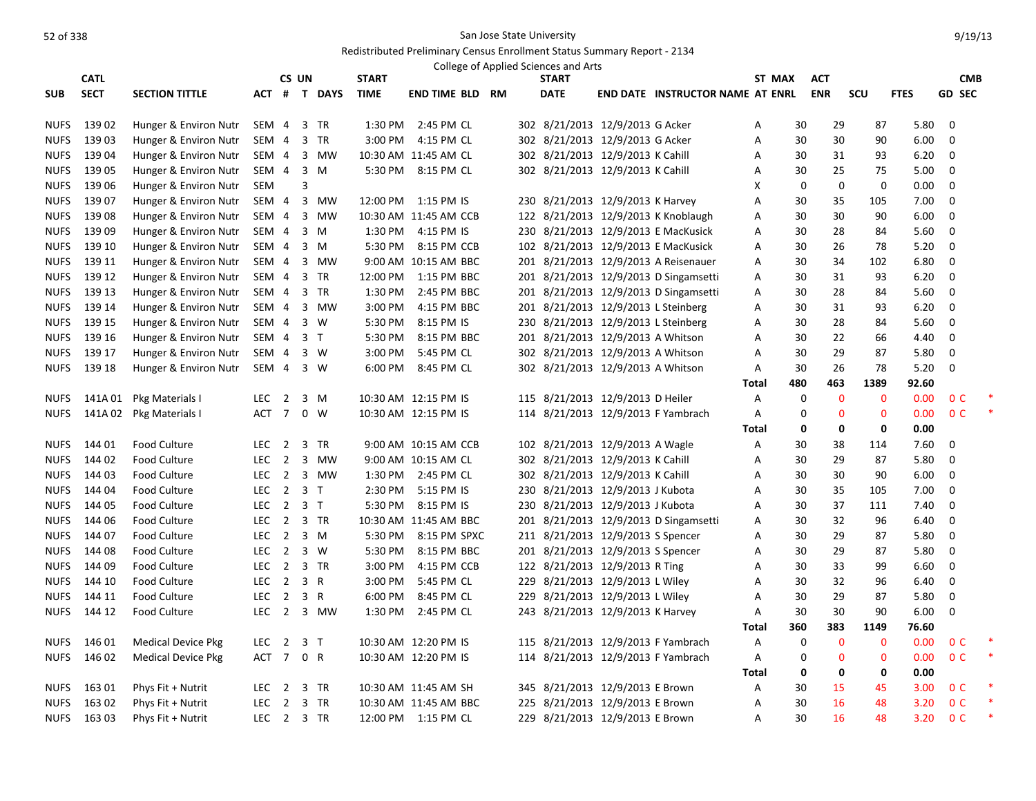San Jose State University

Redistributed Preliminary Census Enrollment Status Summary Report - 2134

College of Applied Sciences and Arts

| SUB | CATL SECT | SECTION TITTLE | ACT | CS # | UN T | DAYS | START TIME | END TIME | BLD | RM | START DATE | END DATE | INSTRUCTOR NAME | ST AT | MAX ENRL | ACT ENR | SCU | FTES | GD | CMB SEC | |
|---|---|---|---|---|---|---|---|---|---|---|---|---|---|---|---|---|---|---|---|---|---|
| NUFS | 139 02 | Hunger & Environ Nutr | SEM | 4 | 3 | TR | 1:30 PM | 2:45 PM | CL | 302 | 8/21/2013 | 12/9/2013 | G Acker | A | 30 | 29 | 87 | 5.80 | 0 | | |
| NUFS | 139 03 | Hunger & Environ Nutr | SEM | 4 | 3 | TR | 3:00 PM | 4:15 PM | CL | 302 | 8/21/2013 | 12/9/2013 | G Acker | A | 30 | 30 | 90 | 6.00 | 0 | | |
| NUFS | 139 04 | Hunger & Environ Nutr | SEM | 4 | 3 | MW | 10:30 AM | 11:45 AM | CL | 302 | 8/21/2013 | 12/9/2013 | K Cahill | A | 30 | 31 | 93 | 6.20 | 0 | | |
| NUFS | 139 05 | Hunger & Environ Nutr | SEM | 4 | 3 | M | 5:30 PM | 8:15 PM | CL | 302 | 8/21/2013 | 12/9/2013 | K Cahill | A | 30 | 25 | 75 | 5.00 | 0 | | |
| NUFS | 139 06 | Hunger & Environ Nutr | SEM | | 3 | | | | | | | | | X | 0 | 0 | 0 | 0.00 | 0 | | |
| NUFS | 139 07 | Hunger & Environ Nutr | SEM | 4 | 3 | MW | 12:00 PM | 1:15 PM | IS | 230 | 8/21/2013 | 12/9/2013 | K Harvey | A | 30 | 35 | 105 | 7.00 | 0 | | |
| NUFS | 139 08 | Hunger & Environ Nutr | SEM | 4 | 3 | MW | 10:30 AM | 11:45 AM | CCB | 122 | 8/21/2013 | 12/9/2013 | K Knoblaugh | A | 30 | 30 | 90 | 6.00 | 0 | | |
| NUFS | 139 09 | Hunger & Environ Nutr | SEM | 4 | 3 | M | 1:30 PM | 4:15 PM | IS | 230 | 8/21/2013 | 12/9/2013 | E MacKusick | A | 30 | 28 | 84 | 5.60 | 0 | | |
| NUFS | 139 10 | Hunger & Environ Nutr | SEM | 4 | 3 | M | 5:30 PM | 8:15 PM | CCB | 102 | 8/21/2013 | 12/9/2013 | E MacKusick | A | 30 | 26 | 78 | 5.20 | 0 | | |
| NUFS | 139 11 | Hunger & Environ Nutr | SEM | 4 | 3 | MW | 9:00 AM | 10:15 AM | BBC | 201 | 8/21/2013 | 12/9/2013 | A Reisenauer | A | 30 | 34 | 102 | 6.80 | 0 | | |
| NUFS | 139 12 | Hunger & Environ Nutr | SEM | 4 | 3 | TR | 12:00 PM | 1:15 PM | BBC | 201 | 8/21/2013 | 12/9/2013 | D Singamsetti | A | 30 | 31 | 93 | 6.20 | 0 | | |
| NUFS | 139 13 | Hunger & Environ Nutr | SEM | 4 | 3 | TR | 1:30 PM | 2:45 PM | BBC | 201 | 8/21/2013 | 12/9/2013 | D Singamsetti | A | 30 | 28 | 84 | 5.60 | 0 | | |
| NUFS | 139 14 | Hunger & Environ Nutr | SEM | 4 | 3 | MW | 3:00 PM | 4:15 PM | BBC | 201 | 8/21/2013 | 12/9/2013 | L Steinberg | A | 30 | 31 | 93 | 6.20 | 0 | | |
| NUFS | 139 15 | Hunger & Environ Nutr | SEM | 4 | 3 | W | 5:30 PM | 8:15 PM | IS | 230 | 8/21/2013 | 12/9/2013 | L Steinberg | A | 30 | 28 | 84 | 5.60 | 0 | | |
| NUFS | 139 16 | Hunger & Environ Nutr | SEM | 4 | 3 | T | 5:30 PM | 8:15 PM | BBC | 201 | 8/21/2013 | 12/9/2013 | A Whitson | A | 30 | 22 | 66 | 4.40 | 0 | | |
| NUFS | 139 17 | Hunger & Environ Nutr | SEM | 4 | 3 | W | 3:00 PM | 5:45 PM | CL | 302 | 8/21/2013 | 12/9/2013 | A Whitson | A | 30 | 29 | 87 | 5.80 | 0 | | |
| NUFS | 139 18 | Hunger & Environ Nutr | SEM | 4 | 3 | W | 6:00 PM | 8:45 PM | CL | 302 | 8/21/2013 | 12/9/2013 | A Whitson | A | 30 | 26 | 78 | 5.20 | 0 | | |
| | | | | | | | | | | | | | | **Total** | **480** | **463** | **1389** | **92.60** | | | |
| NUFS | 141A 01 | Pkg Materials I | LEC | 2 | 3 | M | 10:30 AM | 12:15 PM | IS | 115 | 8/21/2013 | 12/9/2013 | D Heiler | A | 0 | 0 | 0 | 0.00 | 0 | C | * |
| NUFS | 141A 02 | Pkg Materials I | ACT | 7 | 0 | W | 10:30 AM | 12:15 PM | IS | 114 | 8/21/2013 | 12/9/2013 | F Yambrach | A | 0 | 0 | 0 | 0.00 | 0 | C | * |
| | | | | | | | | | | | | | | **Total** | **0** | **0** | **0** | **0.00** | | | |
| NUFS | 144 01 | Food Culture | LEC | 2 | 3 | TR | 9:00 AM | 10:15 AM | CCB | 102 | 8/21/2013 | 12/9/2013 | A Wagle | A | 30 | 38 | 114 | 7.60 | 0 | | |
| NUFS | 144 02 | Food Culture | LEC | 2 | 3 | MW | 9:00 AM | 10:15 AM | CL | 302 | 8/21/2013 | 12/9/2013 | K Cahill | A | 30 | 29 | 87 | 5.80 | 0 | | |
| NUFS | 144 03 | Food Culture | LEC | 2 | 3 | MW | 1:30 PM | 2:45 PM | CL | 302 | 8/21/2013 | 12/9/2013 | K Cahill | A | 30 | 30 | 90 | 6.00 | 0 | | |
| NUFS | 144 04 | Food Culture | LEC | 2 | 3 | T | 2:30 PM | 5:15 PM | IS | 230 | 8/21/2013 | 12/9/2013 | J Kubota | A | 30 | 35 | 105 | 7.00 | 0 | | |
| NUFS | 144 05 | Food Culture | LEC | 2 | 3 | T | 5:30 PM | 8:15 PM | IS | 230 | 8/21/2013 | 12/9/2013 | J Kubota | A | 30 | 37 | 111 | 7.40 | 0 | | |
| NUFS | 144 06 | Food Culture | LEC | 2 | 3 | TR | 10:30 AM | 11:45 AM | BBC | 201 | 8/21/2013 | 12/9/2013 | D Singamsetti | A | 30 | 32 | 96 | 6.40 | 0 | | |
| NUFS | 144 07 | Food Culture | LEC | 2 | 3 | M | 5:30 PM | 8:15 PM | SPXC | 211 | 8/21/2013 | 12/9/2013 | S Spencer | A | 30 | 29 | 87 | 5.80 | 0 | | |
| NUFS | 144 08 | Food Culture | LEC | 2 | 3 | W | 5:30 PM | 8:15 PM | BBC | 201 | 8/21/2013 | 12/9/2013 | S Spencer | A | 30 | 29 | 87 | 5.80 | 0 | | |
| NUFS | 144 09 | Food Culture | LEC | 2 | 3 | TR | 3:00 PM | 4:15 PM | CCB | 122 | 8/21/2013 | 12/9/2013 | R Ting | A | 30 | 33 | 99 | 6.60 | 0 | | |
| NUFS | 144 10 | Food Culture | LEC | 2 | 3 | R | 3:00 PM | 5:45 PM | CL | 229 | 8/21/2013 | 12/9/2013 | L Wiley | A | 30 | 32 | 96 | 6.40 | 0 | | |
| NUFS | 144 11 | Food Culture | LEC | 2 | 3 | R | 6:00 PM | 8:45 PM | CL | 229 | 8/21/2013 | 12/9/2013 | L Wiley | A | 30 | 29 | 87 | 5.80 | 0 | | |
| NUFS | 144 12 | Food Culture | LEC | 2 | 3 | MW | 1:30 PM | 2:45 PM | CL | 243 | 8/21/2013 | 12/9/2013 | K Harvey | A | 30 | 30 | 90 | 6.00 | 0 | | |
| | | | | | | | | | | | | | | **Total** | **360** | **383** | **1149** | **76.60** | | | |
| NUFS | 146 01 | Medical Device Pkg | LEC | 2 | 3 | T | 10:30 AM | 12:20 PM | IS | 115 | 8/21/2013 | 12/9/2013 | F Yambrach | A | 0 | 0 | 0 | 0.00 | 0 | C | * |
| NUFS | 146 02 | Medical Device Pkg | ACT | 7 | 0 | R | 10:30 AM | 12:20 PM | IS | 114 | 8/21/2013 | 12/9/2013 | F Yambrach | A | 0 | 0 | 0 | 0.00 | 0 | C | * |
| | | | | | | | | | | | | | | **Total** | **0** | **0** | **0** | **0.00** | | | |
| NUFS | 163 01 | Phys Fit + Nutrit | LEC | 2 | 3 | TR | 10:30 AM | 11:45 AM | SH | 345 | 8/21/2013 | 12/9/2013 | E Brown | A | 30 | 15 | 45 | 3.00 | 0 | C | * |
| NUFS | 163 02 | Phys Fit + Nutrit | LEC | 2 | 3 | TR | 10:30 AM | 11:45 AM | BBC | 225 | 8/21/2013 | 12/9/2013 | E Brown | A | 30 | 16 | 48 | 3.20 | 0 | C | * |
| NUFS | 163 03 | Phys Fit + Nutrit | LEC | 2 | 3 | TR | 12:00 PM | 1:15 PM | CL | 229 | 8/21/2013 | 12/9/2013 | E Brown | A | 30 | 16 | 48 | 3.20 | 0 | C | * |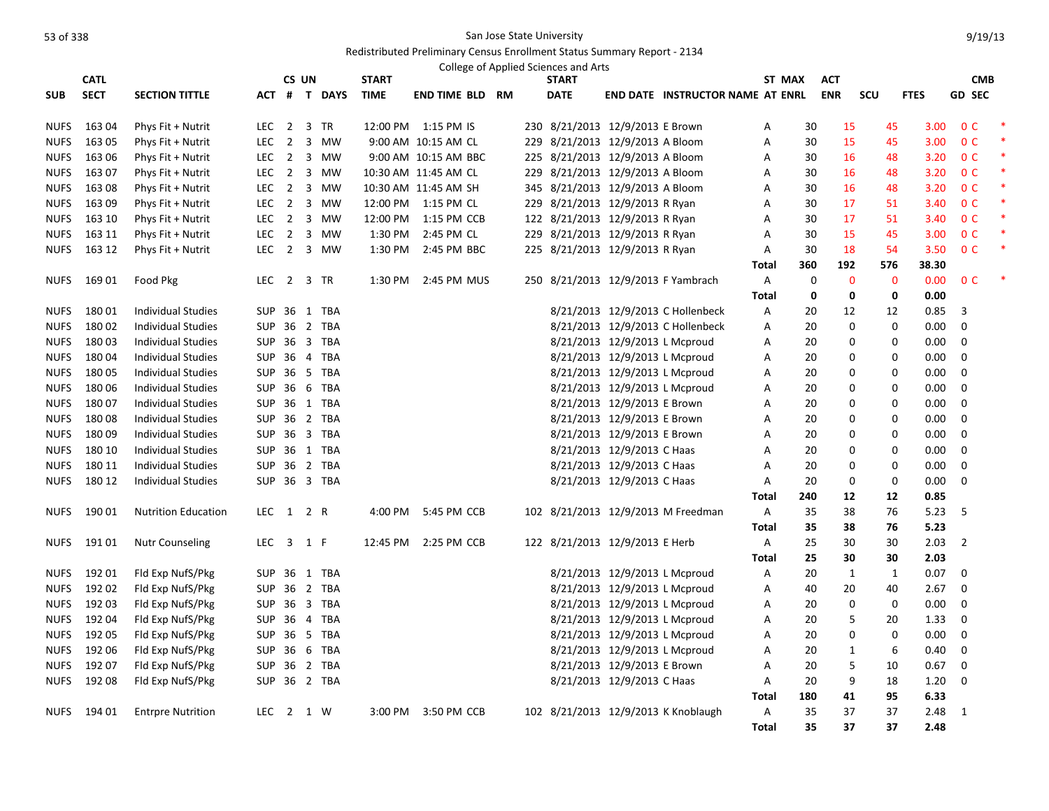San Jose State University

Redistributed Preliminary Census Enrollment Status Summary Report - 2134

College of Applied Sciences and Arts

| SUB | CATL SECT | SECTION TITTLE | ACT | CS # | UN T | DAYS | START TIME | END TIME | BLD | RM | START DATE | END DATE | INSTRUCTOR NAME | ST AT | MAX ENRL | ACT ENR | SCU | FTES | GD | CMB SEC |
|---|---|---|---|---|---|---|---|---|---|---|---|---|---|---|---|---|---|---|---|---|
| NUFS | 163 04 | Phys Fit + Nutrit | LEC | 2 | 3 | TR | 12:00 PM | 1:15 PM | IS | 230 | 8/21/2013 | 12/9/2013 | E Brown | A | 30 | 15 | 45 | 3.00 | 0 | C * |
| NUFS | 163 05 | Phys Fit + Nutrit | LEC | 2 | 3 | MW | 9:00 AM | 10:15 AM | CL | 229 | 8/21/2013 | 12/9/2013 | A Bloom | A | 30 | 15 | 45 | 3.00 | 0 | C * |
| NUFS | 163 06 | Phys Fit + Nutrit | LEC | 2 | 3 | MW | 9:00 AM | 10:15 AM | BBC | 225 | 8/21/2013 | 12/9/2013 | A Bloom | A | 30 | 16 | 48 | 3.20 | 0 | C * |
| NUFS | 163 07 | Phys Fit + Nutrit | LEC | 2 | 3 | MW | 10:30 AM | 11:45 AM | CL | 229 | 8/21/2013 | 12/9/2013 | A Bloom | A | 30 | 16 | 48 | 3.20 | 0 | C * |
| NUFS | 163 08 | Phys Fit + Nutrit | LEC | 2 | 3 | MW | 10:30 AM | 11:45 AM | SH | 345 | 8/21/2013 | 12/9/2013 | A Bloom | A | 30 | 16 | 48 | 3.20 | 0 | C * |
| NUFS | 163 09 | Phys Fit + Nutrit | LEC | 2 | 3 | MW | 12:00 PM | 1:15 PM | CL | 229 | 8/21/2013 | 12/9/2013 | R Ryan | A | 30 | 17 | 51 | 3.40 | 0 | C * |
| NUFS | 163 10 | Phys Fit + Nutrit | LEC | 2 | 3 | MW | 12:00 PM | 1:15 PM | CCB | 122 | 8/21/2013 | 12/9/2013 | R Ryan | A | 30 | 17 | 51 | 3.40 | 0 | C * |
| NUFS | 163 11 | Phys Fit + Nutrit | LEC | 2 | 3 | MW | 1:30 PM | 2:45 PM | CL | 229 | 8/21/2013 | 12/9/2013 | R Ryan | A | 30 | 15 | 45 | 3.00 | 0 | C * |
| NUFS | 163 12 | Phys Fit + Nutrit | LEC | 2 | 3 | MW | 1:30 PM | 2:45 PM | BBC | 225 | 8/21/2013 | 12/9/2013 | R Ryan | A | 30 | 18 | 54 | 3.50 | 0 | C * |
| | | | | | | | | | | | | | | **Total** | **360** | **192** | **576** | **38.30** | | |
| NUFS | 169 01 | Food Pkg | LEC | 2 | 3 | TR | 1:30 PM | 2:45 PM | MUS | 250 | 8/21/2013 | 12/9/2013 | F Yambrach | A | 0 | 0 | 0 | 0.00 | 0 | C * |
| | | | | | | | | | | | | | | **Total** | **0** | **0** | **0** | **0.00** | | |
| NUFS | 180 01 | Individual Studies | SUP | 36 | 1 | TBA | | | | | 8/21/2013 | 12/9/2013 | C Hollenbeck | A | 20 | 12 | 12 | 0.85 | 3 | |
| NUFS | 180 02 | Individual Studies | SUP | 36 | 2 | TBA | | | | | 8/21/2013 | 12/9/2013 | C Hollenbeck | A | 20 | 0 | 0 | 0.00 | 0 | |
| NUFS | 180 03 | Individual Studies | SUP | 36 | 3 | TBA | | | | | 8/21/2013 | 12/9/2013 | L Mcproud | A | 20 | 0 | 0 | 0.00 | 0 | |
| NUFS | 180 04 | Individual Studies | SUP | 36 | 4 | TBA | | | | | 8/21/2013 | 12/9/2013 | L Mcproud | A | 20 | 0 | 0 | 0.00 | 0 | |
| NUFS | 180 05 | Individual Studies | SUP | 36 | 5 | TBA | | | | | 8/21/2013 | 12/9/2013 | L Mcproud | A | 20 | 0 | 0 | 0.00 | 0 | |
| NUFS | 180 06 | Individual Studies | SUP | 36 | 6 | TBA | | | | | 8/21/2013 | 12/9/2013 | L Mcproud | A | 20 | 0 | 0 | 0.00 | 0 | |
| NUFS | 180 07 | Individual Studies | SUP | 36 | 1 | TBA | | | | | 8/21/2013 | 12/9/2013 | E Brown | A | 20 | 0 | 0 | 0.00 | 0 | |
| NUFS | 180 08 | Individual Studies | SUP | 36 | 2 | TBA | | | | | 8/21/2013 | 12/9/2013 | E Brown | A | 20 | 0 | 0 | 0.00 | 0 | |
| NUFS | 180 09 | Individual Studies | SUP | 36 | 3 | TBA | | | | | 8/21/2013 | 12/9/2013 | E Brown | A | 20 | 0 | 0 | 0.00 | 0 | |
| NUFS | 180 10 | Individual Studies | SUP | 36 | 1 | TBA | | | | | 8/21/2013 | 12/9/2013 | C Haas | A | 20 | 0 | 0 | 0.00 | 0 | |
| NUFS | 180 11 | Individual Studies | SUP | 36 | 2 | TBA | | | | | 8/21/2013 | 12/9/2013 | C Haas | A | 20 | 0 | 0 | 0.00 | 0 | |
| NUFS | 180 12 | Individual Studies | SUP | 36 | 3 | TBA | | | | | 8/21/2013 | 12/9/2013 | C Haas | A | 20 | 0 | 0 | 0.00 | 0 | |
| | | | | | | | | | | | | | | **Total** | **240** | **12** | **12** | **0.85** | | |
| NUFS | 190 01 | Nutrition Education | LEC | 1 | 2 | R | 4:00 PM | 5:45 PM | CCB | 102 | 8/21/2013 | 12/9/2013 | M Freedman | A | 35 | 38 | 76 | 5.23 | 5 | |
| | | | | | | | | | | | | | | **Total** | **35** | **38** | **76** | **5.23** | | |
| NUFS | 191 01 | Nutr Counseling | LEC | 3 | 1 | F | 12:45 PM | 2:25 PM | CCB | 122 | 8/21/2013 | 12/9/2013 | E Herb | A | 25 | 30 | 30 | 2.03 | 2 | |
| | | | | | | | | | | | | | | **Total** | **25** | **30** | **30** | **2.03** | | |
| NUFS | 192 01 | Fld Exp NufS/Pkg | SUP | 36 | 1 | TBA | | | | | 8/21/2013 | 12/9/2013 | L Mcproud | A | 20 | 1 | 1 | 0.07 | 0 | |
| NUFS | 192 02 | Fld Exp NufS/Pkg | SUP | 36 | 2 | TBA | | | | | 8/21/2013 | 12/9/2013 | L Mcproud | A | 40 | 20 | 40 | 2.67 | 0 | |
| NUFS | 192 03 | Fld Exp NufS/Pkg | SUP | 36 | 3 | TBA | | | | | 8/21/2013 | 12/9/2013 | L Mcproud | A | 20 | 0 | 0 | 0.00 | 0 | |
| NUFS | 192 04 | Fld Exp NufS/Pkg | SUP | 36 | 4 | TBA | | | | | 8/21/2013 | 12/9/2013 | L Mcproud | A | 20 | 5 | 20 | 1.33 | 0 | |
| NUFS | 192 05 | Fld Exp NufS/Pkg | SUP | 36 | 5 | TBA | | | | | 8/21/2013 | 12/9/2013 | L Mcproud | A | 20 | 0 | 0 | 0.00 | 0 | |
| NUFS | 192 06 | Fld Exp NufS/Pkg | SUP | 36 | 6 | TBA | | | | | 8/21/2013 | 12/9/2013 | L Mcproud | A | 20 | 1 | 6 | 0.40 | 0 | |
| NUFS | 192 07 | Fld Exp NufS/Pkg | SUP | 36 | 2 | TBA | | | | | 8/21/2013 | 12/9/2013 | E Brown | A | 20 | 5 | 10 | 0.67 | 0 | |
| NUFS | 192 08 | Fld Exp NufS/Pkg | SUP | 36 | 2 | TBA | | | | | 8/21/2013 | 12/9/2013 | C Haas | A | 20 | 9 | 18 | 1.20 | 0 | |
| | | | | | | | | | | | | | | **Total** | **180** | **41** | **95** | **6.33** | | |
| NUFS | 194 01 | Entrpre Nutrition | LEC | 2 | 1 | W | 3:00 PM | 3:50 PM | CCB | 102 | 8/21/2013 | 12/9/2013 | K Knoblaugh | A | 35 | 37 | 37 | 2.48 | 1 | |
| | | | | | | | | | | | | | | **Total** | **35** | **37** | **37** | **2.48** | | |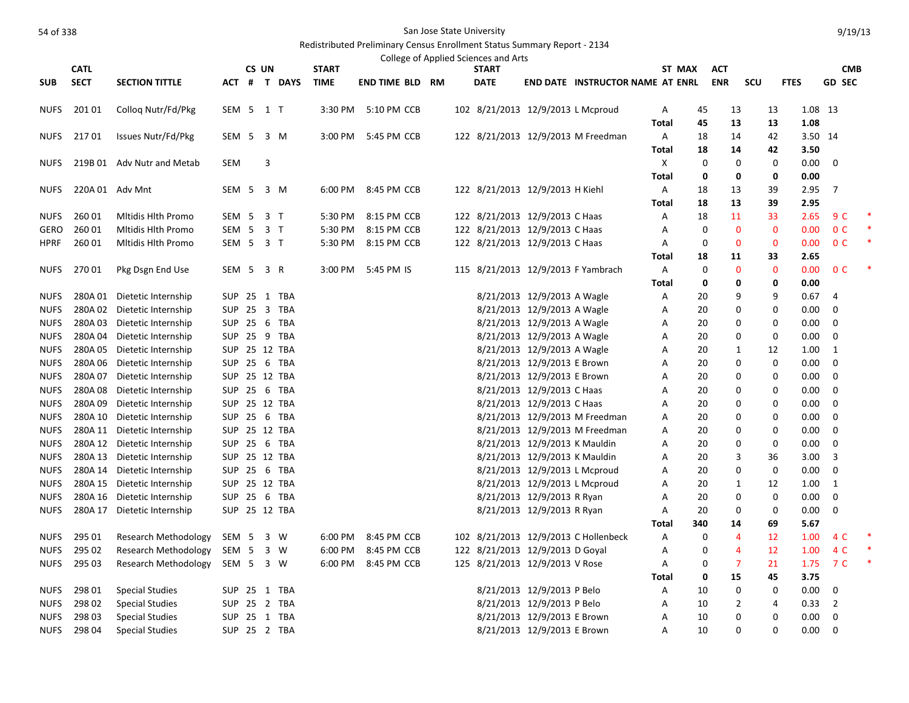San Jose State University

Redistributed Preliminary Census Enrollment Status Summary Report - 2134

College of Applied Sciences and Arts

| SUB | CATL SECT | SECTION TITTLE | ACT | CS # | UN T | DAYS | START TIME | END TIME | BLD | RM | START DATE | END DATE | INSTRUCTOR NAME | ST AT | MAX ENRL | ACT ENR | SCU | FTES | GD | CMB SEC | |
|---|---|---|---|---|---|---|---|---|---|---|---|---|---|---|---|---|---|---|---|---|---|
| NUFS | 201 01 | Colloq Nutr/Fd/Pkg | SEM | 5 | 1 | T | 3:30 PM | 5:10 PM | CCB | 102 | 8/21/2013 | 12/9/2013 | L Mcproud | A | 45 | 13 | 13 | 1.08 | 13 | | |
| | | | | | | | | | | | | | | Total | 45 | 13 | 13 | 1.08 | | | |
| NUFS | 217 01 | Issues Nutr/Fd/Pkg | SEM | 5 | 3 | M | 3:00 PM | 5:45 PM | CCB | 122 | 8/21/2013 | 12/9/2013 | M Freedman | A | 18 | 14 | 42 | 3.50 | 14 | | |
| | | | | | | | | | | | | | | Total | 18 | 14 | 42 | 3.50 | | | |
| NUFS | 219B 01 | Adv Nutr and Metab | SEM | | 3 | | | | | | | | | X | 0 | 0 | 0 | 0.00 | 0 | | |
| | | | | | | | | | | | | | | Total | 0 | 0 | 0 | 0.00 | | | |
| NUFS | 220A 01 | Adv Mnt | SEM | 5 | 3 | M | 6:00 PM | 8:45 PM | CCB | 122 | 8/21/2013 | 12/9/2013 | H Kiehl | A | 18 | 13 | 39 | 2.95 | 7 | | |
| | | | | | | | | | | | | | | Total | 18 | 13 | 39 | 2.95 | | | |
| NUFS | 260 01 | Mltidis Hlth Promo | SEM | 5 | 3 | T | 5:30 PM | 8:15 PM | CCB | 122 | 8/21/2013 | 12/9/2013 | C Haas | A | 18 | 11 | 33 | 2.65 | 9 | C | * |
| GERO | 260 01 | Mltidis Hlth Promo | SEM | 5 | 3 | T | 5:30 PM | 8:15 PM | CCB | 122 | 8/21/2013 | 12/9/2013 | C Haas | A | 0 | 0 | 0 | 0.00 | 0 | C | * |
| HPRF | 260 01 | Mltidis Hlth Promo | SEM | 5 | 3 | T | 5:30 PM | 8:15 PM | CCB | 122 | 8/21/2013 | 12/9/2013 | C Haas | A | 0 | 0 | 0 | 0.00 | 0 | C | * |
| | | | | | | | | | | | | | | Total | 18 | 11 | 33 | 2.65 | | | |
| NUFS | 270 01 | Pkg Dsgn End Use | SEM | 5 | 3 | R | 3:00 PM | 5:45 PM | IS | 115 | 8/21/2013 | 12/9/2013 | F Yambrach | A | 0 | 0 | 0 | 0.00 | 0 | C | * |
| | | | | | | | | | | | | | | Total | 0 | 0 | 0 | 0.00 | | | |
| NUFS | 280A 01 | Dietetic Internship | SUP | 25 | 1 | TBA | | | | | 8/21/2013 | 12/9/2013 | A Wagle | A | 20 | 9 | 9 | 0.67 | 4 | | |
| NUFS | 280A 02 | Dietetic Internship | SUP | 25 | 3 | TBA | | | | | 8/21/2013 | 12/9/2013 | A Wagle | A | 20 | 0 | 0 | 0.00 | 0 | | |
| NUFS | 280A 03 | Dietetic Internship | SUP | 25 | 6 | TBA | | | | | 8/21/2013 | 12/9/2013 | A Wagle | A | 20 | 0 | 0 | 0.00 | 0 | | |
| NUFS | 280A 04 | Dietetic Internship | SUP | 25 | 9 | TBA | | | | | 8/21/2013 | 12/9/2013 | A Wagle | A | 20 | 0 | 0 | 0.00 | 0 | | |
| NUFS | 280A 05 | Dietetic Internship | SUP | 25 | 12 | TBA | | | | | 8/21/2013 | 12/9/2013 | A Wagle | A | 20 | 1 | 12 | 1.00 | 1 | | |
| NUFS | 280A 06 | Dietetic Internship | SUP | 25 | 6 | TBA | | | | | 8/21/2013 | 12/9/2013 | E Brown | A | 20 | 0 | 0 | 0.00 | 0 | | |
| NUFS | 280A 07 | Dietetic Internship | SUP | 25 | 12 | TBA | | | | | 8/21/2013 | 12/9/2013 | E Brown | A | 20 | 0 | 0 | 0.00 | 0 | | |
| NUFS | 280A 08 | Dietetic Internship | SUP | 25 | 6 | TBA | | | | | 8/21/2013 | 12/9/2013 | C Haas | A | 20 | 0 | 0 | 0.00 | 0 | | |
| NUFS | 280A 09 | Dietetic Internship | SUP | 25 | 12 | TBA | | | | | 8/21/2013 | 12/9/2013 | C Haas | A | 20 | 0 | 0 | 0.00 | 0 | | |
| NUFS | 280A 10 | Dietetic Internship | SUP | 25 | 6 | TBA | | | | | 8/21/2013 | 12/9/2013 | M Freedman | A | 20 | 0 | 0 | 0.00 | 0 | | |
| NUFS | 280A 11 | Dietetic Internship | SUP | 25 | 12 | TBA | | | | | 8/21/2013 | 12/9/2013 | M Freedman | A | 20 | 0 | 0 | 0.00 | 0 | | |
| NUFS | 280A 12 | Dietetic Internship | SUP | 25 | 6 | TBA | | | | | 8/21/2013 | 12/9/2013 | K Mauldin | A | 20 | 0 | 0 | 0.00 | 0 | | |
| NUFS | 280A 13 | Dietetic Internship | SUP | 25 | 12 | TBA | | | | | 8/21/2013 | 12/9/2013 | K Mauldin | A | 20 | 3 | 36 | 3.00 | 3 | | |
| NUFS | 280A 14 | Dietetic Internship | SUP | 25 | 6 | TBA | | | | | 8/21/2013 | 12/9/2013 | L Mcproud | A | 20 | 0 | 0 | 0.00 | 0 | | |
| NUFS | 280A 15 | Dietetic Internship | SUP | 25 | 12 | TBA | | | | | 8/21/2013 | 12/9/2013 | L Mcproud | A | 20 | 1 | 12 | 1.00 | 1 | | |
| NUFS | 280A 16 | Dietetic Internship | SUP | 25 | 6 | TBA | | | | | 8/21/2013 | 12/9/2013 | R Ryan | A | 20 | 0 | 0 | 0.00 | 0 | | |
| NUFS | 280A 17 | Dietetic Internship | SUP | 25 | 12 | TBA | | | | | 8/21/2013 | 12/9/2013 | R Ryan | A | 20 | 0 | 0 | 0.00 | 0 | | |
| | | | | | | | | | | | | | | Total | 340 | 14 | 69 | 5.67 | | | |
| NUFS | 295 01 | Research Methodology | SEM | 5 | 3 | W | 6:00 PM | 8:45 PM | CCB | 102 | 8/21/2013 | 12/9/2013 | C Hollenbeck | A | 0 | 4 | 12 | 1.00 | 4 | C | * |
| NUFS | 295 02 | Research Methodology | SEM | 5 | 3 | W | 6:00 PM | 8:45 PM | CCB | 122 | 8/21/2013 | 12/9/2013 | D Goyal | A | 0 | 4 | 12 | 1.00 | 4 | C | * |
| NUFS | 295 03 | Research Methodology | SEM | 5 | 3 | W | 6:00 PM | 8:45 PM | CCB | 125 | 8/21/2013 | 12/9/2013 | V Rose | A | 0 | 7 | 21 | 1.75 | 7 | C | * |
| | | | | | | | | | | | | | | Total | 0 | 15 | 45 | 3.75 | | | |
| NUFS | 298 01 | Special Studies | SUP | 25 | 1 | TBA | | | | | 8/21/2013 | 12/9/2013 | P Belo | A | 10 | 0 | 0 | 0.00 | 0 | | |
| NUFS | 298 02 | Special Studies | SUP | 25 | 2 | TBA | | | | | 8/21/2013 | 12/9/2013 | P Belo | A | 10 | 2 | 4 | 0.33 | 2 | | |
| NUFS | 298 03 | Special Studies | SUP | 25 | 1 | TBA | | | | | 8/21/2013 | 12/9/2013 | E Brown | A | 10 | 0 | 0 | 0.00 | 0 | | |
| NUFS | 298 04 | Special Studies | SUP | 25 | 2 | TBA | | | | | 8/21/2013 | 12/9/2013 | E Brown | A | 10 | 0 | 0 | 0.00 | 0 | | |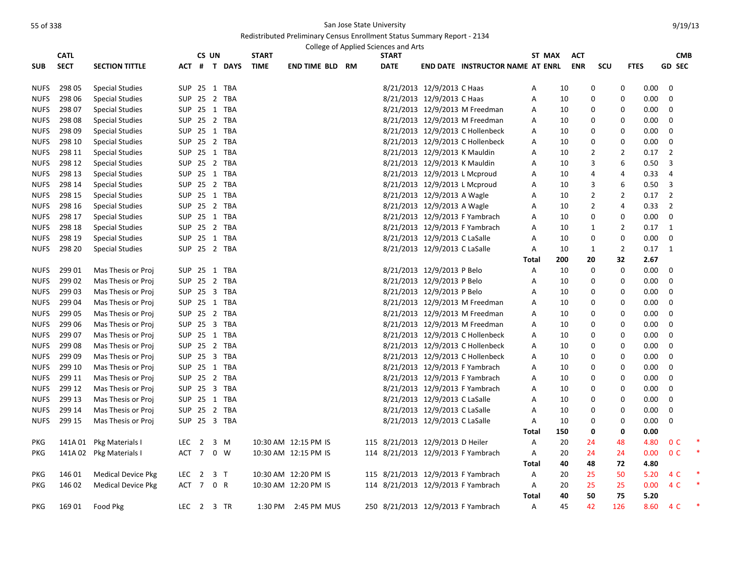San Jose State University

Redistributed Preliminary Census Enrollment Status Summary Report - 2134

College of Applied Sciences and Arts

| SUB | CATL SECT | SECTION TITTLE | ACT | CS # | UN T | DAYS | START TIME | END TIME | BLD | RM | START DATE | END DATE | INSTRUCTOR NAME | ST AT | MAX ENRL | ACT ENR | SCU | FTES | CMB GD | SEC | |
|---|---|---|---|---|---|---|---|---|---|---|---|---|---|---|---|---|---|---|---|---|---|
| NUFS | 298 05 | Special Studies | SUP | 25 | 1 | TBA | | | | | 8/21/2013 | 12/9/2013 | C Haas | A | 10 | 0 | 0 | 0.00 | 0 | | |
| NUFS | 298 06 | Special Studies | SUP | 25 | 2 | TBA | | | | | 8/21/2013 | 12/9/2013 | C Haas | A | 10 | 0 | 0 | 0.00 | 0 | | |
| NUFS | 298 07 | Special Studies | SUP | 25 | 1 | TBA | | | | | 8/21/2013 | 12/9/2013 | M Freedman | A | 10 | 0 | 0 | 0.00 | 0 | | |
| NUFS | 298 08 | Special Studies | SUP | 25 | 2 | TBA | | | | | 8/21/2013 | 12/9/2013 | M Freedman | A | 10 | 0 | 0 | 0.00 | 0 | | |
| NUFS | 298 09 | Special Studies | SUP | 25 | 1 | TBA | | | | | 8/21/2013 | 12/9/2013 | C Hollenbeck | A | 10 | 0 | 0 | 0.00 | 0 | | |
| NUFS | 298 10 | Special Studies | SUP | 25 | 2 | TBA | | | | | 8/21/2013 | 12/9/2013 | C Hollenbeck | A | 10 | 0 | 0 | 0.00 | 0 | | |
| NUFS | 298 11 | Special Studies | SUP | 25 | 1 | TBA | | | | | 8/21/2013 | 12/9/2013 | K Mauldin | A | 10 | 2 | 2 | 0.17 | 2 | | |
| NUFS | 298 12 | Special Studies | SUP | 25 | 2 | TBA | | | | | 8/21/2013 | 12/9/2013 | K Mauldin | A | 10 | 3 | 6 | 0.50 | 3 | | |
| NUFS | 298 13 | Special Studies | SUP | 25 | 1 | TBA | | | | | 8/21/2013 | 12/9/2013 | L Mcproud | A | 10 | 4 | 4 | 0.33 | 4 | | |
| NUFS | 298 14 | Special Studies | SUP | 25 | 2 | TBA | | | | | 8/21/2013 | 12/9/2013 | L Mcproud | A | 10 | 3 | 6 | 0.50 | 3 | | |
| NUFS | 298 15 | Special Studies | SUP | 25 | 1 | TBA | | | | | 8/21/2013 | 12/9/2013 | A Wagle | A | 10 | 2 | 2 | 0.17 | 2 | | |
| NUFS | 298 16 | Special Studies | SUP | 25 | 2 | TBA | | | | | 8/21/2013 | 12/9/2013 | A Wagle | A | 10 | 2 | 4 | 0.33 | 2 | | |
| NUFS | 298 17 | Special Studies | SUP | 25 | 1 | TBA | | | | | 8/21/2013 | 12/9/2013 | F Yambrach | A | 10 | 0 | 0 | 0.00 | 0 | | |
| NUFS | 298 18 | Special Studies | SUP | 25 | 2 | TBA | | | | | 8/21/2013 | 12/9/2013 | F Yambrach | A | 10 | 1 | 2 | 0.17 | 1 | | |
| NUFS | 298 19 | Special Studies | SUP | 25 | 1 | TBA | | | | | 8/21/2013 | 12/9/2013 | C LaSalle | A | 10 | 0 | 0 | 0.00 | 0 | | |
| NUFS | 298 20 | Special Studies | SUP | 25 | 2 | TBA | | | | | 8/21/2013 | 12/9/2013 | C LaSalle | A | 10 | 1 | 2 | 0.17 | 1 | | |
| | | | | | | | | | | | | | | **Total** | **200** | **20** | **32** | **2.67** | | | |
| NUFS | 299 01 | Mas Thesis or Proj | SUP | 25 | 1 | TBA | | | | | 8/21/2013 | 12/9/2013 | P Belo | A | 10 | 0 | 0 | 0.00 | 0 | | |
| NUFS | 299 02 | Mas Thesis or Proj | SUP | 25 | 2 | TBA | | | | | 8/21/2013 | 12/9/2013 | P Belo | A | 10 | 0 | 0 | 0.00 | 0 | | |
| NUFS | 299 03 | Mas Thesis or Proj | SUP | 25 | 3 | TBA | | | | | 8/21/2013 | 12/9/2013 | P Belo | A | 10 | 0 | 0 | 0.00 | 0 | | |
| NUFS | 299 04 | Mas Thesis or Proj | SUP | 25 | 1 | TBA | | | | | 8/21/2013 | 12/9/2013 | M Freedman | A | 10 | 0 | 0 | 0.00 | 0 | | |
| NUFS | 299 05 | Mas Thesis or Proj | SUP | 25 | 2 | TBA | | | | | 8/21/2013 | 12/9/2013 | M Freedman | A | 10 | 0 | 0 | 0.00 | 0 | | |
| NUFS | 299 06 | Mas Thesis or Proj | SUP | 25 | 3 | TBA | | | | | 8/21/2013 | 12/9/2013 | M Freedman | A | 10 | 0 | 0 | 0.00 | 0 | | |
| NUFS | 299 07 | Mas Thesis or Proj | SUP | 25 | 1 | TBA | | | | | 8/21/2013 | 12/9/2013 | C Hollenbeck | A | 10 | 0 | 0 | 0.00 | 0 | | |
| NUFS | 299 08 | Mas Thesis or Proj | SUP | 25 | 2 | TBA | | | | | 8/21/2013 | 12/9/2013 | C Hollenbeck | A | 10 | 0 | 0 | 0.00 | 0 | | |
| NUFS | 299 09 | Mas Thesis or Proj | SUP | 25 | 3 | TBA | | | | | 8/21/2013 | 12/9/2013 | C Hollenbeck | A | 10 | 0 | 0 | 0.00 | 0 | | |
| NUFS | 299 10 | Mas Thesis or Proj | SUP | 25 | 1 | TBA | | | | | 8/21/2013 | 12/9/2013 | F Yambrach | A | 10 | 0 | 0 | 0.00 | 0 | | |
| NUFS | 299 11 | Mas Thesis or Proj | SUP | 25 | 2 | TBA | | | | | 8/21/2013 | 12/9/2013 | F Yambrach | A | 10 | 0 | 0 | 0.00 | 0 | | |
| NUFS | 299 12 | Mas Thesis or Proj | SUP | 25 | 3 | TBA | | | | | 8/21/2013 | 12/9/2013 | F Yambrach | A | 10 | 0 | 0 | 0.00 | 0 | | |
| NUFS | 299 13 | Mas Thesis or Proj | SUP | 25 | 1 | TBA | | | | | 8/21/2013 | 12/9/2013 | C LaSalle | A | 10 | 0 | 0 | 0.00 | 0 | | |
| NUFS | 299 14 | Mas Thesis or Proj | SUP | 25 | 2 | TBA | | | | | 8/21/2013 | 12/9/2013 | C LaSalle | A | 10 | 0 | 0 | 0.00 | 0 | | |
| NUFS | 299 15 | Mas Thesis or Proj | SUP | 25 | 3 | TBA | | | | | 8/21/2013 | 12/9/2013 | C LaSalle | A | 10 | 0 | 0 | 0.00 | 0 | | |
| | | | | | | | | | | | | | | **Total** | **150** | **0** | **0** | **0.00** | | | |
| PKG | 141A 01 | Pkg Materials I | LEC | 2 | 3 | M | 10:30 AM | 12:15 PM | IS | 115 | 8/21/2013 | 12/9/2013 | D Heiler | A | 20 | 24 | 48 | 4.80 | 0 | C | * |
| PKG | 141A 02 | Pkg Materials I | ACT | 7 | 0 | W | 10:30 AM | 12:15 PM | IS | 114 | 8/21/2013 | 12/9/2013 | F Yambrach | A | 20 | 24 | 24 | 0.00 | 0 | C | * |
| | | | | | | | | | | | | | | **Total** | **40** | **48** | **72** | **4.80** | | | |
| PKG | 146 01 | Medical Device Pkg | LEC | 2 | 3 | T | 10:30 AM | 12:20 PM | IS | 115 | 8/21/2013 | 12/9/2013 | F Yambrach | A | 20 | 25 | 50 | 5.20 | 4 | C | * |
| PKG | 146 02 | Medical Device Pkg | ACT | 7 | 0 | R | 10:30 AM | 12:20 PM | IS | 114 | 8/21/2013 | 12/9/2013 | F Yambrach | A | 20 | 25 | 25 | 0.00 | 4 | C | * |
| | | | | | | | | | | | | | | **Total** | **40** | **50** | **75** | **5.20** | | | |
| PKG | 169 01 | Food Pkg | LEC | 2 | 3 | TR | 1:30 PM | 2:45 PM | MUS | 250 | 8/21/2013 | 12/9/2013 | F Yambrach | A | 45 | 42 | 126 | 8.60 | 4 | C | * |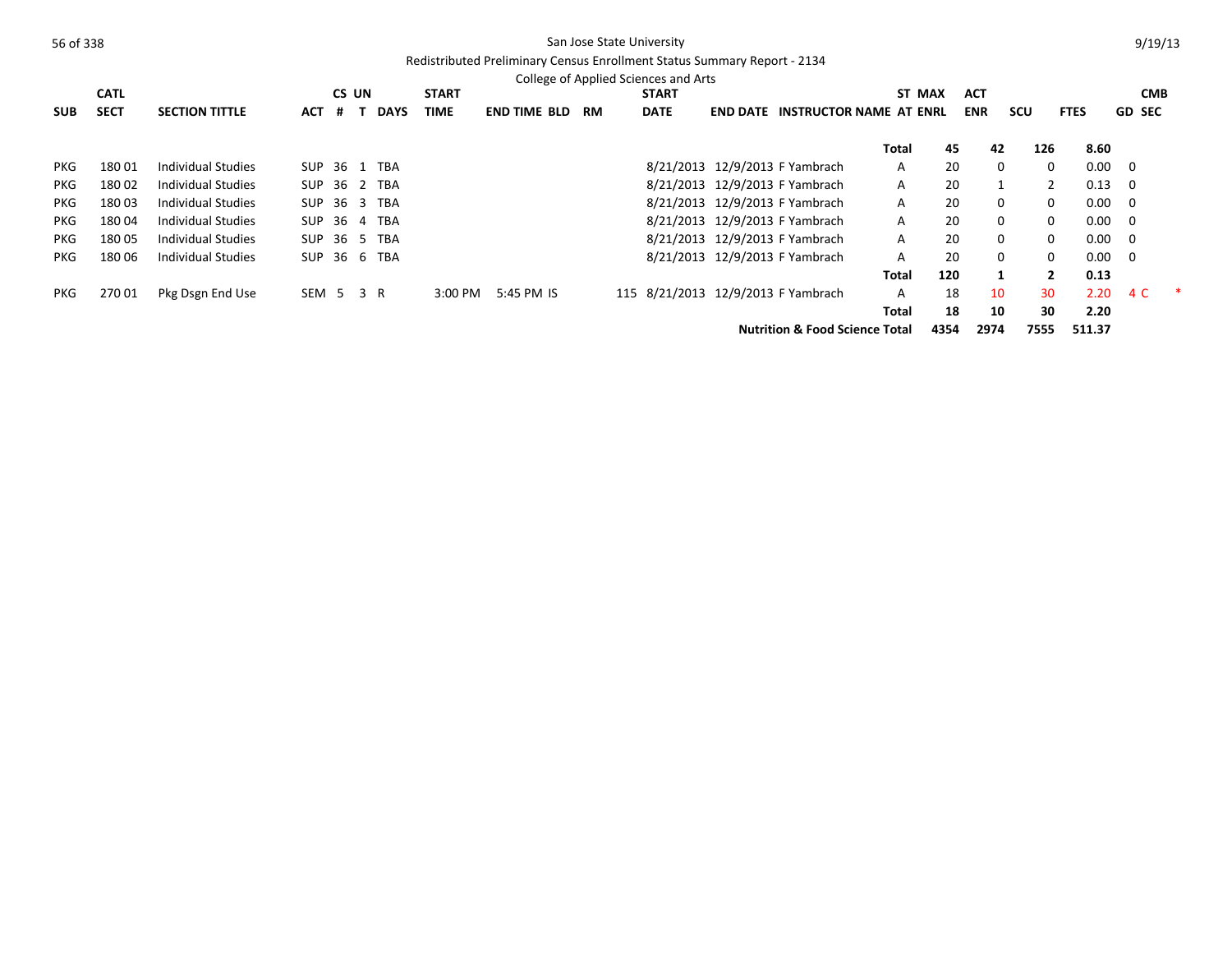San Jose State University

Redistributed Preliminary Census Enrollment Status Summary Report - 2134

College of Applied Sciences and Arts

| SUB | CATL SECT | SECTION TITTLE | ACT | CS # | UN T | DAYS | START TIME | END TIME | BLD | RM | START DATE | END DATE | INSTRUCTOR NAME | ST AT | MAX ENRL | ACT ENR | SCU | FTES | GD | CMB SEC |
|---|---|---|---|---|---|---|---|---|---|---|---|---|---|---|---|---|---|---|---|---|
| | | | | | | | | | | | | | | Total | 45 | 42 | 126 | 8.60 | | |
| PKG | 180 01 | Individual Studies | SUP | 36 | 1 | TBA | | | | | 8/21/2013 | 12/9/2013 | F Yambrach | A | 20 | 0 | 0 | 0.00 | 0 | |
| PKG | 180 02 | Individual Studies | SUP | 36 | 2 | TBA | | | | | 8/21/2013 | 12/9/2013 | F Yambrach | A | 20 | 1 | 2 | 0.13 | 0 | |
| PKG | 180 03 | Individual Studies | SUP | 36 | 3 | TBA | | | | | 8/21/2013 | 12/9/2013 | F Yambrach | A | 20 | 0 | 0 | 0.00 | 0 | |
| PKG | 180 04 | Individual Studies | SUP | 36 | 4 | TBA | | | | | 8/21/2013 | 12/9/2013 | F Yambrach | A | 20 | 0 | 0 | 0.00 | 0 | |
| PKG | 180 05 | Individual Studies | SUP | 36 | 5 | TBA | | | | | 8/21/2013 | 12/9/2013 | F Yambrach | A | 20 | 0 | 0 | 0.00 | 0 | |
| PKG | 180 06 | Individual Studies | SUP | 36 | 6 | TBA | | | | | 8/21/2013 | 12/9/2013 | F Yambrach | A | 20 | 0 | 0 | 0.00 | 0 | |
| | | | | | | | | | | | | | | Total | 120 | 1 | 2 | 0.13 | | |
| PKG | 270 01 | Pkg Dsgn End Use | SEM | 5 | 3 | R | 3:00 PM | 5:45 PM | IS | 115 | 8/21/2013 | 12/9/2013 | F Yambrach | A | 18 | 10 | 30 | 2.20 | 4 | C * |
| | | | | | | | | | | | | | | Total | 18 | 10 | 30 | 2.20 | | |
| | | | | | | | | | | | | | Nutrition & Food Science Total | | 4354 | 2974 | 7555 | 511.37 | | |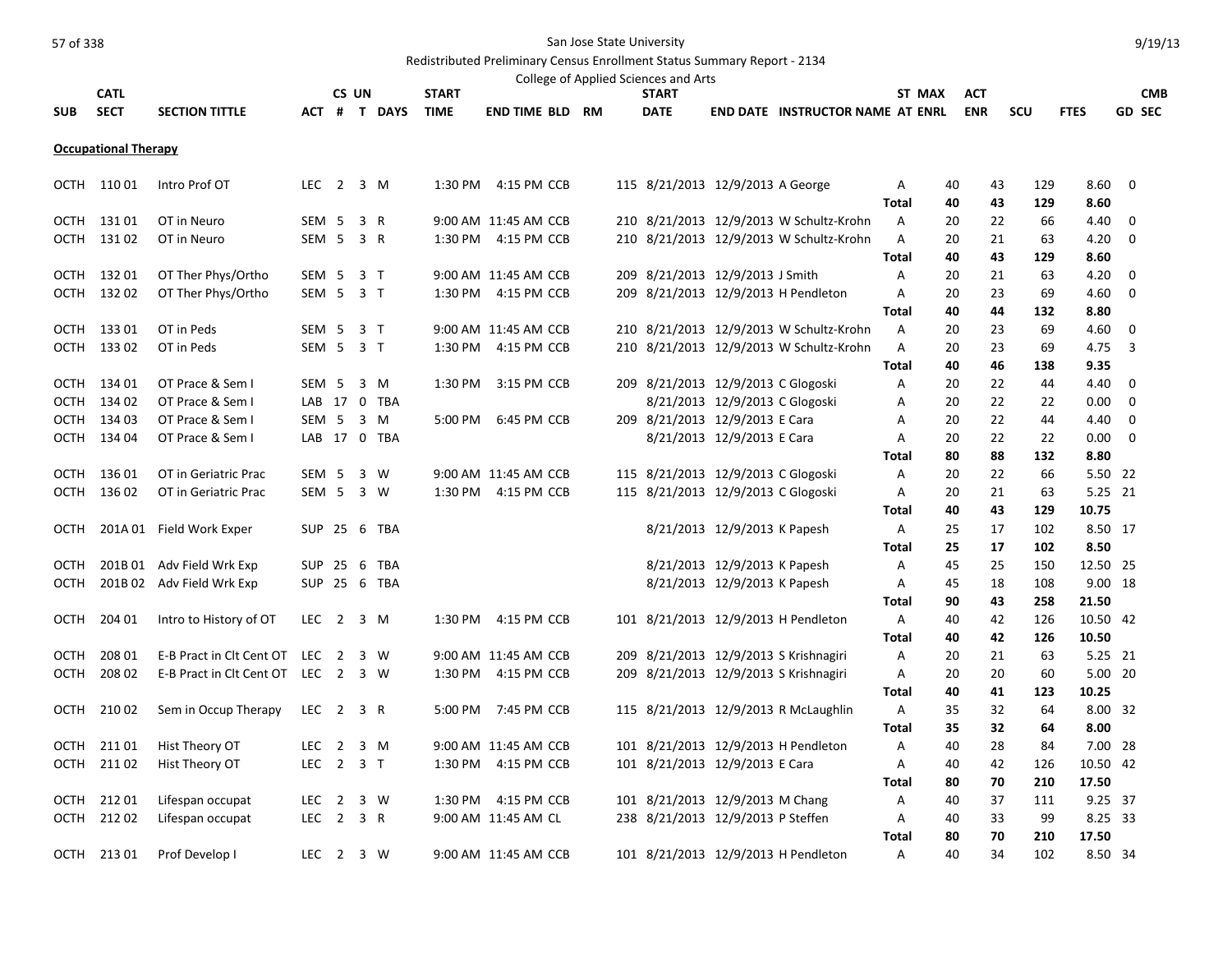San Jose State University

Redistributed Preliminary Census Enrollment Status Summary Report - 2134

College of Applied Sciences and Arts

**Occupational Therapy**

| SUB | CATL SECT | SECTION TITTLE | ACT | CS # | UN T | DAYS | START TIME | END TIME | BLD | RM | START DATE | END DATE | INSTRUCTOR NAME | ST AT | MAX ENRL | ACT ENR | SCU | FTES | GD | CMB SEC |
|---|---|---|---|---|---|---|---|---|---|---|---|---|---|---|---|---|---|---|---|---|
| OCTH | 110 01 | Intro Prof OT | LEC | 2 | 3 | M | 1:30 PM | 4:15 PM | CCB | 115 | 8/21/2013 | 12/9/2013 | A George | A | 40 | 43 | 129 | 8.60 | 0 | |
| | | | | | | | | | | | | | | Total | 40 | 43 | 129 | 8.60 | | |
| OCTH | 131 01 | OT in Neuro | SEM | 5 | 3 | R | 9:00 AM | 11:45 AM | CCB | 210 | 8/21/2013 | 12/9/2013 | W Schultz-Krohn | A | 20 | 22 | 66 | 4.40 | 0 | |
| OCTH | 131 02 | OT in Neuro | SEM | 5 | 3 | R | 1:30 PM | 4:15 PM | CCB | 210 | 8/21/2013 | 12/9/2013 | W Schultz-Krohn | A | 20 | 21 | 63 | 4.20 | 0 | |
| | | | | | | | | | | | | | | Total | 40 | 43 | 129 | 8.60 | | |
| OCTH | 132 01 | OT Ther Phys/Ortho | SEM | 5 | 3 | T | 9:00 AM | 11:45 AM | CCB | 209 | 8/21/2013 | 12/9/2013 | J Smith | A | 20 | 21 | 63 | 4.20 | 0 | |
| OCTH | 132 02 | OT Ther Phys/Ortho | SEM | 5 | 3 | T | 1:30 PM | 4:15 PM | CCB | 209 | 8/21/2013 | 12/9/2013 | H Pendleton | A | 20 | 23 | 69 | 4.60 | 0 | |
| | | | | | | | | | | | | | | Total | 40 | 44 | 132 | 8.80 | | |
| OCTH | 133 01 | OT in Peds | SEM | 5 | 3 | T | 9:00 AM | 11:45 AM | CCB | 210 | 8/21/2013 | 12/9/2013 | W Schultz-Krohn | A | 20 | 23 | 69 | 4.60 | 0 | |
| OCTH | 133 02 | OT in Peds | SEM | 5 | 3 | T | 1:30 PM | 4:15 PM | CCB | 210 | 8/21/2013 | 12/9/2013 | W Schultz-Krohn | A | 20 | 23 | 69 | 4.75 | 3 | |
| | | | | | | | | | | | | | | Total | 40 | 46 | 138 | 9.35 | | |
| OCTH | 134 01 | OT Prace & Sem I | SEM | 5 | 3 | M | 1:30 PM | 3:15 PM | CCB | 209 | 8/21/2013 | 12/9/2013 | C Glogoski | A | 20 | 22 | 44 | 4.40 | 0 | |
| OCTH | 134 02 | OT Prace & Sem I | LAB | 17 | 0 | TBA | | | | | 8/21/2013 | 12/9/2013 | C Glogoski | A | 20 | 22 | 22 | 0.00 | 0 | |
| OCTH | 134 03 | OT Prace & Sem I | SEM | 5 | 3 | M | 5:00 PM | 6:45 PM | CCB | 209 | 8/21/2013 | 12/9/2013 | E Cara | A | 20 | 22 | 44 | 4.40 | 0 | |
| OCTH | 134 04 | OT Prace & Sem I | LAB | 17 | 0 | TBA | | | | | 8/21/2013 | 12/9/2013 | E Cara | A | 20 | 22 | 22 | 0.00 | 0 | |
| | | | | | | | | | | | | | | Total | 80 | 88 | 132 | 8.80 | | |
| OCTH | 136 01 | OT in Geriatric Prac | SEM | 5 | 3 | W | 9:00 AM | 11:45 AM | CCB | 115 | 8/21/2013 | 12/9/2013 | C Glogoski | A | 20 | 22 | 66 | 5.50 | 22 | |
| OCTH | 136 02 | OT in Geriatric Prac | SEM | 5 | 3 | W | 1:30 PM | 4:15 PM | CCB | 115 | 8/21/2013 | 12/9/2013 | C Glogoski | A | 20 | 21 | 63 | 5.25 | 21 | |
| | | | | | | | | | | | | | | Total | 40 | 43 | 129 | 10.75 | | |
| OCTH | 201A 01 | Field Work Exper | SUP | 25 | 6 | TBA | | | | | 8/21/2013 | 12/9/2013 | K Papesh | A | 25 | 17 | 102 | 8.50 | 17 | |
| | | | | | | | | | | | | | | Total | 25 | 17 | 102 | 8.50 | | |
| OCTH | 201B 01 | Adv Field Wrk Exp | SUP | 25 | 6 | TBA | | | | | 8/21/2013 | 12/9/2013 | K Papesh | A | 45 | 25 | 150 | 12.50 | 25 | |
| OCTH | 201B 02 | Adv Field Wrk Exp | SUP | 25 | 6 | TBA | | | | | 8/21/2013 | 12/9/2013 | K Papesh | A | 45 | 18 | 108 | 9.00 | 18 | |
| | | | | | | | | | | | | | | Total | 90 | 43 | 258 | 21.50 | | |
| OCTH | 204 01 | Intro to History of OT | LEC | 2 | 3 | M | 1:30 PM | 4:15 PM | CCB | 101 | 8/21/2013 | 12/9/2013 | H Pendleton | A | 40 | 42 | 126 | 10.50 | 42 | |
| | | | | | | | | | | | | | | Total | 40 | 42 | 126 | 10.50 | | |
| OCTH | 208 01 | E-B Pract in Clt Cent OT | LEC | 2 | 3 | W | 9:00 AM | 11:45 AM | CCB | 209 | 8/21/2013 | 12/9/2013 | S Krishnagiri | A | 20 | 21 | 63 | 5.25 | 21 | |
| OCTH | 208 02 | E-B Pract in Clt Cent OT | LEC | 2 | 3 | W | 1:30 PM | 4:15 PM | CCB | 209 | 8/21/2013 | 12/9/2013 | S Krishnagiri | A | 20 | 20 | 60 | 5.00 | 20 | |
| | | | | | | | | | | | | | | Total | 40 | 41 | 123 | 10.25 | | |
| OCTH | 210 02 | Sem in Occup Therapy | LEC | 2 | 3 | R | 5:00 PM | 7:45 PM | CCB | 115 | 8/21/2013 | 12/9/2013 | R McLaughlin | A | 35 | 32 | 64 | 8.00 | 32 | |
| | | | | | | | | | | | | | | Total | 35 | 32 | 64 | 8.00 | | |
| OCTH | 211 01 | Hist Theory OT | LEC | 2 | 3 | M | 9:00 AM | 11:45 AM | CCB | 101 | 8/21/2013 | 12/9/2013 | H Pendleton | A | 40 | 28 | 84 | 7.00 | 28 | |
| OCTH | 211 02 | Hist Theory OT | LEC | 2 | 3 | T | 1:30 PM | 4:15 PM | CCB | 101 | 8/21/2013 | 12/9/2013 | E Cara | A | 40 | 42 | 126 | 10.50 | 42 | |
| | | | | | | | | | | | | | | Total | 80 | 70 | 210 | 17.50 | | |
| OCTH | 212 01 | Lifespan occupat | LEC | 2 | 3 | W | 1:30 PM | 4:15 PM | CCB | 101 | 8/21/2013 | 12/9/2013 | M Chang | A | 40 | 37 | 111 | 9.25 | 37 | |
| OCTH | 212 02 | Lifespan occupat | LEC | 2 | 3 | R | 9:00 AM | 11:45 AM | CL | 238 | 8/21/2013 | 12/9/2013 | P Steffen | A | 40 | 33 | 99 | 8.25 | 33 | |
| | | | | | | | | | | | | | | Total | 80 | 70 | 210 | 17.50 | | |
| OCTH | 213 01 | Prof Develop I | LEC | 2 | 3 | W | 9:00 AM | 11:45 AM | CCB | 101 | 8/21/2013 | 12/9/2013 | H Pendleton | A | 40 | 34 | 102 | 8.50 | 34 | |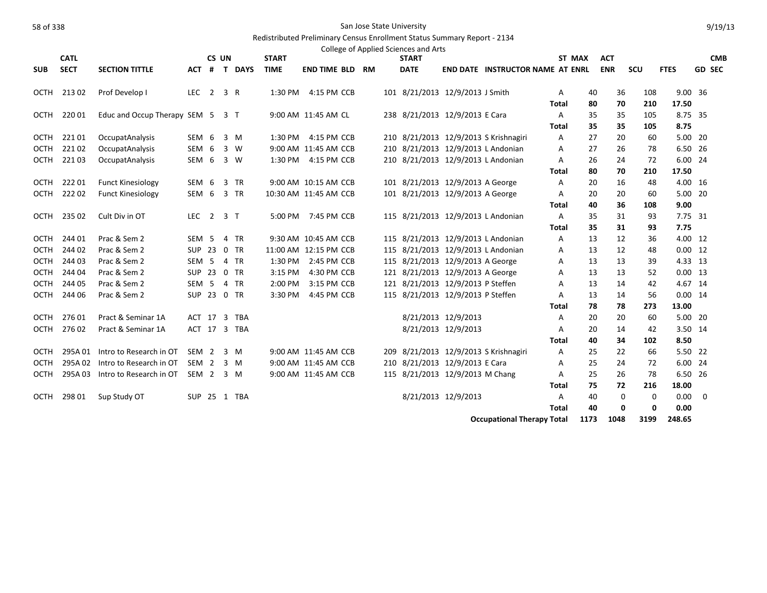San Jose State University

Redistributed Preliminary Census Enrollment Status Summary Report - 2134

College of Applied Sciences and Arts

| SUB | CATL SECT | SECTION TITTLE | ACT | CS # | UN T | DAYS | START TIME | END TIME | BLD | RM | START DATE | END DATE | INSTRUCTOR NAME | AT | ST MAX ENRL | ACT ENR | SCU | FTES | GD | CMB SEC |
|---|---|---|---|---|---|---|---|---|---|---|---|---|---|---|---|---|---|---|---|---|
| OCTH | 213 02 | Prof Develop I | LEC | 2 | 3 | R | 1:30 PM | 4:15 PM | CCB | 101 | 8/21/2013 | 12/9/2013 | J Smith | A | 40 | 36 | 108 | 9.00 | 36 | |
| | | | | | | | | | | | | | | **Total** | **80** | **70** | **210** | **17.50** | | |
| OCTH | 220 01 | Educ and Occup Therapy | SEM | 5 | 3 | T | 9:00 AM | 11:45 AM | CL | 238 | 8/21/2013 | 12/9/2013 | E Cara | A | 35 | 35 | 105 | 8.75 | 35 | |
| | | | | | | | | | | | | | | **Total** | **35** | **35** | **105** | **8.75** | | |
| OCTH | 221 01 | OccupatAnalysis | SEM | 6 | 3 | M | 1:30 PM | 4:15 PM | CCB | 210 | 8/21/2013 | 12/9/2013 | S Krishnagiri | A | 27 | 20 | 60 | 5.00 | 20 | |
| OCTH | 221 02 | OccupatAnalysis | SEM | 6 | 3 | W | 9:00 AM | 11:45 AM | CCB | 210 | 8/21/2013 | 12/9/2013 | L Andonian | A | 27 | 26 | 78 | 6.50 | 26 | |
| OCTH | 221 03 | OccupatAnalysis | SEM | 6 | 3 | W | 1:30 PM | 4:15 PM | CCB | 210 | 8/21/2013 | 12/9/2013 | L Andonian | A | 26 | 24 | 72 | 6.00 | 24 | |
| | | | | | | | | | | | | | | **Total** | **80** | **70** | **210** | **17.50** | | |
| OCTH | 222 01 | Funct Kinesiology | SEM | 6 | 3 | TR | 9:00 AM | 10:15 AM | CCB | 101 | 8/21/2013 | 12/9/2013 | A George | A | 20 | 16 | 48 | 4.00 | 16 | |
| OCTH | 222 02 | Funct Kinesiology | SEM | 6 | 3 | TR | 10:30 AM | 11:45 AM | CCB | 101 | 8/21/2013 | 12/9/2013 | A George | A | 20 | 20 | 60 | 5.00 | 20 | |
| | | | | | | | | | | | | | | **Total** | **40** | **36** | **108** | **9.00** | | |
| OCTH | 235 02 | Cult Div in OT | LEC | 2 | 3 | T | 5:00 PM | 7:45 PM | CCB | 115 | 8/21/2013 | 12/9/2013 | L Andonian | A | 35 | 31 | 93 | 7.75 | 31 | |
| | | | | | | | | | | | | | | **Total** | **35** | **31** | **93** | **7.75** | | |
| OCTH | 244 01 | Prac & Sem 2 | SEM | 5 | 4 | TR | 9:30 AM | 10:45 AM | CCB | 115 | 8/21/2013 | 12/9/2013 | L Andonian | A | 13 | 12 | 36 | 4.00 | 12 | |
| OCTH | 244 02 | Prac & Sem 2 | SUP | 23 | 0 | TR | 11:00 AM | 12:15 PM | CCB | 115 | 8/21/2013 | 12/9/2013 | L Andonian | A | 13 | 12 | 48 | 0.00 | 12 | |
| OCTH | 244 03 | Prac & Sem 2 | SEM | 5 | 4 | TR | 1:30 PM | 2:45 PM | CCB | 115 | 8/21/2013 | 12/9/2013 | A George | A | 13 | 13 | 39 | 4.33 | 13 | |
| OCTH | 244 04 | Prac & Sem 2 | SUP | 23 | 0 | TR | 3:15 PM | 4:30 PM | CCB | 121 | 8/21/2013 | 12/9/2013 | A George | A | 13 | 13 | 52 | 0.00 | 13 | |
| OCTH | 244 05 | Prac & Sem 2 | SEM | 5 | 4 | TR | 2:00 PM | 3:15 PM | CCB | 121 | 8/21/2013 | 12/9/2013 | P Steffen | A | 13 | 14 | 42 | 4.67 | 14 | |
| OCTH | 244 06 | Prac & Sem 2 | SUP | 23 | 0 | TR | 3:30 PM | 4:45 PM | CCB | 115 | 8/21/2013 | 12/9/2013 | P Steffen | A | 13 | 14 | 56 | 0.00 | 14 | |
| | | | | | | | | | | | | | | **Total** | **78** | **78** | **273** | **13.00** | | |
| OCTH | 276 01 | Pract & Seminar 1A | ACT | 17 | 3 | TBA | | | | | 8/21/2013 | 12/9/2013 | | A | 20 | 20 | 60 | 5.00 | 20 | |
| OCTH | 276 02 | Pract & Seminar 1A | ACT | 17 | 3 | TBA | | | | | 8/21/2013 | 12/9/2013 | | A | 20 | 14 | 42 | 3.50 | 14 | |
| | | | | | | | | | | | | | | **Total** | **40** | **34** | **102** | **8.50** | | |
| OCTH | 295A 01 | Intro to Research in OT | SEM | 2 | 3 | M | 9:00 AM | 11:45 AM | CCB | 209 | 8/21/2013 | 12/9/2013 | S Krishnagiri | A | 25 | 22 | 66 | 5.50 | 22 | |
| OCTH | 295A 02 | Intro to Research in OT | SEM | 2 | 3 | M | 9:00 AM | 11:45 AM | CCB | 210 | 8/21/2013 | 12/9/2013 | E Cara | A | 25 | 24 | 72 | 6.00 | 24 | |
| OCTH | 295A 03 | Intro to Research in OT | SEM | 2 | 3 | M | 9:00 AM | 11:45 AM | CCB | 115 | 8/21/2013 | 12/9/2013 | M Chang | A | 25 | 26 | 78 | 6.50 | 26 | |
| | | | | | | | | | | | | | | **Total** | **75** | **72** | **216** | **18.00** | | |
| OCTH | 298 01 | Sup Study OT | SUP | 25 | 1 | TBA | | | | | 8/21/2013 | 12/9/2013 | | A | 40 | 0 | 0 | 0.00 | 0 | |
| | | | | | | | | | | | | | | **Total** | **40** | **0** | **0** | **0.00** | | |
| | | | | | | | | | | | | | **Occupational Therapy Total** | | **1173** | **1048** | **3199** | **248.65** | | |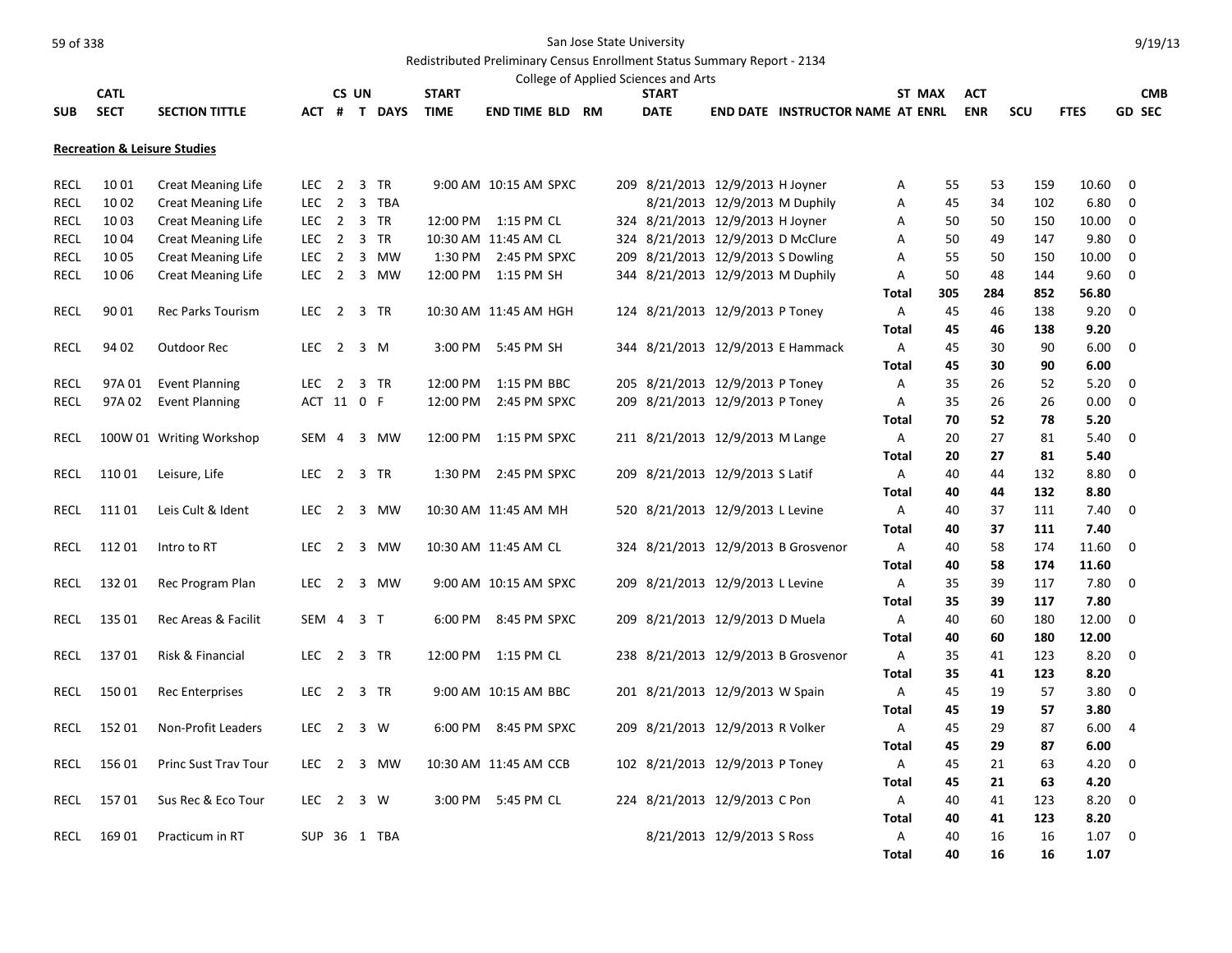San Jose State University

Redistributed Preliminary Census Enrollment Status Summary Report - 2134

College of Applied Sciences and Arts

9/19/13

| SUB | CATL SECT | SECTION TITTLE | ACT | CS # | UN T | DAYS | START TIME | END TIME | BLD | RM | START DATE | END DATE | INSTRUCTOR NAME | ST AT | MAX ENRL | ACT ENR | SCU | FTES | GD | CMB SEC |
|---|---|---|---|---|---|---|---|---|---|---|---|---|---|---|---|---|---|---|---|---|
| **Recreation & Leisure Studies** | | | | | | | | | | | | | | | | | | | | |
| RECL | 10 01 | Creat Meaning Life | LEC | 2 | 3 | TR | 9:00 AM | 10:15 AM | SPXC | 209 | 8/21/2013 | 12/9/2013 | H Joyner | A | 55 | 53 | 159 | 10.60 | 0 | |
| RECL | 10 02 | Creat Meaning Life | LEC | 2 | 3 | TBA | | | | | 8/21/2013 | 12/9/2013 | M Duphily | A | 45 | 34 | 102 | 6.80 | 0 | |
| RECL | 10 03 | Creat Meaning Life | LEC | 2 | 3 | TR | 12:00 PM | 1:15 PM | CL | 324 | 8/21/2013 | 12/9/2013 | H Joyner | A | 50 | 50 | 150 | 10.00 | 0 | |
| RECL | 10 04 | Creat Meaning Life | LEC | 2 | 3 | TR | 10:30 AM | 11:45 AM | CL | 324 | 8/21/2013 | 12/9/2013 | D McClure | A | 50 | 49 | 147 | 9.80 | 0 | |
| RECL | 10 05 | Creat Meaning Life | LEC | 2 | 3 | MW | 1:30 PM | 2:45 PM | SPXC | 209 | 8/21/2013 | 12/9/2013 | S Dowling | A | 55 | 50 | 150 | 10.00 | 0 | |
| RECL | 10 06 | Creat Meaning Life | LEC | 2 | 3 | MW | 12:00 PM | 1:15 PM | SH | 344 | 8/21/2013 | 12/9/2013 | M Duphily | A | 50 | 48 | 144 | 9.60 | 0 | |
| | | | | | | | | | | | | | | **Total** | **305** | **284** | **852** | **56.80** | | |
| RECL | 90 01 | Rec Parks Tourism | LEC | 2 | 3 | TR | 10:30 AM | 11:45 AM | HGH | 124 | 8/21/2013 | 12/9/2013 | P Toney | A | 45 | 46 | 138 | 9.20 | 0 | |
| | | | | | | | | | | | | | | **Total** | **45** | **46** | **138** | **9.20** | | |
| RECL | 94 02 | Outdoor Rec | LEC | 2 | 3 | M | 3:00 PM | 5:45 PM | SH | 344 | 8/21/2013 | 12/9/2013 | E Hammack | A | 45 | 30 | 90 | 6.00 | 0 | |
| | | | | | | | | | | | | | | **Total** | **45** | **30** | **90** | **6.00** | | |
| RECL | 97A 01 | Event Planning | LEC | 2 | 3 | TR | 12:00 PM | 1:15 PM | BBC | 205 | 8/21/2013 | 12/9/2013 | P Toney | A | 35 | 26 | 52 | 5.20 | 0 | |
| RECL | 97A 02 | Event Planning | ACT | 11 | 0 | F | 12:00 PM | 2:45 PM | SPXC | 209 | 8/21/2013 | 12/9/2013 | P Toney | A | 35 | 26 | 26 | 0.00 | 0 | |
| | | | | | | | | | | | | | | **Total** | **70** | **52** | **78** | **5.20** | | |
| RECL | 100W 01 | Writing Workshop | SEM | 4 | 3 | MW | 12:00 PM | 1:15 PM | SPXC | 211 | 8/21/2013 | 12/9/2013 | M Lange | A | 20 | 27 | 81 | 5.40 | 0 | |
| | | | | | | | | | | | | | | **Total** | **20** | **27** | **81** | **5.40** | | |
| RECL | 110 01 | Leisure, Life | LEC | 2 | 3 | TR | 1:30 PM | 2:45 PM | SPXC | 209 | 8/21/2013 | 12/9/2013 | S Latif | A | 40 | 44 | 132 | 8.80 | 0 | |
| | | | | | | | | | | | | | | **Total** | **40** | **44** | **132** | **8.80** | | |
| RECL | 111 01 | Leis Cult & Ident | LEC | 2 | 3 | MW | 10:30 AM | 11:45 AM | MH | 520 | 8/21/2013 | 12/9/2013 | L Levine | A | 40 | 37 | 111 | 7.40 | 0 | |
| | | | | | | | | | | | | | | **Total** | **40** | **37** | **111** | **7.40** | | |
| RECL | 112 01 | Intro to RT | LEC | 2 | 3 | MW | 10:30 AM | 11:45 AM | CL | 324 | 8/21/2013 | 12/9/2013 | B Grosvenor | A | 40 | 58 | 174 | 11.60 | 0 | |
| | | | | | | | | | | | | | | **Total** | **40** | **58** | **174** | **11.60** | | |
| RECL | 132 01 | Rec Program Plan | LEC | 2 | 3 | MW | 9:00 AM | 10:15 AM | SPXC | 209 | 8/21/2013 | 12/9/2013 | L Levine | A | 35 | 39 | 117 | 7.80 | 0 | |
| | | | | | | | | | | | | | | **Total** | **35** | **39** | **117** | **7.80** | | |
| RECL | 135 01 | Rec Areas & Facilit | SEM | 4 | 3 | T | 6:00 PM | 8:45 PM | SPXC | 209 | 8/21/2013 | 12/9/2013 | D Muela | A | 40 | 60 | 180 | 12.00 | 0 | |
| | | | | | | | | | | | | | | **Total** | **40** | **60** | **180** | **12.00** | | |
| RECL | 137 01 | Risk & Financial | LEC | 2 | 3 | TR | 12:00 PM | 1:15 PM | CL | 238 | 8/21/2013 | 12/9/2013 | B Grosvenor | A | 35 | 41 | 123 | 8.20 | 0 | |
| | | | | | | | | | | | | | | **Total** | **35** | **41** | **123** | **8.20** | | |
| RECL | 150 01 | Rec Enterprises | LEC | 2 | 3 | TR | 9:00 AM | 10:15 AM | BBC | 201 | 8/21/2013 | 12/9/2013 | W Spain | A | 45 | 19 | 57 | 3.80 | 0 | |
| | | | | | | | | | | | | | | **Total** | **45** | **19** | **57** | **3.80** | | |
| RECL | 152 01 | Non-Profit Leaders | LEC | 2 | 3 | W | 6:00 PM | 8:45 PM | SPXC | 209 | 8/21/2013 | 12/9/2013 | R Volker | A | 45 | 29 | 87 | 6.00 | 4 | |
| | | | | | | | | | | | | | | **Total** | **45** | **29** | **87** | **6.00** | | |
| RECL | 156 01 | Princ Sust Trav Tour | LEC | 2 | 3 | MW | 10:30 AM | 11:45 AM | CCB | 102 | 8/21/2013 | 12/9/2013 | P Toney | A | 45 | 21 | 63 | 4.20 | 0 | |
| | | | | | | | | | | | | | | **Total** | **45** | **21** | **63** | **4.20** | | |
| RECL | 157 01 | Sus Rec & Eco Tour | LEC | 2 | 3 | W | 3:00 PM | 5:45 PM | CL | 224 | 8/21/2013 | 12/9/2013 | C Pon | A | 40 | 41 | 123 | 8.20 | 0 | |
| | | | | | | | | | | | | | | **Total** | **40** | **41** | **123** | **8.20** | | |
| RECL | 169 01 | Practicum in RT | SUP | 36 | 1 | TBA | | | | | 8/21/2013 | 12/9/2013 | S Ross | A | 40 | 16 | 16 | 1.07 | 0 | |
| | | | | | | | | | | | | | | **Total** | **40** | **16** | **16** | **1.07** | | |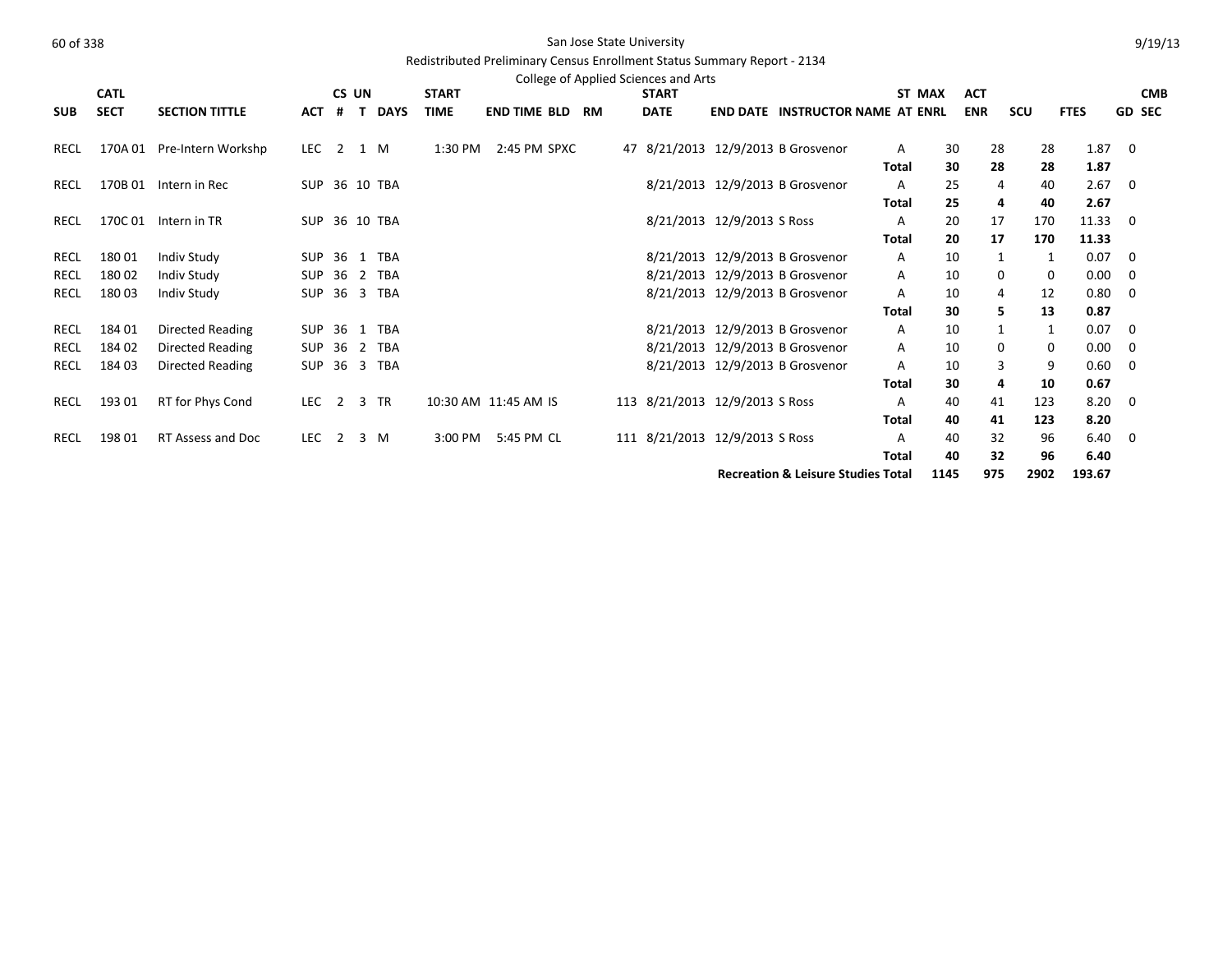San Jose State University

Redistributed Preliminary Census Enrollment Status Summary Report - 2134

College of Applied Sciences and Arts

| SUB | CATL SECT | SECTION TITTLE | ACT | CS # | UN T | DAYS | START TIME | END TIME | BLD | RM | START DATE | END DATE | INSTRUCTOR NAME | ST AT | MAX ENRL | ACT ENR | SCU | FTES | CMB GD SEC |
|---|---|---|---|---|---|---|---|---|---|---|---|---|---|---|---|---|---|---|---|
| RECL | 170A 01 | Pre-Intern Workshp | LEC | 2 | 1 | M | 1:30 PM | 2:45 PM | SPXC | 47 | 8/21/2013 | 12/9/2013 | B Grosvenor | A | 30 | 28 | 28 | 1.87 | 0 |
| | | | | | | | | | | | | | | **Total** | **30** | **28** | **28** | **1.87** | |
| RECL | 170B 01 | Intern in Rec | SUP | 36 | 10 | TBA | | | | | 8/21/2013 | 12/9/2013 | B Grosvenor | A | 25 | 4 | 40 | 2.67 | 0 |
| | | | | | | | | | | | | | | **Total** | **25** | **4** | **40** | **2.67** | |
| RECL | 170C 01 | Intern in TR | SUP | 36 | 10 | TBA | | | | | 8/21/2013 | 12/9/2013 | S Ross | A | 20 | 17 | 170 | 11.33 | 0 |
| | | | | | | | | | | | | | | **Total** | **20** | **17** | **170** | **11.33** | |
| RECL | 180 01 | Indiv Study | SUP | 36 | 1 | TBA | | | | | 8/21/2013 | 12/9/2013 | B Grosvenor | A | 10 | 1 | 1 | 0.07 | 0 |
| RECL | 180 02 | Indiv Study | SUP | 36 | 2 | TBA | | | | | 8/21/2013 | 12/9/2013 | B Grosvenor | A | 10 | 0 | 0 | 0.00 | 0 |
| RECL | 180 03 | Indiv Study | SUP | 36 | 3 | TBA | | | | | 8/21/2013 | 12/9/2013 | B Grosvenor | A | 10 | 4 | 12 | 0.80 | 0 |
| | | | | | | | | | | | | | | **Total** | **30** | **5** | **13** | **0.87** | |
| RECL | 184 01 | Directed Reading | SUP | 36 | 1 | TBA | | | | | 8/21/2013 | 12/9/2013 | B Grosvenor | A | 10 | 1 | 1 | 0.07 | 0 |
| RECL | 184 02 | Directed Reading | SUP | 36 | 2 | TBA | | | | | 8/21/2013 | 12/9/2013 | B Grosvenor | A | 10 | 0 | 0 | 0.00 | 0 |
| RECL | 184 03 | Directed Reading | SUP | 36 | 3 | TBA | | | | | 8/21/2013 | 12/9/2013 | B Grosvenor | A | 10 | 3 | 9 | 0.60 | 0 |
| | | | | | | | | | | | | | | **Total** | **30** | **4** | **10** | **0.67** | |
| RECL | 193 01 | RT for Phys Cond | LEC | 2 | 3 | TR | 10:30 AM | 11:45 AM | IS | 113 | 8/21/2013 | 12/9/2013 | S Ross | A | 40 | 41 | 123 | 8.20 | 0 |
| | | | | | | | | | | | | | | **Total** | **40** | **41** | **123** | **8.20** | |
| RECL | 198 01 | RT Assess and Doc | LEC | 2 | 3 | M | 3:00 PM | 5:45 PM | CL | 111 | 8/21/2013 | 12/9/2013 | S Ross | A | 40 | 32 | 96 | 6.40 | 0 |
| | | | | | | | | | | | | | | **Total** | **40** | **32** | **96** | **6.40** | |
| | | | | | | | | | | | | | **Recreation & Leisure Studies Total** | | **1145** | **975** | **2902** | **193.67** | |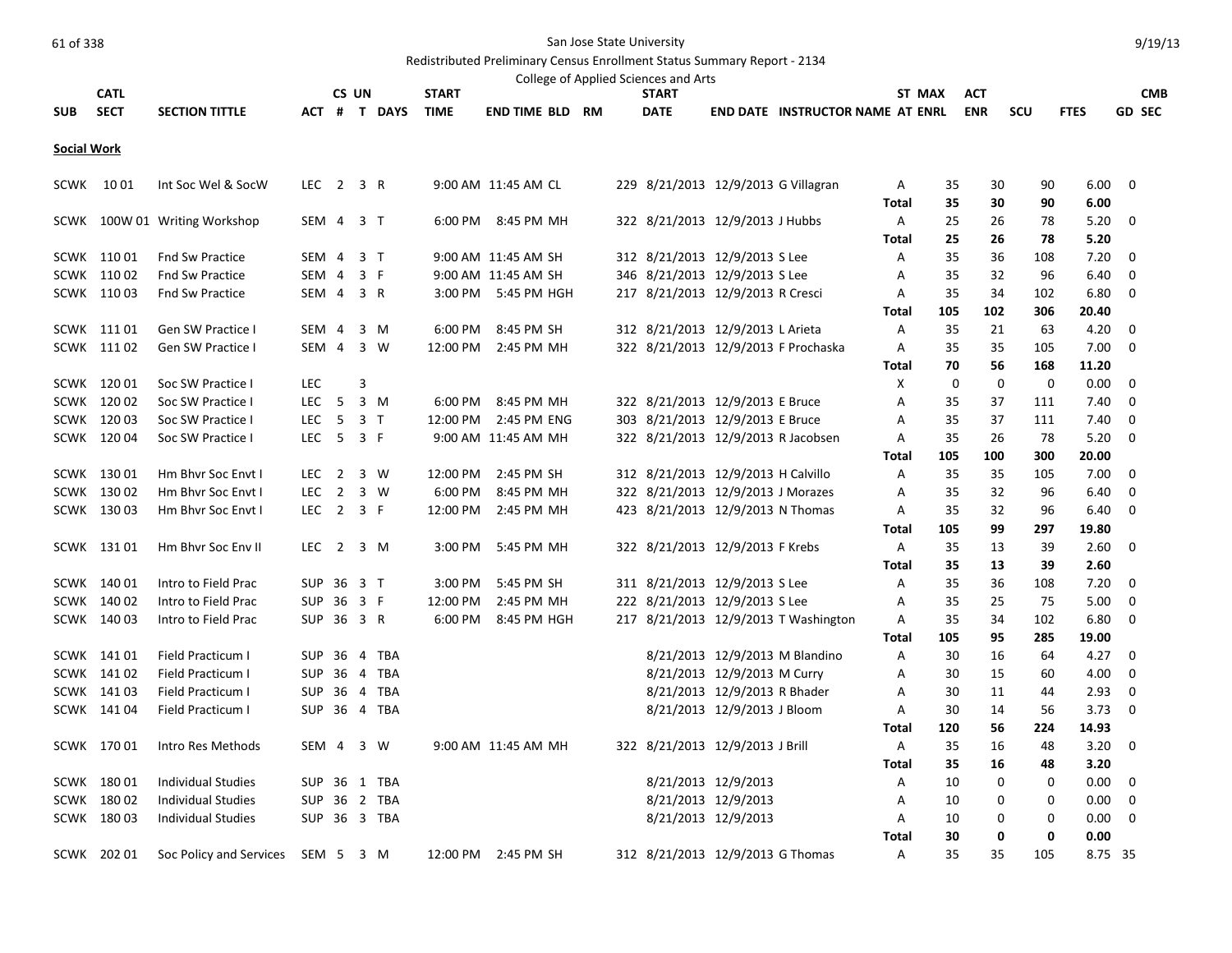San Jose State University

Redistributed Preliminary Census Enrollment Status Summary Report - 2134

College of Applied Sciences and Arts

## Social Work

| SUB | CATL SECT | SECTION TITTLE | ACT | CS # | UN T | DAYS | START TIME | END TIME | BLD | RM | START DATE | END DATE | INSTRUCTOR NAME | ST AT | MAX ENRL | ACT ENR | SCU | FTES | CMB GD | SEC |
|---|---|---|---|---|---|---|---|---|---|---|---|---|---|---|---|---|---|---|---|---|
| SCWK | 10 01 | Int Soc Wel & SocW | LEC | 2 | 3 | R | 9:00 AM | 11:45 AM | CL | 229 | 8/21/2013 | 12/9/2013 | G Villagran | A | 35 | 30 | 90 | 6.00 | 0 | |
| | | | | | | | | | | | | | | **Total** | **35** | **30** | **90** | **6.00** | | |
| SCWK | 100W 01 | Writing Workshop | SEM | 4 | 3 | T | 6:00 PM | 8:45 PM | MH | 322 | 8/21/2013 | 12/9/2013 | J Hubbs | A | 25 | 26 | 78 | 5.20 | 0 | |
| | | | | | | | | | | | | | | **Total** | **25** | **26** | **78** | **5.20** | | |
| SCWK | 110 01 | Fnd Sw Practice | SEM | 4 | 3 | T | 9:00 AM | 11:45 AM | SH | 312 | 8/21/2013 | 12/9/2013 | S Lee | A | 35 | 36 | 108 | 7.20 | 0 | |
| SCWK | 110 02 | Fnd Sw Practice | SEM | 4 | 3 | F | 9:00 AM | 11:45 AM | SH | 346 | 8/21/2013 | 12/9/2013 | S Lee | A | 35 | 32 | 96 | 6.40 | 0 | |
| SCWK | 110 03 | Fnd Sw Practice | SEM | 4 | 3 | R | 3:00 PM | 5:45 PM | HGH | 217 | 8/21/2013 | 12/9/2013 | R Cresci | A | 35 | 34 | 102 | 6.80 | 0 | |
| | | | | | | | | | | | | | | **Total** | **105** | **102** | **306** | **20.40** | | |
| SCWK | 111 01 | Gen SW Practice I | SEM | 4 | 3 | M | 6:00 PM | 8:45 PM | SH | 312 | 8/21/2013 | 12/9/2013 | L Arieta | A | 35 | 21 | 63 | 4.20 | 0 | |
| SCWK | 111 02 | Gen SW Practice I | SEM | 4 | 3 | W | 12:00 PM | 2:45 PM | MH | 322 | 8/21/2013 | 12/9/2013 | F Prochaska | A | 35 | 35 | 105 | 7.00 | 0 | |
| | | | | | | | | | | | | | | **Total** | **70** | **56** | **168** | **11.20** | | |
| SCWK | 120 01 | Soc SW Practice I | LEC | | 3 | | | | | | | | | X | 0 | 0 | 0 | 0.00 | 0 | |
| SCWK | 120 02 | Soc SW Practice I | LEC | 5 | 3 | M | 6:00 PM | 8:45 PM | MH | 322 | 8/21/2013 | 12/9/2013 | E Bruce | A | 35 | 37 | 111 | 7.40 | 0 | |
| SCWK | 120 03 | Soc SW Practice I | LEC | 5 | 3 | T | 12:00 PM | 2:45 PM | ENG | 303 | 8/21/2013 | 12/9/2013 | E Bruce | A | 35 | 37 | 111 | 7.40 | 0 | |
| SCWK | 120 04 | Soc SW Practice I | LEC | 5 | 3 | F | 9:00 AM | 11:45 AM | MH | 322 | 8/21/2013 | 12/9/2013 | R Jacobsen | A | 35 | 26 | 78 | 5.20 | 0 | |
| | | | | | | | | | | | | | | **Total** | **105** | **100** | **300** | **20.00** | | |
| SCWK | 130 01 | Hm Bhvr Soc Envt I | LEC | 2 | 3 | W | 12:00 PM | 2:45 PM | SH | 312 | 8/21/2013 | 12/9/2013 | H Calvillo | A | 35 | 35 | 105 | 7.00 | 0 | |
| SCWK | 130 02 | Hm Bhvr Soc Envt I | LEC | 2 | 3 | W | 6:00 PM | 8:45 PM | MH | 322 | 8/21/2013 | 12/9/2013 | J Morazes | A | 35 | 32 | 96 | 6.40 | 0 | |
| SCWK | 130 03 | Hm Bhvr Soc Envt I | LEC | 2 | 3 | F | 12:00 PM | 2:45 PM | MH | 423 | 8/21/2013 | 12/9/2013 | N Thomas | A | 35 | 32 | 96 | 6.40 | 0 | |
| | | | | | | | | | | | | | | **Total** | **105** | **99** | **297** | **19.80** | | |
| SCWK | 131 01 | Hm Bhvr Soc Env II | LEC | 2 | 3 | M | 3:00 PM | 5:45 PM | MH | 322 | 8/21/2013 | 12/9/2013 | F Krebs | A | 35 | 13 | 39 | 2.60 | 0 | |
| | | | | | | | | | | | | | | **Total** | **35** | **13** | **39** | **2.60** | | |
| SCWK | 140 01 | Intro to Field Prac | SUP | 36 | 3 | T | 3:00 PM | 5:45 PM | SH | 311 | 8/21/2013 | 12/9/2013 | S Lee | A | 35 | 36 | 108 | 7.20 | 0 | |
| SCWK | 140 02 | Intro to Field Prac | SUP | 36 | 3 | F | 12:00 PM | 2:45 PM | MH | 222 | 8/21/2013 | 12/9/2013 | S Lee | A | 35 | 25 | 75 | 5.00 | 0 | |
| SCWK | 140 03 | Intro to Field Prac | SUP | 36 | 3 | R | 6:00 PM | 8:45 PM | HGH | 217 | 8/21/2013 | 12/9/2013 | T Washington | A | 35 | 34 | 102 | 6.80 | 0 | |
| | | | | | | | | | | | | | | **Total** | **105** | **95** | **285** | **19.00** | | |
| SCWK | 141 01 | Field Practicum I | SUP | 36 | 4 | TBA | | | | | 8/21/2013 | 12/9/2013 | M Blandino | A | 30 | 16 | 64 | 4.27 | 0 | |
| SCWK | 141 02 | Field Practicum I | SUP | 36 | 4 | TBA | | | | | 8/21/2013 | 12/9/2013 | M Curry | A | 30 | 15 | 60 | 4.00 | 0 | |
| SCWK | 141 03 | Field Practicum I | SUP | 36 | 4 | TBA | | | | | 8/21/2013 | 12/9/2013 | R Bhader | A | 30 | 11 | 44 | 2.93 | 0 | |
| SCWK | 141 04 | Field Practicum I | SUP | 36 | 4 | TBA | | | | | 8/21/2013 | 12/9/2013 | J Bloom | A | 30 | 14 | 56 | 3.73 | 0 | |
| | | | | | | | | | | | | | | **Total** | **120** | **56** | **224** | **14.93** | | |
| SCWK | 170 01 | Intro Res Methods | SEM | 4 | 3 | W | 9:00 AM | 11:45 AM | MH | 322 | 8/21/2013 | 12/9/2013 | J Brill | A | 35 | 16 | 48 | 3.20 | 0 | |
| | | | | | | | | | | | | | | **Total** | **35** | **16** | **48** | **3.20** | | |
| SCWK | 180 01 | Individual Studies | SUP | 36 | 1 | TBA | | | | | 8/21/2013 | 12/9/2013 | | A | 10 | 0 | 0 | 0.00 | 0 | |
| SCWK | 180 02 | Individual Studies | SUP | 36 | 2 | TBA | | | | | 8/21/2013 | 12/9/2013 | | A | 10 | 0 | 0 | 0.00 | 0 | |
| SCWK | 180 03 | Individual Studies | SUP | 36 | 3 | TBA | | | | | 8/21/2013 | 12/9/2013 | | A | 10 | 0 | 0 | 0.00 | 0 | |
| | | | | | | | | | | | | | | **Total** | **30** | **0** | **0** | **0.00** | | |
| SCWK | 202 01 | Soc Policy and Services | SEM | 5 | 3 | M | 12:00 PM | 2:45 PM | SH | 312 | 8/21/2013 | 12/9/2013 | G Thomas | A | 35 | 35 | 105 | 8.75 | 35 | |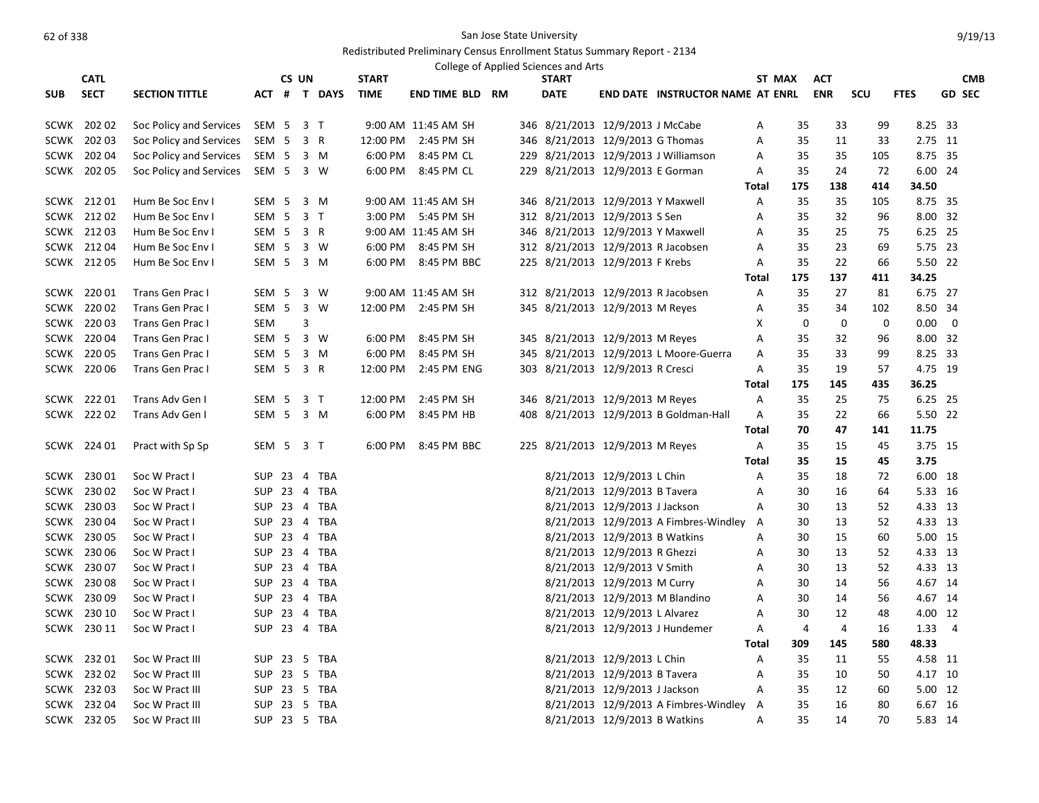San Jose State University

Redistributed Preliminary Census Enrollment Status Summary Report - 2134

College of Applied Sciences and Arts

| SUB | CATL SECT | SECTION TITTLE | ACT | CS # | UN T | DAYS | START TIME | END TIME | BLD | RM | START DATE | END DATE | INSTRUCTOR NAME | ST AT | MAX ENRL | ACT ENR | SCU | FTES | CMB GD SEC |
|---|---|---|---|---|---|---|---|---|---|---|---|---|---|---|---|---|---|---|---|
| SCWK | 202 02 | Soc Policy and Services | SEM | 5 | 3 | T | 9:00 AM | 11:45 AM | SH | 346 | 8/21/2013 | 12/9/2013 | J McCabe | A | 35 | 33 | 99 | 8.25 | 33 |
| SCWK | 202 03 | Soc Policy and Services | SEM | 5 | 3 | R | 12:00 PM | 2:45 PM | SH | 346 | 8/21/2013 | 12/9/2013 | G Thomas | A | 35 | 11 | 33 | 2.75 | 11 |
| SCWK | 202 04 | Soc Policy and Services | SEM | 5 | 3 | M | 6:00 PM | 8:45 PM | CL | 229 | 8/21/2013 | 12/9/2013 | J Williamson | A | 35 | 35 | 105 | 8.75 | 35 |
| SCWK | 202 05 | Soc Policy and Services | SEM | 5 | 3 | W | 6:00 PM | 8:45 PM | CL | 229 | 8/21/2013 | 12/9/2013 | E Gorman | A | 35 | 24 | 72 | 6.00 | 24 |
| | | | | | | | | | | | | | | Total | 175 | 138 | 414 | 34.50 | |
| SCWK | 212 01 | Hum Be Soc Env I | SEM | 5 | 3 | M | 9:00 AM | 11:45 AM | SH | 346 | 8/21/2013 | 12/9/2013 | Y Maxwell | A | 35 | 35 | 105 | 8.75 | 35 |
| SCWK | 212 02 | Hum Be Soc Env I | SEM | 5 | 3 | T | 3:00 PM | 5:45 PM | SH | 312 | 8/21/2013 | 12/9/2013 | S Sen | A | 35 | 32 | 96 | 8.00 | 32 |
| SCWK | 212 03 | Hum Be Soc Env I | SEM | 5 | 3 | R | 9:00 AM | 11:45 AM | SH | 346 | 8/21/2013 | 12/9/2013 | Y Maxwell | A | 35 | 25 | 75 | 6.25 | 25 |
| SCWK | 212 04 | Hum Be Soc Env I | SEM | 5 | 3 | W | 6:00 PM | 8:45 PM | SH | 312 | 8/21/2013 | 12/9/2013 | R Jacobsen | A | 35 | 23 | 69 | 5.75 | 23 |
| SCWK | 212 05 | Hum Be Soc Env I | SEM | 5 | 3 | M | 6:00 PM | 8:45 PM | BBC | 225 | 8/21/2013 | 12/9/2013 | F Krebs | A | 35 | 22 | 66 | 5.50 | 22 |
| | | | | | | | | | | | | | | Total | 175 | 137 | 411 | 34.25 | |
| SCWK | 220 01 | Trans Gen Prac I | SEM | 5 | 3 | W | 9:00 AM | 11:45 AM | SH | 312 | 8/21/2013 | 12/9/2013 | R Jacobsen | A | 35 | 27 | 81 | 6.75 | 27 |
| SCWK | 220 02 | Trans Gen Prac I | SEM | 5 | 3 | W | 12:00 PM | 2:45 PM | SH | 345 | 8/21/2013 | 12/9/2013 | M Reyes | A | 35 | 34 | 102 | 8.50 | 34 |
| SCWK | 220 03 | Trans Gen Prac I | SEM | | 3 | | | | | | | | | X | 0 | 0 | 0 | 0.00 | 0 |
| SCWK | 220 04 | Trans Gen Prac I | SEM | 5 | 3 | W | 6:00 PM | 8:45 PM | SH | 345 | 8/21/2013 | 12/9/2013 | M Reyes | A | 35 | 32 | 96 | 8.00 | 32 |
| SCWK | 220 05 | Trans Gen Prac I | SEM | 5 | 3 | M | 6:00 PM | 8:45 PM | SH | 345 | 8/21/2013 | 12/9/2013 | L Moore-Guerra | A | 35 | 33 | 99 | 8.25 | 33 |
| SCWK | 220 06 | Trans Gen Prac I | SEM | 5 | 3 | R | 12:00 PM | 2:45 PM | ENG | 303 | 8/21/2013 | 12/9/2013 | R Cresci | A | 35 | 19 | 57 | 4.75 | 19 |
| | | | | | | | | | | | | | | Total | 175 | 145 | 435 | 36.25 | |
| SCWK | 222 01 | Trans Adv Gen I | SEM | 5 | 3 | T | 12:00 PM | 2:45 PM | SH | 346 | 8/21/2013 | 12/9/2013 | M Reyes | A | 35 | 25 | 75 | 6.25 | 25 |
| SCWK | 222 02 | Trans Adv Gen I | SEM | 5 | 3 | M | 6:00 PM | 8:45 PM | HB | 408 | 8/21/2013 | 12/9/2013 | B Goldman-Hall | A | 35 | 22 | 66 | 5.50 | 22 |
| | | | | | | | | | | | | | | Total | 70 | 47 | 141 | 11.75 | |
| SCWK | 224 01 | Pract with Sp Sp | SEM | 5 | 3 | T | 6:00 PM | 8:45 PM | BBC | 225 | 8/21/2013 | 12/9/2013 | M Reyes | A | 35 | 15 | 45 | 3.75 | 15 |
| | | | | | | | | | | | | | | Total | 35 | 15 | 45 | 3.75 | |
| SCWK | 230 01 | Soc W Pract I | SUP | 23 | 4 | TBA | | | | | 8/21/2013 | 12/9/2013 | L Chin | A | 35 | 18 | 72 | 6.00 | 18 |
| SCWK | 230 02 | Soc W Pract I | SUP | 23 | 4 | TBA | | | | | 8/21/2013 | 12/9/2013 | B Tavera | A | 30 | 16 | 64 | 5.33 | 16 |
| SCWK | 230 03 | Soc W Pract I | SUP | 23 | 4 | TBA | | | | | 8/21/2013 | 12/9/2013 | J Jackson | A | 30 | 13 | 52 | 4.33 | 13 |
| SCWK | 230 04 | Soc W Pract I | SUP | 23 | 4 | TBA | | | | | 8/21/2013 | 12/9/2013 | A Fimbres-Windley | A | 30 | 13 | 52 | 4.33 | 13 |
| SCWK | 230 05 | Soc W Pract I | SUP | 23 | 4 | TBA | | | | | 8/21/2013 | 12/9/2013 | B Watkins | A | 30 | 15 | 60 | 5.00 | 15 |
| SCWK | 230 06 | Soc W Pract I | SUP | 23 | 4 | TBA | | | | | 8/21/2013 | 12/9/2013 | R Ghezzi | A | 30 | 13 | 52 | 4.33 | 13 |
| SCWK | 230 07 | Soc W Pract I | SUP | 23 | 4 | TBA | | | | | 8/21/2013 | 12/9/2013 | V Smith | A | 30 | 13 | 52 | 4.33 | 13 |
| SCWK | 230 08 | Soc W Pract I | SUP | 23 | 4 | TBA | | | | | 8/21/2013 | 12/9/2013 | M Curry | A | 30 | 14 | 56 | 4.67 | 14 |
| SCWK | 230 09 | Soc W Pract I | SUP | 23 | 4 | TBA | | | | | 8/21/2013 | 12/9/2013 | M Blandino | A | 30 | 14 | 56 | 4.67 | 14 |
| SCWK | 230 10 | Soc W Pract I | SUP | 23 | 4 | TBA | | | | | 8/21/2013 | 12/9/2013 | L Alvarez | A | 30 | 12 | 48 | 4.00 | 12 |
| SCWK | 230 11 | Soc W Pract I | SUP | 23 | 4 | TBA | | | | | 8/21/2013 | 12/9/2013 | J Hundemer | A | 4 | 4 | 16 | 1.33 | 4 |
| | | | | | | | | | | | | | | Total | 309 | 145 | 580 | 48.33 | |
| SCWK | 232 01 | Soc W Pract III | SUP | 23 | 5 | TBA | | | | | 8/21/2013 | 12/9/2013 | L Chin | A | 35 | 11 | 55 | 4.58 | 11 |
| SCWK | 232 02 | Soc W Pract III | SUP | 23 | 5 | TBA | | | | | 8/21/2013 | 12/9/2013 | B Tavera | A | 35 | 10 | 50 | 4.17 | 10 |
| SCWK | 232 03 | Soc W Pract III | SUP | 23 | 5 | TBA | | | | | 8/21/2013 | 12/9/2013 | J Jackson | A | 35 | 12 | 60 | 5.00 | 12 |
| SCWK | 232 04 | Soc W Pract III | SUP | 23 | 5 | TBA | | | | | 8/21/2013 | 12/9/2013 | A Fimbres-Windley | A | 35 | 16 | 80 | 6.67 | 16 |
| SCWK | 232 05 | Soc W Pract III | SUP | 23 | 5 | TBA | | | | | 8/21/2013 | 12/9/2013 | B Watkins | A | 35 | 14 | 70 | 5.83 | 14 |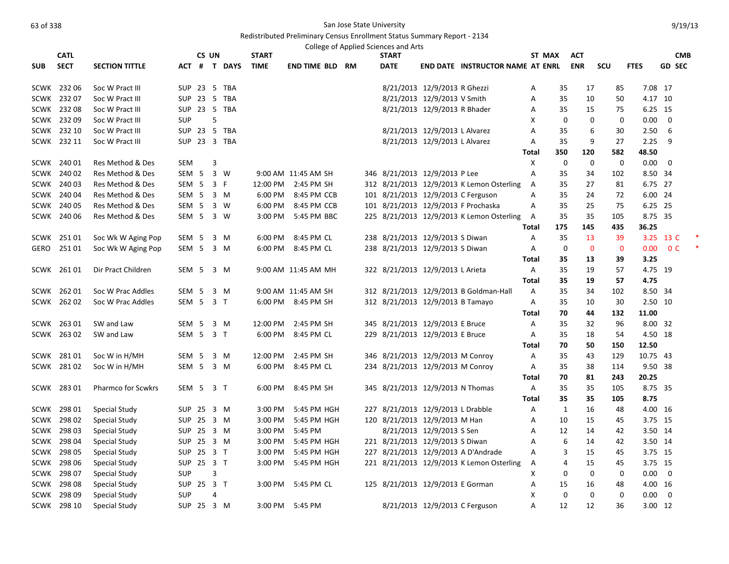San Jose State University

Redistributed Preliminary Census Enrollment Status Summary Report - 2134

College of Applied Sciences and Arts

| SUB | CATL SECT | SECTION TITTLE | ACT | CS # | UN T | DAYS | START TIME | END TIME | BLD | RM | START DATE | END DATE | INSTRUCTOR NAME | ST AT | MAX ENRL | ACT ENR | SCU | FTES | GD | CMB SEC |
|---|---|---|---|---|---|---|---|---|---|---|---|---|---|---|---|---|---|---|---|---|
| SCWK | 232 06 | Soc W Pract III | SUP | 23 | 5 | TBA | | | | | 8/21/2013 | 12/9/2013 | R Ghezzi | A | 35 | 17 | 85 | 7.08 | 17 | |
| SCWK | 232 07 | Soc W Pract III | SUP | 23 | 5 | TBA | | | | | 8/21/2013 | 12/9/2013 | V Smith | A | 35 | 10 | 50 | 4.17 | 10 | |
| SCWK | 232 08 | Soc W Pract III | SUP | 23 | 5 | TBA | | | | | 8/21/2013 | 12/9/2013 | R Bhader | A | 35 | 15 | 75 | 6.25 | 15 | |
| SCWK | 232 09 | Soc W Pract III | SUP | | 5 | | | | | | | | | X | 0 | 0 | 0 | 0.00 | 0 | |
| SCWK | 232 10 | Soc W Pract III | SUP | 23 | 5 | TBA | | | | | 8/21/2013 | 12/9/2013 | L Alvarez | A | 35 | 6 | 30 | 2.50 | 6 | |
| SCWK | 232 11 | Soc W Pract III | SUP | 23 | 3 | TBA | | | | | 8/21/2013 | 12/9/2013 | L Alvarez | A | 35 | 9 | 27 | 2.25 | 9 | |
| | | | | | | | | | | | | | | **Total** | **350** | **120** | **582** | **48.50** | | |
| SCWK | 240 01 | Res Method & Des | SEM | | 3 | | | | | | | | | X | 0 | 0 | 0 | 0.00 | 0 | |
| SCWK | 240 02 | Res Method & Des | SEM | 5 | 3 | W | 9:00 AM | 11:45 AM | SH | 346 | 8/21/2013 | 12/9/2013 | P Lee | A | 35 | 34 | 102 | 8.50 | 34 | |
| SCWK | 240 03 | Res Method & Des | SEM | 5 | 3 | F | 12:00 PM | 2:45 PM | SH | 312 | 8/21/2013 | 12/9/2013 | K Lemon Osterling | A | 35 | 27 | 81 | 6.75 | 27 | |
| SCWK | 240 04 | Res Method & Des | SEM | 5 | 3 | M | 6:00 PM | 8:45 PM | CCB | 101 | 8/21/2013 | 12/9/2013 | C Ferguson | A | 35 | 24 | 72 | 6.00 | 24 | |
| SCWK | 240 05 | Res Method & Des | SEM | 5 | 3 | W | 6:00 PM | 8:45 PM | CCB | 101 | 8/21/2013 | 12/9/2013 | F Prochaska | A | 35 | 25 | 75 | 6.25 | 25 | |
| SCWK | 240 06 | Res Method & Des | SEM | 5 | 3 | W | 3:00 PM | 5:45 PM | BBC | 225 | 8/21/2013 | 12/9/2013 | K Lemon Osterling | A | 35 | 35 | 105 | 8.75 | 35 | |
| | | | | | | | | | | | | | | **Total** | **175** | **145** | **435** | **36.25** | | |
| SCWK | 251 01 | Soc Wk W Aging Pop | SEM | 5 | 3 | M | 6:00 PM | 8:45 PM | CL | 238 | 8/21/2013 | 12/9/2013 | S Diwan | A | 35 | 13 | 39 | 3.25 | 13 | C * |
| GERO | 251 01 | Soc Wk W Aging Pop | SEM | 5 | 3 | M | 6:00 PM | 8:45 PM | CL | 238 | 8/21/2013 | 12/9/2013 | S Diwan | A | 0 | 0 | 0 | 0.00 | 0 | C * |
| | | | | | | | | | | | | | | **Total** | **35** | **13** | **39** | **3.25** | | |
| SCWK | 261 01 | Dir Pract Children | SEM | 5 | 3 | M | 9:00 AM | 11:45 AM | MH | 322 | 8/21/2013 | 12/9/2013 | L Arieta | A | 35 | 19 | 57 | 4.75 | 19 | |
| | | | | | | | | | | | | | | **Total** | **35** | **19** | **57** | **4.75** | | |
| SCWK | 262 01 | Soc W Prac Addles | SEM | 5 | 3 | M | 9:00 AM | 11:45 AM | SH | 312 | 8/21/2013 | 12/9/2013 | B Goldman-Hall | A | 35 | 34 | 102 | 8.50 | 34 | |
| SCWK | 262 02 | Soc W Prac Addles | SEM | 5 | 3 | T | 6:00 PM | 8:45 PM | SH | 312 | 8/21/2013 | 12/9/2013 | B Tamayo | A | 35 | 10 | 30 | 2.50 | 10 | |
| | | | | | | | | | | | | | | **Total** | **70** | **44** | **132** | **11.00** | | |
| SCWK | 263 01 | SW and Law | SEM | 5 | 3 | M | 12:00 PM | 2:45 PM | SH | 345 | 8/21/2013 | 12/9/2013 | E Bruce | A | 35 | 32 | 96 | 8.00 | 32 | |
| SCWK | 263 02 | SW and Law | SEM | 5 | 3 | T | 6:00 PM | 8:45 PM | CL | 229 | 8/21/2013 | 12/9/2013 | E Bruce | A | 35 | 18 | 54 | 4.50 | 18 | |
| | | | | | | | | | | | | | | **Total** | **70** | **50** | **150** | **12.50** | | |
| SCWK | 281 01 | Soc W in H/MH | SEM | 5 | 3 | M | 12:00 PM | 2:45 PM | SH | 346 | 8/21/2013 | 12/9/2013 | M Conroy | A | 35 | 43 | 129 | 10.75 | 43 | |
| SCWK | 281 02 | Soc W in H/MH | SEM | 5 | 3 | M | 6:00 PM | 8:45 PM | CL | 234 | 8/21/2013 | 12/9/2013 | M Conroy | A | 35 | 38 | 114 | 9.50 | 38 | |
| | | | | | | | | | | | | | | **Total** | **70** | **81** | **243** | **20.25** | | |
| SCWK | 283 01 | Pharmco for Scwkrs | SEM | 5 | 3 | T | 6:00 PM | 8:45 PM | SH | 345 | 8/21/2013 | 12/9/2013 | N Thomas | A | 35 | 35 | 105 | 8.75 | 35 | |
| | | | | | | | | | | | | | | **Total** | **35** | **35** | **105** | **8.75** | | |
| SCWK | 298 01 | Special Study | SUP | 25 | 3 | M | 3:00 PM | 5:45 PM | HGH | 227 | 8/21/2013 | 12/9/2013 | L Drabble | A | 1 | 16 | 48 | 4.00 | 16 | |
| SCWK | 298 02 | Special Study | SUP | 25 | 3 | M | 3:00 PM | 5:45 PM | HGH | 120 | 8/21/2013 | 12/9/2013 | M Han | A | 10 | 15 | 45 | 3.75 | 15 | |
| SCWK | 298 03 | Special Study | SUP | 25 | 3 | M | 3:00 PM | 5:45 PM | | | 8/21/2013 | 12/9/2013 | S Sen | A | 12 | 14 | 42 | 3.50 | 14 | |
| SCWK | 298 04 | Special Study | SUP | 25 | 3 | M | 3:00 PM | 5:45 PM | HGH | 221 | 8/21/2013 | 12/9/2013 | S Diwan | A | 6 | 14 | 42 | 3.50 | 14 | |
| SCWK | 298 05 | Special Study | SUP | 25 | 3 | T | 3:00 PM | 5:45 PM | HGH | 227 | 8/21/2013 | 12/9/2013 | A D'Andrade | A | 3 | 15 | 45 | 3.75 | 15 | |
| SCWK | 298 06 | Special Study | SUP | 25 | 3 | T | 3:00 PM | 5:45 PM | HGH | 221 | 8/21/2013 | 12/9/2013 | K Lemon Osterling | A | 4 | 15 | 45 | 3.75 | 15 | |
| SCWK | 298 07 | Special Study | SUP | | 3 | | | | | | | | | X | 0 | 0 | 0 | 0.00 | 0 | |
| SCWK | 298 08 | Special Study | SUP | 25 | 3 | T | 3:00 PM | 5:45 PM | CL | 125 | 8/21/2013 | 12/9/2013 | E Gorman | A | 15 | 16 | 48 | 4.00 | 16 | |
| SCWK | 298 09 | Special Study | SUP | | 4 | | | | | | | | | X | 0 | 0 | 0 | 0.00 | 0 | |
| SCWK | 298 10 | Special Study | SUP | 25 | 3 | M | 3:00 PM | 5:45 PM | | | 8/21/2013 | 12/9/2013 | C Ferguson | A | 12 | 12 | 36 | 3.00 | 12 | |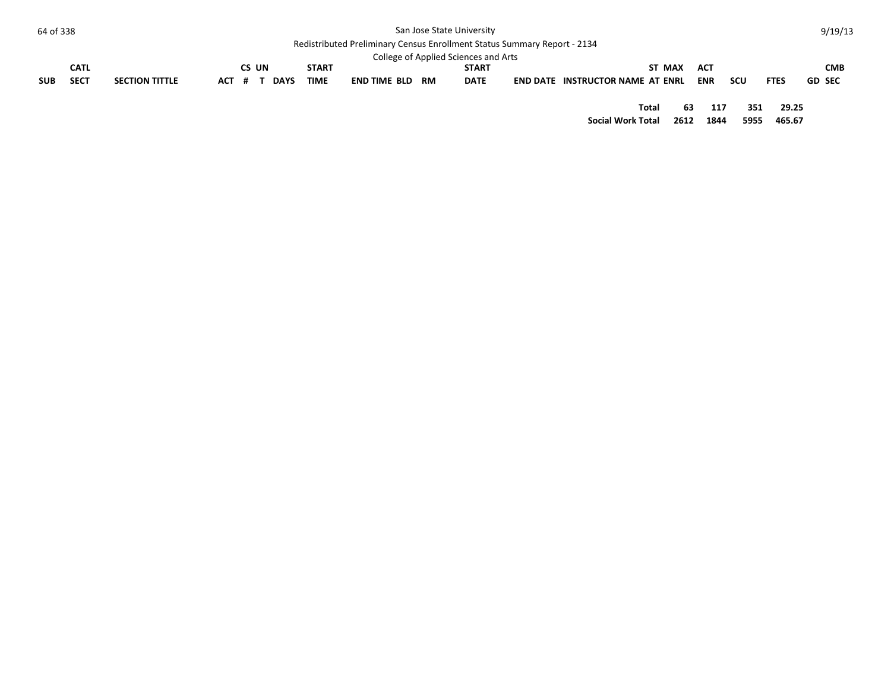| SUB | CATL SECT | SECTION TITTLE | ACT | CS # | UN T | DAYS | START TIME | END TIME | BLD | RM | START DATE | END DATE | INSTRUCTOR NAME | ST AT | MAX ENRL | ACT ENR | SCU | FTES | GD | CMB SEC |
|---|---|---|---|---|---|---|---|---|---|---|---|---|---|---|---|---|---|---|---|---|
| | | | | | | | | | | | | | Total | | 63 | 117 | 351 | 29.25 | | |
| | | | | | | | | | | | | | Social Work Total | | 2612 | 1844 | 5955 | 465.67 | | |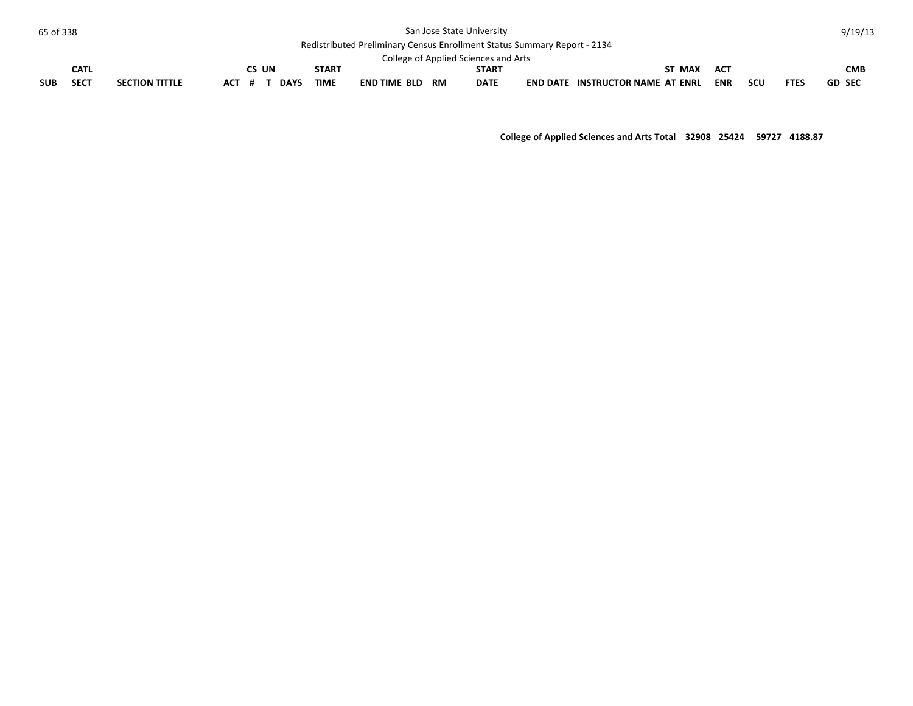| SUB | CATL SECT | SECTION TITTLE | ACT | CS # | UN T | DAYS | START TIME | END TIME | BLD | RM | START DATE | END DATE | INSTRUCTOR NAME | ST AT | MAX ENRL | ACT ENR | SCU | FTES | GD | CMB SEC |
|---|---|---|---|---|---|---|---|---|---|---|---|---|---|---|---|---|---|---|---|---|
| | | | | | | | | | | | | | **College of Applied Sciences and Arts Total** | | **32908** | **25424** | **59727** | **4188.87** | | |